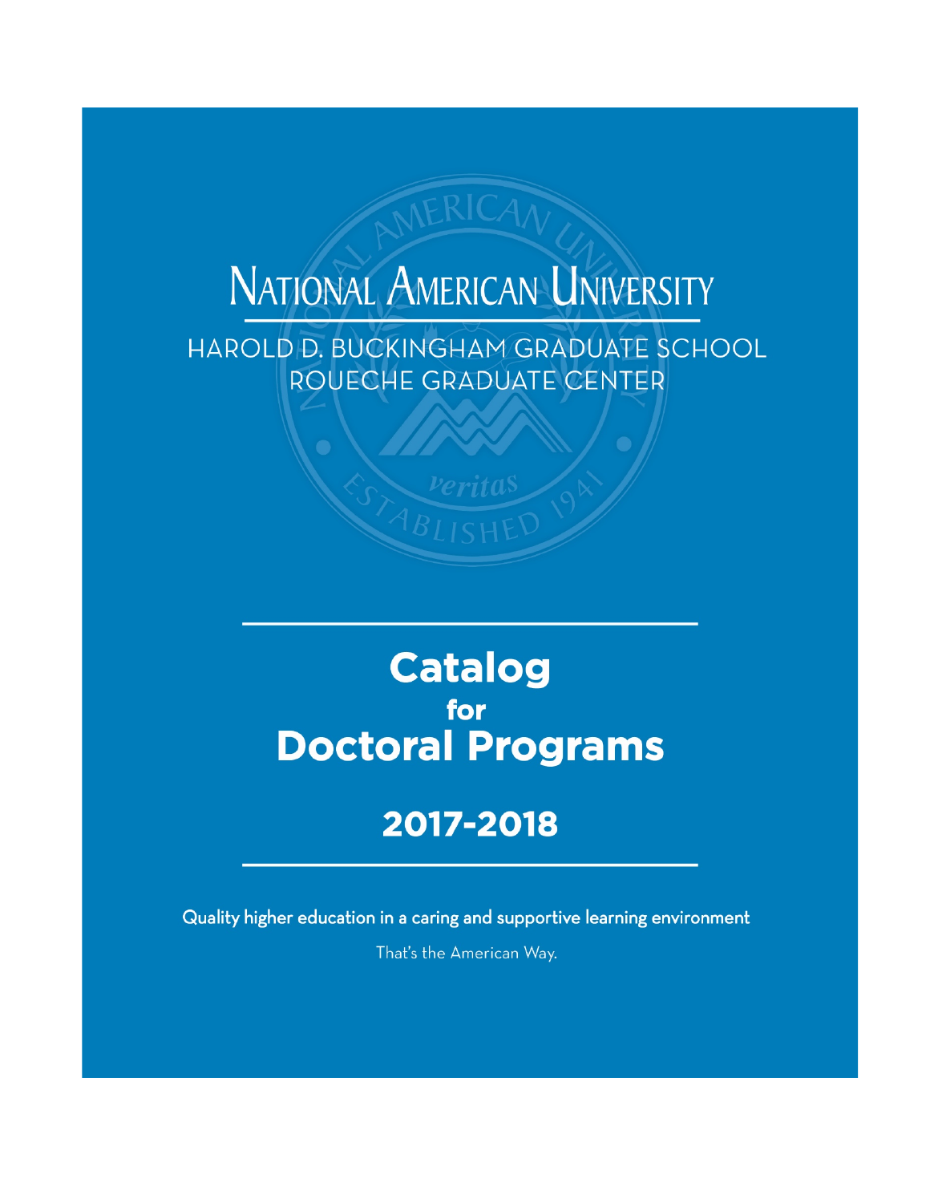# National American University

HAROLD D. BUCKINGHAM GRADUATE SCHOOL
ROUECHE GRADUATE CENTER

# Catalog for Doctoral Programs

## 2017-2018

Quality higher education in a caring and supportive learning environment

That's the American Way.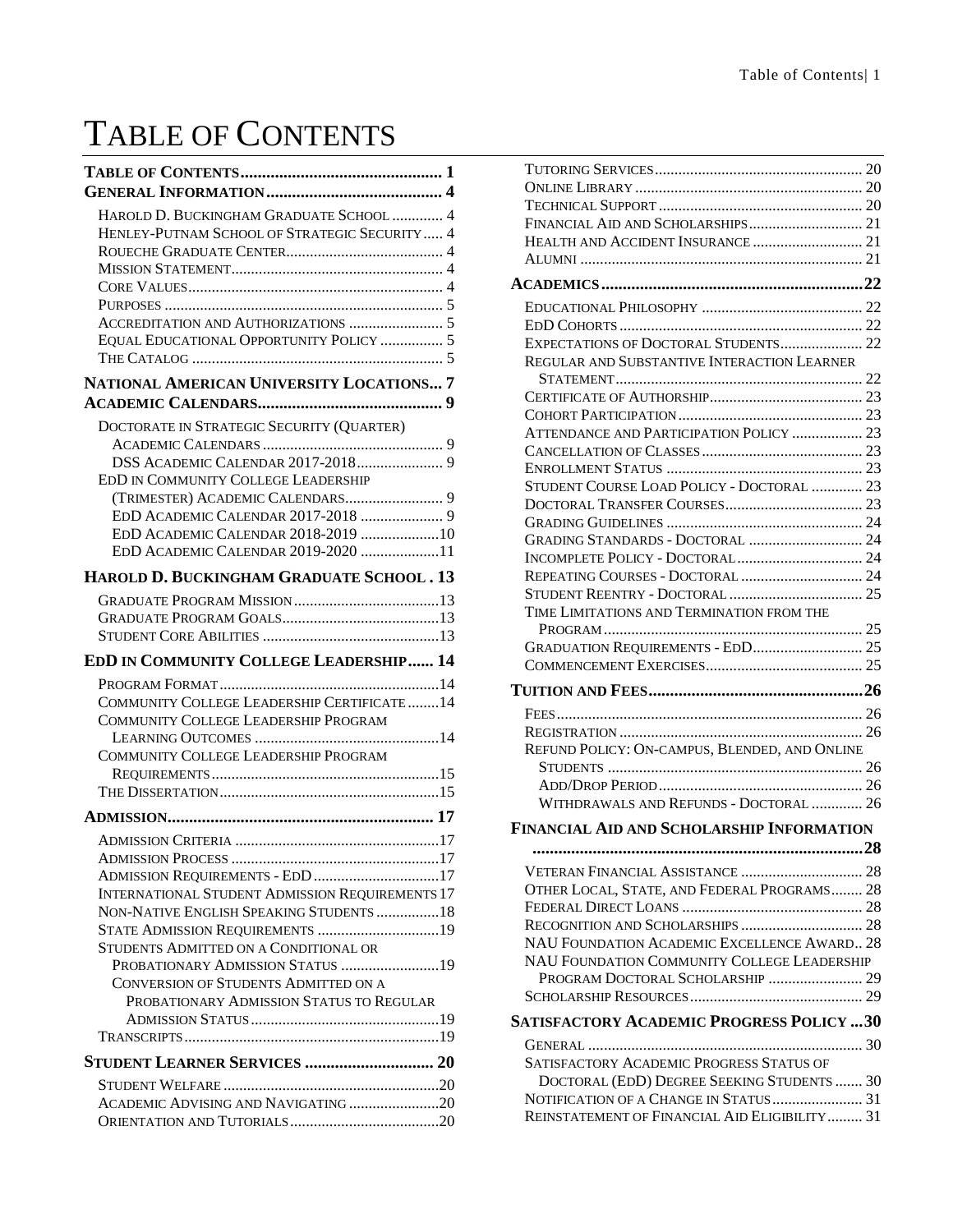# Table of Contents

**Table of Contents ... 1**

**General Information ... 4**

- Harold D. Buckingham Graduate School ... 4
- Henley-Putnam School of Strategic Security ... 4
- Roueche Graduate Center ... 4
- Mission Statement ... 4
- Core Values ... 4
- Purposes ... 5
- Accreditation and Authorizations ... 5
- Equal Educational Opportunity Policy ... 5
- The Catalog ... 5

**National American University Locations ... 7**

**Academic Calendars ... 9**

- Doctorate in Strategic Security (Quarter) Academic Calendars ... 9
  - DSS Academic Calendar 2017-2018 ... 9
- EdD in Community College Leadership (Trimester) Academic Calendars ... 9
  - EdD Academic Calendar 2017-2018 ... 9
  - EdD Academic Calendar 2018-2019 ... 10
  - EdD Academic Calendar 2019-2020 ... 11

**Harold D. Buckingham Graduate School ... 13**

- Graduate Program Mission ... 13
- Graduate Program Goals ... 13
- Student Core Abilities ... 13

**EdD in Community College Leadership ... 14**

- Program Format ... 14
- Community College Leadership Certificate ... 14
- Community College Leadership Program Learning Outcomes ... 14
- Community College Leadership Program Requirements ... 15
- The Dissertation ... 15

**Admission ... 17**

- Admission Criteria ... 17
- Admission Process ... 17
- Admission Requirements - EdD ... 17
- International Student Admission Requirements ... 17
- Non-Native English Speaking Students ... 18
- State Admission Requirements ... 19
- Students Admitted on a Conditional or Probationary Admission Status ... 19
  - Conversion of Students Admitted on a Probationary Admission Status to Regular Admission Status ... 19
- Transcripts ... 19

**Student Learner Services ... 20**

- Student Welfare ... 20
- Academic Advising and Navigating ... 20
- Orientation and Tutorials ... 20
- Tutoring Services ... 20
- Online Library ... 20
- Technical Support ... 20
- Financial Aid and Scholarships ... 21
- Health and Accident Insurance ... 21
- Alumni ... 21

**Academics ... 22**

- Educational Philosophy ... 22
- EdD Cohorts ... 22
- Expectations of Doctoral Students ... 22
- Regular and Substantive Interaction Learner Statement ... 22
- Certificate of Authorship ... 23
- Cohort Participation ... 23
- Attendance and Participation Policy ... 23
- Cancellation of Classes ... 23
- Enrollment Status ... 23
- Student Course Load Policy - Doctoral ... 23
- Doctoral Transfer Courses ... 23
- Grading Guidelines ... 24
- Grading Standards - Doctoral ... 24
- Incomplete Policy - Doctoral ... 24
- Repeating Courses - Doctoral ... 24
- Student Reentry - Doctoral ... 25
- Time Limitations and Termination from the Program ... 25
- Graduation Requirements - EdD ... 25
- Commencement Exercises ... 25

**Tuition and Fees ... 26**

- Fees ... 26
- Registration ... 26
- Refund Policy: On-campus, Blended, and Online Students ... 26
  - Add/Drop Period ... 26
  - Withdrawals and Refunds - Doctoral ... 26

**Financial Aid and Scholarship Information ... 28**

- Veteran Financial Assistance ... 28
- Other Local, State, and Federal Programs ... 28
- Federal Direct Loans ... 28
- Recognition and Scholarships ... 28
- NAU Foundation Academic Excellence Award ... 28
- NAU Foundation Community College Leadership Program Doctoral Scholarship ... 29
- Scholarship Resources ... 29

**Satisfactory Academic Progress Policy ... 30**

- General ... 30
- Satisfactory Academic Progress Status of Doctoral (EdD) Degree Seeking Students ... 30
- Notification of a Change in Status ... 31
- Reinstatement of Financial Aid Eligibility ... 31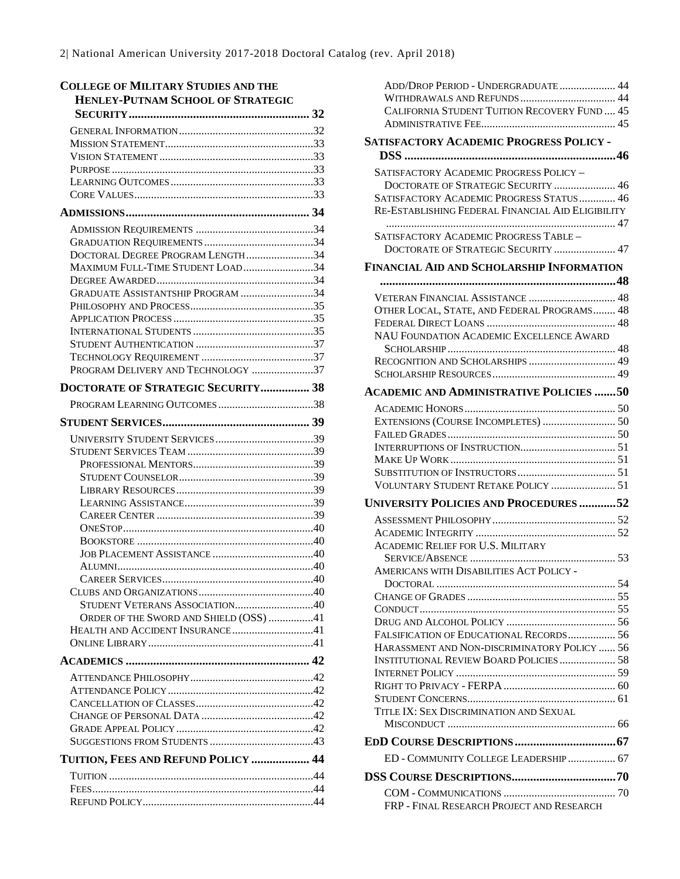**College of Military Studies and the Henley-Putnam School of Strategic Security** ........ 32

- General Information ........ 32
- Mission Statement ........ 33
- Vision Statement ........ 33
- Purpose ........ 33
- Learning Outcomes ........ 33
- Core Values ........ 33

**Admissions** ........ 34

- Admission Requirements ........ 34
- Graduation Requirements ........ 34
- Doctoral Degree Program Length ........ 34
- Maximum Full-Time Student Load ........ 34
- Degree Awarded ........ 34
- Graduate Assistantship Program ........ 34
- Philosophy and Process ........ 35
- Application Process ........ 35
- International Students ........ 35
- Student Authentication ........ 37
- Technology Requirement ........ 37
- Program Delivery and Technology ........ 37

**Doctorate of Strategic Security** ........ 38

- Program Learning Outcomes ........ 38

**Student Services** ........ 39

- University Student Services ........ 39
- Student Services Team ........ 39
  - Professional Mentors ........ 39
  - Student Counselor ........ 39
  - Library Resources ........ 39
  - Learning Assistance ........ 39
  - Career Center ........ 39
  - OneStop ........ 40
  - Bookstore ........ 40
  - Job Placement Assistance ........ 40
  - Alumni ........ 40
  - Career Services ........ 40
- Clubs and Organizations ........ 40
  - Student Veterans Association ........ 40
  - Order of the Sword and Shield (OSS) ........ 41
- Health and Accident Insurance ........ 41
- Online Library ........ 41

**Academics** ........ 42

- Attendance Philosophy ........ 42
- Attendance Policy ........ 42
- Cancellation of Classes ........ 42
- Change of Personal Data ........ 42
- Grade Appeal Policy ........ 42
- Suggestions from Students ........ 43

**Tuition, Fees and Refund Policy** ........ 44

- Tuition ........ 44
- Fees ........ 44
- Refund Policy ........ 44
- Add/Drop Period - Undergraduate ........ 44
- Withdrawals and Refunds ........ 44
- California Student Tuition Recovery Fund ........ 45
- Administrative Fee ........ 45

**Satisfactory Academic Progress Policy - DSS** ........ 46

- Satisfactory Academic Progress Policy – Doctorate of Strategic Security ........ 46
- Satisfactory Academic Progress Status ........ 46
- Re-Establishing Federal Financial Aid Eligibility ........ 47
- Satisfactory Academic Progress Table – Doctorate of Strategic Security ........ 47

**Financial Aid and Scholarship Information** ........ 48

- Veteran Financial Assistance ........ 48
- Other Local, State, and Federal Programs ........ 48
- Federal Direct Loans ........ 48
- NAU Foundation Academic Excellence Award Scholarship ........ 48
- Recognition and Scholarships ........ 49
- Scholarship Resources ........ 49

**Academic and Administrative Policies** ........ 50

- Academic Honors ........ 50
- Extensions (Course Incompletes) ........ 50
- Failed Grades ........ 50
- Interruptions of Instruction ........ 51
- Make Up Work ........ 51
- Substitution of Instructors ........ 51
- Voluntary Student Retake Policy ........ 51

**University Policies and Procedures** ........ 52

- Assessment Philosophy ........ 52
- Academic Integrity ........ 52
- Academic Relief for U.S. Military Service/Absence ........ 53
- Americans with Disabilities Act Policy - Doctoral ........ 54
- Change of Grades ........ 55
- Conduct ........ 55
- Drug and Alcohol Policy ........ 56
- Falsification of Educational Records ........ 56
- Harassment and Non-discriminatory Policy ........ 56
- Institutional Review Board Policies ........ 58
- Internet Policy ........ 59
- Right to Privacy - FERPA ........ 60
- Student Concerns ........ 61
- Title IX: Sex Discrimination and Sexual Misconduct ........ 66

**EdD Course Descriptions** ........ 67

- ED - Community College Leadership ........ 67

**DSS Course Descriptions** ........ 70

- COM - Communications ........ 70
- FRP - Final Research Project and Research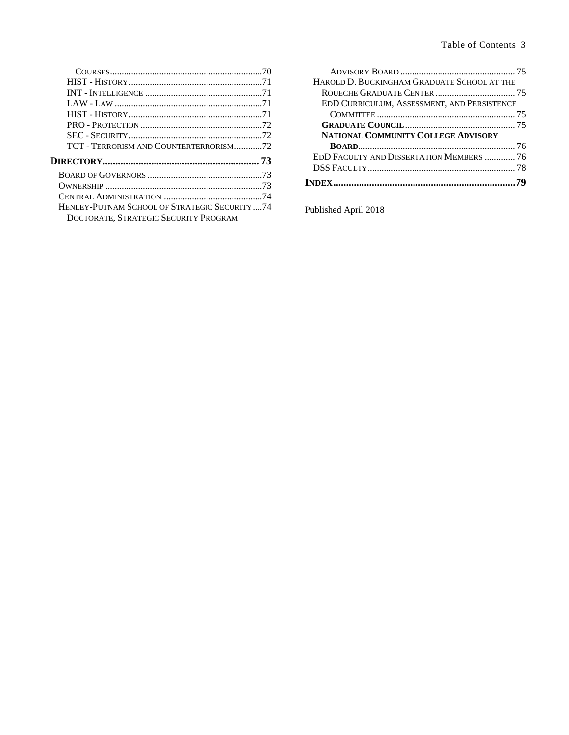Courses .....70
HIST - History .....71
INT - Intelligence .....71
LAW - Law .....71
HIST - History .....71
PRO - Protection .....72
SEC - Security .....72
TCT - Terrorism and Counterterrorism .....72

**Directory .....73**

Board of Governors .....73
Ownership .....73
Central Administration .....74
Henley-Putnam School of Strategic Security .....74
Doctorate, Strategic Security Program Advisory Board .....75
Harold D. Buckingham Graduate School at the Roueche Graduate Center .....75
EdD Curriculum, Assessment, and Persistence Committee .....75
**Graduate Council** .....75
**National Community College Advisory Board** .....76
EdD Faculty and Dissertation Members .....76
DSS Faculty .....78

**Index .....79**

Published April 2018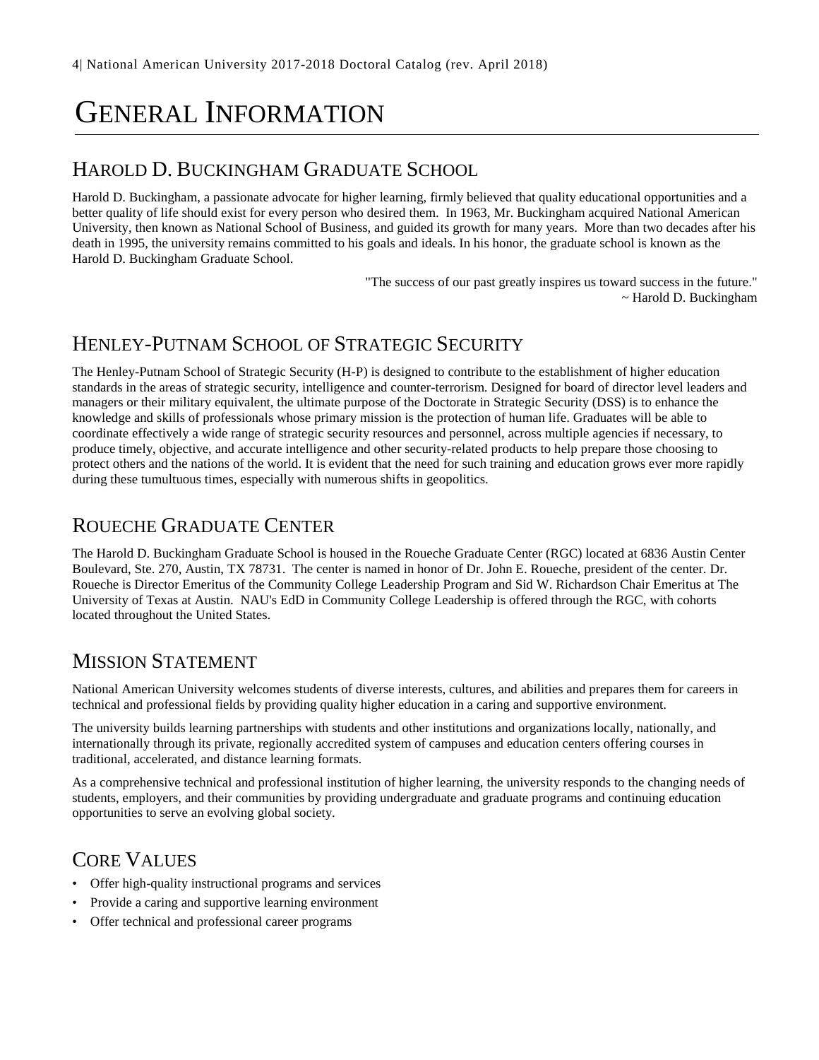# GENERAL INFORMATION

## HAROLD D. BUCKINGHAM GRADUATE SCHOOL

Harold D. Buckingham, a passionate advocate for higher learning, firmly believed that quality educational opportunities and a better quality of life should exist for every person who desired them. In 1963, Mr. Buckingham acquired National American University, then known as National School of Business, and guided its growth for many years. More than two decades after his death in 1995, the university remains committed to his goals and ideals. In his honor, the graduate school is known as the Harold D. Buckingham Graduate School.

"The success of our past greatly inspires us toward success in the future."
~ Harold D. Buckingham

## HENLEY-PUTNAM SCHOOL OF STRATEGIC SECURITY

The Henley-Putnam School of Strategic Security (H-P) is designed to contribute to the establishment of higher education standards in the areas of strategic security, intelligence and counter-terrorism. Designed for board of director level leaders and managers or their military equivalent, the ultimate purpose of the Doctorate in Strategic Security (DSS) is to enhance the knowledge and skills of professionals whose primary mission is the protection of human life. Graduates will be able to coordinate effectively a wide range of strategic security resources and personnel, across multiple agencies if necessary, to produce timely, objective, and accurate intelligence and other security-related products to help prepare those choosing to protect others and the nations of the world. It is evident that the need for such training and education grows ever more rapidly during these tumultuous times, especially with numerous shifts in geopolitics.

## ROUECHE GRADUATE CENTER

The Harold D. Buckingham Graduate School is housed in the Roueche Graduate Center (RGC) located at 6836 Austin Center Boulevard, Ste. 270, Austin, TX 78731. The center is named in honor of Dr. John E. Roueche, president of the center. Dr. Roueche is Director Emeritus of the Community College Leadership Program and Sid W. Richardson Chair Emeritus at The University of Texas at Austin. NAU's EdD in Community College Leadership is offered through the RGC, with cohorts located throughout the United States.

## MISSION STATEMENT

National American University welcomes students of diverse interests, cultures, and abilities and prepares them for careers in technical and professional fields by providing quality higher education in a caring and supportive environment.

The university builds learning partnerships with students and other institutions and organizations locally, nationally, and internationally through its private, regionally accredited system of campuses and education centers offering courses in traditional, accelerated, and distance learning formats.

As a comprehensive technical and professional institution of higher learning, the university responds to the changing needs of students, employers, and their communities by providing undergraduate and graduate programs and continuing education opportunities to serve an evolving global society.

## CORE VALUES

- Offer high-quality instructional programs and services
- Provide a caring and supportive learning environment
- Offer technical and professional career programs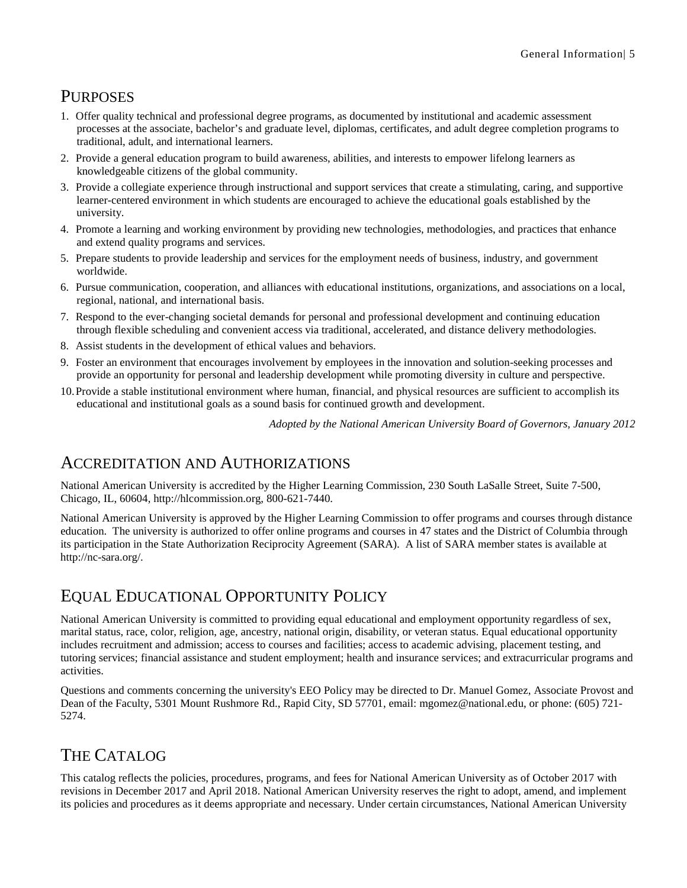## PURPOSES

1. Offer quality technical and professional degree programs, as documented by institutional and academic assessment processes at the associate, bachelor's and graduate level, diplomas, certificates, and adult degree completion programs to traditional, adult, and international learners.
2. Provide a general education program to build awareness, abilities, and interests to empower lifelong learners as knowledgeable citizens of the global community.
3. Provide a collegiate experience through instructional and support services that create a stimulating, caring, and supportive learner-centered environment in which students are encouraged to achieve the educational goals established by the university.
4. Promote a learning and working environment by providing new technologies, methodologies, and practices that enhance and extend quality programs and services.
5. Prepare students to provide leadership and services for the employment needs of business, industry, and government worldwide.
6. Pursue communication, cooperation, and alliances with educational institutions, organizations, and associations on a local, regional, national, and international basis.
7. Respond to the ever-changing societal demands for personal and professional development and continuing education through flexible scheduling and convenient access via traditional, accelerated, and distance delivery methodologies.
8. Assist students in the development of ethical values and behaviors.
9. Foster an environment that encourages involvement by employees in the innovation and solution-seeking processes and provide an opportunity for personal and leadership development while promoting diversity in culture and perspective.
10. Provide a stable institutional environment where human, financial, and physical resources are sufficient to accomplish its educational and institutional goals as a sound basis for continued growth and development.

*Adopted by the National American University Board of Governors, January 2012*

## ACCREDITATION AND AUTHORIZATIONS

National American University is accredited by the Higher Learning Commission, 230 South LaSalle Street, Suite 7-500, Chicago, IL, 60604, http://hlcommission.org, 800-621-7440.

National American University is approved by the Higher Learning Commission to offer programs and courses through distance education. The university is authorized to offer online programs and courses in 47 states and the District of Columbia through its participation in the State Authorization Reciprocity Agreement (SARA). A list of SARA member states is available at http://nc-sara.org/.

## EQUAL EDUCATIONAL OPPORTUNITY POLICY

National American University is committed to providing equal educational and employment opportunity regardless of sex, marital status, race, color, religion, age, ancestry, national origin, disability, or veteran status. Equal educational opportunity includes recruitment and admission; access to courses and facilities; access to academic advising, placement testing, and tutoring services; financial assistance and student employment; health and insurance services; and extracurricular programs and activities.

Questions and comments concerning the university's EEO Policy may be directed to Dr. Manuel Gomez, Associate Provost and Dean of the Faculty, 5301 Mount Rushmore Rd., Rapid City, SD 57701, email: mgomez@national.edu, or phone: (605) 721-5274.

## THE CATALOG

This catalog reflects the policies, procedures, programs, and fees for National American University as of October 2017 with revisions in December 2017 and April 2018. National American University reserves the right to adopt, amend, and implement its policies and procedures as it deems appropriate and necessary. Under certain circumstances, National American University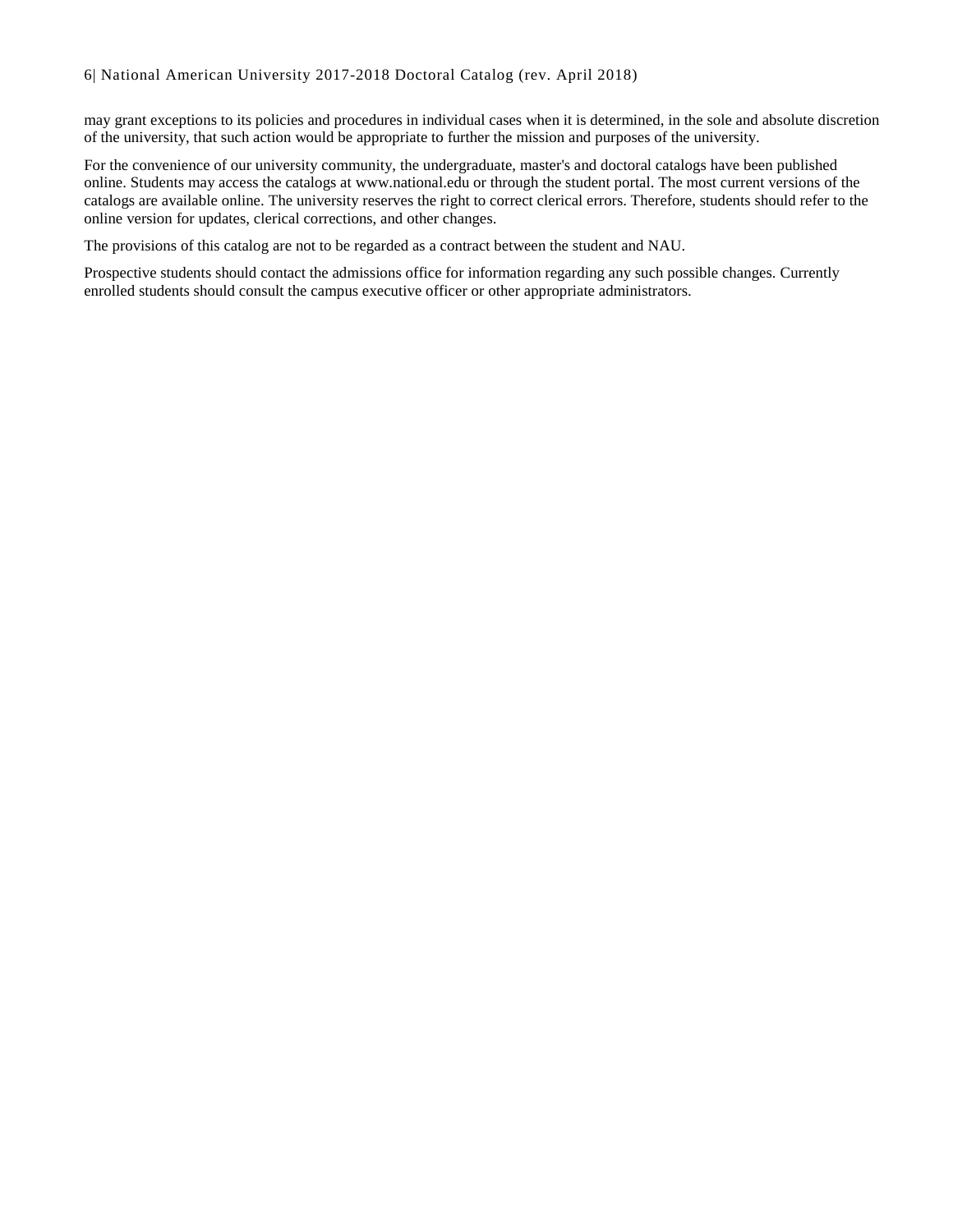may grant exceptions to its policies and procedures in individual cases when it is determined, in the sole and absolute discretion of the university, that such action would be appropriate to further the mission and purposes of the university.

For the convenience of our university community, the undergraduate, master's and doctoral catalogs have been published online. Students may access the catalogs at www.national.edu or through the student portal. The most current versions of the catalogs are available online. The university reserves the right to correct clerical errors. Therefore, students should refer to the online version for updates, clerical corrections, and other changes.

The provisions of this catalog are not to be regarded as a contract between the student and NAU.

Prospective students should contact the admissions office for information regarding any such possible changes. Currently enrolled students should consult the campus executive officer or other appropriate administrators.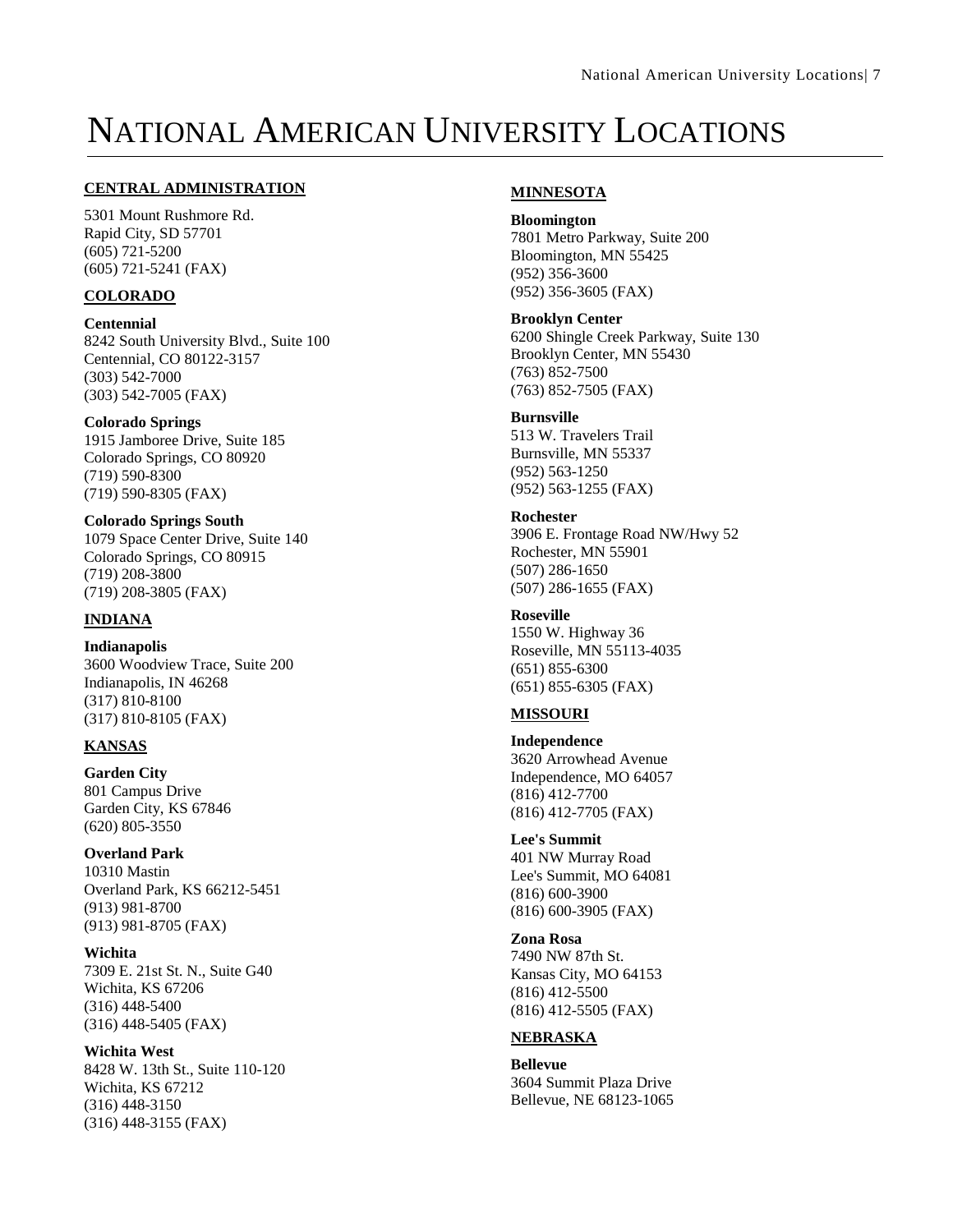# National American University Locations

## CENTRAL ADMINISTRATION

5301 Mount Rushmore Rd.
Rapid City, SD 57701
(605) 721-5200
(605) 721-5241 (FAX)

## COLORADO

**Centennial**
8242 South University Blvd., Suite 100
Centennial, CO 80122-3157
(303) 542-7000
(303) 542-7005 (FAX)

**Colorado Springs**
1915 Jamboree Drive, Suite 185
Colorado Springs, CO 80920
(719) 590-8300
(719) 590-8305 (FAX)

**Colorado Springs South**
1079 Space Center Drive, Suite 140
Colorado Springs, CO 80915
(719) 208-3800
(719) 208-3805 (FAX)

## INDIANA

**Indianapolis**
3600 Woodview Trace, Suite 200
Indianapolis, IN 46268
(317) 810-8100
(317) 810-8105 (FAX)

## KANSAS

**Garden City**
801 Campus Drive
Garden City, KS 67846
(620) 805-3550

**Overland Park**
10310 Mastin
Overland Park, KS 66212-5451
(913) 981-8700
(913) 981-8705 (FAX)

**Wichita**
7309 E. 21st St. N., Suite G40
Wichita, KS 67206
(316) 448-5400
(316) 448-5405 (FAX)

**Wichita West**
8428 W. 13th St., Suite 110-120
Wichita, KS 67212
(316) 448-3150
(316) 448-3155 (FAX)

## MINNESOTA

**Bloomington**
7801 Metro Parkway, Suite 200
Bloomington, MN 55425
(952) 356-3600
(952) 356-3605 (FAX)

**Brooklyn Center**
6200 Shingle Creek Parkway, Suite 130
Brooklyn Center, MN 55430
(763) 852-7500
(763) 852-7505 (FAX)

**Burnsville**
513 W. Travelers Trail
Burnsville, MN 55337
(952) 563-1250
(952) 563-1255 (FAX)

**Rochester**
3906 E. Frontage Road NW/Hwy 52
Rochester, MN 55901
(507) 286-1650
(507) 286-1655 (FAX)

**Roseville**
1550 W. Highway 36
Roseville, MN 55113-4035
(651) 855-6300
(651) 855-6305 (FAX)

## MISSOURI

**Independence**
3620 Arrowhead Avenue
Independence, MO 64057
(816) 412-7700
(816) 412-7705 (FAX)

**Lee's Summit**
401 NW Murray Road
Lee's Summit, MO 64081
(816) 600-3900
(816) 600-3905 (FAX)

**Zona Rosa**
7490 NW 87th St.
Kansas City, MO 64153
(816) 412-5500
(816) 412-5505 (FAX)

## NEBRASKA

**Bellevue**
3604 Summit Plaza Drive
Bellevue, NE 68123-1065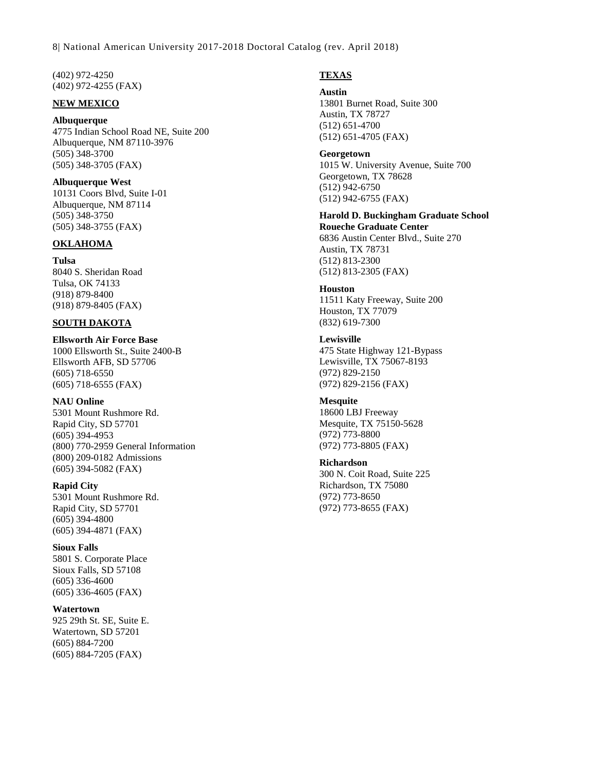(402) 972-4250
(402) 972-4255 (FAX)

**NEW MEXICO**

**Albuquerque**
4775 Indian School Road NE, Suite 200
Albuquerque, NM 87110-3976
(505) 348-3700
(505) 348-3705 (FAX)

**Albuquerque West**
10131 Coors Blvd, Suite I-01
Albuquerque, NM 87114
(505) 348-3750
(505) 348-3755 (FAX)

**OKLAHOMA**

**Tulsa**
8040 S. Sheridan Road
Tulsa, OK 74133
(918) 879-8400
(918) 879-8405 (FAX)

**SOUTH DAKOTA**

**Ellsworth Air Force Base**
1000 Ellsworth St., Suite 2400-B
Ellsworth AFB, SD 57706
(605) 718-6550
(605) 718-6555 (FAX)

**NAU Online**
5301 Mount Rushmore Rd.
Rapid City, SD 57701
(605) 394-4953
(800) 770-2959 General Information
(800) 209-0182 Admissions
(605) 394-5082 (FAX)

**Rapid City**
5301 Mount Rushmore Rd.
Rapid City, SD 57701
(605) 394-4800
(605) 394-4871 (FAX)

**Sioux Falls**
5801 S. Corporate Place
Sioux Falls, SD 57108
(605) 336-4600
(605) 336-4605 (FAX)

**Watertown**
925 29th St. SE, Suite E.
Watertown, SD 57201
(605) 884-7200
(605) 884-7205 (FAX)

**TEXAS**

**Austin**
13801 Burnet Road, Suite 300
Austin, TX 78727
(512) 651-4700
(512) 651-4705 (FAX)

**Georgetown**
1015 W. University Avenue, Suite 700
Georgetown, TX 78628
(512) 942-6750
(512) 942-6755 (FAX)

**Harold D. Buckingham Graduate School**
**Roueche Graduate Center**
6836 Austin Center Blvd., Suite 270
Austin, TX 78731
(512) 813-2300
(512) 813-2305 (FAX)

**Houston**
11511 Katy Freeway, Suite 200
Houston, TX 77079
(832) 619-7300

**Lewisville**
475 State Highway 121-Bypass
Lewisville, TX 75067-8193
(972) 829-2150
(972) 829-2156 (FAX)

**Mesquite**
18600 LBJ Freeway
Mesquite, TX 75150-5628
(972) 773-8800
(972) 773-8805 (FAX)

**Richardson**
300 N. Coit Road, Suite 225
Richardson, TX 75080
(972) 773-8650
(972) 773-8655 (FAX)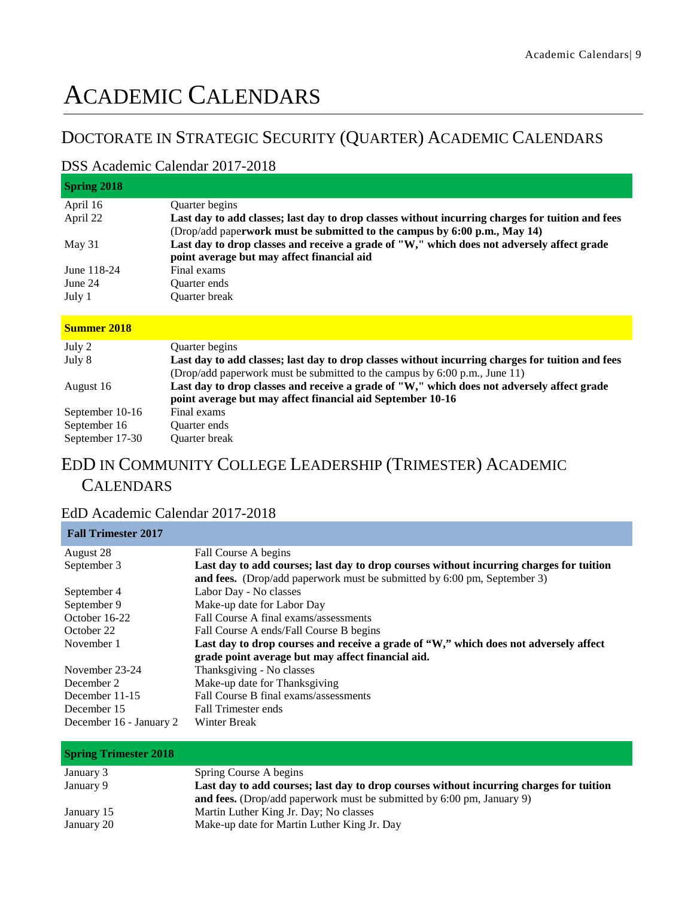# Academic Calendars

## Doctorate in Strategic Security (Quarter) Academic Calendars

### DSS Academic Calendar 2017-2018

| **Spring 2018** | |
|---|---|
| April 16 | Quarter begins |
| April 22 | **Last day to add classes; last day to drop classes without incurring charges for tuition and fees** (Drop/add pape**rwork must be submitted to the campus by 6:00 p.m., May 14)** |
| May 31 | **Last day to drop classes and receive a grade of "W," which does not adversely affect grade point average but may affect financial aid** |
| June 118-24 | Final exams |
| June 24 | Quarter ends |
| July 1 | Quarter break |

| **Summer 2018** | |
|---|---|
| July 2 | Quarter begins |
| July 8 | **Last day to add classes; last day to drop classes without incurring charges for tuition and fees** (Drop/add paperwork must be submitted to the campus by 6:00 p.m., June 11) |
| August 16 | **Last day to drop classes and receive a grade of "W," which does not adversely affect grade point average but may affect financial aid September 10-16** |
| September 10-16 | Final exams |
| September 16 | Quarter ends |
| September 17-30 | Quarter break |

## EdD in Community College Leadership (Trimester) Academic Calendars

### EdD Academic Calendar 2017-2018

| **Fall Trimester 2017** | |
|---|---|
| August 28 | Fall Course A begins |
| September 3 | **Last day to add courses; last day to drop courses without incurring charges for tuition and fees.** (Drop/add paperwork must be submitted by 6:00 pm, September 3) |
| September 4 | Labor Day - No classes |
| September 9 | Make-up date for Labor Day |
| October 16-22 | Fall Course A final exams/assessments |
| October 22 | Fall Course A ends/Fall Course B begins |
| November 1 | **Last day to drop courses and receive a grade of "W," which does not adversely affect grade point average but may affect financial aid.** |
| November 23-24 | Thanksgiving - No classes |
| December 2 | Make-up date for Thanksgiving |
| December 11-15 | Fall Course B final exams/assessments |
| December 15 | Fall Trimester ends |
| December 16 - January 2 | Winter Break |

| **Spring Trimester 2018** | |
|---|---|
| January 3 | Spring Course A begins |
| January 9 | **Last day to add courses; last day to drop courses without incurring charges for tuition and fees.** (Drop/add paperwork must be submitted by 6:00 pm, January 9) |
| January 15 | Martin Luther King Jr. Day; No classes |
| January 20 | Make-up date for Martin Luther King Jr. Day |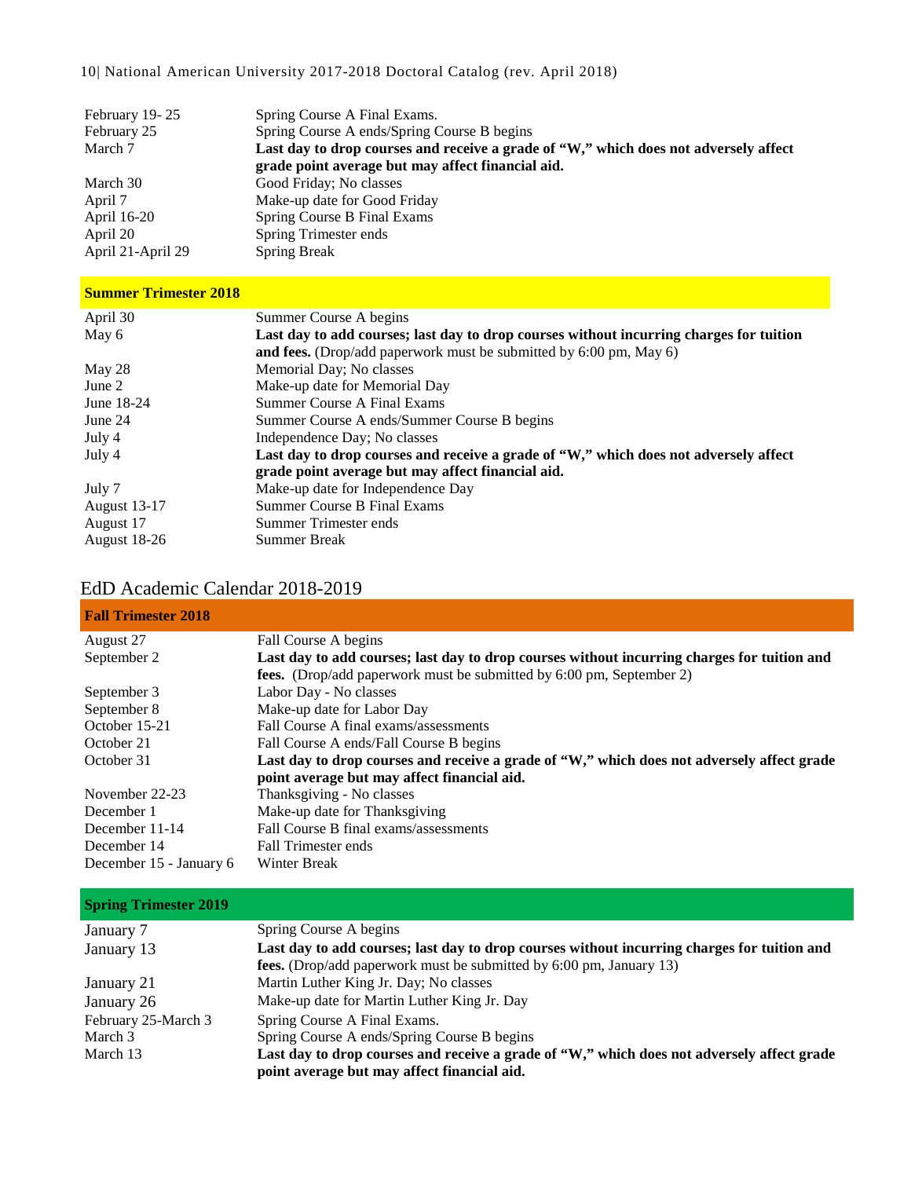| | |
|---|---|
| February 19- 25 | Spring Course A Final Exams. |
| February 25 | Spring Course A ends/Spring Course B begins |
| March 7 | **Last day to drop courses and receive a grade of "W," which does not adversely affect grade point average but may affect financial aid.** |
| March 30 | Good Friday; No classes |
| April 7 | Make-up date for Good Friday |
| April 16-20 | Spring Course B Final Exams |
| April 20 | Spring Trimester ends |
| April 21-April 29 | Spring Break |

| **Summer Trimester 2018** | |
|---|---|
| April 30 | Summer Course A begins |
| May 6 | **Last day to add courses; last day to drop courses without incurring charges for tuition and fees.** (Drop/add paperwork must be submitted by 6:00 pm, May 6) |
| May 28 | Memorial Day; No classes |
| June 2 | Make-up date for Memorial Day |
| June 18-24 | Summer Course A Final Exams |
| June 24 | Summer Course A ends/Summer Course B begins |
| July 4 | Independence Day; No classes |
| July 4 | **Last day to drop courses and receive a grade of "W," which does not adversely affect grade point average but may affect financial aid.** |
| July 7 | Make-up date for Independence Day |
| August 13-17 | Summer Course B Final Exams |
| August 17 | Summer Trimester ends |
| August 18-26 | Summer Break |

## EdD Academic Calendar 2018-2019

| **Fall Trimester 2018** | |
|---|---|
| August 27 | Fall Course A begins |
| September 2 | **Last day to add courses; last day to drop courses without incurring charges for tuition and fees.** (Drop/add paperwork must be submitted by 6:00 pm, September 2) |
| September 3 | Labor Day - No classes |
| September 8 | Make-up date for Labor Day |
| October 15-21 | Fall Course A final exams/assessments |
| October 21 | Fall Course A ends/Fall Course B begins |
| October 31 | **Last day to drop courses and receive a grade of "W," which does not adversely affect grade point average but may affect financial aid.** |
| November 22-23 | Thanksgiving - No classes |
| December 1 | Make-up date for Thanksgiving |
| December 11-14 | Fall Course B final exams/assessments |
| December 14 | Fall Trimester ends |
| December 15 - January 6 | Winter Break |

| **Spring Trimester 2019** | |
|---|---|
| January 7 | Spring Course A begins |
| January 13 | **Last day to add courses; last day to drop courses without incurring charges for tuition and fees.** (Drop/add paperwork must be submitted by 6:00 pm, January 13) |
| January 21 | Martin Luther King Jr. Day; No classes |
| January 26 | Make-up date for Martin Luther King Jr. Day |
| February 25-March 3 | Spring Course A Final Exams. |
| March 3 | Spring Course A ends/Spring Course B begins |
| March 13 | **Last day to drop courses and receive a grade of "W," which does not adversely affect grade point average but may affect financial aid.** |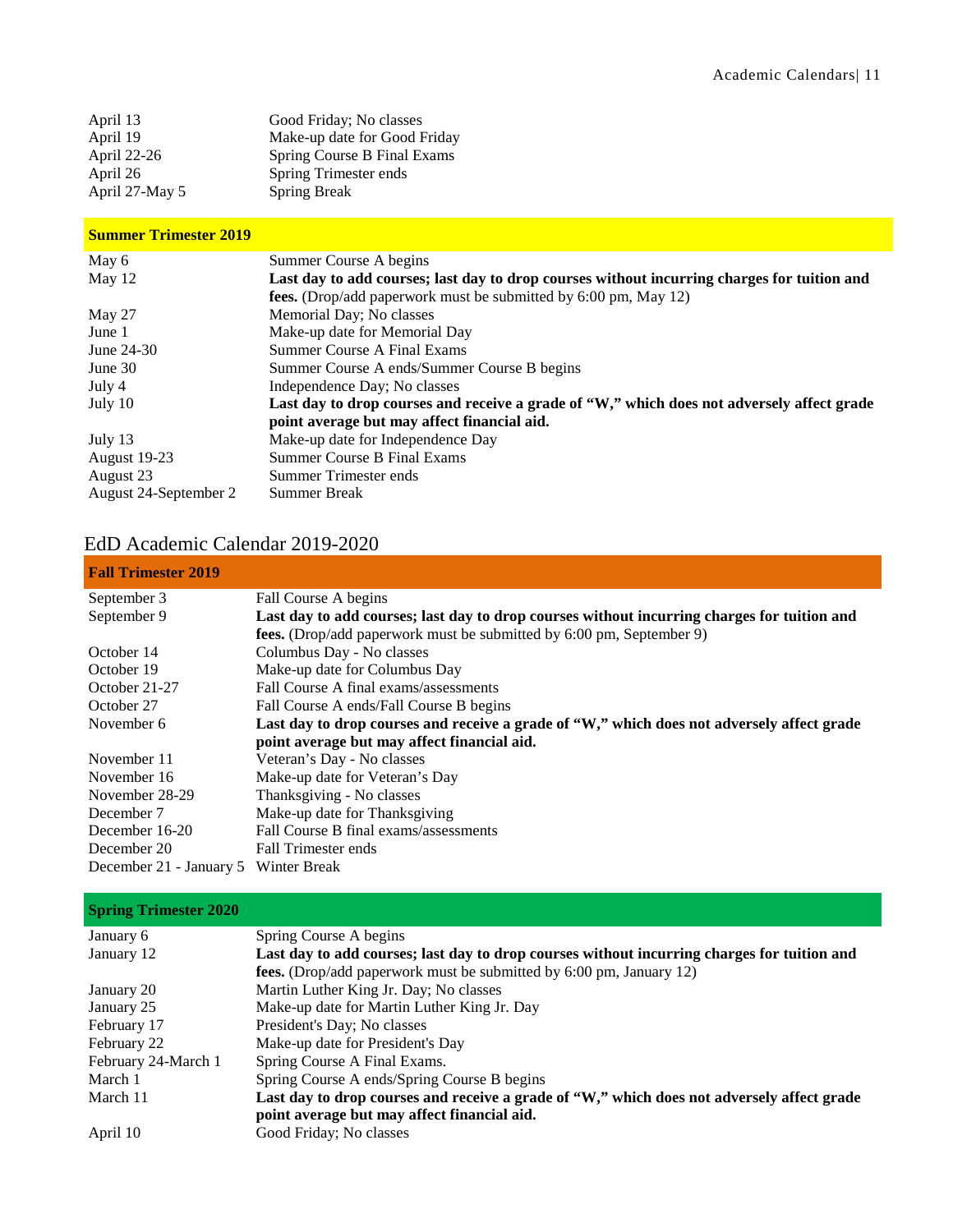| | |
|---|---|
| April 13 | Good Friday; No classes |
| April 19 | Make-up date for Good Friday |
| April 22-26 | Spring Course B Final Exams |
| April 26 | Spring Trimester ends |
| April 27-May 5 | Spring Break |

| **Summer Trimester 2019** | |
|---|---|
| May 6 | Summer Course A begins |
| May 12 | **Last day to add courses; last day to drop courses without incurring charges for tuition and fees.** (Drop/add paperwork must be submitted by 6:00 pm, May 12) |
| May 27 | Memorial Day; No classes |
| June 1 | Make-up date for Memorial Day |
| June 24-30 | Summer Course A Final Exams |
| June 30 | Summer Course A ends/Summer Course B begins |
| July 4 | Independence Day; No classes |
| July 10 | **Last day to drop courses and receive a grade of "W," which does not adversely affect grade point average but may affect financial aid.** |
| July 13 | Make-up date for Independence Day |
| August 19-23 | Summer Course B Final Exams |
| August 23 | Summer Trimester ends |
| August 24-September 2 | Summer Break |

## EdD Academic Calendar 2019-2020

| **Fall Trimester 2019** | |
|---|---|
| September 3 | Fall Course A begins |
| September 9 | **Last day to add courses; last day to drop courses without incurring charges for tuition and fees.** (Drop/add paperwork must be submitted by 6:00 pm, September 9) |
| October 14 | Columbus Day - No classes |
| October 19 | Make-up date for Columbus Day |
| October 21-27 | Fall Course A final exams/assessments |
| October 27 | Fall Course A ends/Fall Course B begins |
| November 6 | **Last day to drop courses and receive a grade of "W," which does not adversely affect grade point average but may affect financial aid.** |
| November 11 | Veteran's Day - No classes |
| November 16 | Make-up date for Veteran's Day |
| November 28-29 | Thanksgiving - No classes |
| December 7 | Make-up date for Thanksgiving |
| December 16-20 | Fall Course B final exams/assessments |
| December 20 | Fall Trimester ends |
| December 21 - January 5 | Winter Break |

| **Spring Trimester 2020** | |
|---|---|
| January 6 | Spring Course A begins |
| January 12 | **Last day to add courses; last day to drop courses without incurring charges for tuition and fees.** (Drop/add paperwork must be submitted by 6:00 pm, January 12) |
| January 20 | Martin Luther King Jr. Day; No classes |
| January 25 | Make-up date for Martin Luther King Jr. Day |
| February 17 | President's Day; No classes |
| February 22 | Make-up date for President's Day |
| February 24-March 1 | Spring Course A Final Exams. |
| March 1 | Spring Course A ends/Spring Course B begins |
| March 11 | **Last day to drop courses and receive a grade of "W," which does not adversely affect grade point average but may affect financial aid.** |
| April 10 | Good Friday; No classes |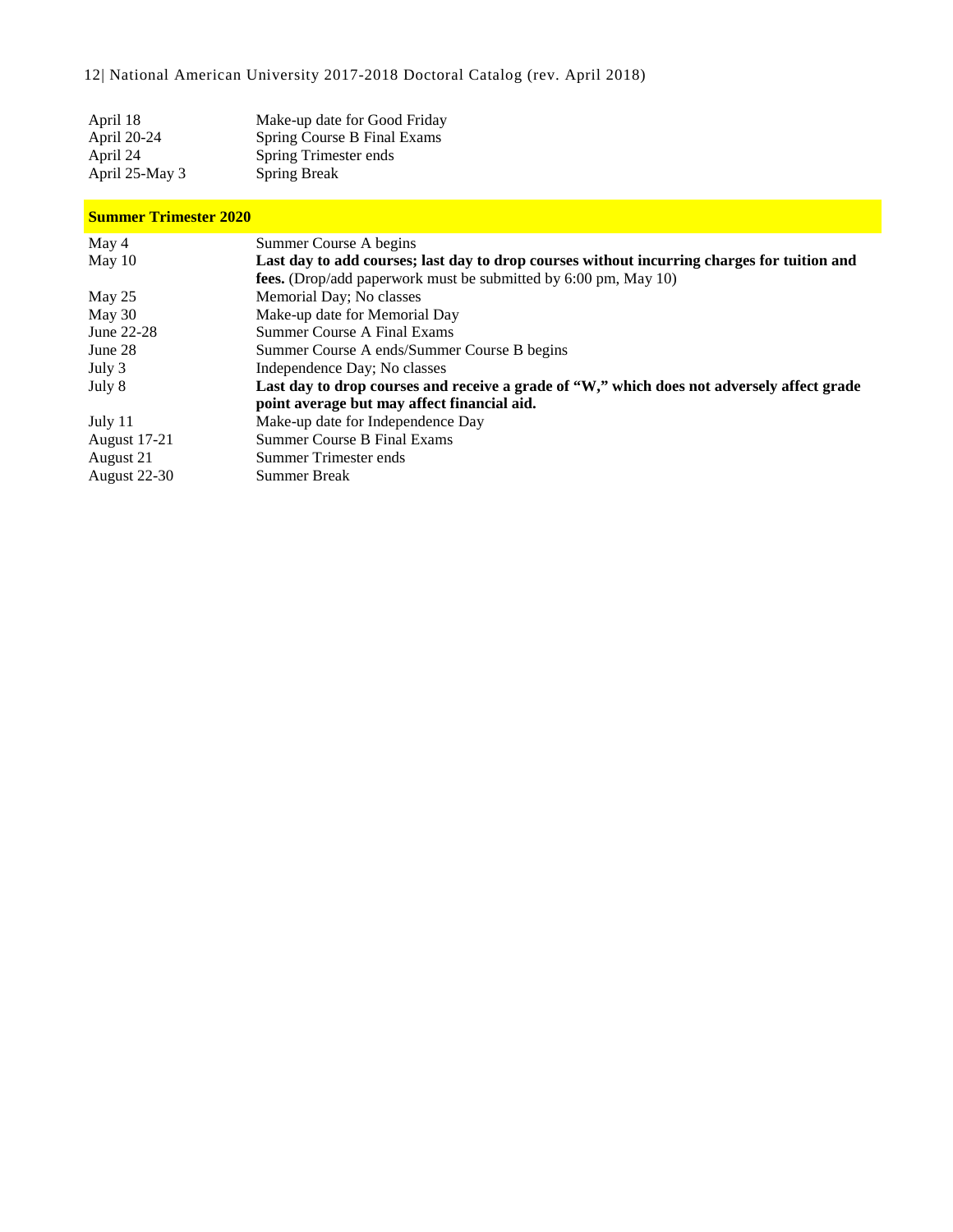| | |
|---|---|
| April 18 | Make-up date for Good Friday |
| April 20-24 | Spring Course B Final Exams |
| April 24 | Spring Trimester ends |
| April 25-May 3 | Spring Break |

**Summer Trimester 2020**

| | |
|---|---|
| May 4 | Summer Course A begins |
| May 10 | **Last day to add courses; last day to drop courses without incurring charges for tuition and fees.** (Drop/add paperwork must be submitted by 6:00 pm, May 10) |
| May 25 | Memorial Day; No classes |
| May 30 | Make-up date for Memorial Day |
| June 22-28 | Summer Course A Final Exams |
| June 28 | Summer Course A ends/Summer Course B begins |
| July 3 | Independence Day; No classes |
| July 8 | **Last day to drop courses and receive a grade of "W," which does not adversely affect grade point average but may affect financial aid.** |
| July 11 | Make-up date for Independence Day |
| August 17-21 | Summer Course B Final Exams |
| August 21 | Summer Trimester ends |
| August 22-30 | Summer Break |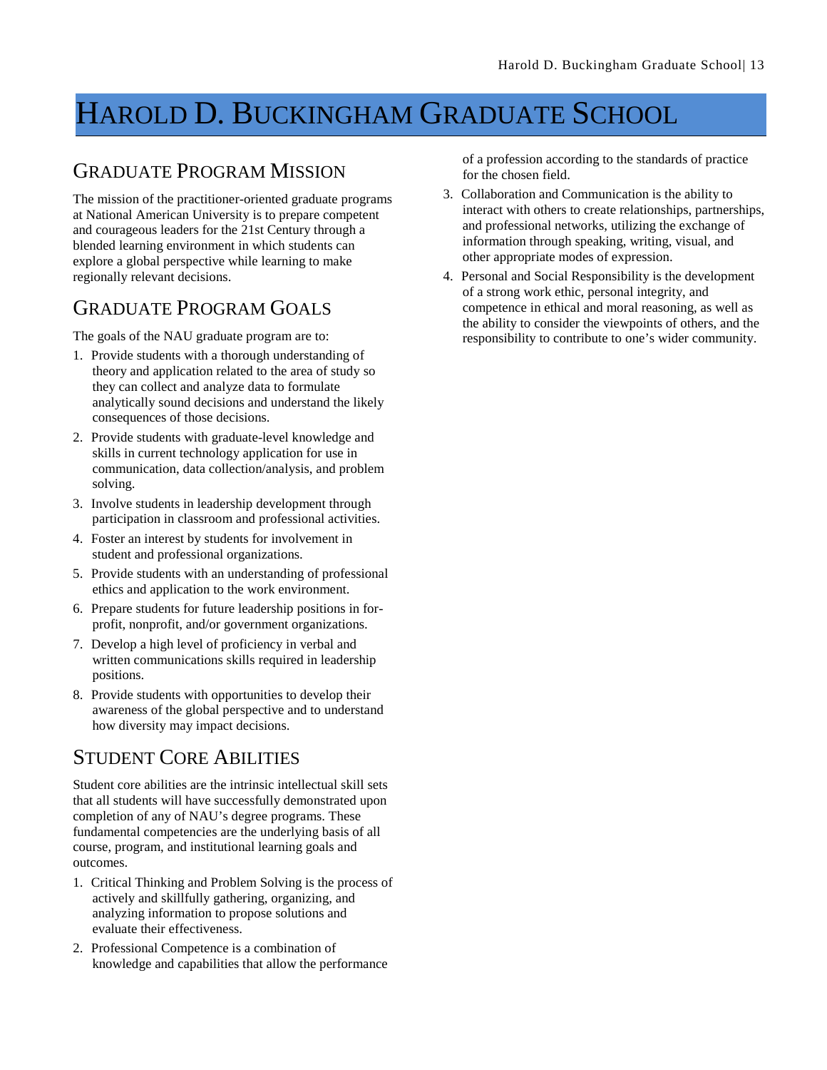# Harold D. Buckingham Graduate School

## Graduate Program Mission

The mission of the practitioner-oriented graduate programs at National American University is to prepare competent and courageous leaders for the 21st Century through a blended learning environment in which students can explore a global perspective while learning to make regionally relevant decisions.

## Graduate Program Goals

The goals of the NAU graduate program are to:

1. Provide students with a thorough understanding of theory and application related to the area of study so they can collect and analyze data to formulate analytically sound decisions and understand the likely consequences of those decisions.
2. Provide students with graduate-level knowledge and skills in current technology application for use in communication, data collection/analysis, and problem solving.
3. Involve students in leadership development through participation in classroom and professional activities.
4. Foster an interest by students for involvement in student and professional organizations.
5. Provide students with an understanding of professional ethics and application to the work environment.
6. Prepare students for future leadership positions in for-profit, nonprofit, and/or government organizations.
7. Develop a high level of proficiency in verbal and written communications skills required in leadership positions.
8. Provide students with opportunities to develop their awareness of the global perspective and to understand how diversity may impact decisions.

## Student Core Abilities

Student core abilities are the intrinsic intellectual skill sets that all students will have successfully demonstrated upon completion of any of NAU's degree programs. These fundamental competencies are the underlying basis of all course, program, and institutional learning goals and outcomes.

1. Critical Thinking and Problem Solving is the process of actively and skillfully gathering, organizing, and analyzing information to propose solutions and evaluate their effectiveness.
2. Professional Competence is a combination of knowledge and capabilities that allow the performance of a profession according to the standards of practice for the chosen field.
3. Collaboration and Communication is the ability to interact with others to create relationships, partnerships, and professional networks, utilizing the exchange of information through speaking, writing, visual, and other appropriate modes of expression.
4. Personal and Social Responsibility is the development of a strong work ethic, personal integrity, and competence in ethical and moral reasoning, as well as the ability to consider the viewpoints of others, and the responsibility to contribute to one's wider community.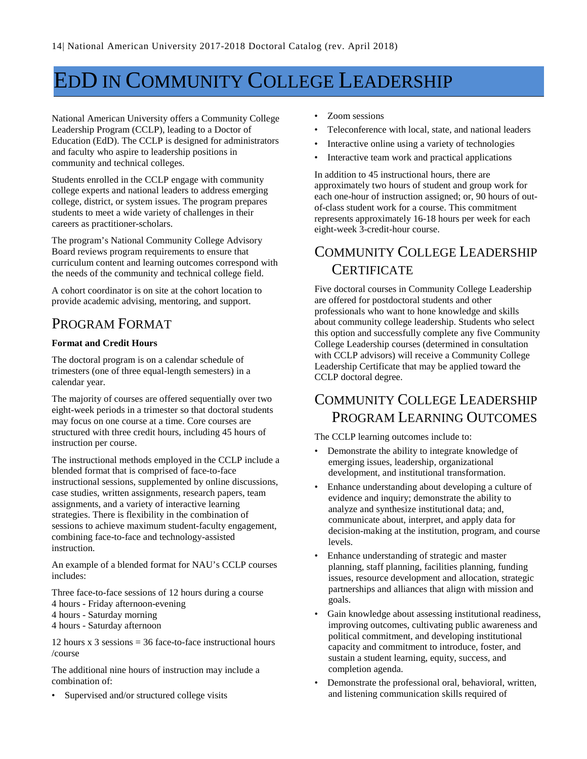# EdD in Community College Leadership

National American University offers a Community College Leadership Program (CCLP), leading to a Doctor of Education (EdD). The CCLP is designed for administrators and faculty who aspire to leadership positions in community and technical colleges.

Students enrolled in the CCLP engage with community college experts and national leaders to address emerging college, district, or system issues. The program prepares students to meet a wide variety of challenges in their careers as practitioner-scholars.

The program's National Community College Advisory Board reviews program requirements to ensure that curriculum content and learning outcomes correspond with the needs of the community and technical college field.

A cohort coordinator is on site at the cohort location to provide academic advising, mentoring, and support.

## Program Format

**Format and Credit Hours**

The doctoral program is on a calendar schedule of trimesters (one of three equal-length semesters) in a calendar year.

The majority of courses are offered sequentially over two eight-week periods in a trimester so that doctoral students may focus on one course at a time. Core courses are structured with three credit hours, including 45 hours of instruction per course.

The instructional methods employed in the CCLP include a blended format that is comprised of face-to-face instructional sessions, supplemented by online discussions, case studies, written assignments, research papers, team assignments, and a variety of interactive learning strategies. There is flexibility in the combination of sessions to achieve maximum student-faculty engagement, combining face-to-face and technology-assisted instruction.

An example of a blended format for NAU's CCLP courses includes:

Three face-to-face sessions of 12 hours during a course
4 hours - Friday afternoon-evening
4 hours - Saturday morning
4 hours - Saturday afternoon

12 hours x 3 sessions = 36 face-to-face instructional hours /course

The additional nine hours of instruction may include a combination of:

- Supervised and/or structured college visits
- Zoom sessions
- Teleconference with local, state, and national leaders
- Interactive online using a variety of technologies
- Interactive team work and practical applications

In addition to 45 instructional hours, there are approximately two hours of student and group work for each one-hour of instruction assigned; or, 90 hours of out-of-class student work for a course. This commitment represents approximately 16-18 hours per week for each eight-week 3-credit-hour course.

## Community College Leadership Certificate

Five doctoral courses in Community College Leadership are offered for postdoctoral students and other professionals who want to hone knowledge and skills about community college leadership. Students who select this option and successfully complete any five Community College Leadership courses (determined in consultation with CCLP advisors) will receive a Community College Leadership Certificate that may be applied toward the CCLP doctoral degree.

## Community College Leadership Program Learning Outcomes

The CCLP learning outcomes include to:

- Demonstrate the ability to integrate knowledge of emerging issues, leadership, organizational development, and institutional transformation.
- Enhance understanding about developing a culture of evidence and inquiry; demonstrate the ability to analyze and synthesize institutional data; and, communicate about, interpret, and apply data for decision-making at the institution, program, and course levels.
- Enhance understanding of strategic and master planning, staff planning, facilities planning, funding issues, resource development and allocation, strategic partnerships and alliances that align with mission and goals.
- Gain knowledge about assessing institutional readiness, improving outcomes, cultivating public awareness and political commitment, and developing institutional capacity and commitment to introduce, foster, and sustain a student learning, equity, success, and completion agenda.
- Demonstrate the professional oral, behavioral, written, and listening communication skills required of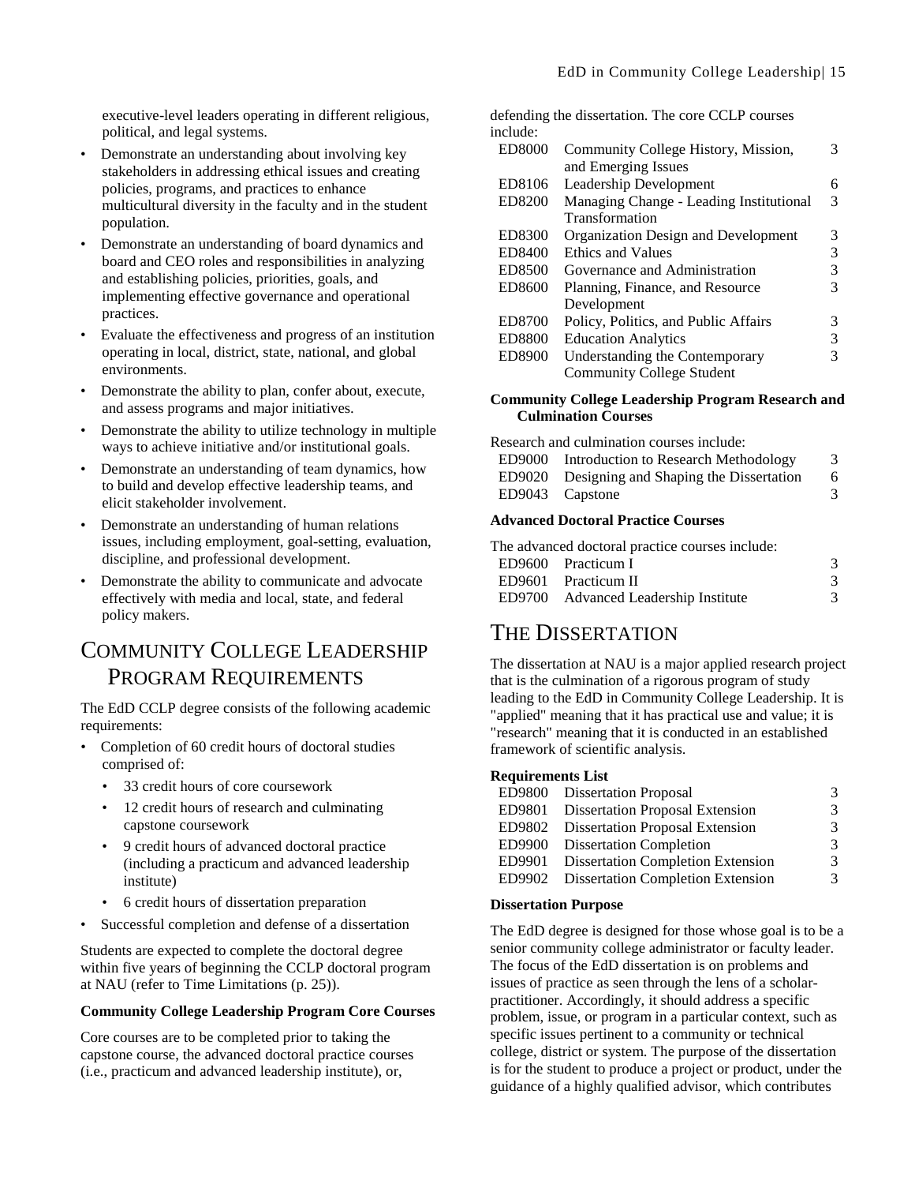executive-level leaders operating in different religious, political, and legal systems.

- Demonstrate an understanding about involving key stakeholders in addressing ethical issues and creating policies, programs, and practices to enhance multicultural diversity in the faculty and in the student population.
- Demonstrate an understanding of board dynamics and board and CEO roles and responsibilities in analyzing and establishing policies, priorities, goals, and implementing effective governance and operational practices.
- Evaluate the effectiveness and progress of an institution operating in local, district, state, national, and global environments.
- Demonstrate the ability to plan, confer about, execute, and assess programs and major initiatives.
- Demonstrate the ability to utilize technology in multiple ways to achieve initiative and/or institutional goals.
- Demonstrate an understanding of team dynamics, how to build and develop effective leadership teams, and elicit stakeholder involvement.
- Demonstrate an understanding of human relations issues, including employment, goal-setting, evaluation, discipline, and professional development.
- Demonstrate the ability to communicate and advocate effectively with media and local, state, and federal policy makers.

# Community College Leadership Program Requirements

The EdD CCLP degree consists of the following academic requirements:

- Completion of 60 credit hours of doctoral studies comprised of:
  - 33 credit hours of core coursework
  - 12 credit hours of research and culminating capstone coursework
  - 9 credit hours of advanced doctoral practice (including a practicum and advanced leadership institute)
  - 6 credit hours of dissertation preparation
- Successful completion and defense of a dissertation

Students are expected to complete the doctoral degree within five years of beginning the CCLP doctoral program at NAU (refer to Time Limitations (p. 25)).

**Community College Leadership Program Core Courses**

Core courses are to be completed prior to taking the capstone course, the advanced doctoral practice courses (i.e., practicum and advanced leadership institute), or, defending the dissertation. The core CCLP courses include:

| | | |
|---|---|---|
| ED8000 | Community College History, Mission, and Emerging Issues | 3 |
| ED8106 | Leadership Development | 6 |
| ED8200 | Managing Change - Leading Institutional Transformation | 3 |
| ED8300 | Organization Design and Development | 3 |
| ED8400 | Ethics and Values | 3 |
| ED8500 | Governance and Administration | 3 |
| ED8600 | Planning, Finance, and Resource Development | 3 |
| ED8700 | Policy, Politics, and Public Affairs | 3 |
| ED8800 | Education Analytics | 3 |
| ED8900 | Understanding the Contemporary Community College Student | 3 |

**Community College Leadership Program Research and Culmination Courses**

Research and culmination courses include:

| | | |
|---|---|---|
| ED9000 | Introduction to Research Methodology | 3 |
| ED9020 | Designing and Shaping the Dissertation | 6 |
| ED9043 | Capstone | 3 |

**Advanced Doctoral Practice Courses**

The advanced doctoral practice courses include:

| | | |
|---|---|---|
| ED9600 | Practicum I | 3 |
| ED9601 | Practicum II | 3 |
| ED9700 | Advanced Leadership Institute | 3 |

# The Dissertation

The dissertation at NAU is a major applied research project that is the culmination of a rigorous program of study leading to the EdD in Community College Leadership. It is "applied" meaning that it has practical use and value; it is "research" meaning that it is conducted in an established framework of scientific analysis.

**Requirements List**

| | | |
|---|---|---|
| ED9800 | Dissertation Proposal | 3 |
| ED9801 | Dissertation Proposal Extension | 3 |
| ED9802 | Dissertation Proposal Extension | 3 |
| ED9900 | Dissertation Completion | 3 |
| ED9901 | Dissertation Completion Extension | 3 |
| ED9902 | Dissertation Completion Extension | 3 |

**Dissertation Purpose**

The EdD degree is designed for those whose goal is to be a senior community college administrator or faculty leader. The focus of the EdD dissertation is on problems and issues of practice as seen through the lens of a scholar-practitioner. Accordingly, it should address a specific problem, issue, or program in a particular context, such as specific issues pertinent to a community or technical college, district or system. The purpose of the dissertation is for the student to produce a project or product, under the guidance of a highly qualified advisor, which contributes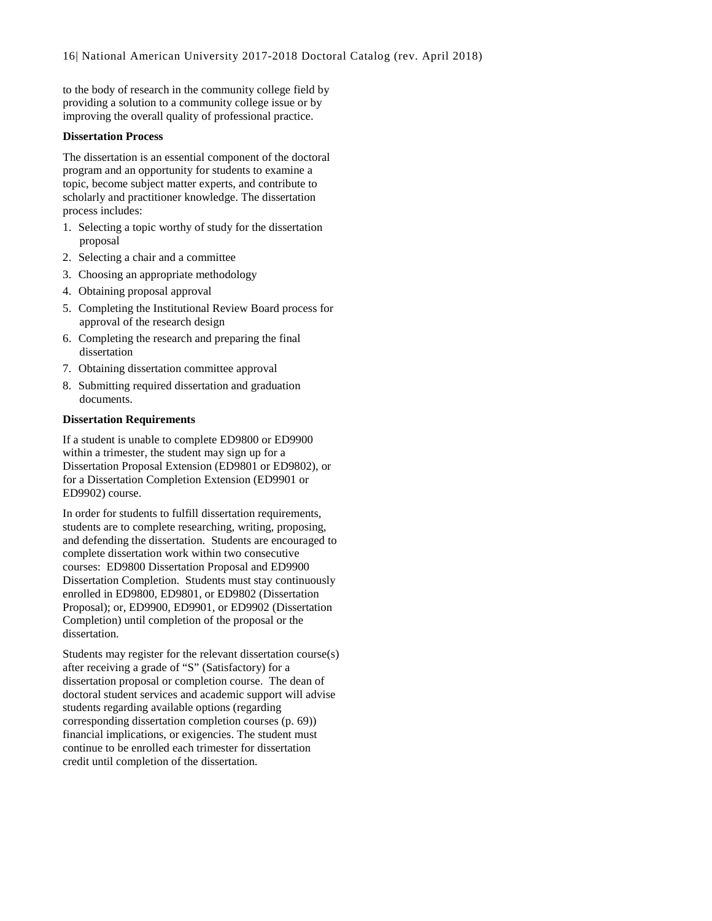to the body of research in the community college field by providing a solution to a community college issue or by improving the overall quality of professional practice.

**Dissertation Process**

The dissertation is an essential component of the doctoral program and an opportunity for students to examine a topic, become subject matter experts, and contribute to scholarly and practitioner knowledge. The dissertation process includes:

1. Selecting a topic worthy of study for the dissertation proposal
2. Selecting a chair and a committee
3. Choosing an appropriate methodology
4. Obtaining proposal approval
5. Completing the Institutional Review Board process for approval of the research design
6. Completing the research and preparing the final dissertation
7. Obtaining dissertation committee approval
8. Submitting required dissertation and graduation documents.

**Dissertation Requirements**

If a student is unable to complete ED9800 or ED9900 within a trimester, the student may sign up for a Dissertation Proposal Extension (ED9801 or ED9802), or for a Dissertation Completion Extension (ED9901 or ED9902) course.

In order for students to fulfill dissertation requirements, students are to complete researching, writing, proposing, and defending the dissertation. Students are encouraged to complete dissertation work within two consecutive courses: ED9800 Dissertation Proposal and ED9900 Dissertation Completion. Students must stay continuously enrolled in ED9800, ED9801, or ED9802 (Dissertation Proposal); or, ED9900, ED9901, or ED9902 (Dissertation Completion) until completion of the proposal or the dissertation.

Students may register for the relevant dissertation course(s) after receiving a grade of "S" (Satisfactory) for a dissertation proposal or completion course. The dean of doctoral student services and academic support will advise students regarding available options (regarding corresponding dissertation completion courses (p. 69)) financial implications, or exigencies. The student must continue to be enrolled each trimester for dissertation credit until completion of the dissertation.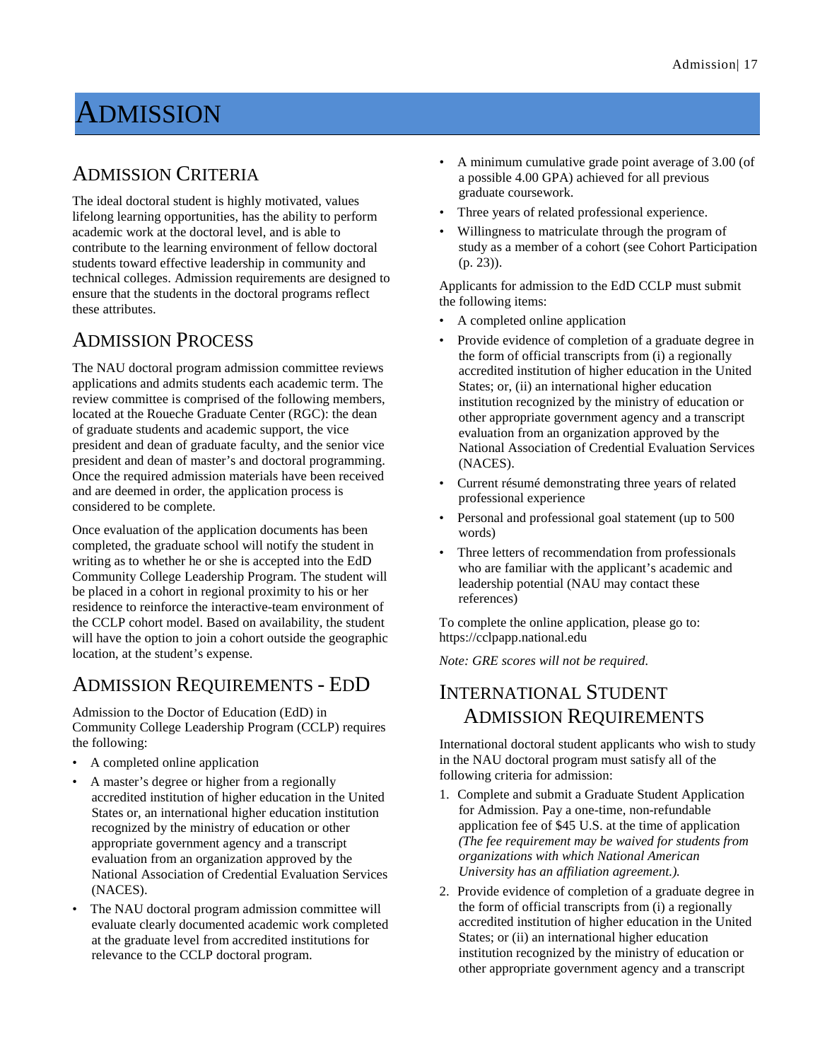# Admission

## Admission Criteria

The ideal doctoral student is highly motivated, values lifelong learning opportunities, has the ability to perform academic work at the doctoral level, and is able to contribute to the learning environment of fellow doctoral students toward effective leadership in community and technical colleges. Admission requirements are designed to ensure that the students in the doctoral programs reflect these attributes.

## Admission Process

The NAU doctoral program admission committee reviews applications and admits students each academic term. The review committee is comprised of the following members, located at the Roueche Graduate Center (RGC): the dean of graduate students and academic support, the vice president and dean of graduate faculty, and the senior vice president and dean of master's and doctoral programming. Once the required admission materials have been received and are deemed in order, the application process is considered to be complete.

Once evaluation of the application documents has been completed, the graduate school will notify the student in writing as to whether he or she is accepted into the EdD Community College Leadership Program. The student will be placed in a cohort in regional proximity to his or her residence to reinforce the interactive-team environment of the CCLP cohort model. Based on availability, the student will have the option to join a cohort outside the geographic location, at the student's expense.

## Admission Requirements - EdD

Admission to the Doctor of Education (EdD) in Community College Leadership Program (CCLP) requires the following:

- A completed online application
- A master's degree or higher from a regionally accredited institution of higher education in the United States or, an international higher education institution recognized by the ministry of education or other appropriate government agency and a transcript evaluation from an organization approved by the National Association of Credential Evaluation Services (NACES).
- The NAU doctoral program admission committee will evaluate clearly documented academic work completed at the graduate level from accredited institutions for relevance to the CCLP doctoral program.
- A minimum cumulative grade point average of 3.00 (of a possible 4.00 GPA) achieved for all previous graduate coursework.
- Three years of related professional experience.
- Willingness to matriculate through the program of study as a member of a cohort (see Cohort Participation (p. 23)).

Applicants for admission to the EdD CCLP must submit the following items:

- A completed online application
- Provide evidence of completion of a graduate degree in the form of official transcripts from (i) a regionally accredited institution of higher education in the United States; or, (ii) an international higher education institution recognized by the ministry of education or other appropriate government agency and a transcript evaluation from an organization approved by the National Association of Credential Evaluation Services (NACES).
- Current résumé demonstrating three years of related professional experience
- Personal and professional goal statement (up to 500 words)
- Three letters of recommendation from professionals who are familiar with the applicant's academic and leadership potential (NAU may contact these references)

To complete the online application, please go to: https://cclpapp.national.edu

*Note: GRE scores will not be required.*

## International Student Admission Requirements

International doctoral student applicants who wish to study in the NAU doctoral program must satisfy all of the following criteria for admission:

1. Complete and submit a Graduate Student Application for Admission. Pay a one-time, non-refundable application fee of $45 U.S. at the time of application *(The fee requirement may be waived for students from organizations with which National American University has an affiliation agreement.).*
2. Provide evidence of completion of a graduate degree in the form of official transcripts from (i) a regionally accredited institution of higher education in the United States; or (ii) an international higher education institution recognized by the ministry of education or other appropriate government agency and a transcript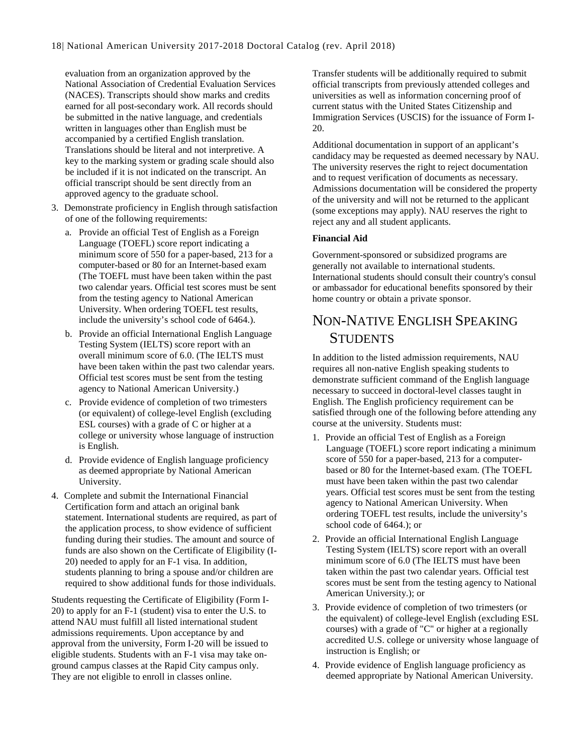evaluation from an organization approved by the National Association of Credential Evaluation Services (NACES). Transcripts should show marks and credits earned for all post-secondary work. All records should be submitted in the native language, and credentials written in languages other than English must be accompanied by a certified English translation. Translations should be literal and not interpretive. A key to the marking system or grading scale should also be included if it is not indicated on the transcript. An official transcript should be sent directly from an approved agency to the graduate school.

3. Demonstrate proficiency in English through satisfaction of one of the following requirements:
   a. Provide an official Test of English as a Foreign Language (TOEFL) score report indicating a minimum score of 550 for a paper-based, 213 for a computer-based or 80 for an Internet-based exam (The TOEFL must have been taken within the past two calendar years. Official test scores must be sent from the testing agency to National American University. When ordering TOEFL test results, include the university's school code of 6464.).
   b. Provide an official International English Language Testing System (IELTS) score report with an overall minimum score of 6.0. (The IELTS must have been taken within the past two calendar years. Official test scores must be sent from the testing agency to National American University.)
   c. Provide evidence of completion of two trimesters (or equivalent) of college-level English (excluding ESL courses) with a grade of C or higher at a college or university whose language of instruction is English.
   d. Provide evidence of English language proficiency as deemed appropriate by National American University.
4. Complete and submit the International Financial Certification form and attach an original bank statement. International students are required, as part of the application process, to show evidence of sufficient funding during their studies. The amount and source of funds are also shown on the Certificate of Eligibility (I-20) needed to apply for an F-1 visa. In addition, students planning to bring a spouse and/or children are required to show additional funds for those individuals.

Students requesting the Certificate of Eligibility (Form I-20) to apply for an F-1 (student) visa to enter the U.S. to attend NAU must fulfill all listed international student admissions requirements. Upon acceptance by and approval from the university, Form I-20 will be issued to eligible students. Students with an F-1 visa may take on-ground campus classes at the Rapid City campus only. They are not eligible to enroll in classes online.

Transfer students will be additionally required to submit official transcripts from previously attended colleges and universities as well as information concerning proof of current status with the United States Citizenship and Immigration Services (USCIS) for the issuance of Form I-20.

Additional documentation in support of an applicant's candidacy may be requested as deemed necessary by NAU. The university reserves the right to reject documentation and to request verification of documents as necessary. Admissions documentation will be considered the property of the university and will not be returned to the applicant (some exceptions may apply). NAU reserves the right to reject any and all student applicants.

**Financial Aid**

Government-sponsored or subsidized programs are generally not available to international students. International students should consult their country's consul or ambassador for educational benefits sponsored by their home country or obtain a private sponsor.

## Non-Native English Speaking Students

In addition to the listed admission requirements, NAU requires all non-native English speaking students to demonstrate sufficient command of the English language necessary to succeed in doctoral-level classes taught in English. The English proficiency requirement can be satisfied through one of the following before attending any course at the university. Students must:

1. Provide an official Test of English as a Foreign Language (TOEFL) score report indicating a minimum score of 550 for a paper-based, 213 for a computer-based or 80 for the Internet-based exam. (The TOEFL must have been taken within the past two calendar years. Official test scores must be sent from the testing agency to National American University. When ordering TOEFL test results, include the university's school code of 6464.); or
2. Provide an official International English Language Testing System (IELTS) score report with an overall minimum score of 6.0 (The IELTS must have been taken within the past two calendar years. Official test scores must be sent from the testing agency to National American University.); or
3. Provide evidence of completion of two trimesters (or the equivalent) of college-level English (excluding ESL courses) with a grade of "C" or higher at a regionally accredited U.S. college or university whose language of instruction is English; or
4. Provide evidence of English language proficiency as deemed appropriate by National American University.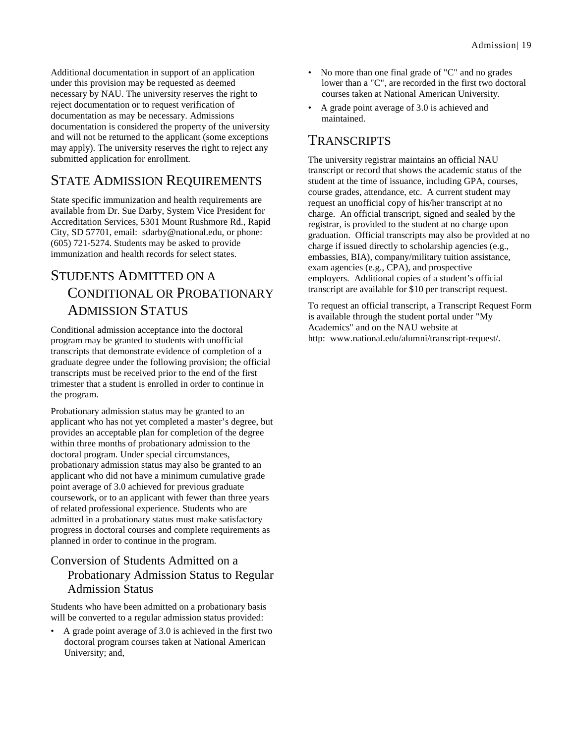Additional documentation in support of an application under this provision may be requested as deemed necessary by NAU. The university reserves the right to reject documentation or to request verification of documentation as may be necessary. Admissions documentation is considered the property of the university and will not be returned to the applicant (some exceptions may apply). The university reserves the right to reject any submitted application for enrollment.

## State Admission Requirements

State specific immunization and health requirements are available from Dr. Sue Darby, System Vice President for Accreditation Services, 5301 Mount Rushmore Rd., Rapid City, SD 57701, email: sdarby@national.edu, or phone: (605) 721-5274. Students may be asked to provide immunization and health records for select states.

## Students Admitted on a Conditional or Probationary Admission Status

Conditional admission acceptance into the doctoral program may be granted to students with unofficial transcripts that demonstrate evidence of completion of a graduate degree under the following provision; the official transcripts must be received prior to the end of the first trimester that a student is enrolled in order to continue in the program.

Probationary admission status may be granted to an applicant who has not yet completed a master's degree, but provides an acceptable plan for completion of the degree within three months of probationary admission to the doctoral program. Under special circumstances, probationary admission status may also be granted to an applicant who did not have a minimum cumulative grade point average of 3.0 achieved for previous graduate coursework, or to an applicant with fewer than three years of related professional experience. Students who are admitted in a probationary status must make satisfactory progress in doctoral courses and complete requirements as planned in order to continue in the program.

### Conversion of Students Admitted on a Probationary Admission Status to Regular Admission Status

Students who have been admitted on a probationary basis will be converted to a regular admission status provided:

- A grade point average of 3.0 is achieved in the first two doctoral program courses taken at National American University; and,
- No more than one final grade of "C" and no grades lower than a "C", are recorded in the first two doctoral courses taken at National American University.
- A grade point average of 3.0 is achieved and maintained.

## Transcripts

The university registrar maintains an official NAU transcript or record that shows the academic status of the student at the time of issuance, including GPA, courses, course grades, attendance, etc. A current student may request an unofficial copy of his/her transcript at no charge. An official transcript, signed and sealed by the registrar, is provided to the student at no charge upon graduation. Official transcripts may also be provided at no charge if issued directly to scholarship agencies (e.g., embassies, BIA), company/military tuition assistance, exam agencies (e.g., CPA), and prospective employers. Additional copies of a student's official transcript are available for $10 per transcript request.

To request an official transcript, a Transcript Request Form is available through the student portal under "My Academics" and on the NAU website at http: www.national.edu/alumni/transcript-request/.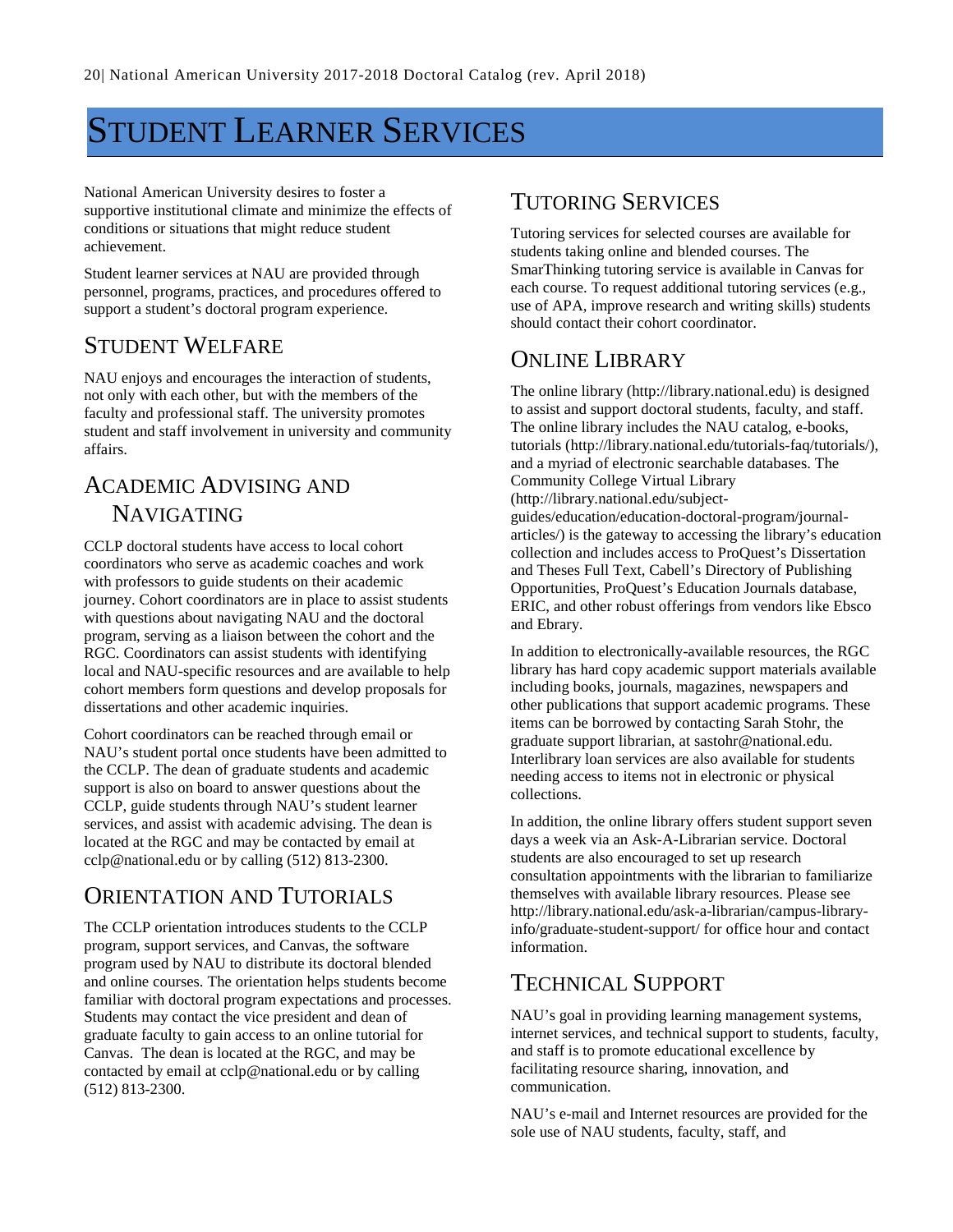# STUDENT LEARNER SERVICES

National American University desires to foster a supportive institutional climate and minimize the effects of conditions or situations that might reduce student achievement.

Student learner services at NAU are provided through personnel, programs, practices, and procedures offered to support a student's doctoral program experience.

## STUDENT WELFARE

NAU enjoys and encourages the interaction of students, not only with each other, but with the members of the faculty and professional staff. The university promotes student and staff involvement in university and community affairs.

## ACADEMIC ADVISING AND NAVIGATING

CCLP doctoral students have access to local cohort coordinators who serve as academic coaches and work with professors to guide students on their academic journey. Cohort coordinators are in place to assist students with questions about navigating NAU and the doctoral program, serving as a liaison between the cohort and the RGC. Coordinators can assist students with identifying local and NAU-specific resources and are available to help cohort members form questions and develop proposals for dissertations and other academic inquiries.

Cohort coordinators can be reached through email or NAU's student portal once students have been admitted to the CCLP. The dean of graduate students and academic support is also on board to answer questions about the CCLP, guide students through NAU's student learner services, and assist with academic advising. The dean is located at the RGC and may be contacted by email at cclp@national.edu or by calling (512) 813-2300.

## ORIENTATION AND TUTORIALS

The CCLP orientation introduces students to the CCLP program, support services, and Canvas, the software program used by NAU to distribute its doctoral blended and online courses. The orientation helps students become familiar with doctoral program expectations and processes. Students may contact the vice president and dean of graduate faculty to gain access to an online tutorial for Canvas. The dean is located at the RGC, and may be contacted by email at cclp@national.edu or by calling (512) 813-2300.

## TUTORING SERVICES

Tutoring services for selected courses are available for students taking online and blended courses. The SmarThinking tutoring service is available in Canvas for each course. To request additional tutoring services (e.g., use of APA, improve research and writing skills) students should contact their cohort coordinator.

## ONLINE LIBRARY

The online library (http://library.national.edu) is designed to assist and support doctoral students, faculty, and staff. The online library includes the NAU catalog, e-books, tutorials (http://library.national.edu/tutorials-faq/tutorials/), and a myriad of electronic searchable databases. The Community College Virtual Library (http://library.national.edu/subject-guides/education/education-doctoral-program/journal-articles/) is the gateway to accessing the library's education collection and includes access to ProQuest's Dissertation and Theses Full Text, Cabell's Directory of Publishing Opportunities, ProQuest's Education Journals database, ERIC, and other robust offerings from vendors like Ebsco and Ebrary.

In addition to electronically-available resources, the RGC library has hard copy academic support materials available including books, journals, magazines, newspapers and other publications that support academic programs. These items can be borrowed by contacting Sarah Stohr, the graduate support librarian, at sastohr@national.edu. Interlibrary loan services are also available for students needing access to items not in electronic or physical collections.

In addition, the online library offers student support seven days a week via an Ask-A-Librarian service. Doctoral students are also encouraged to set up research consultation appointments with the librarian to familiarize themselves with available library resources. Please see http://library.national.edu/ask-a-librarian/campus-library-info/graduate-student-support/ for office hour and contact information.

## TECHNICAL SUPPORT

NAU's goal in providing learning management systems, internet services, and technical support to students, faculty, and staff is to promote educational excellence by facilitating resource sharing, innovation, and communication.

NAU's e-mail and Internet resources are provided for the sole use of NAU students, faculty, staff, and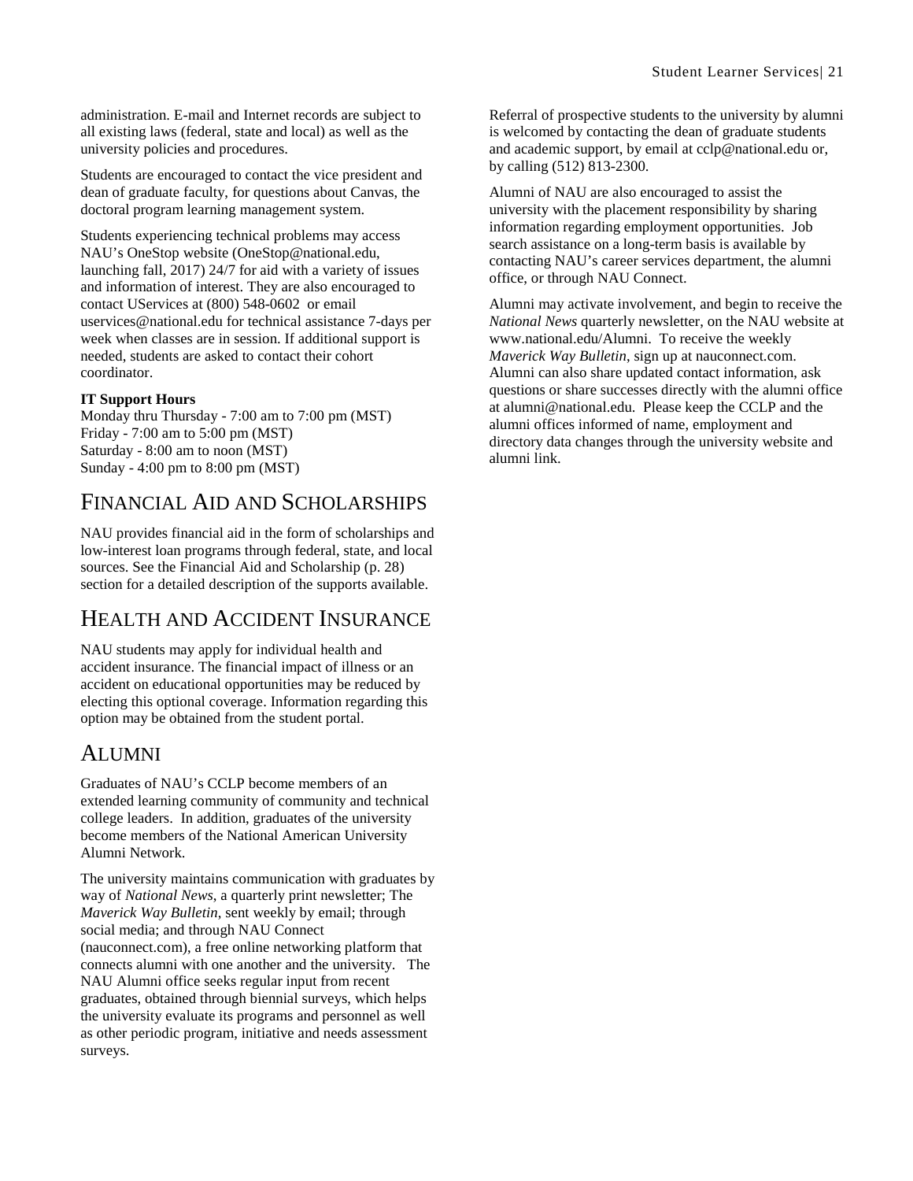administration. E-mail and Internet records are subject to all existing laws (federal, state and local) as well as the university policies and procedures.

Students are encouraged to contact the vice president and dean of graduate faculty, for questions about Canvas, the doctoral program learning management system.

Students experiencing technical problems may access NAU's OneStop website (OneStop@national.edu, launching fall, 2017) 24/7 for aid with a variety of issues and information of interest. They are also encouraged to contact UServices at (800) 548-0602 or email uservices@national.edu for technical assistance 7-days per week when classes are in session. If additional support is needed, students are asked to contact their cohort coordinator.

**IT Support Hours**
Monday thru Thursday - 7:00 am to 7:00 pm (MST)
Friday - 7:00 am to 5:00 pm (MST)
Saturday - 8:00 am to noon (MST)
Sunday - 4:00 pm to 8:00 pm (MST)

## Financial Aid and Scholarships

NAU provides financial aid in the form of scholarships and low-interest loan programs through federal, state, and local sources. See the Financial Aid and Scholarship (p. 28) section for a detailed description of the supports available.

## Health and Accident Insurance

NAU students may apply for individual health and accident insurance. The financial impact of illness or an accident on educational opportunities may be reduced by electing this optional coverage. Information regarding this option may be obtained from the student portal.

## Alumni

Graduates of NAU's CCLP become members of an extended learning community of community and technical college leaders. In addition, graduates of the university become members of the National American University Alumni Network.

The university maintains communication with graduates by way of *National News*, a quarterly print newsletter; The *Maverick Way Bulletin*, sent weekly by email; through social media; and through NAU Connect (nauconnect.com), a free online networking platform that connects alumni with one another and the university. The NAU Alumni office seeks regular input from recent graduates, obtained through biennial surveys, which helps the university evaluate its programs and personnel as well as other periodic program, initiative and needs assessment surveys.

Referral of prospective students to the university by alumni is welcomed by contacting the dean of graduate students and academic support, by email at cclp@national.edu or, by calling (512) 813-2300.

Alumni of NAU are also encouraged to assist the university with the placement responsibility by sharing information regarding employment opportunities. Job search assistance on a long-term basis is available by contacting NAU's career services department, the alumni office, or through NAU Connect.

Alumni may activate involvement, and begin to receive the *National News* quarterly newsletter, on the NAU website at www.national.edu/Alumni. To receive the weekly *Maverick Way Bulletin*, sign up at nauconnect.com. Alumni can also share updated contact information, ask questions or share successes directly with the alumni office at alumni@national.edu. Please keep the CCLP and the alumni offices informed of name, employment and directory data changes through the university website and alumni link.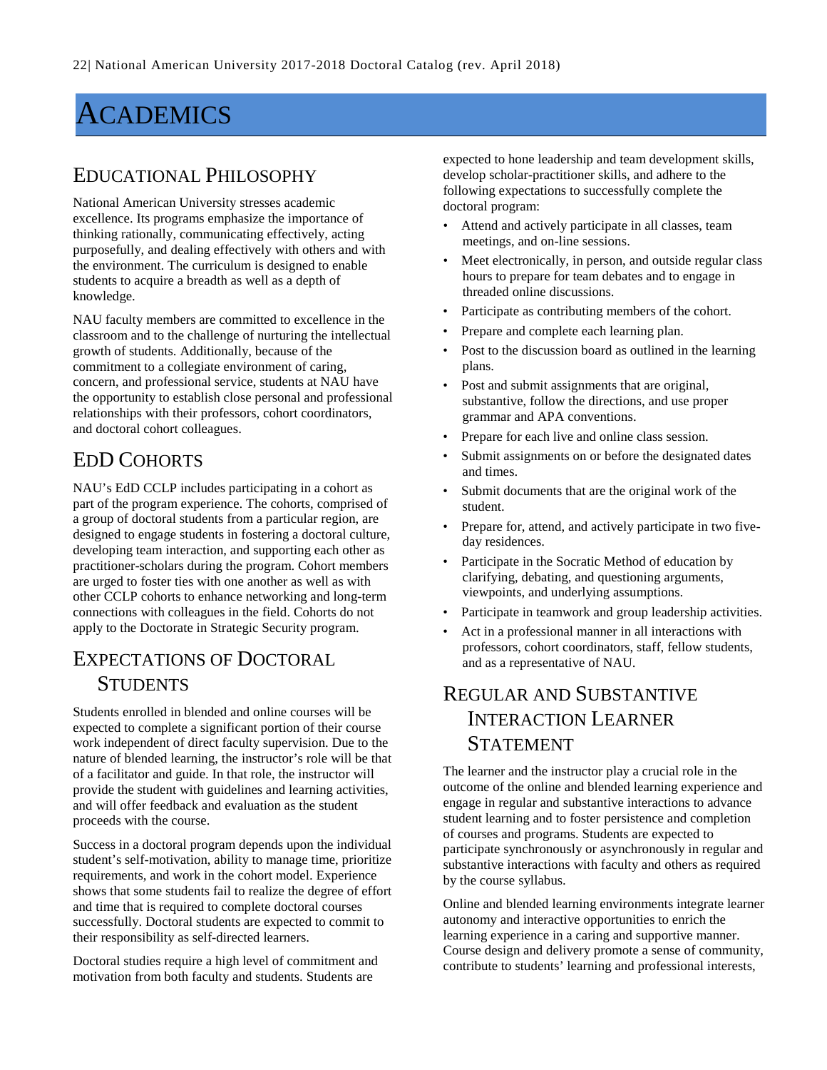# ACADEMICS

## EDUCATIONAL PHILOSOPHY

National American University stresses academic excellence. Its programs emphasize the importance of thinking rationally, communicating effectively, acting purposefully, and dealing effectively with others and with the environment. The curriculum is designed to enable students to acquire a breadth as well as a depth of knowledge.

NAU faculty members are committed to excellence in the classroom and to the challenge of nurturing the intellectual growth of students. Additionally, because of the commitment to a collegiate environment of caring, concern, and professional service, students at NAU have the opportunity to establish close personal and professional relationships with their professors, cohort coordinators, and doctoral cohort colleagues.

## EDD COHORTS

NAU's EdD CCLP includes participating in a cohort as part of the program experience. The cohorts, comprised of a group of doctoral students from a particular region, are designed to engage students in fostering a doctoral culture, developing team interaction, and supporting each other as practitioner-scholars during the program. Cohort members are urged to foster ties with one another as well as with other CCLP cohorts to enhance networking and long-term connections with colleagues in the field. Cohorts do not apply to the Doctorate in Strategic Security program.

## EXPECTATIONS OF DOCTORAL STUDENTS

Students enrolled in blended and online courses will be expected to complete a significant portion of their course work independent of direct faculty supervision. Due to the nature of blended learning, the instructor's role will be that of a facilitator and guide. In that role, the instructor will provide the student with guidelines and learning activities, and will offer feedback and evaluation as the student proceeds with the course.

Success in a doctoral program depends upon the individual student's self-motivation, ability to manage time, prioritize requirements, and work in the cohort model. Experience shows that some students fail to realize the degree of effort and time that is required to complete doctoral courses successfully. Doctoral students are expected to commit to their responsibility as self-directed learners.

Doctoral studies require a high level of commitment and motivation from both faculty and students. Students are expected to hone leadership and team development skills, develop scholar-practitioner skills, and adhere to the following expectations to successfully complete the doctoral program:

- Attend and actively participate in all classes, team meetings, and on-line sessions.
- Meet electronically, in person, and outside regular class hours to prepare for team debates and to engage in threaded online discussions.
- Participate as contributing members of the cohort.
- Prepare and complete each learning plan.
- Post to the discussion board as outlined in the learning plans.
- Post and submit assignments that are original, substantive, follow the directions, and use proper grammar and APA conventions.
- Prepare for each live and online class session.
- Submit assignments on or before the designated dates and times.
- Submit documents that are the original work of the student.
- Prepare for, attend, and actively participate in two five-day residences.
- Participate in the Socratic Method of education by clarifying, debating, and questioning arguments, viewpoints, and underlying assumptions.
- Participate in teamwork and group leadership activities.
- Act in a professional manner in all interactions with professors, cohort coordinators, staff, fellow students, and as a representative of NAU.

## REGULAR AND SUBSTANTIVE INTERACTION LEARNER STATEMENT

The learner and the instructor play a crucial role in the outcome of the online and blended learning experience and engage in regular and substantive interactions to advance student learning and to foster persistence and completion of courses and programs. Students are expected to participate synchronously or asynchronously in regular and substantive interactions with faculty and others as required by the course syllabus.

Online and blended learning environments integrate learner autonomy and interactive opportunities to enrich the learning experience in a caring and supportive manner. Course design and delivery promote a sense of community, contribute to students' learning and professional interests,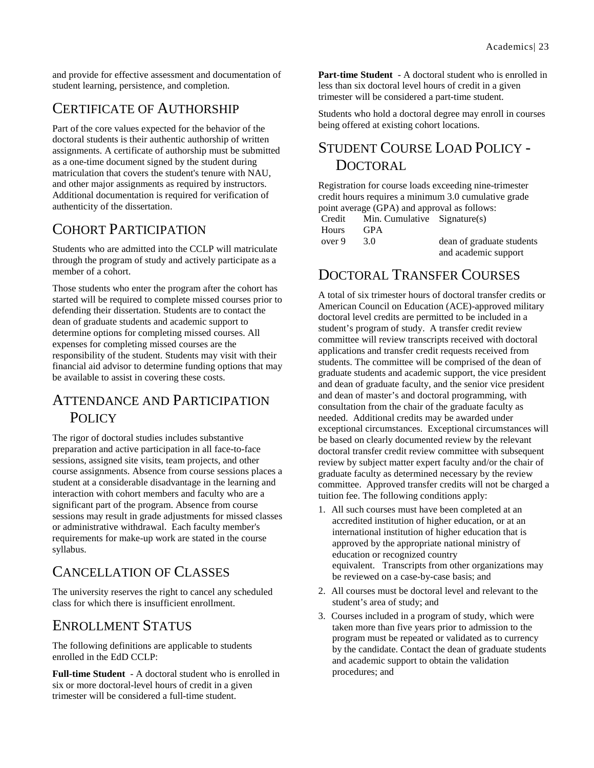and provide for effective assessment and documentation of student learning, persistence, and completion.

## Certificate of Authorship

Part of the core values expected for the behavior of the doctoral students is their authentic authorship of written assignments. A certificate of authorship must be submitted as a one-time document signed by the student during matriculation that covers the student's tenure with NAU, and other major assignments as required by instructors. Additional documentation is required for verification of authenticity of the dissertation.

## Cohort Participation

Students who are admitted into the CCLP will matriculate through the program of study and actively participate as a member of a cohort.

Those students who enter the program after the cohort has started will be required to complete missed courses prior to defending their dissertation. Students are to contact the dean of graduate students and academic support to determine options for completing missed courses. All expenses for completing missed courses are the responsibility of the student. Students may visit with their financial aid advisor to determine funding options that may be available to assist in covering these costs.

## Attendance and Participation Policy

The rigor of doctoral studies includes substantive preparation and active participation in all face-to-face sessions, assigned site visits, team projects, and other course assignments. Absence from course sessions places a student at a considerable disadvantage in the learning and interaction with cohort members and faculty who are a significant part of the program. Absence from course sessions may result in grade adjustments for missed classes or administrative withdrawal. Each faculty member's requirements for make-up work are stated in the course syllabus.

## Cancellation of Classes

The university reserves the right to cancel any scheduled class for which there is insufficient enrollment.

## Enrollment Status

The following definitions are applicable to students enrolled in the EdD CCLP:

**Full-time Student** - A doctoral student who is enrolled in six or more doctoral-level hours of credit in a given trimester will be considered a full-time student.

**Part-time Student** - A doctoral student who is enrolled in less than six doctoral level hours of credit in a given trimester will be considered a part-time student.

Students who hold a doctoral degree may enroll in courses being offered at existing cohort locations.

## Student Course Load Policy - Doctoral

Registration for course loads exceeding nine-trimester credit hours requires a minimum 3.0 cumulative grade point average (GPA) and approval as follows:

| Credit Hours | Min. Cumulative GPA | Signature(s) |
|---|---|---|
| over 9 | 3.0 | dean of graduate students and academic support |

## Doctoral Transfer Courses

A total of six trimester hours of doctoral transfer credits or American Council on Education (ACE)-approved military doctoral level credits are permitted to be included in a student's program of study. A transfer credit review committee will review transcripts received with doctoral applications and transfer credit requests received from students. The committee will be comprised of the dean of graduate students and academic support, the vice president and dean of graduate faculty, and the senior vice president and dean of master's and doctoral programming, with consultation from the chair of the graduate faculty as needed. Additional credits may be awarded under exceptional circumstances. Exceptional circumstances will be based on clearly documented review by the relevant doctoral transfer credit review committee with subsequent review by subject matter expert faculty and/or the chair of graduate faculty as determined necessary by the review committee. Approved transfer credits will not be charged a tuition fee. The following conditions apply:

1. All such courses must have been completed at an accredited institution of higher education, or at an international institution of higher education that is approved by the appropriate national ministry of education or recognized country equivalent. Transcripts from other organizations may be reviewed on a case-by-case basis; and
2. All courses must be doctoral level and relevant to the student's area of study; and
3. Courses included in a program of study, which were taken more than five years prior to admission to the program must be repeated or validated as to currency by the candidate. Contact the dean of graduate students and academic support to obtain the validation procedures; and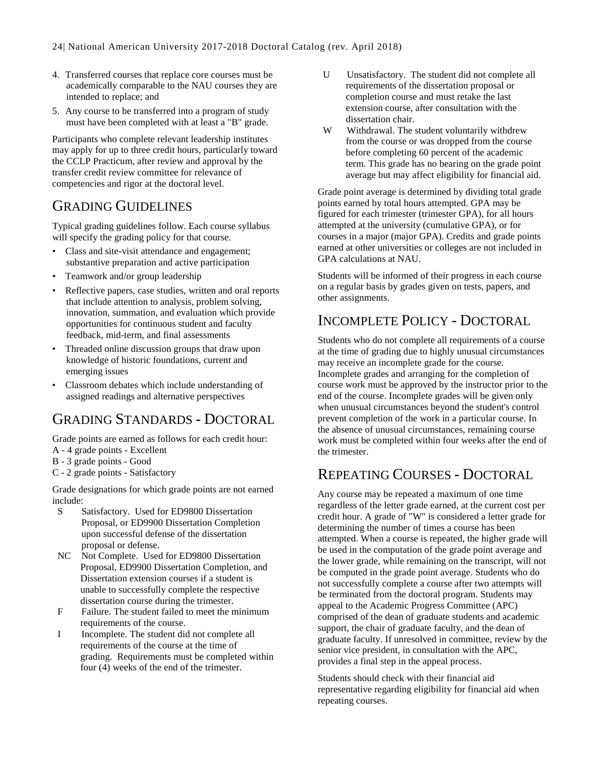4. Transferred courses that replace core courses must be academically comparable to the NAU courses they are intended to replace; and
5. Any course to be transferred into a program of study must have been completed with at least a "B" grade.

Participants who complete relevant leadership institutes may apply for up to three credit hours, particularly toward the CCLP Practicum, after review and approval by the transfer credit review committee for relevance of competencies and rigor at the doctoral level.

## GRADING GUIDELINES

Typical grading guidelines follow. Each course syllabus will specify the grading policy for that course.

- Class and site-visit attendance and engagement; substantive preparation and active participation
- Teamwork and/or group leadership
- Reflective papers, case studies, written and oral reports that include attention to analysis, problem solving, innovation, summation, and evaluation which provide opportunities for continuous student and faculty feedback, mid-term, and final assessments
- Threaded online discussion groups that draw upon knowledge of historic foundations, current and emerging issues
- Classroom debates which include understanding of assigned readings and alternative perspectives

## GRADING STANDARDS - DOCTORAL

Grade points are earned as follows for each credit hour:
A - 4 grade points - Excellent
B - 3 grade points - Good
C - 2 grade points - Satisfactory

Grade designations for which grade points are not earned include:

S Satisfactory. Used for ED9800 Dissertation Proposal, or ED9900 Dissertation Completion upon successful defense of the dissertation proposal or defense.

NC Not Complete. Used for ED9800 Dissertation Proposal, ED9900 Dissertation Completion, and Dissertation extension courses if a student is unable to successfully complete the respective dissertation course during the trimester.

F Failure. The student failed to meet the minimum requirements of the course.

I Incomplete. The student did not complete all requirements of the course at the time of grading. Requirements must be completed within four (4) weeks of the end of the trimester.

U Unsatisfactory. The student did not complete all requirements of the dissertation proposal or completion course and must retake the last extension course, after consultation with the dissertation chair.

W Withdrawal. The student voluntarily withdrew from the course or was dropped from the course before completing 60 percent of the academic term. This grade has no bearing on the grade point average but may affect eligibility for financial aid.

Grade point average is determined by dividing total grade points earned by total hours attempted. GPA may be figured for each trimester (trimester GPA), for all hours attempted at the university (cumulative GPA), or for courses in a major (major GPA). Credits and grade points earned at other universities or colleges are not included in GPA calculations at NAU.

Students will be informed of their progress in each course on a regular basis by grades given on tests, papers, and other assignments.

## INCOMPLETE POLICY - DOCTORAL

Students who do not complete all requirements of a course at the time of grading due to highly unusual circumstances may receive an incomplete grade for the course. Incomplete grades and arranging for the completion of course work must be approved by the instructor prior to the end of the course. Incomplete grades will be given only when unusual circumstances beyond the student's control prevent completion of the work in a particular course. In the absence of unusual circumstances, remaining course work must be completed within four weeks after the end of the trimester.

## REPEATING COURSES - DOCTORAL

Any course may be repeated a maximum of one time regardless of the letter grade earned, at the current cost per credit hour. A grade of "W" is considered a letter grade for determining the number of times a course has been attempted. When a course is repeated, the higher grade will be used in the computation of the grade point average and the lower grade, while remaining on the transcript, will not be computed in the grade point average. Students who do not successfully complete a course after two attempts will be terminated from the doctoral program. Students may appeal to the Academic Progress Committee (APC) comprised of the dean of graduate students and academic support, the chair of graduate faculty, and the dean of graduate faculty. If unresolved in committee, review by the senior vice president, in consultation with the APC, provides a final step in the appeal process.

Students should check with their financial aid representative regarding eligibility for financial aid when repeating courses.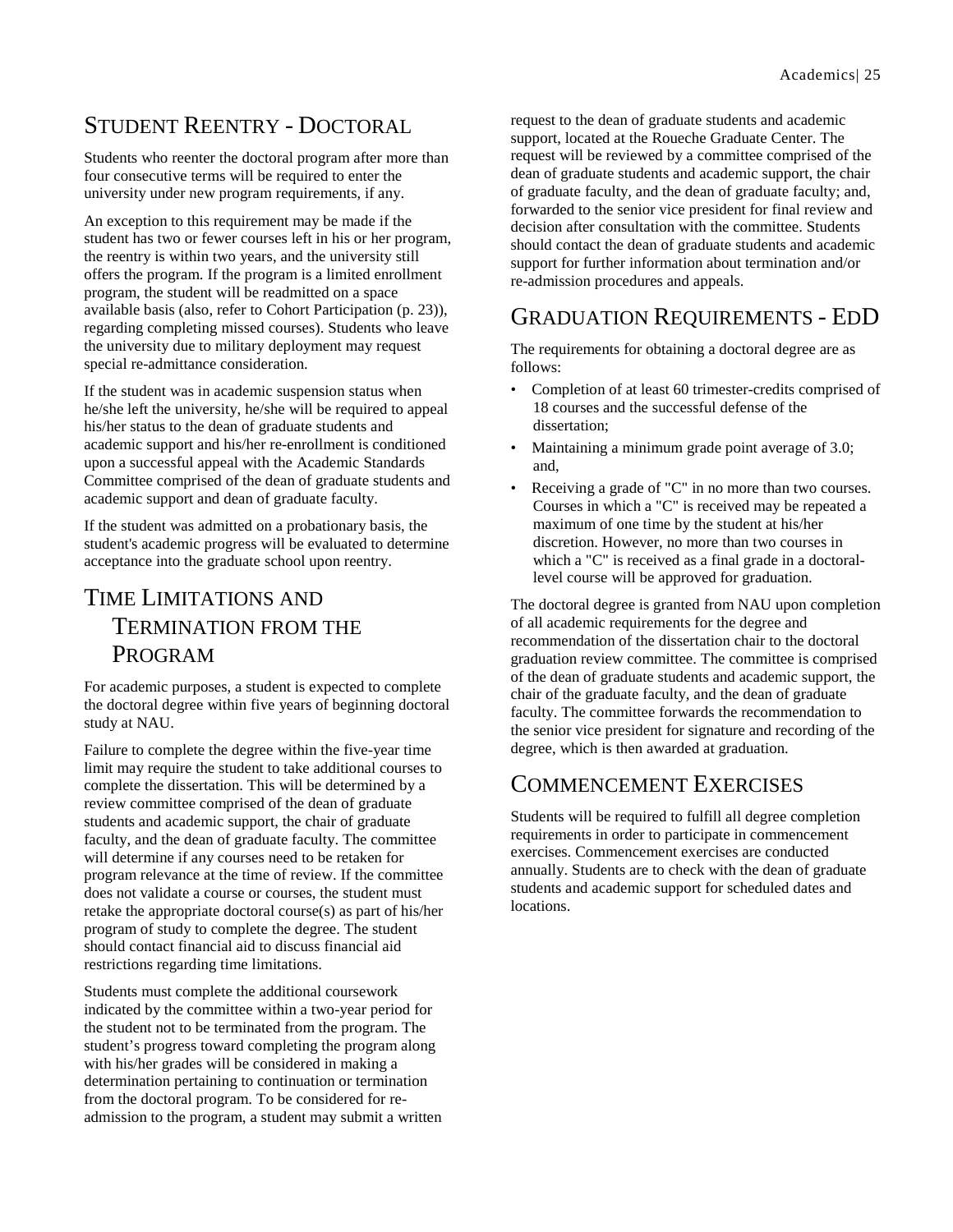## Student Reentry - Doctoral

Students who reenter the doctoral program after more than four consecutive terms will be required to enter the university under new program requirements, if any.

An exception to this requirement may be made if the student has two or fewer courses left in his or her program, the reentry is within two years, and the university still offers the program. If the program is a limited enrollment program, the student will be readmitted on a space available basis (also, refer to Cohort Participation (p. 23)), regarding completing missed courses). Students who leave the university due to military deployment may request special re-admittance consideration.

If the student was in academic suspension status when he/she left the university, he/she will be required to appeal his/her status to the dean of graduate students and academic support and his/her re-enrollment is conditioned upon a successful appeal with the Academic Standards Committee comprised of the dean of graduate students and academic support and dean of graduate faculty.

If the student was admitted on a probationary basis, the student's academic progress will be evaluated to determine acceptance into the graduate school upon reentry.

## Time Limitations and Termination from the Program

For academic purposes, a student is expected to complete the doctoral degree within five years of beginning doctoral study at NAU.

Failure to complete the degree within the five-year time limit may require the student to take additional courses to complete the dissertation. This will be determined by a review committee comprised of the dean of graduate students and academic support, the chair of graduate faculty, and the dean of graduate faculty. The committee will determine if any courses need to be retaken for program relevance at the time of review. If the committee does not validate a course or courses, the student must retake the appropriate doctoral course(s) as part of his/her program of study to complete the degree. The student should contact financial aid to discuss financial aid restrictions regarding time limitations.

Students must complete the additional coursework indicated by the committee within a two-year period for the student not to be terminated from the program. The student's progress toward completing the program along with his/her grades will be considered in making a determination pertaining to continuation or termination from the doctoral program. To be considered for re-admission to the program, a student may submit a written request to the dean of graduate students and academic support, located at the Roueche Graduate Center. The request will be reviewed by a committee comprised of the dean of graduate students and academic support, the chair of graduate faculty, and the dean of graduate faculty; and, forwarded to the senior vice president for final review and decision after consultation with the committee. Students should contact the dean of graduate students and academic support for further information about termination and/or re-admission procedures and appeals.

## Graduation Requirements - EdD

The requirements for obtaining a doctoral degree are as follows:

- Completion of at least 60 trimester-credits comprised of 18 courses and the successful defense of the dissertation;
- Maintaining a minimum grade point average of 3.0; and,
- Receiving a grade of "C" in no more than two courses. Courses in which a "C" is received may be repeated a maximum of one time by the student at his/her discretion. However, no more than two courses in which a "C" is received as a final grade in a doctoral-level course will be approved for graduation.

The doctoral degree is granted from NAU upon completion of all academic requirements for the degree and recommendation of the dissertation chair to the doctoral graduation review committee. The committee is comprised of the dean of graduate students and academic support, the chair of the graduate faculty, and the dean of graduate faculty. The committee forwards the recommendation to the senior vice president for signature and recording of the degree, which is then awarded at graduation.

## Commencement Exercises

Students will be required to fulfill all degree completion requirements in order to participate in commencement exercises. Commencement exercises are conducted annually. Students are to check with the dean of graduate students and academic support for scheduled dates and locations.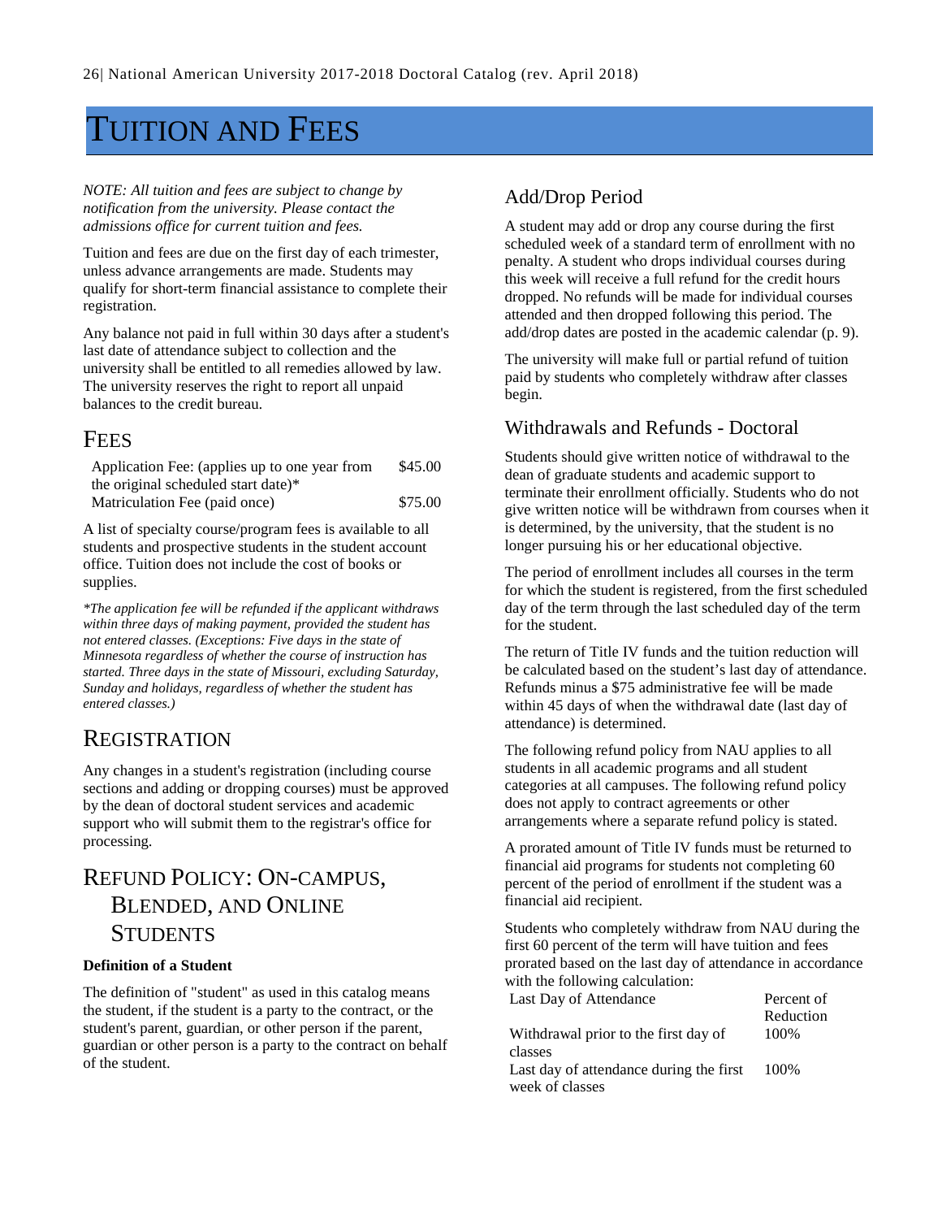# TUITION AND FEES

*NOTE: All tuition and fees are subject to change by notification from the university. Please contact the admissions office for current tuition and fees.*

Tuition and fees are due on the first day of each trimester, unless advance arrangements are made. Students may qualify for short-term financial assistance to complete their registration.

Any balance not paid in full within 30 days after a student's last date of attendance subject to collection and the university shall be entitled to all remedies allowed by law. The university reserves the right to report all unpaid balances to the credit bureau.

## FEES

| | |
|---|---|
| Application Fee: (applies up to one year from the original scheduled start date)* | $45.00 |
| Matriculation Fee (paid once) | $75.00 |

A list of specialty course/program fees is available to all students and prospective students in the student account office. Tuition does not include the cost of books or supplies.

*\*The application fee will be refunded if the applicant withdraws within three days of making payment, provided the student has not entered classes. (Exceptions: Five days in the state of Minnesota regardless of whether the course of instruction has started. Three days in the state of Missouri, excluding Saturday, Sunday and holidays, regardless of whether the student has entered classes.)*

## REGISTRATION

Any changes in a student's registration (including course sections and adding or dropping courses) must be approved by the dean of doctoral student services and academic support who will submit them to the registrar's office for processing.

## REFUND POLICY: ON-CAMPUS, BLENDED, AND ONLINE STUDENTS

**Definition of a Student**

The definition of "student" as used in this catalog means the student, if the student is a party to the contract, or the student's parent, guardian, or other person if the parent, guardian or other person is a party to the contract on behalf of the student.

### Add/Drop Period

A student may add or drop any course during the first scheduled week of a standard term of enrollment with no penalty. A student who drops individual courses during this week will receive a full refund for the credit hours dropped. No refunds will be made for individual courses attended and then dropped following this period. The add/drop dates are posted in the academic calendar (p. 9).

The university will make full or partial refund of tuition paid by students who completely withdraw after classes begin.

### Withdrawals and Refunds - Doctoral

Students should give written notice of withdrawal to the dean of graduate students and academic support to terminate their enrollment officially. Students who do not give written notice will be withdrawn from courses when it is determined, by the university, that the student is no longer pursuing his or her educational objective.

The period of enrollment includes all courses in the term for which the student is registered, from the first scheduled day of the term through the last scheduled day of the term for the student.

The return of Title IV funds and the tuition reduction will be calculated based on the student's last day of attendance. Refunds minus a $75 administrative fee will be made within 45 days of when the withdrawal date (last day of attendance) is determined.

The following refund policy from NAU applies to all students in all academic programs and all student categories at all campuses. The following refund policy does not apply to contract agreements or other arrangements where a separate refund policy is stated.

A prorated amount of Title IV funds must be returned to financial aid programs for students not completing 60 percent of the period of enrollment if the student was a financial aid recipient.

Students who completely withdraw from NAU during the first 60 percent of the term will have tuition and fees prorated based on the last day of attendance in accordance with the following calculation:

| Last Day of Attendance | Percent of Reduction |
|---|---|
| Withdrawal prior to the first day of classes | 100% |
| Last day of attendance during the first week of classes | 100% |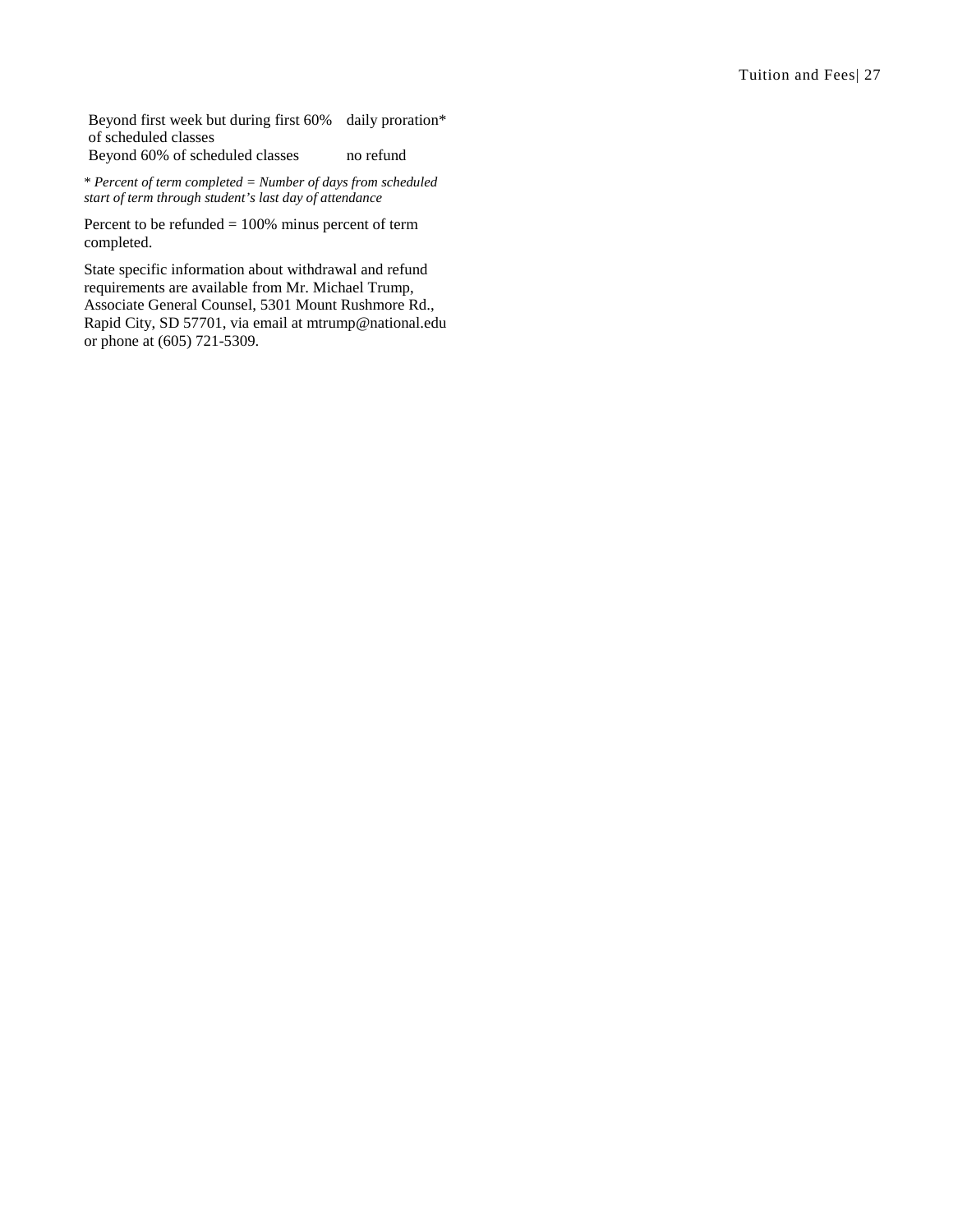| | |
|---|---|
| Beyond first week but during first 60% of scheduled classes | daily proration* |
| Beyond 60% of scheduled classes | no refund |

\* *Percent of term completed = Number of days from scheduled start of term through student's last day of attendance*

Percent to be refunded = 100% minus percent of term completed.

State specific information about withdrawal and refund requirements are available from Mr. Michael Trump, Associate General Counsel, 5301 Mount Rushmore Rd., Rapid City, SD 57701, via email at mtrump@national.edu or phone at (605) 721-5309.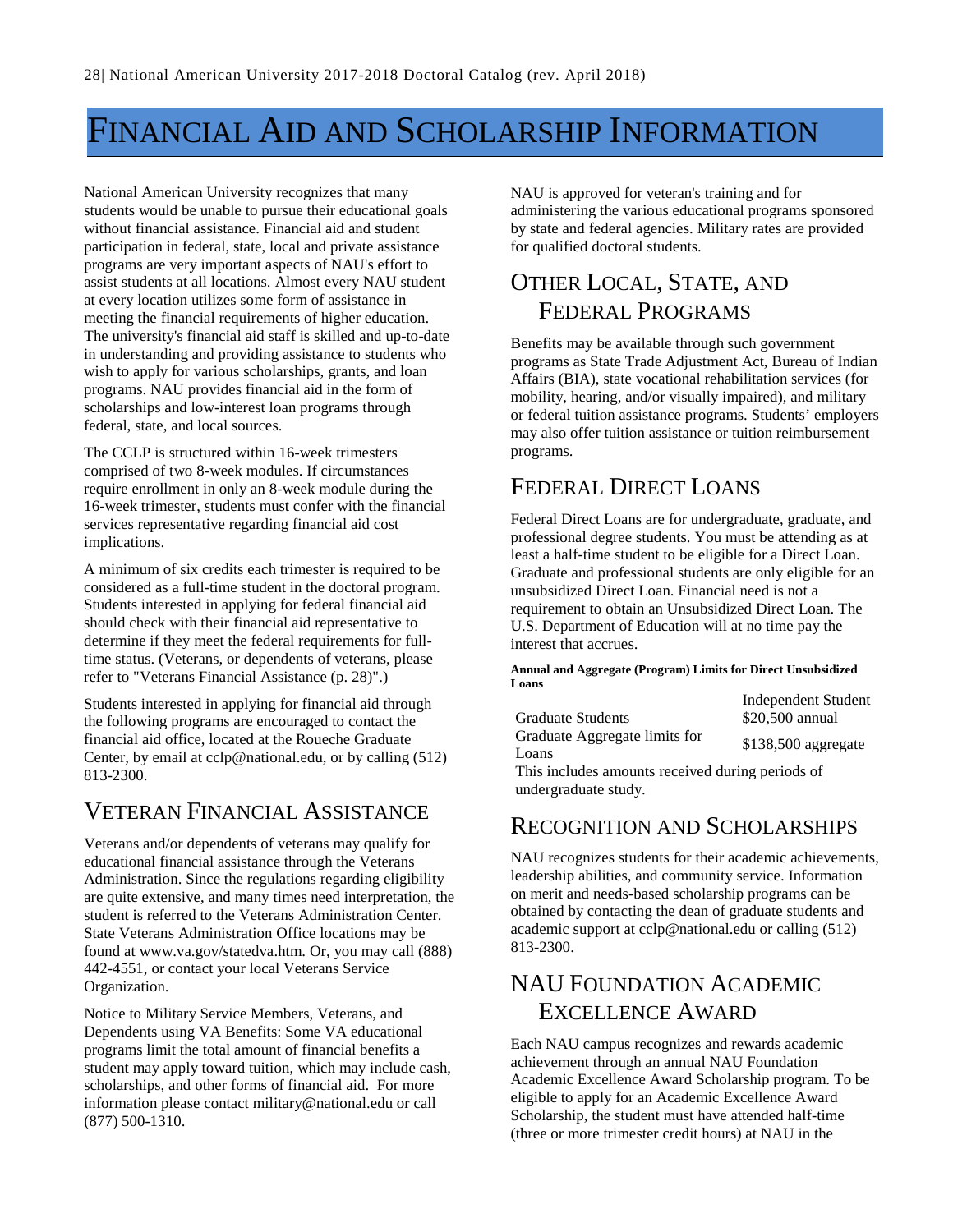# Financial Aid and Scholarship Information

National American University recognizes that many students would be unable to pursue their educational goals without financial assistance. Financial aid and student participation in federal, state, local and private assistance programs are very important aspects of NAU's effort to assist students at all locations. Almost every NAU student at every location utilizes some form of assistance in meeting the financial requirements of higher education. The university's financial aid staff is skilled and up-to-date in understanding and providing assistance to students who wish to apply for various scholarships, grants, and loan programs. NAU provides financial aid in the form of scholarships and low-interest loan programs through federal, state, and local sources.

The CCLP is structured within 16-week trimesters comprised of two 8-week modules. If circumstances require enrollment in only an 8-week module during the 16-week trimester, students must confer with the financial services representative regarding financial aid cost implications.

A minimum of six credits each trimester is required to be considered as a full-time student in the doctoral program. Students interested in applying for federal financial aid should check with their financial aid representative to determine if they meet the federal requirements for full-time status. (Veterans, or dependents of veterans, please refer to "Veterans Financial Assistance (p. 28)".)

Students interested in applying for financial aid through the following programs are encouraged to contact the financial aid office, located at the Roueche Graduate Center, by email at cclp@national.edu, or by calling (512) 813-2300.

## Veteran Financial Assistance

Veterans and/or dependents of veterans may qualify for educational financial assistance through the Veterans Administration. Since the regulations regarding eligibility are quite extensive, and many times need interpretation, the student is referred to the Veterans Administration Center. State Veterans Administration Office locations may be found at www.va.gov/statedva.htm. Or, you may call (888) 442-4551, or contact your local Veterans Service Organization.

Notice to Military Service Members, Veterans, and Dependents using VA Benefits: Some VA educational programs limit the total amount of financial benefits a student may apply toward tuition, which may include cash, scholarships, and other forms of financial aid. For more information please contact military@national.edu or call (877) 500-1310.

NAU is approved for veteran's training and for administering the various educational programs sponsored by state and federal agencies. Military rates are provided for qualified doctoral students.

## Other Local, State, and Federal Programs

Benefits may be available through such government programs as State Trade Adjustment Act, Bureau of Indian Affairs (BIA), state vocational rehabilitation services (for mobility, hearing, and/or visually impaired), and military or federal tuition assistance programs. Students' employers may also offer tuition assistance or tuition reimbursement programs.

## Federal Direct Loans

Federal Direct Loans are for undergraduate, graduate, and professional degree students. You must be attending as at least a half-time student to be eligible for a Direct Loan. Graduate and professional students are only eligible for an unsubsidized Direct Loan. Financial need is not a requirement to obtain an Unsubsidized Direct Loan. The U.S. Department of Education will at no time pay the interest that accrues.

**Annual and Aggregate (Program) Limits for Direct Unsubsidized Loans**

| | Independent Student |
|---|---|
| Graduate Students | $20,500 annual |
| Graduate Aggregate limits for Loans | $138,500 aggregate |

This includes amounts received during periods of undergraduate study.

## Recognition and Scholarships

NAU recognizes students for their academic achievements, leadership abilities, and community service. Information on merit and needs-based scholarship programs can be obtained by contacting the dean of graduate students and academic support at cclp@national.edu or calling (512) 813-2300.

## NAU Foundation Academic Excellence Award

Each NAU campus recognizes and rewards academic achievement through an annual NAU Foundation Academic Excellence Award Scholarship program. To be eligible to apply for an Academic Excellence Award Scholarship, the student must have attended half-time (three or more trimester credit hours) at NAU in the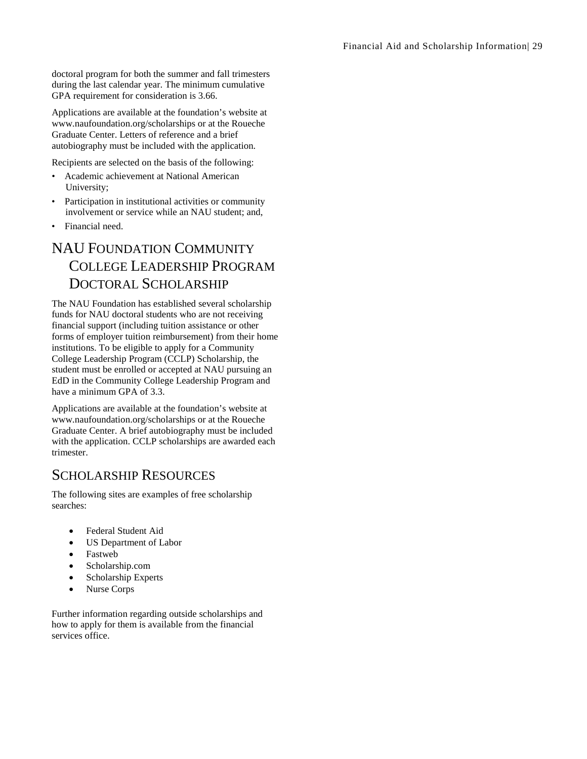doctoral program for both the summer and fall trimesters during the last calendar year. The minimum cumulative GPA requirement for consideration is 3.66.

Applications are available at the foundation's website at www.naufoundation.org/scholarships or at the Roueche Graduate Center. Letters of reference and a brief autobiography must be included with the application.

Recipients are selected on the basis of the following:

- Academic achievement at National American University;
- Participation in institutional activities or community involvement or service while an NAU student; and,
- Financial need.

## NAU Foundation Community College Leadership Program Doctoral Scholarship

The NAU Foundation has established several scholarship funds for NAU doctoral students who are not receiving financial support (including tuition assistance or other forms of employer tuition reimbursement) from their home institutions. To be eligible to apply for a Community College Leadership Program (CCLP) Scholarship, the student must be enrolled or accepted at NAU pursuing an EdD in the Community College Leadership Program and have a minimum GPA of 3.3.

Applications are available at the foundation's website at www.naufoundation.org/scholarships or at the Roueche Graduate Center. A brief autobiography must be included with the application. CCLP scholarships are awarded each trimester.

## Scholarship Resources

The following sites are examples of free scholarship searches:

- Federal Student Aid
- US Department of Labor
- Fastweb
- Scholarship.com
- Scholarship Experts
- Nurse Corps

Further information regarding outside scholarships and how to apply for them is available from the financial services office.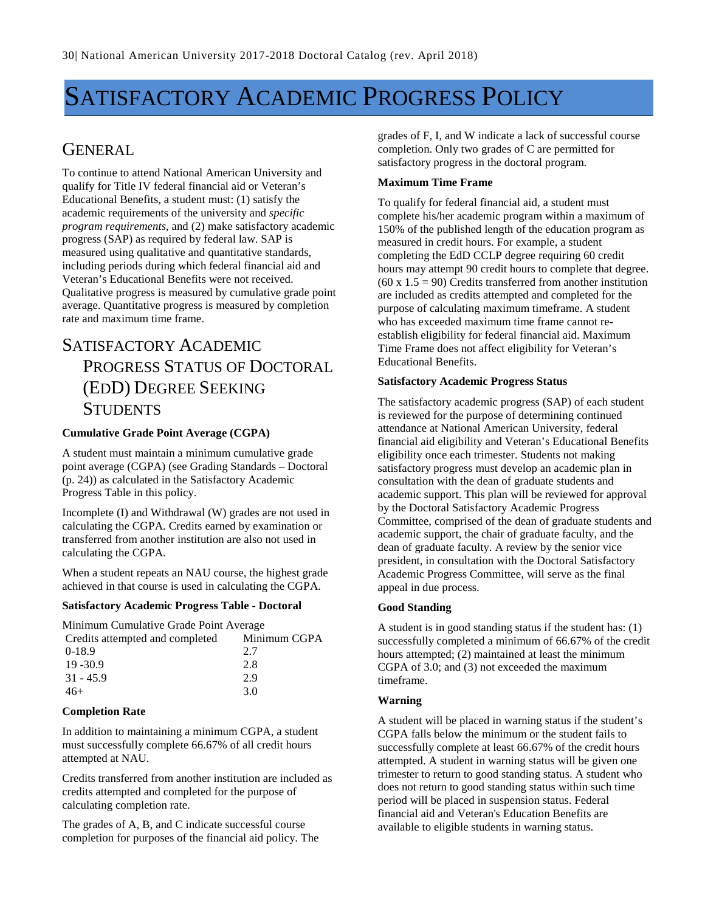# Satisfactory Academic Progress Policy

## General

To continue to attend National American University and qualify for Title IV federal financial aid or Veteran's Educational Benefits, a student must: (1) satisfy the academic requirements of the university and *specific program requirements*, and (2) make satisfactory academic progress (SAP) as required by federal law. SAP is measured using qualitative and quantitative standards, including periods during which federal financial aid and Veteran's Educational Benefits were not received. Qualitative progress is measured by cumulative grade point average. Quantitative progress is measured by completion rate and maximum time frame.

## Satisfactory Academic Progress Status of Doctoral (EdD) Degree Seeking Students

**Cumulative Grade Point Average (CGPA)**

A student must maintain a minimum cumulative grade point average (CGPA) (see Grading Standards – Doctoral (p. 24)) as calculated in the Satisfactory Academic Progress Table in this policy.

Incomplete (I) and Withdrawal (W) grades are not used in calculating the CGPA. Credits earned by examination or transferred from another institution are also not used in calculating the CGPA.

When a student repeats an NAU course, the highest grade achieved in that course is used in calculating the CGPA.

**Satisfactory Academic Progress Table - Doctoral**

Minimum Cumulative Grade Point Average

| Credits attempted and completed | Minimum CGPA |
|---|---|
| 0-18.9 | 2.7 |
| 19 -30.9 | 2.8 |
| 31 - 45.9 | 2.9 |
| 46+ | 3.0 |

**Completion Rate**

In addition to maintaining a minimum CGPA, a student must successfully complete 66.67% of all credit hours attempted at NAU.

Credits transferred from another institution are included as credits attempted and completed for the purpose of calculating completion rate.

The grades of A, B, and C indicate successful course completion for purposes of the financial aid policy. The grades of F, I, and W indicate a lack of successful course completion. Only two grades of C are permitted for satisfactory progress in the doctoral program.

**Maximum Time Frame**

To qualify for federal financial aid, a student must complete his/her academic program within a maximum of 150% of the published length of the education program as measured in credit hours. For example, a student completing the EdD CCLP degree requiring 60 credit hours may attempt 90 credit hours to complete that degree. (60 x 1.5 = 90) Credits transferred from another institution are included as credits attempted and completed for the purpose of calculating maximum timeframe. A student who has exceeded maximum time frame cannot re-establish eligibility for federal financial aid. Maximum Time Frame does not affect eligibility for Veteran's Educational Benefits.

**Satisfactory Academic Progress Status**

The satisfactory academic progress (SAP) of each student is reviewed for the purpose of determining continued attendance at National American University, federal financial aid eligibility and Veteran's Educational Benefits eligibility once each trimester. Students not making satisfactory progress must develop an academic plan in consultation with the dean of graduate students and academic support. This plan will be reviewed for approval by the Doctoral Satisfactory Academic Progress Committee, comprised of the dean of graduate students and academic support, the chair of graduate faculty, and the dean of graduate faculty. A review by the senior vice president, in consultation with the Doctoral Satisfactory Academic Progress Committee, will serve as the final appeal in due process.

**Good Standing**

A student is in good standing status if the student has: (1) successfully completed a minimum of 66.67% of the credit hours attempted; (2) maintained at least the minimum CGPA of 3.0; and (3) not exceeded the maximum timeframe.

**Warning**

A student will be placed in warning status if the student's CGPA falls below the minimum or the student fails to successfully complete at least 66.67% of the credit hours attempted. A student in warning status will be given one trimester to return to good standing status. A student who does not return to good standing status within such time period will be placed in suspension status. Federal financial aid and Veteran's Education Benefits are available to eligible students in warning status.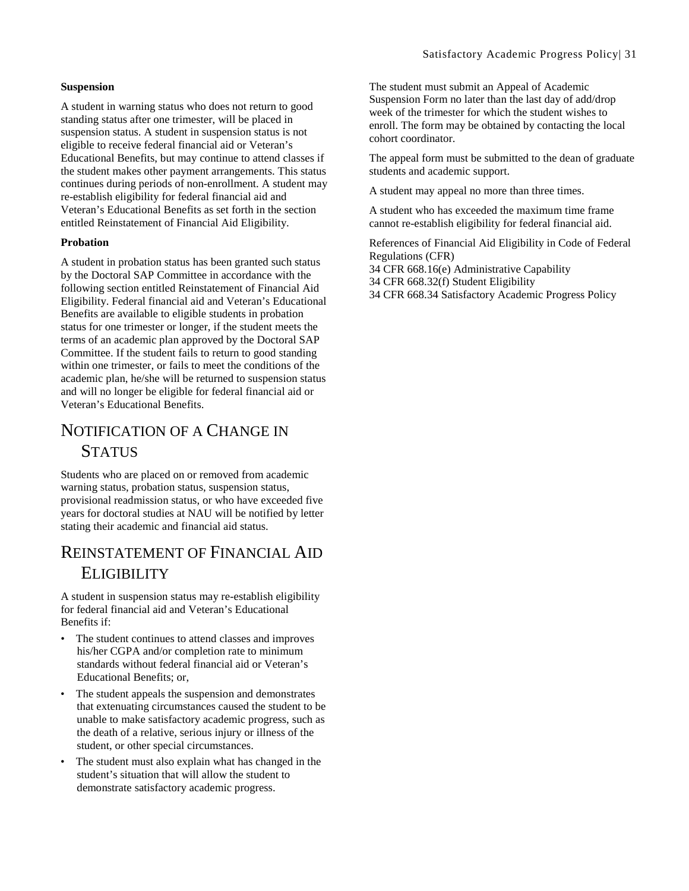**Suspension**

A student in warning status who does not return to good standing status after one trimester, will be placed in suspension status. A student in suspension status is not eligible to receive federal financial aid or Veteran's Educational Benefits, but may continue to attend classes if the student makes other payment arrangements. This status continues during periods of non-enrollment. A student may re-establish eligibility for federal financial aid and Veteran's Educational Benefits as set forth in the section entitled Reinstatement of Financial Aid Eligibility.

**Probation**

A student in probation status has been granted such status by the Doctoral SAP Committee in accordance with the following section entitled Reinstatement of Financial Aid Eligibility. Federal financial aid and Veteran's Educational Benefits are available to eligible students in probation status for one trimester or longer, if the student meets the terms of an academic plan approved by the Doctoral SAP Committee. If the student fails to return to good standing within one trimester, or fails to meet the conditions of the academic plan, he/she will be returned to suspension status and will no longer be eligible for federal financial aid or Veteran's Educational Benefits.

## Notification of a Change in Status

Students who are placed on or removed from academic warning status, probation status, suspension status, provisional readmission status, or who have exceeded five years for doctoral studies at NAU will be notified by letter stating their academic and financial aid status.

## Reinstatement of Financial Aid Eligibility

A student in suspension status may re-establish eligibility for federal financial aid and Veteran's Educational Benefits if:

- The student continues to attend classes and improves his/her CGPA and/or completion rate to minimum standards without federal financial aid or Veteran's Educational Benefits; or,
- The student appeals the suspension and demonstrates that extenuating circumstances caused the student to be unable to make satisfactory academic progress, such as the death of a relative, serious injury or illness of the student, or other special circumstances.
- The student must also explain what has changed in the student's situation that will allow the student to demonstrate satisfactory academic progress.

The student must submit an Appeal of Academic Suspension Form no later than the last day of add/drop week of the trimester for which the student wishes to enroll. The form may be obtained by contacting the local cohort coordinator.

The appeal form must be submitted to the dean of graduate students and academic support.

A student may appeal no more than three times.

A student who has exceeded the maximum time frame cannot re-establish eligibility for federal financial aid.

References of Financial Aid Eligibility in Code of Federal Regulations (CFR)
34 CFR 668.16(e) Administrative Capability
34 CFR 668.32(f) Student Eligibility
34 CFR 668.34 Satisfactory Academic Progress Policy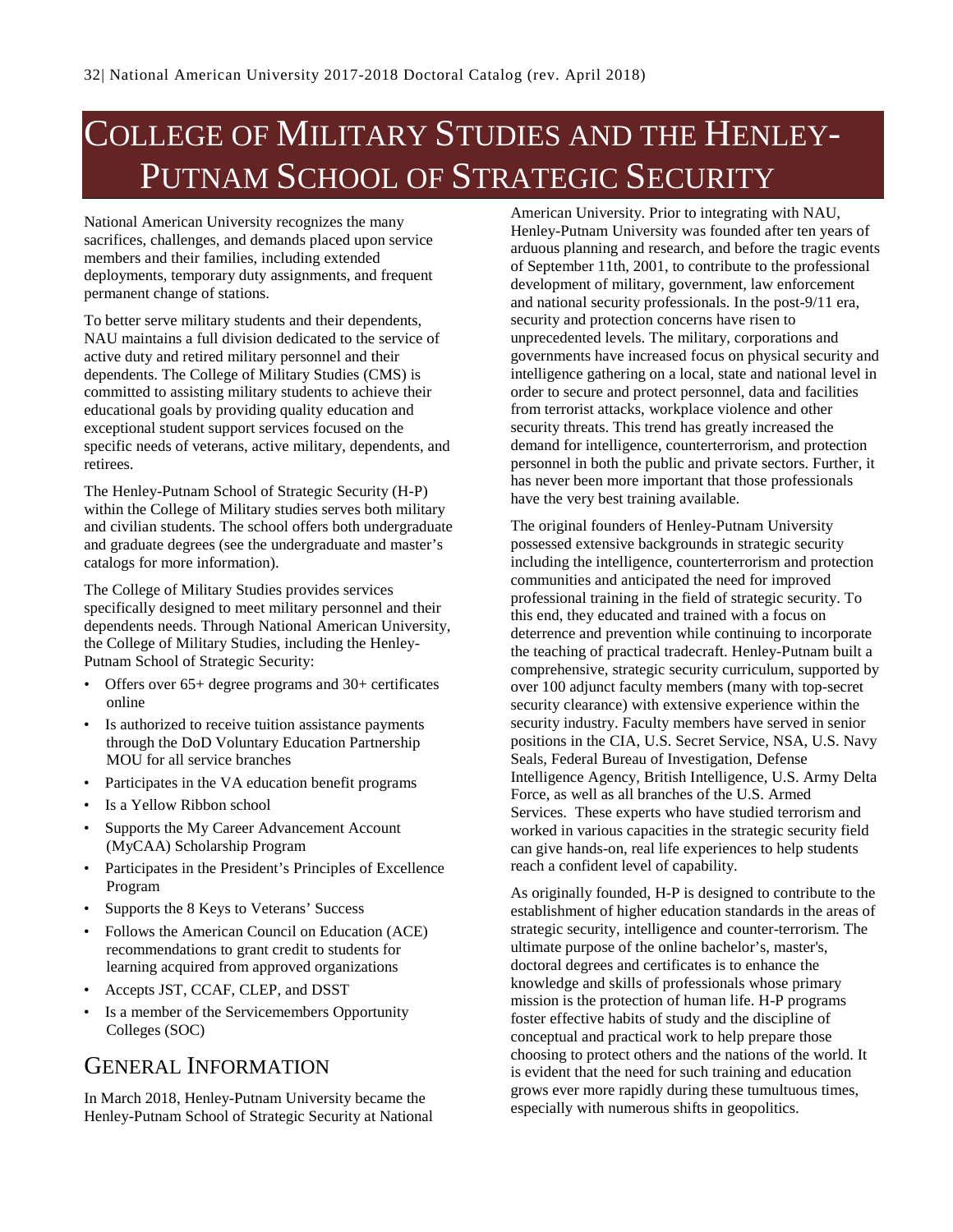# College of Military Studies and the Henley-Putnam School of Strategic Security

National American University recognizes the many sacrifices, challenges, and demands placed upon service members and their families, including extended deployments, temporary duty assignments, and frequent permanent change of stations.

To better serve military students and their dependents, NAU maintains a full division dedicated to the service of active duty and retired military personnel and their dependents. The College of Military Studies (CMS) is committed to assisting military students to achieve their educational goals by providing quality education and exceptional student support services focused on the specific needs of veterans, active military, dependents, and retirees.

The Henley-Putnam School of Strategic Security (H-P) within the College of Military studies serves both military and civilian students. The school offers both undergraduate and graduate degrees (see the undergraduate and master's catalogs for more information).

The College of Military Studies provides services specifically designed to meet military personnel and their dependents needs. Through National American University, the College of Military Studies, including the Henley-Putnam School of Strategic Security:

- Offers over 65+ degree programs and 30+ certificates online
- Is authorized to receive tuition assistance payments through the DoD Voluntary Education Partnership MOU for all service branches
- Participates in the VA education benefit programs
- Is a Yellow Ribbon school
- Supports the My Career Advancement Account (MyCAA) Scholarship Program
- Participates in the President's Principles of Excellence Program
- Supports the 8 Keys to Veterans' Success
- Follows the American Council on Education (ACE) recommendations to grant credit to students for learning acquired from approved organizations
- Accepts JST, CCAF, CLEP, and DSST
- Is a member of the Servicemembers Opportunity Colleges (SOC)

## General Information

In March 2018, Henley-Putnam University became the Henley-Putnam School of Strategic Security at National American University. Prior to integrating with NAU, Henley-Putnam University was founded after ten years of arduous planning and research, and before the tragic events of September 11th, 2001, to contribute to the professional development of military, government, law enforcement and national security professionals. In the post-9/11 era, security and protection concerns have risen to unprecedented levels. The military, corporations and governments have increased focus on physical security and intelligence gathering on a local, state and national level in order to secure and protect personnel, data and facilities from terrorist attacks, workplace violence and other security threats. This trend has greatly increased the demand for intelligence, counterterrorism, and protection personnel in both the public and private sectors. Further, it has never been more important that those professionals have the very best training available.

The original founders of Henley-Putnam University possessed extensive backgrounds in strategic security including the intelligence, counterterrorism and protection communities and anticipated the need for improved professional training in the field of strategic security. To this end, they educated and trained with a focus on deterrence and prevention while continuing to incorporate the teaching of practical tradecraft. Henley-Putnam built a comprehensive, strategic security curriculum, supported by over 100 adjunct faculty members (many with top-secret security clearance) with extensive experience within the security industry. Faculty members have served in senior positions in the CIA, U.S. Secret Service, NSA, U.S. Navy Seals, Federal Bureau of Investigation, Defense Intelligence Agency, British Intelligence, U.S. Army Delta Force, as well as all branches of the U.S. Armed Services. These experts who have studied terrorism and worked in various capacities in the strategic security field can give hands-on, real life experiences to help students reach a confident level of capability.

As originally founded, H-P is designed to contribute to the establishment of higher education standards in the areas of strategic security, intelligence and counter-terrorism. The ultimate purpose of the online bachelor's, master's, doctoral degrees and certificates is to enhance the knowledge and skills of professionals whose primary mission is the protection of human life. H-P programs foster effective habits of study and the discipline of conceptual and practical work to help prepare those choosing to protect others and the nations of the world. It is evident that the need for such training and education grows ever more rapidly during these tumultuous times, especially with numerous shifts in geopolitics.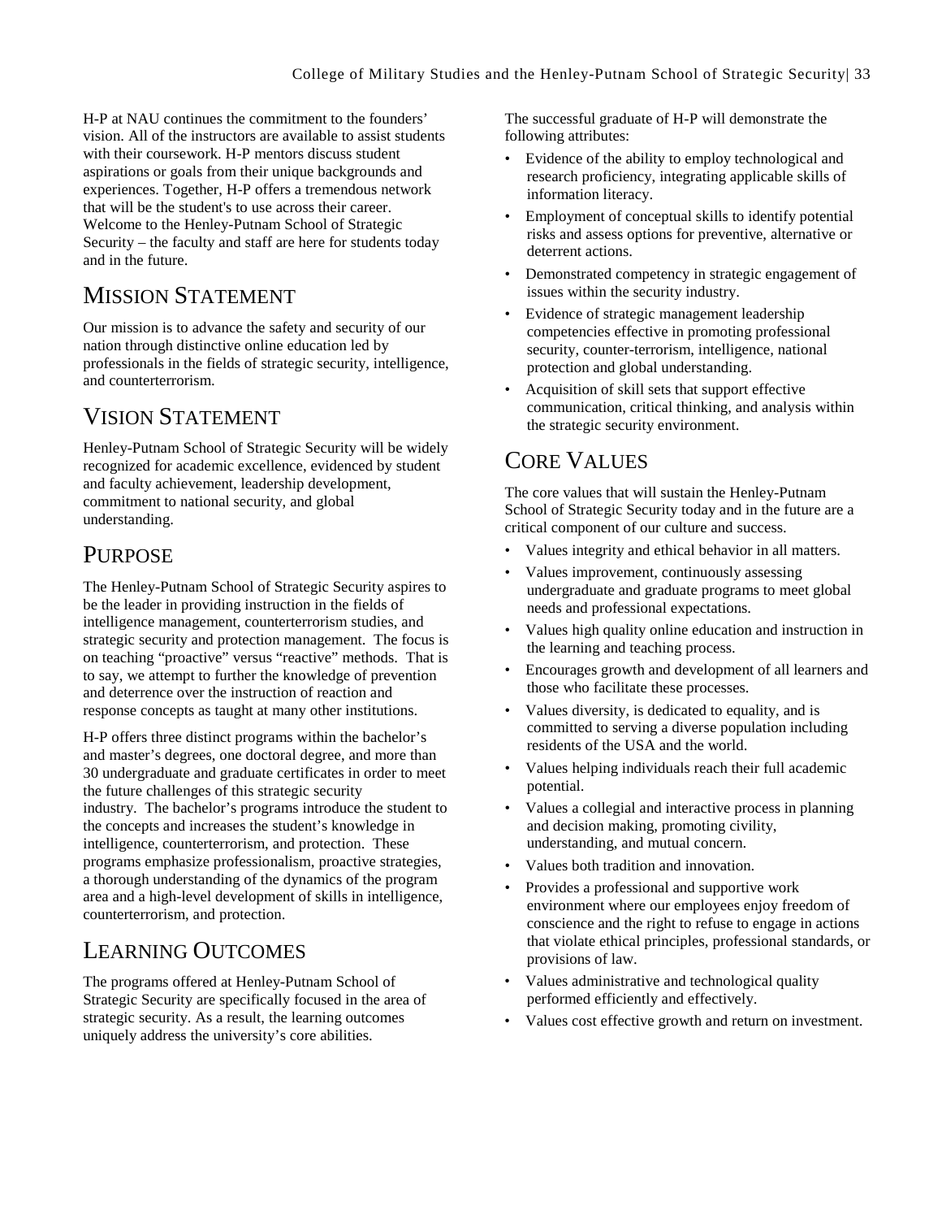H-P at NAU continues the commitment to the founders' vision. All of the instructors are available to assist students with their coursework. H-P mentors discuss student aspirations or goals from their unique backgrounds and experiences. Together, H-P offers a tremendous network that will be the student's to use across their career. Welcome to the Henley-Putnam School of Strategic Security – the faculty and staff are here for students today and in the future.

## Mission Statement

Our mission is to advance the safety and security of our nation through distinctive online education led by professionals in the fields of strategic security, intelligence, and counterterrorism.

## Vision Statement

Henley-Putnam School of Strategic Security will be widely recognized for academic excellence, evidenced by student and faculty achievement, leadership development, commitment to national security, and global understanding.

## Purpose

The Henley-Putnam School of Strategic Security aspires to be the leader in providing instruction in the fields of intelligence management, counterterrorism studies, and strategic security and protection management. The focus is on teaching "proactive" versus "reactive" methods. That is to say, we attempt to further the knowledge of prevention and deterrence over the instruction of reaction and response concepts as taught at many other institutions.

H-P offers three distinct programs within the bachelor's and master's degrees, one doctoral degree, and more than 30 undergraduate and graduate certificates in order to meet the future challenges of this strategic security industry. The bachelor's programs introduce the student to the concepts and increases the student's knowledge in intelligence, counterterrorism, and protection. These programs emphasize professionalism, proactive strategies, a thorough understanding of the dynamics of the program area and a high-level development of skills in intelligence, counterterrorism, and protection.

## Learning Outcomes

The programs offered at Henley-Putnam School of Strategic Security are specifically focused in the area of strategic security. As a result, the learning outcomes uniquely address the university's core abilities.

The successful graduate of H-P will demonstrate the following attributes:

- Evidence of the ability to employ technological and research proficiency, integrating applicable skills of information literacy.
- Employment of conceptual skills to identify potential risks and assess options for preventive, alternative or deterrent actions.
- Demonstrated competency in strategic engagement of issues within the security industry.
- Evidence of strategic management leadership competencies effective in promoting professional security, counter-terrorism, intelligence, national protection and global understanding.
- Acquisition of skill sets that support effective communication, critical thinking, and analysis within the strategic security environment.

## Core Values

The core values that will sustain the Henley-Putnam School of Strategic Security today and in the future are a critical component of our culture and success.

- Values integrity and ethical behavior in all matters.
- Values improvement, continuously assessing undergraduate and graduate programs to meet global needs and professional expectations.
- Values high quality online education and instruction in the learning and teaching process.
- Encourages growth and development of all learners and those who facilitate these processes.
- Values diversity, is dedicated to equality, and is committed to serving a diverse population including residents of the USA and the world.
- Values helping individuals reach their full academic potential.
- Values a collegial and interactive process in planning and decision making, promoting civility, understanding, and mutual concern.
- Values both tradition and innovation.
- Provides a professional and supportive work environment where our employees enjoy freedom of conscience and the right to refuse to engage in actions that violate ethical principles, professional standards, or provisions of law.
- Values administrative and technological quality performed efficiently and effectively.
- Values cost effective growth and return on investment.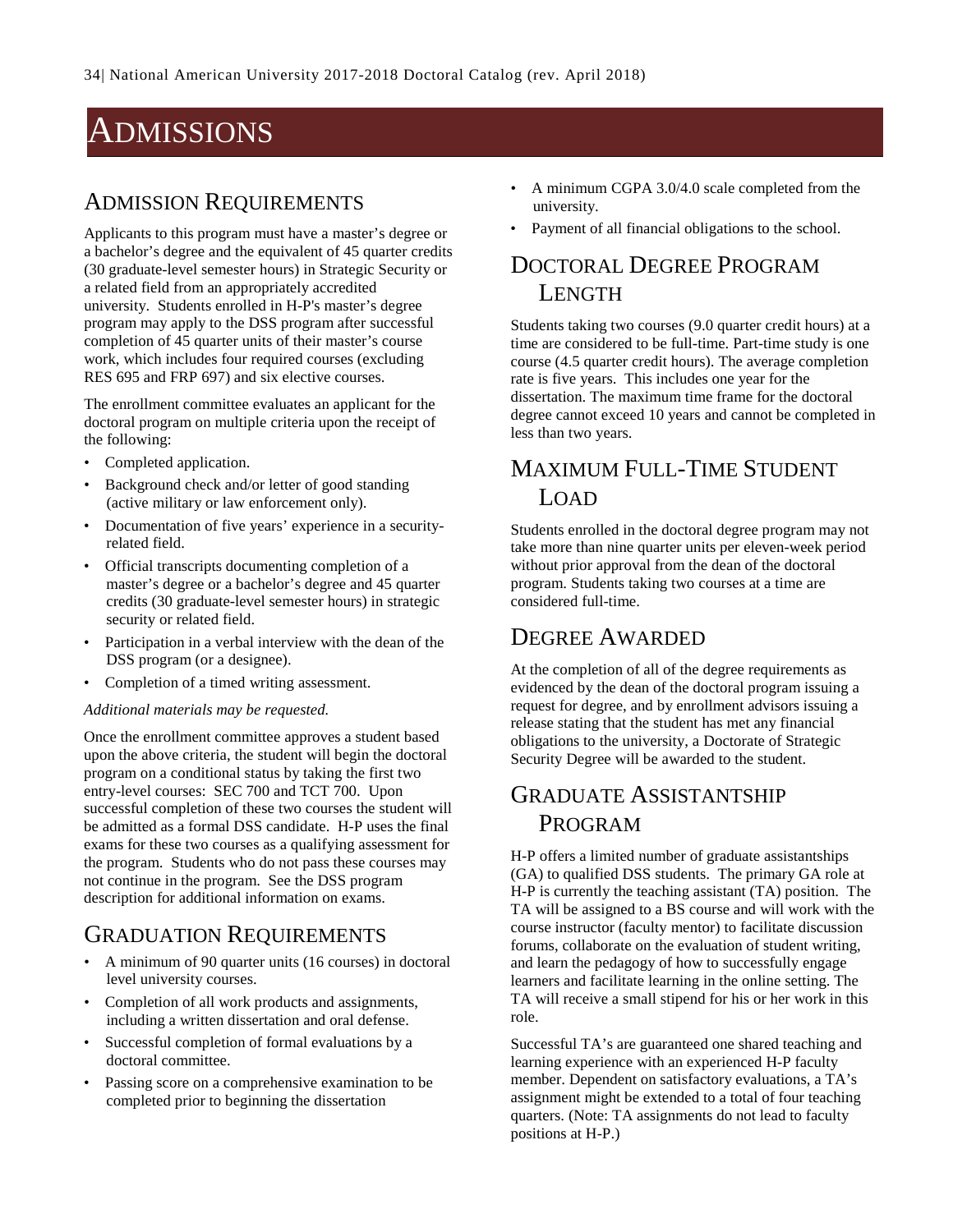# ADMISSIONS

## ADMISSION REQUIREMENTS

Applicants to this program must have a master's degree or a bachelor's degree and the equivalent of 45 quarter credits (30 graduate-level semester hours) in Strategic Security or a related field from an appropriately accredited university. Students enrolled in H-P's master's degree program may apply to the DSS program after successful completion of 45 quarter units of their master's course work, which includes four required courses (excluding RES 695 and FRP 697) and six elective courses.

The enrollment committee evaluates an applicant for the doctoral program on multiple criteria upon the receipt of the following:

- Completed application.
- Background check and/or letter of good standing (active military or law enforcement only).
- Documentation of five years' experience in a security-related field.
- Official transcripts documenting completion of a master's degree or a bachelor's degree and 45 quarter credits (30 graduate-level semester hours) in strategic security or related field.
- Participation in a verbal interview with the dean of the DSS program (or a designee).
- Completion of a timed writing assessment.

*Additional materials may be requested.*

Once the enrollment committee approves a student based upon the above criteria, the student will begin the doctoral program on a conditional status by taking the first two entry-level courses: SEC 700 and TCT 700. Upon successful completion of these two courses the student will be admitted as a formal DSS candidate. H-P uses the final exams for these two courses as a qualifying assessment for the program. Students who do not pass these courses may not continue in the program. See the DSS program description for additional information on exams.

## GRADUATION REQUIREMENTS

- A minimum of 90 quarter units (16 courses) in doctoral level university courses.
- Completion of all work products and assignments, including a written dissertation and oral defense.
- Successful completion of formal evaluations by a doctoral committee.
- Passing score on a comprehensive examination to be completed prior to beginning the dissertation
- A minimum CGPA 3.0/4.0 scale completed from the university.
- Payment of all financial obligations to the school.

## DOCTORAL DEGREE PROGRAM LENGTH

Students taking two courses (9.0 quarter credit hours) at a time are considered to be full-time. Part-time study is one course (4.5 quarter credit hours). The average completion rate is five years. This includes one year for the dissertation. The maximum time frame for the doctoral degree cannot exceed 10 years and cannot be completed in less than two years.

## MAXIMUM FULL-TIME STUDENT LOAD

Students enrolled in the doctoral degree program may not take more than nine quarter units per eleven-week period without prior approval from the dean of the doctoral program. Students taking two courses at a time are considered full-time.

## DEGREE AWARDED

At the completion of all of the degree requirements as evidenced by the dean of the doctoral program issuing a request for degree, and by enrollment advisors issuing a release stating that the student has met any financial obligations to the university, a Doctorate of Strategic Security Degree will be awarded to the student.

## GRADUATE ASSISTANTSHIP PROGRAM

H-P offers a limited number of graduate assistantships (GA) to qualified DSS students. The primary GA role at H-P is currently the teaching assistant (TA) position. The TA will be assigned to a BS course and will work with the course instructor (faculty mentor) to facilitate discussion forums, collaborate on the evaluation of student writing, and learn the pedagogy of how to successfully engage learners and facilitate learning in the online setting. The TA will receive a small stipend for his or her work in this role.

Successful TA's are guaranteed one shared teaching and learning experience with an experienced H-P faculty member. Dependent on satisfactory evaluations, a TA's assignment might be extended to a total of four teaching quarters. (Note: TA assignments do not lead to faculty positions at H-P.)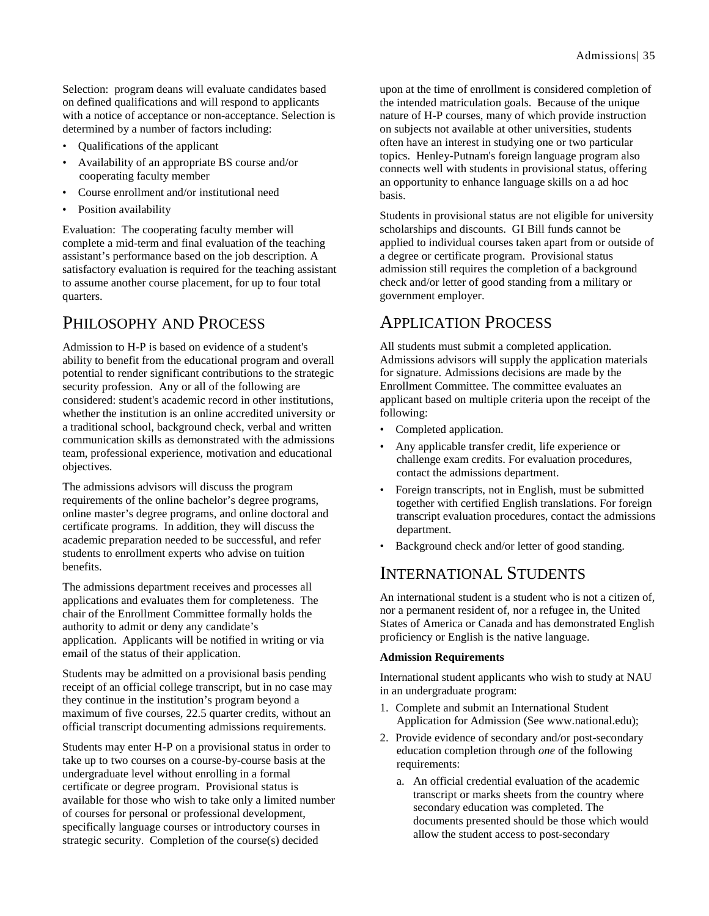Selection: program deans will evaluate candidates based on defined qualifications and will respond to applicants with a notice of acceptance or non-acceptance. Selection is determined by a number of factors including:

- Qualifications of the applicant
- Availability of an appropriate BS course and/or cooperating faculty member
- Course enrollment and/or institutional need
- Position availability

Evaluation: The cooperating faculty member will complete a mid-term and final evaluation of the teaching assistant's performance based on the job description. A satisfactory evaluation is required for the teaching assistant to assume another course placement, for up to four total quarters.

## Philosophy and Process

Admission to H-P is based on evidence of a student's ability to benefit from the educational program and overall potential to render significant contributions to the strategic security profession. Any or all of the following are considered: student's academic record in other institutions, whether the institution is an online accredited university or a traditional school, background check, verbal and written communication skills as demonstrated with the admissions team, professional experience, motivation and educational objectives.

The admissions advisors will discuss the program requirements of the online bachelor's degree programs, online master's degree programs, and online doctoral and certificate programs. In addition, they will discuss the academic preparation needed to be successful, and refer students to enrollment experts who advise on tuition benefits.

The admissions department receives and processes all applications and evaluates them for completeness. The chair of the Enrollment Committee formally holds the authority to admit or deny any candidate's application. Applicants will be notified in writing or via email of the status of their application.

Students may be admitted on a provisional basis pending receipt of an official college transcript, but in no case may they continue in the institution's program beyond a maximum of five courses, 22.5 quarter credits, without an official transcript documenting admissions requirements.

Students may enter H-P on a provisional status in order to take up to two courses on a course-by-course basis at the undergraduate level without enrolling in a formal certificate or degree program. Provisional status is available for those who wish to take only a limited number of courses for personal or professional development, specifically language courses or introductory courses in strategic security. Completion of the course(s) decided upon at the time of enrollment is considered completion of the intended matriculation goals. Because of the unique nature of H-P courses, many of which provide instruction on subjects not available at other universities, students often have an interest in studying one or two particular topics. Henley-Putnam's foreign language program also connects well with students in provisional status, offering an opportunity to enhance language skills on a ad hoc basis.

Students in provisional status are not eligible for university scholarships and discounts. GI Bill funds cannot be applied to individual courses taken apart from or outside of a degree or certificate program. Provisional status admission still requires the completion of a background check and/or letter of good standing from a military or government employer.

## Application Process

All students must submit a completed application. Admissions advisors will supply the application materials for signature. Admissions decisions are made by the Enrollment Committee. The committee evaluates an applicant based on multiple criteria upon the receipt of the following:

- Completed application.
- Any applicable transfer credit, life experience or challenge exam credits. For evaluation procedures, contact the admissions department.
- Foreign transcripts, not in English, must be submitted together with certified English translations. For foreign transcript evaluation procedures, contact the admissions department.
- Background check and/or letter of good standing.

## International Students

An international student is a student who is not a citizen of, nor a permanent resident of, nor a refugee in, the United States of America or Canada and has demonstrated English proficiency or English is the native language.

**Admission Requirements**

International student applicants who wish to study at NAU in an undergraduate program:

1. Complete and submit an International Student Application for Admission (See www.national.edu);
2. Provide evidence of secondary and/or post-secondary education completion through *one* of the following requirements:
   a. An official credential evaluation of the academic transcript or marks sheets from the country where secondary education was completed. The documents presented should be those which would allow the student access to post-secondary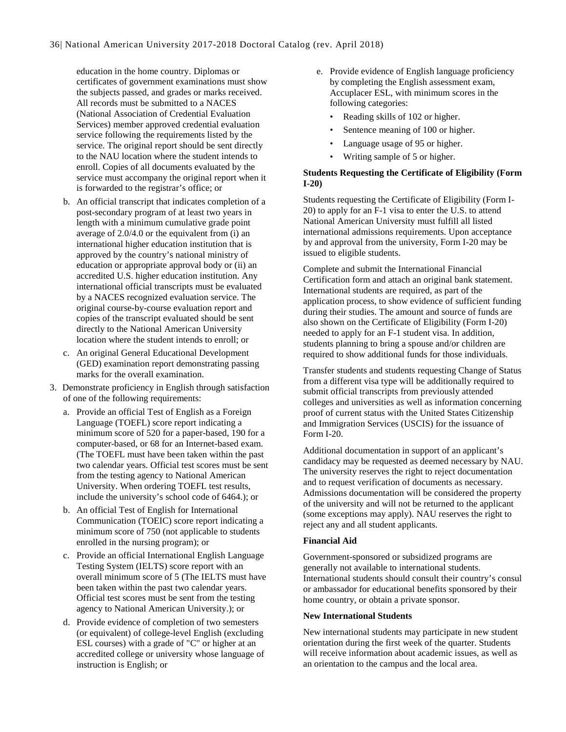education in the home country. Diplomas or certificates of government examinations must show the subjects passed, and grades or marks received. All records must be submitted to a NACES (National Association of Credential Evaluation Services) member approved credential evaluation service following the requirements listed by the service. The original report should be sent directly to the NAU location where the student intends to enroll. Copies of all documents evaluated by the service must accompany the original report when it is forwarded to the registrar's office; or

   b. An official transcript that indicates completion of a post-secondary program of at least two years in length with a minimum cumulative grade point average of 2.0/4.0 or the equivalent from (i) an international higher education institution that is approved by the country's national ministry of education or appropriate approval body or (ii) an accredited U.S. higher education institution. Any international official transcripts must be evaluated by a NACES recognized evaluation service. The original course-by-course evaluation report and copies of the transcript evaluated should be sent directly to the National American University location where the student intends to enroll; or

   c. An original General Educational Development (GED) examination report demonstrating passing marks for the overall examination.

3. Demonstrate proficiency in English through satisfaction of one of the following requirements:

   a. Provide an official Test of English as a Foreign Language (TOEFL) score report indicating a minimum score of 520 for a paper-based, 190 for a computer-based, or 68 for an Internet-based exam. (The TOEFL must have been taken within the past two calendar years. Official test scores must be sent from the testing agency to National American University. When ordering TOEFL test results, include the university's school code of 6464.); or

   b. An official Test of English for International Communication (TOEIC) score report indicating a minimum score of 750 (not applicable to students enrolled in the nursing program); or

   c. Provide an official International English Language Testing System (IELTS) score report with an overall minimum score of 5 (The IELTS must have been taken within the past two calendar years. Official test scores must be sent from the testing agency to National American University.); or

   d. Provide evidence of completion of two semesters (or equivalent) of college-level English (excluding ESL courses) with a grade of "C" or higher at an accredited college or university whose language of instruction is English; or

   e. Provide evidence of English language proficiency by completing the English assessment exam, Accuplacer ESL, with minimum scores in the following categories:

      - Reading skills of 102 or higher.
      - Sentence meaning of 100 or higher.
      - Language usage of 95 or higher.
      - Writing sample of 5 or higher.

**Students Requesting the Certificate of Eligibility (Form I-20)**

Students requesting the Certificate of Eligibility (Form I-20) to apply for an F-1 visa to enter the U.S. to attend National American University must fulfill all listed international admissions requirements. Upon acceptance by and approval from the university, Form I-20 may be issued to eligible students.

Complete and submit the International Financial Certification form and attach an original bank statement. International students are required, as part of the application process, to show evidence of sufficient funding during their studies. The amount and source of funds are also shown on the Certificate of Eligibility (Form I-20) needed to apply for an F-1 student visa. In addition, students planning to bring a spouse and/or children are required to show additional funds for those individuals.

Transfer students and students requesting Change of Status from a different visa type will be additionally required to submit official transcripts from previously attended colleges and universities as well as information concerning proof of current status with the United States Citizenship and Immigration Services (USCIS) for the issuance of Form I-20.

Additional documentation in support of an applicant's candidacy may be requested as deemed necessary by NAU. The university reserves the right to reject documentation and to request verification of documents as necessary. Admissions documentation will be considered the property of the university and will not be returned to the applicant (some exceptions may apply). NAU reserves the right to reject any and all student applicants.

**Financial Aid**

Government-sponsored or subsidized programs are generally not available to international students. International students should consult their country's consul or ambassador for educational benefits sponsored by their home country, or obtain a private sponsor.

**New International Students**

New international students may participate in new student orientation during the first week of the quarter. Students will receive information about academic issues, as well as an orientation to the campus and the local area.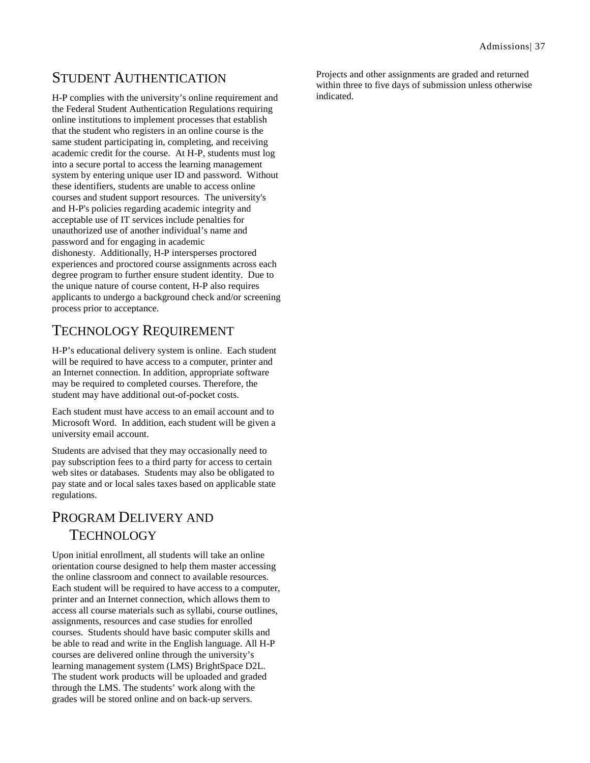## Student Authentication

H-P complies with the university's online requirement and the Federal Student Authentication Regulations requiring online institutions to implement processes that establish that the student who registers in an online course is the same student participating in, completing, and receiving academic credit for the course. At H-P, students must log into a secure portal to access the learning management system by entering unique user ID and password. Without these identifiers, students are unable to access online courses and student support resources. The university's and H-P's policies regarding academic integrity and acceptable use of IT services include penalties for unauthorized use of another individual's name and password and for engaging in academic dishonesty. Additionally, H-P intersperses proctored experiences and proctored course assignments across each degree program to further ensure student identity. Due to the unique nature of course content, H-P also requires applicants to undergo a background check and/or screening process prior to acceptance.

## Technology Requirement

H-P's educational delivery system is online. Each student will be required to have access to a computer, printer and an Internet connection. In addition, appropriate software may be required to completed courses. Therefore, the student may have additional out-of-pocket costs.

Each student must have access to an email account and to Microsoft Word. In addition, each student will be given a university email account.

Students are advised that they may occasionally need to pay subscription fees to a third party for access to certain web sites or databases. Students may also be obligated to pay state and or local sales taxes based on applicable state regulations.

## Program Delivery and Technology

Upon initial enrollment, all students will take an online orientation course designed to help them master accessing the online classroom and connect to available resources. Each student will be required to have access to a computer, printer and an Internet connection, which allows them to access all course materials such as syllabi, course outlines, assignments, resources and case studies for enrolled courses. Students should have basic computer skills and be able to read and write in the English language. All H-P courses are delivered online through the university's learning management system (LMS) BrightSpace D2L. The student work products will be uploaded and graded through the LMS. The students' work along with the grades will be stored online and on back-up servers.

Projects and other assignments are graded and returned within three to five days of submission unless otherwise indicated.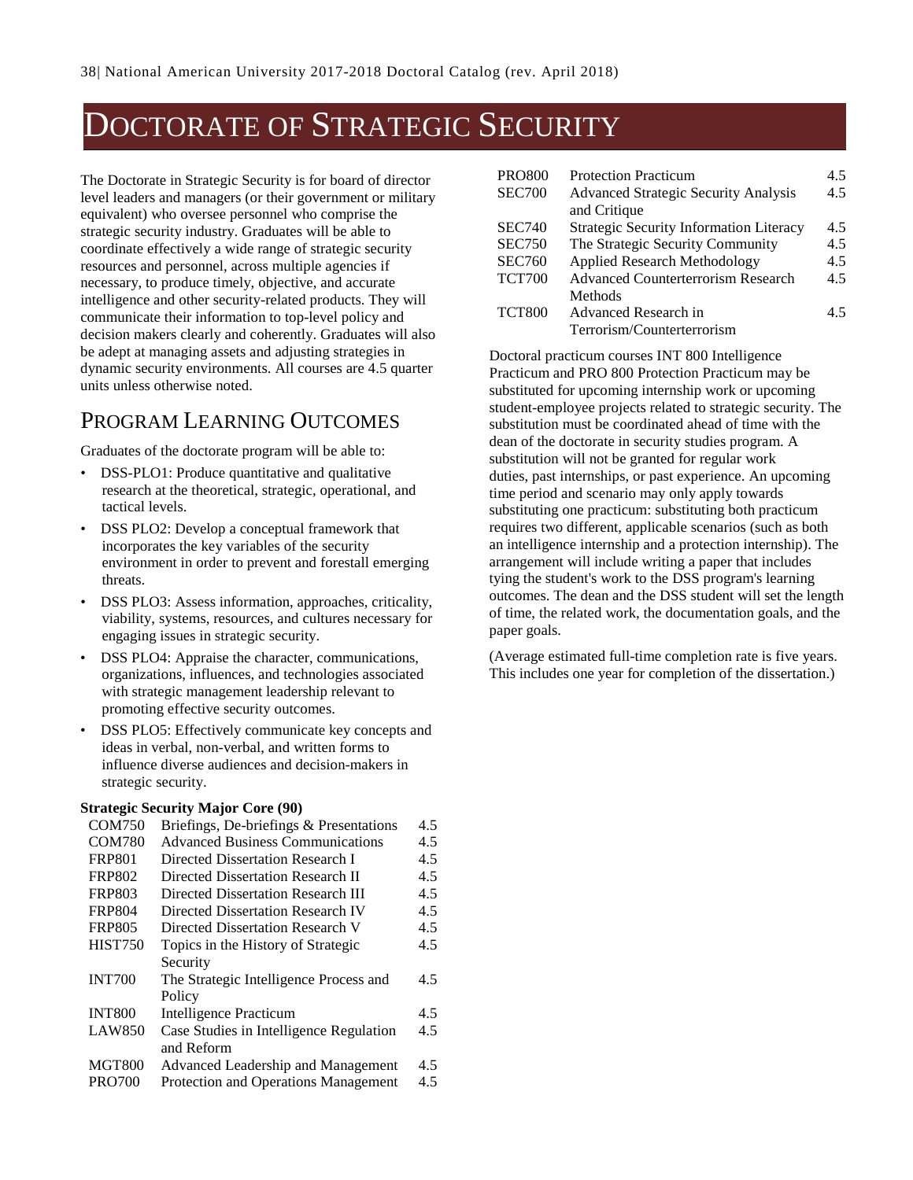# DOCTORATE OF STRATEGIC SECURITY

The Doctorate in Strategic Security is for board of director level leaders and managers (or their government or military equivalent) who oversee personnel who comprise the strategic security industry. Graduates will be able to coordinate effectively a wide range of strategic security resources and personnel, across multiple agencies if necessary, to produce timely, objective, and accurate intelligence and other security-related products. They will communicate their information to top-level policy and decision makers clearly and coherently. Graduates will also be adept at managing assets and adjusting strategies in dynamic security environments. All courses are 4.5 quarter units unless otherwise noted.

## PROGRAM LEARNING OUTCOMES

Graduates of the doctorate program will be able to:

- DSS-PLO1: Produce quantitative and qualitative research at the theoretical, strategic, operational, and tactical levels.
- DSS PLO2: Develop a conceptual framework that incorporates the key variables of the security environment in order to prevent and forestall emerging threats.
- DSS PLO3: Assess information, approaches, criticality, viability, systems, resources, and cultures necessary for engaging issues in strategic security.
- DSS PLO4: Appraise the character, communications, organizations, influences, and technologies associated with strategic management leadership relevant to promoting effective security outcomes.
- DSS PLO5: Effectively communicate key concepts and ideas in verbal, non-verbal, and written forms to influence diverse audiences and decision-makers in strategic security.

**Strategic Security Major Core (90)**

| | | |
|---|---|---|
| COM750 | Briefings, De-briefings & Presentations | 4.5 |
| COM780 | Advanced Business Communications | 4.5 |
| FRP801 | Directed Dissertation Research I | 4.5 |
| FRP802 | Directed Dissertation Research II | 4.5 |
| FRP803 | Directed Dissertation Research III | 4.5 |
| FRP804 | Directed Dissertation Research IV | 4.5 |
| FRP805 | Directed Dissertation Research V | 4.5 |
| HIST750 | Topics in the History of Strategic Security | 4.5 |
| INT700 | The Strategic Intelligence Process and Policy | 4.5 |
| INT800 | Intelligence Practicum | 4.5 |
| LAW850 | Case Studies in Intelligence Regulation and Reform | 4.5 |
| MGT800 | Advanced Leadership and Management | 4.5 |
| PRO700 | Protection and Operations Management | 4.5 |
| PRO800 | Protection Practicum | 4.5 |
| SEC700 | Advanced Strategic Security Analysis and Critique | 4.5 |
| SEC740 | Strategic Security Information Literacy | 4.5 |
| SEC750 | The Strategic Security Community | 4.5 |
| SEC760 | Applied Research Methodology | 4.5 |
| TCT700 | Advanced Counterterrorism Research Methods | 4.5 |
| TCT800 | Advanced Research in Terrorism/Counterterrorism | 4.5 |

Doctoral practicum courses INT 800 Intelligence Practicum and PRO 800 Protection Practicum may be substituted for upcoming internship work or upcoming student-employee projects related to strategic security. The substitution must be coordinated ahead of time with the dean of the doctorate in security studies program. A substitution will not be granted for regular work duties, past internships, or past experience. An upcoming time period and scenario may only apply towards substituting one practicum: substituting both practicum requires two different, applicable scenarios (such as both an intelligence internship and a protection internship). The arrangement will include writing a paper that includes tying the student's work to the DSS program's learning outcomes. The dean and the DSS student will set the length of time, the related work, the documentation goals, and the paper goals.

(Average estimated full-time completion rate is five years. This includes one year for completion of the dissertation.)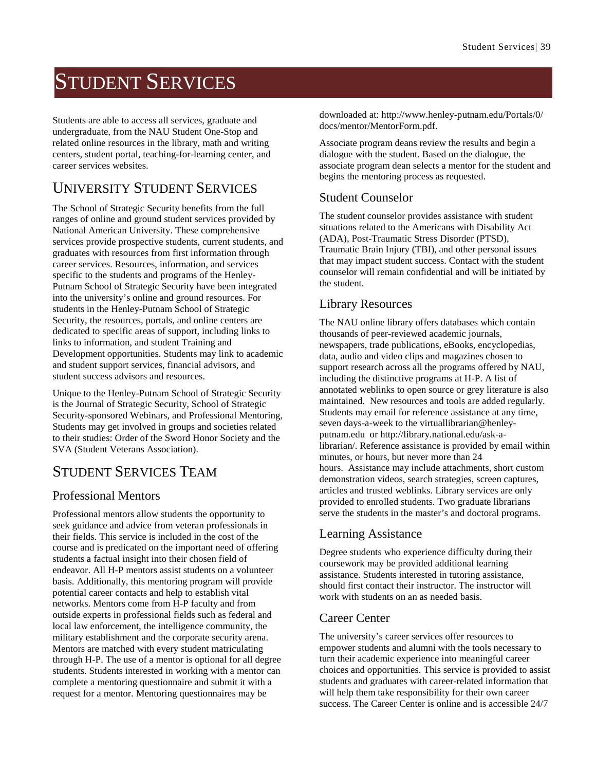# Student Services

Students are able to access all services, graduate and undergraduate, from the NAU Student One-Stop and related online resources in the library, math and writing centers, student portal, teaching-for-learning center, and career services websites.

## University Student Services

The School of Strategic Security benefits from the full ranges of online and ground student services provided by National American University. These comprehensive services provide prospective students, current students, and graduates with resources from first information through career services. Resources, information, and services specific to the students and programs of the Henley-Putnam School of Strategic Security have been integrated into the university's online and ground resources. For students in the Henley-Putnam School of Strategic Security, the resources, portals, and online centers are dedicated to specific areas of support, including links to links to information, and student Training and Development opportunities. Students may link to academic and student support services, financial advisors, and student success advisors and resources.

Unique to the Henley-Putnam School of Strategic Security is the Journal of Strategic Security, School of Strategic Security-sponsored Webinars, and Professional Mentoring, Students may get involved in groups and societies related to their studies: Order of the Sword Honor Society and the SVA (Student Veterans Association).

## Student Services Team

### Professional Mentors

Professional mentors allow students the opportunity to seek guidance and advice from veteran professionals in their fields. This service is included in the cost of the course and is predicated on the important need of offering students a factual insight into their chosen field of endeavor. All H-P mentors assist students on a volunteer basis. Additionally, this mentoring program will provide potential career contacts and help to establish vital networks. Mentors come from H-P faculty and from outside experts in professional fields such as federal and local law enforcement, the intelligence community, the military establishment and the corporate security arena. Mentors are matched with every student matriculating through H-P. The use of a mentor is optional for all degree students. Students interested in working with a mentor can complete a mentoring questionnaire and submit it with a request for a mentor. Mentoring questionnaires may be downloaded at: http://www.henley-putnam.edu/Portals/0/docs/mentor/MentorForm.pdf.

Associate program deans review the results and begin a dialogue with the student. Based on the dialogue, the associate program dean selects a mentor for the student and begins the mentoring process as requested.

### Student Counselor

The student counselor provides assistance with student situations related to the Americans with Disability Act (ADA), Post-Traumatic Stress Disorder (PTSD), Traumatic Brain Injury (TBI), and other personal issues that may impact student success. Contact with the student counselor will remain confidential and will be initiated by the student.

### Library Resources

The NAU online library offers databases which contain thousands of peer-reviewed academic journals, newspapers, trade publications, eBooks, encyclopedias, data, audio and video clips and magazines chosen to support research across all the programs offered by NAU, including the distinctive programs at H-P. A list of annotated weblinks to open source or grey literature is also maintained. New resources and tools are added regularly. Students may email for reference assistance at any time, seven days-a-week to the virtuallibrarian@henley-putnam.edu or http://library.national.edu/ask-a-librarian/. Reference assistance is provided by email within minutes, or hours, but never more than 24 hours. Assistance may include attachments, short custom demonstration videos, search strategies, screen captures, articles and trusted weblinks. Library services are only provided to enrolled students. Two graduate librarians serve the students in the master's and doctoral programs.

### Learning Assistance

Degree students who experience difficulty during their coursework may be provided additional learning assistance. Students interested in tutoring assistance, should first contact their instructor. The instructor will work with students on an as needed basis.

### Career Center

The university's career services offer resources to empower students and alumni with the tools necessary to turn their academic experience into meaningful career choices and opportunities. This service is provided to assist students and graduates with career-related information that will help them take responsibility for their own career success. The Career Center is online and is accessible 24/7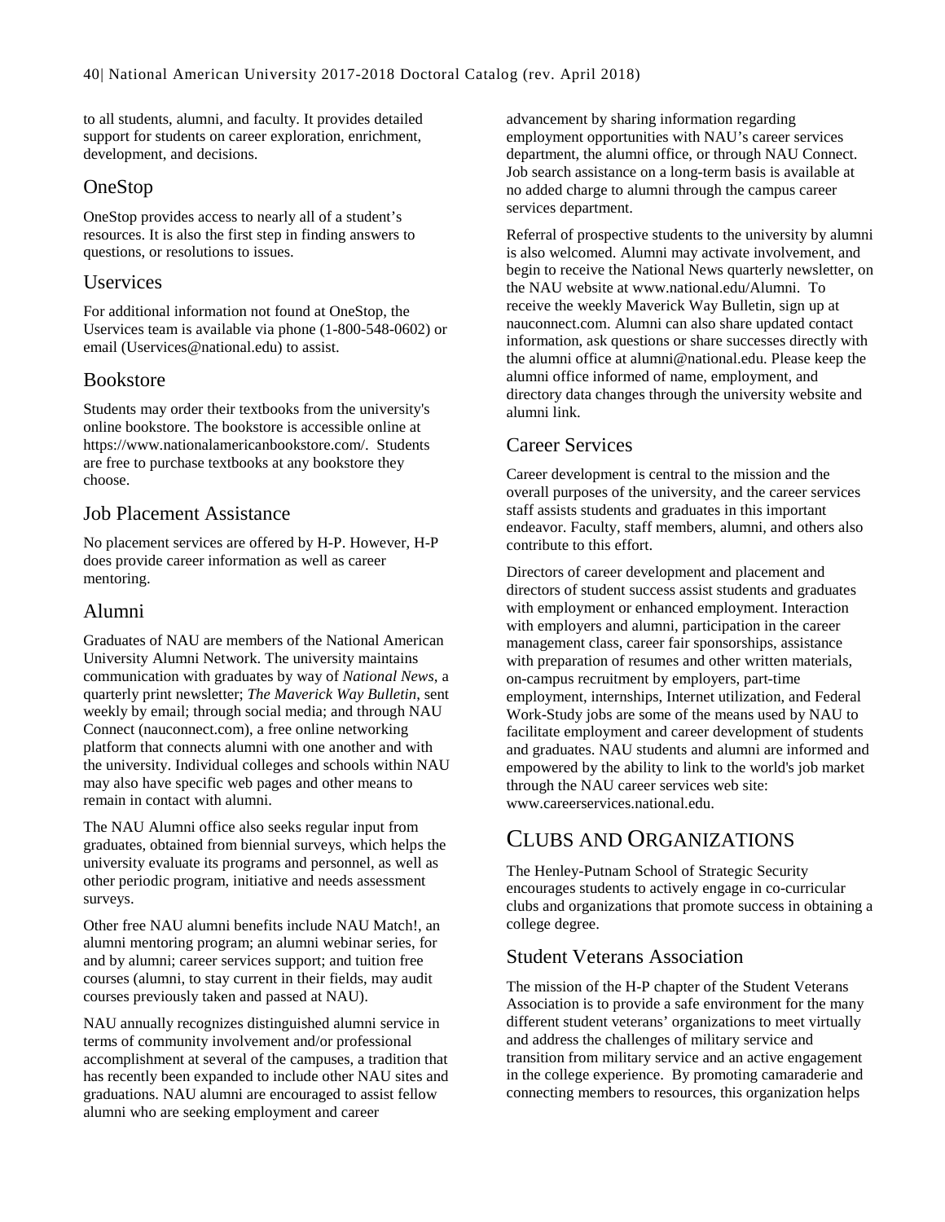to all students, alumni, and faculty. It provides detailed support for students on career exploration, enrichment, development, and decisions.

### OneStop

OneStop provides access to nearly all of a student's resources. It is also the first step in finding answers to questions, or resolutions to issues.

### Uservices

For additional information not found at OneStop, the Uservices team is available via phone (1-800-548-0602) or email (Uservices@national.edu) to assist.

### Bookstore

Students may order their textbooks from the university's online bookstore. The bookstore is accessible online at https://www.nationalamericanbookstore.com/. Students are free to purchase textbooks at any bookstore they choose.

### Job Placement Assistance

No placement services are offered by H-P. However, H-P does provide career information as well as career mentoring.

### Alumni

Graduates of NAU are members of the National American University Alumni Network. The university maintains communication with graduates by way of *National News*, a quarterly print newsletter; *The Maverick Way Bulletin*, sent weekly by email; through social media; and through NAU Connect (nauconnect.com), a free online networking platform that connects alumni with one another and with the university. Individual colleges and schools within NAU may also have specific web pages and other means to remain in contact with alumni.

The NAU Alumni office also seeks regular input from graduates, obtained from biennial surveys, which helps the university evaluate its programs and personnel, as well as other periodic program, initiative and needs assessment surveys.

Other free NAU alumni benefits include NAU Match!, an alumni mentoring program; an alumni webinar series, for and by alumni; career services support; and tuition free courses (alumni, to stay current in their fields, may audit courses previously taken and passed at NAU).

NAU annually recognizes distinguished alumni service in terms of community involvement and/or professional accomplishment at several of the campuses, a tradition that has recently been expanded to include other NAU sites and graduations. NAU alumni are encouraged to assist fellow alumni who are seeking employment and career advancement by sharing information regarding employment opportunities with NAU's career services department, the alumni office, or through NAU Connect. Job search assistance on a long-term basis is available at no added charge to alumni through the campus career services department.

Referral of prospective students to the university by alumni is also welcomed. Alumni may activate involvement, and begin to receive the National News quarterly newsletter, on the NAU website at www.national.edu/Alumni. To receive the weekly Maverick Way Bulletin, sign up at nauconnect.com. Alumni can also share updated contact information, ask questions or share successes directly with the alumni office at alumni@national.edu. Please keep the alumni office informed of name, employment, and directory data changes through the university website and alumni link.

### Career Services

Career development is central to the mission and the overall purposes of the university, and the career services staff assists students and graduates in this important endeavor. Faculty, staff members, alumni, and others also contribute to this effort.

Directors of career development and placement and directors of student success assist students and graduates with employment or enhanced employment. Interaction with employers and alumni, participation in the career management class, career fair sponsorships, assistance with preparation of resumes and other written materials, on-campus recruitment by employers, part-time employment, internships, Internet utilization, and Federal Work-Study jobs are some of the means used by NAU to facilitate employment and career development of students and graduates. NAU students and alumni are informed and empowered by the ability to link to the world's job market through the NAU career services web site: www.careerservices.national.edu.

## Clubs and Organizations

The Henley-Putnam School of Strategic Security encourages students to actively engage in co-curricular clubs and organizations that promote success in obtaining a college degree.

### Student Veterans Association

The mission of the H-P chapter of the Student Veterans Association is to provide a safe environment for the many different student veterans' organizations to meet virtually and address the challenges of military service and transition from military service and an active engagement in the college experience. By promoting camaraderie and connecting members to resources, this organization helps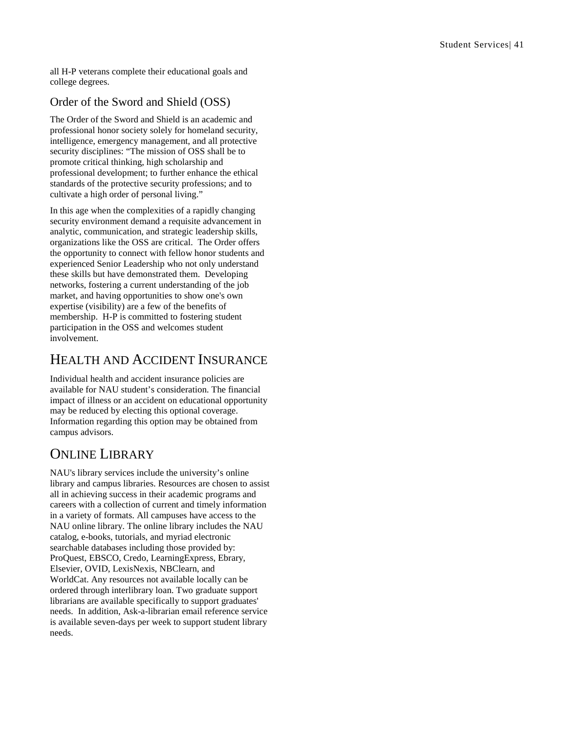all H-P veterans complete their educational goals and college degrees.

### Order of the Sword and Shield (OSS)

The Order of the Sword and Shield is an academic and professional honor society solely for homeland security, intelligence, emergency management, and all protective security disciplines: "The mission of OSS shall be to promote critical thinking, high scholarship and professional development; to further enhance the ethical standards of the protective security professions; and to cultivate a high order of personal living."

In this age when the complexities of a rapidly changing security environment demand a requisite advancement in analytic, communication, and strategic leadership skills, organizations like the OSS are critical. The Order offers the opportunity to connect with fellow honor students and experienced Senior Leadership who not only understand these skills but have demonstrated them. Developing networks, fostering a current understanding of the job market, and having opportunities to show one's own expertise (visibility) are a few of the benefits of membership. H-P is committed to fostering student participation in the OSS and welcomes student involvement.

## Health and Accident Insurance

Individual health and accident insurance policies are available for NAU student's consideration. The financial impact of illness or an accident on educational opportunity may be reduced by electing this optional coverage. Information regarding this option may be obtained from campus advisors.

## Online Library

NAU's library services include the university's online library and campus libraries. Resources are chosen to assist all in achieving success in their academic programs and careers with a collection of current and timely information in a variety of formats. All campuses have access to the NAU online library. The online library includes the NAU catalog, e-books, tutorials, and myriad electronic searchable databases including those provided by: ProQuest, EBSCO, Credo, LearningExpress, Ebrary, Elsevier, OVID, LexisNexis, NBClearn, and WorldCat. Any resources not available locally can be ordered through interlibrary loan. Two graduate support librarians are available specifically to support graduates' needs. In addition, Ask-a-librarian email reference service is available seven-days per week to support student library needs.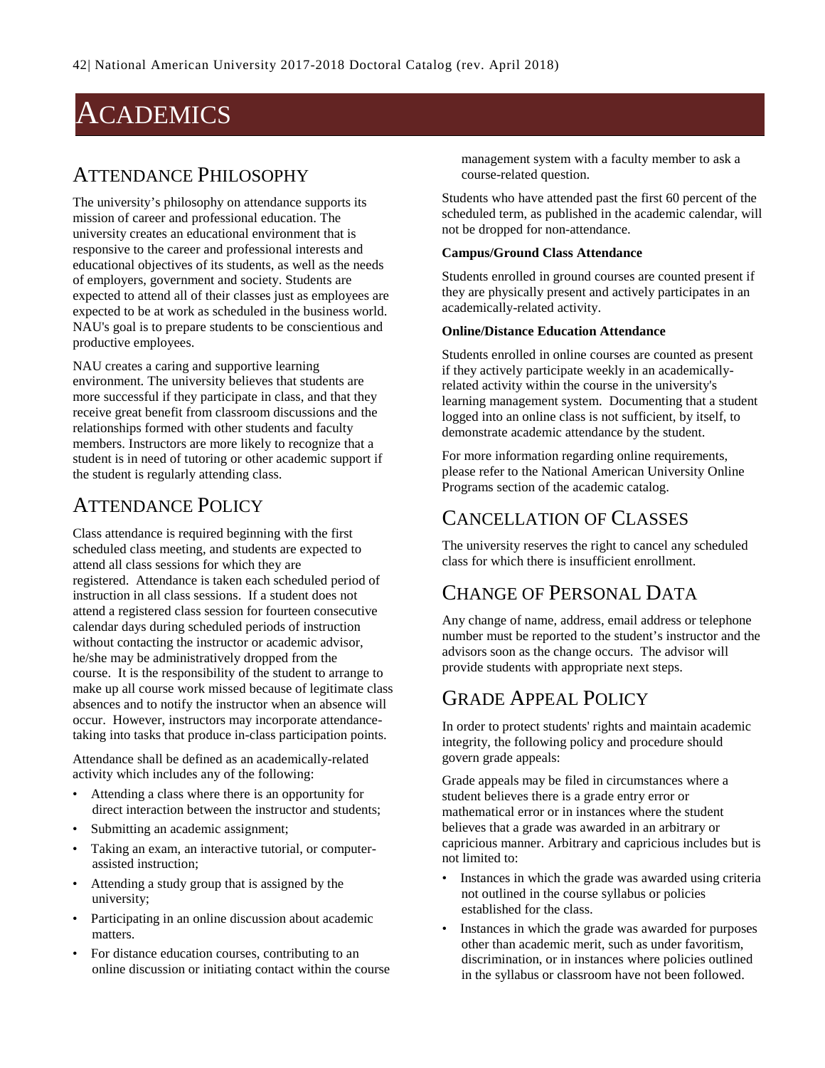# ACADEMICS

## ATTENDANCE PHILOSOPHY

The university's philosophy on attendance supports its mission of career and professional education. The university creates an educational environment that is responsive to the career and professional interests and educational objectives of its students, as well as the needs of employers, government and society. Students are expected to attend all of their classes just as employees are expected to be at work as scheduled in the business world. NAU's goal is to prepare students to be conscientious and productive employees.

NAU creates a caring and supportive learning environment. The university believes that students are more successful if they participate in class, and that they receive great benefit from classroom discussions and the relationships formed with other students and faculty members. Instructors are more likely to recognize that a student is in need of tutoring or other academic support if the student is regularly attending class.

## ATTENDANCE POLICY

Class attendance is required beginning with the first scheduled class meeting, and students are expected to attend all class sessions for which they are registered. Attendance is taken each scheduled period of instruction in all class sessions. If a student does not attend a registered class session for fourteen consecutive calendar days during scheduled periods of instruction without contacting the instructor or academic advisor, he/she may be administratively dropped from the course. It is the responsibility of the student to arrange to make up all course work missed because of legitimate class absences and to notify the instructor when an absence will occur. However, instructors may incorporate attendance-taking into tasks that produce in-class participation points.

Attendance shall be defined as an academically-related activity which includes any of the following:

- Attending a class where there is an opportunity for direct interaction between the instructor and students;
- Submitting an academic assignment;
- Taking an exam, an interactive tutorial, or computer-assisted instruction;
- Attending a study group that is assigned by the university;
- Participating in an online discussion about academic matters.
- For distance education courses, contributing to an online discussion or initiating contact within the course management system with a faculty member to ask a course-related question.

Students who have attended past the first 60 percent of the scheduled term, as published in the academic calendar, will not be dropped for non-attendance.

**Campus/Ground Class Attendance**

Students enrolled in ground courses are counted present if they are physically present and actively participates in an academically-related activity.

**Online/Distance Education Attendance**

Students enrolled in online courses are counted as present if they actively participate weekly in an academically-related activity within the course in the university's learning management system. Documenting that a student logged into an online class is not sufficient, by itself, to demonstrate academic attendance by the student.

For more information regarding online requirements, please refer to the National American University Online Programs section of the academic catalog.

## CANCELLATION OF CLASSES

The university reserves the right to cancel any scheduled class for which there is insufficient enrollment.

## CHANGE OF PERSONAL DATA

Any change of name, address, email address or telephone number must be reported to the student's instructor and the advisors soon as the change occurs. The advisor will provide students with appropriate next steps.

## GRADE APPEAL POLICY

In order to protect students' rights and maintain academic integrity, the following policy and procedure should govern grade appeals:

Grade appeals may be filed in circumstances where a student believes there is a grade entry error or mathematical error or in instances where the student believes that a grade was awarded in an arbitrary or capricious manner. Arbitrary and capricious includes but is not limited to:

- Instances in which the grade was awarded using criteria not outlined in the course syllabus or policies established for the class.
- Instances in which the grade was awarded for purposes other than academic merit, such as under favoritism, discrimination, or in instances where policies outlined in the syllabus or classroom have not been followed.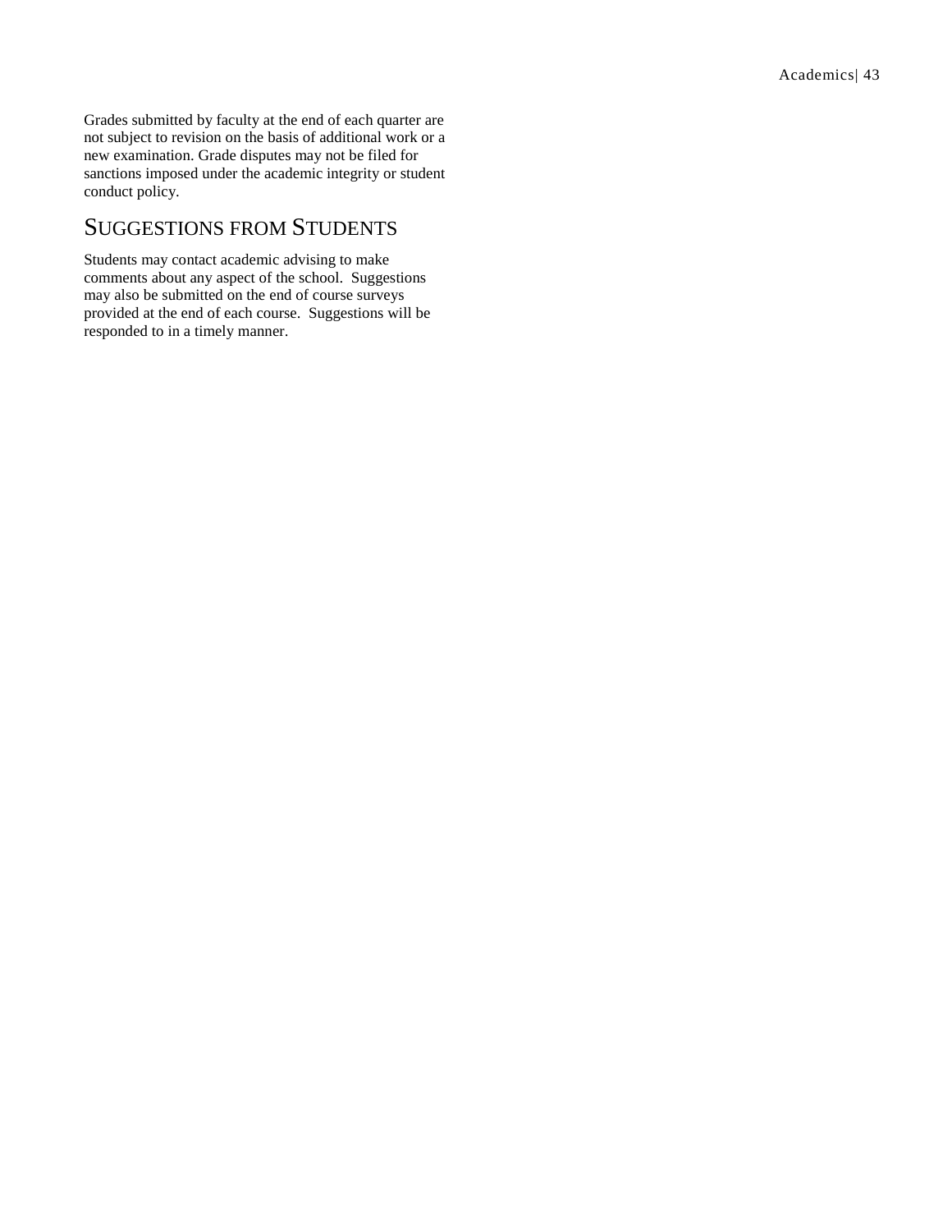Grades submitted by faculty at the end of each quarter are not subject to revision on the basis of additional work or a new examination. Grade disputes may not be filed for sanctions imposed under the academic integrity or student conduct policy.

## Suggestions from Students

Students may contact academic advising to make comments about any aspect of the school. Suggestions may also be submitted on the end of course surveys provided at the end of each course. Suggestions will be responded to in a timely manner.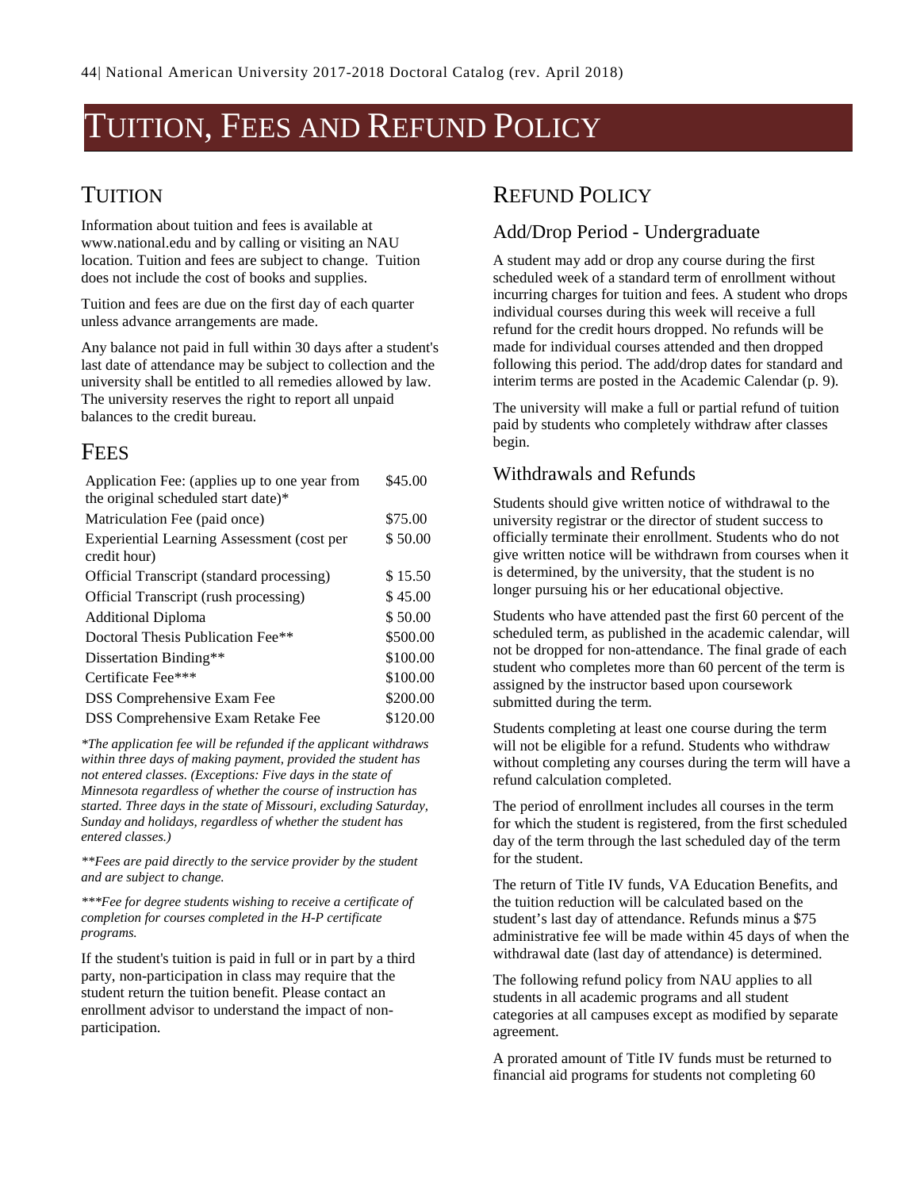# TUITION, FEES AND REFUND POLICY

## TUITION

Information about tuition and fees is available at www.national.edu and by calling or visiting an NAU location. Tuition and fees are subject to change. Tuition does not include the cost of books and supplies.

Tuition and fees are due on the first day of each quarter unless advance arrangements are made.

Any balance not paid in full within 30 days after a student's last date of attendance may be subject to collection and the university shall be entitled to all remedies allowed by law. The university reserves the right to report all unpaid balances to the credit bureau.

## FEES

| | |
|---|---|
| Application Fee: (applies up to one year from the original scheduled start date)* | $45.00 |
| Matriculation Fee (paid once) | $75.00 |
| Experiential Learning Assessment (cost per credit hour) | $ 50.00 |
| Official Transcript (standard processing) | $ 15.50 |
| Official Transcript (rush processing) | $ 45.00 |
| Additional Diploma | $ 50.00 |
| Doctoral Thesis Publication Fee** | $500.00 |
| Dissertation Binding** | $100.00 |
| Certificate Fee*** | $100.00 |
| DSS Comprehensive Exam Fee | $200.00 |
| DSS Comprehensive Exam Retake Fee | $120.00 |

*\*The application fee will be refunded if the applicant withdraws within three days of making payment, provided the student has not entered classes. (Exceptions: Five days in the state of Minnesota regardless of whether the course of instruction has started. Three days in the state of Missouri, excluding Saturday, Sunday and holidays, regardless of whether the student has entered classes.)*

*\*\*Fees are paid directly to the service provider by the student and are subject to change.*

*\*\*\*Fee for degree students wishing to receive a certificate of completion for courses completed in the H-P certificate programs.*

If the student's tuition is paid in full or in part by a third party, non-participation in class may require that the student return the tuition benefit. Please contact an enrollment advisor to understand the impact of non-participation.

## REFUND POLICY

### Add/Drop Period - Undergraduate

A student may add or drop any course during the first scheduled week of a standard term of enrollment without incurring charges for tuition and fees. A student who drops individual courses during this week will receive a full refund for the credit hours dropped. No refunds will be made for individual courses attended and then dropped following this period. The add/drop dates for standard and interim terms are posted in the Academic Calendar (p. 9).

The university will make a full or partial refund of tuition paid by students who completely withdraw after classes begin.

### Withdrawals and Refunds

Students should give written notice of withdrawal to the university registrar or the director of student success to officially terminate their enrollment. Students who do not give written notice will be withdrawn from courses when it is determined, by the university, that the student is no longer pursuing his or her educational objective.

Students who have attended past the first 60 percent of the scheduled term, as published in the academic calendar, will not be dropped for non-attendance. The final grade of each student who completes more than 60 percent of the term is assigned by the instructor based upon coursework submitted during the term.

Students completing at least one course during the term will not be eligible for a refund. Students who withdraw without completing any courses during the term will have a refund calculation completed.

The period of enrollment includes all courses in the term for which the student is registered, from the first scheduled day of the term through the last scheduled day of the term for the student.

The return of Title IV funds, VA Education Benefits, and the tuition reduction will be calculated based on the student's last day of attendance. Refunds minus a $75 administrative fee will be made within 45 days of when the withdrawal date (last day of attendance) is determined.

The following refund policy from NAU applies to all students in all academic programs and all student categories at all campuses except as modified by separate agreement.

A prorated amount of Title IV funds must be returned to financial aid programs for students not completing 60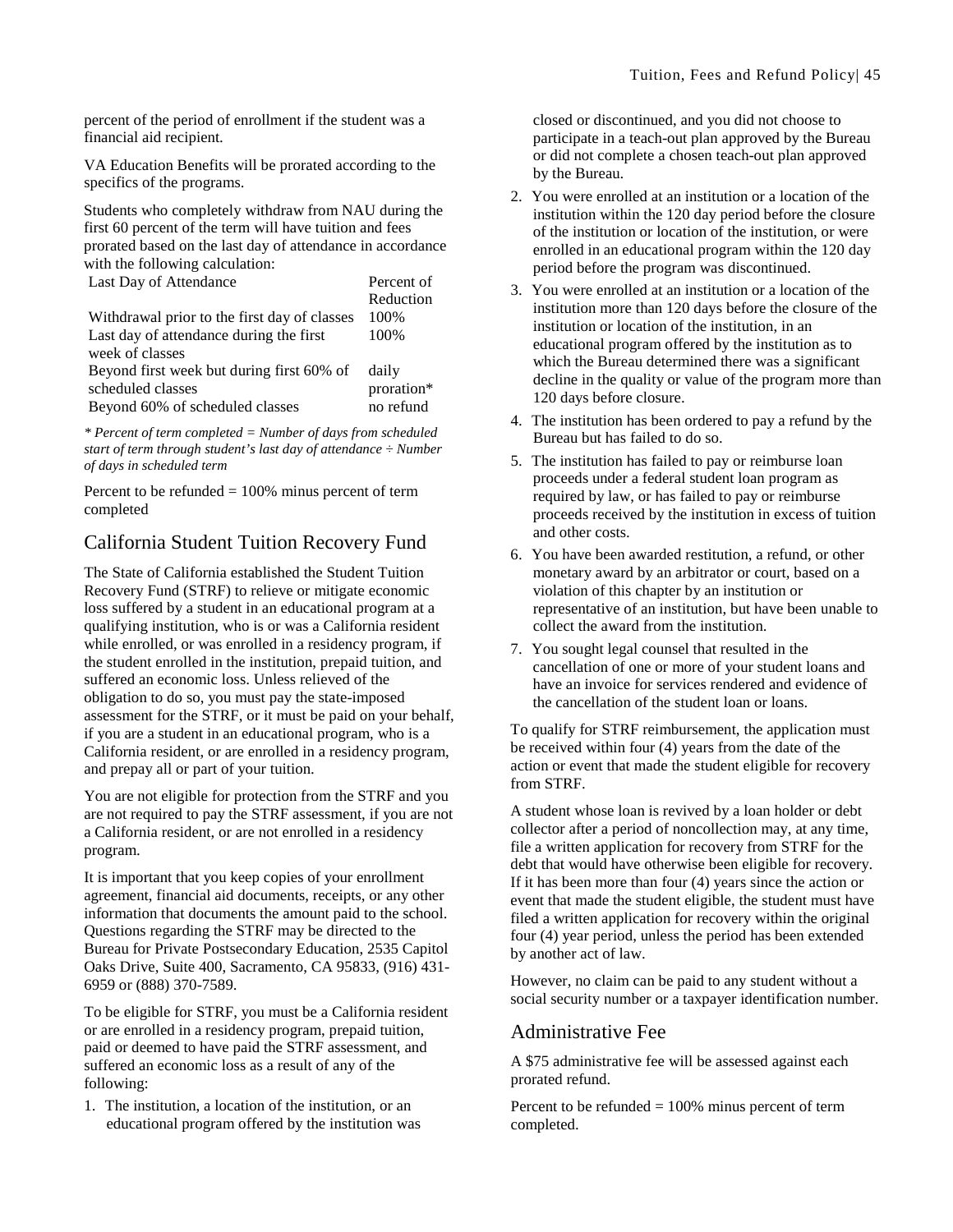percent of the period of enrollment if the student was a financial aid recipient.

VA Education Benefits will be prorated according to the specifics of the programs.

Students who completely withdraw from NAU during the first 60 percent of the term will have tuition and fees prorated based on the last day of attendance in accordance with the following calculation:

| Last Day of Attendance | Percent of Reduction |
|---|---|
| Withdrawal prior to the first day of classes | 100% |
| Last day of attendance during the first week of classes | 100% |
| Beyond first week but during first 60% of scheduled classes | daily proration* |
| Beyond 60% of scheduled classes | no refund |

*\* Percent of term completed = Number of days from scheduled start of term through student's last day of attendance ÷ Number of days in scheduled term*

Percent to be refunded = 100% minus percent of term completed

## California Student Tuition Recovery Fund

The State of California established the Student Tuition Recovery Fund (STRF) to relieve or mitigate economic loss suffered by a student in an educational program at a qualifying institution, who is or was a California resident while enrolled, or was enrolled in a residency program, if the student enrolled in the institution, prepaid tuition, and suffered an economic loss. Unless relieved of the obligation to do so, you must pay the state-imposed assessment for the STRF, or it must be paid on your behalf, if you are a student in an educational program, who is a California resident, or are enrolled in a residency program, and prepay all or part of your tuition.

You are not eligible for protection from the STRF and you are not required to pay the STRF assessment, if you are not a California resident, or are not enrolled in a residency program.

It is important that you keep copies of your enrollment agreement, financial aid documents, receipts, or any other information that documents the amount paid to the school. Questions regarding the STRF may be directed to the Bureau for Private Postsecondary Education, 2535 Capitol Oaks Drive, Suite 400, Sacramento, CA 95833, (916) 431-6959 or (888) 370-7589.

To be eligible for STRF, you must be a California resident or are enrolled in a residency program, prepaid tuition, paid or deemed to have paid the STRF assessment, and suffered an economic loss as a result of any of the following:

1. The institution, a location of the institution, or an educational program offered by the institution was closed or discontinued, and you did not choose to participate in a teach-out plan approved by the Bureau or did not complete a chosen teach-out plan approved by the Bureau.
2. You were enrolled at an institution or a location of the institution within the 120 day period before the closure of the institution or location of the institution, or were enrolled in an educational program within the 120 day period before the program was discontinued.
3. You were enrolled at an institution or a location of the institution more than 120 days before the closure of the institution or location of the institution, in an educational program offered by the institution as to which the Bureau determined there was a significant decline in the quality or value of the program more than 120 days before closure.
4. The institution has been ordered to pay a refund by the Bureau but has failed to do so.
5. The institution has failed to pay or reimburse loan proceeds under a federal student loan program as required by law, or has failed to pay or reimburse proceeds received by the institution in excess of tuition and other costs.
6. You have been awarded restitution, a refund, or other monetary award by an arbitrator or court, based on a violation of this chapter by an institution or representative of an institution, but have been unable to collect the award from the institution.
7. You sought legal counsel that resulted in the cancellation of one or more of your student loans and have an invoice for services rendered and evidence of the cancellation of the student loan or loans.

To qualify for STRF reimbursement, the application must be received within four (4) years from the date of the action or event that made the student eligible for recovery from STRF.

A student whose loan is revived by a loan holder or debt collector after a period of noncollection may, at any time, file a written application for recovery from STRF for the debt that would have otherwise been eligible for recovery. If it has been more than four (4) years since the action or event that made the student eligible, the student must have filed a written application for recovery within the original four (4) year period, unless the period has been extended by another act of law.

However, no claim can be paid to any student without a social security number or a taxpayer identification number.

## Administrative Fee

A $75 administrative fee will be assessed against each prorated refund.

Percent to be refunded = 100% minus percent of term completed.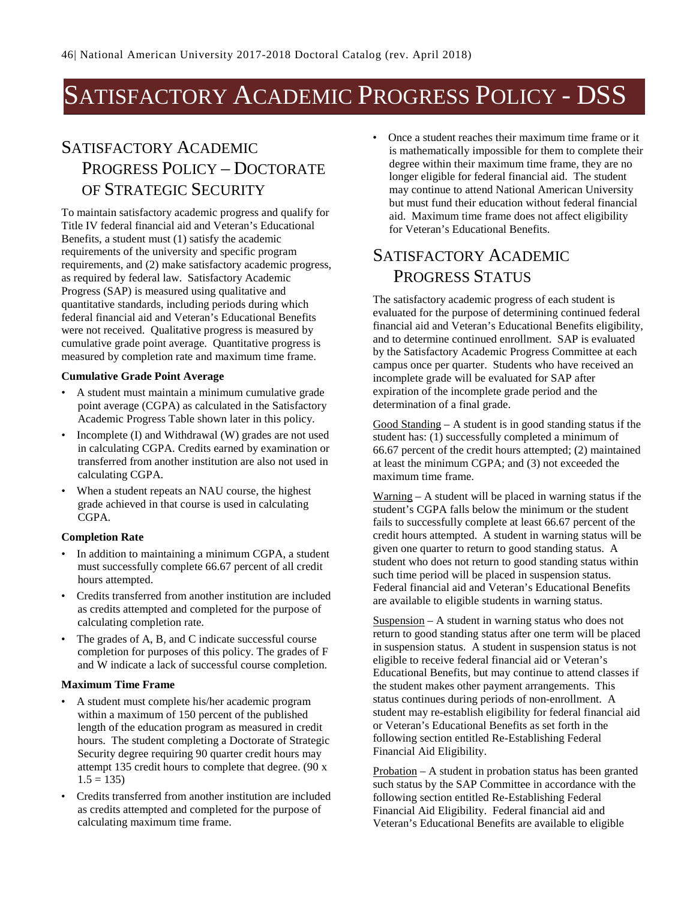# SATISFACTORY ACADEMIC PROGRESS POLICY - DSS

## SATISFACTORY ACADEMIC PROGRESS POLICY – DOCTORATE OF STRATEGIC SECURITY

To maintain satisfactory academic progress and qualify for Title IV federal financial aid and Veteran's Educational Benefits, a student must (1) satisfy the academic requirements of the university and specific program requirements, and (2) make satisfactory academic progress, as required by federal law. Satisfactory Academic Progress (SAP) is measured using qualitative and quantitative standards, including periods during which federal financial aid and Veteran's Educational Benefits were not received. Qualitative progress is measured by cumulative grade point average. Quantitative progress is measured by completion rate and maximum time frame.

**Cumulative Grade Point Average**

- A student must maintain a minimum cumulative grade point average (CGPA) as calculated in the Satisfactory Academic Progress Table shown later in this policy.
- Incomplete (I) and Withdrawal (W) grades are not used in calculating CGPA. Credits earned by examination or transferred from another institution are also not used in calculating CGPA.
- When a student repeats an NAU course, the highest grade achieved in that course is used in calculating CGPA.

**Completion Rate**

- In addition to maintaining a minimum CGPA, a student must successfully complete 66.67 percent of all credit hours attempted.
- Credits transferred from another institution are included as credits attempted and completed for the purpose of calculating completion rate.
- The grades of A, B, and C indicate successful course completion for purposes of this policy. The grades of F and W indicate a lack of successful course completion.

**Maximum Time Frame**

- A student must complete his/her academic program within a maximum of 150 percent of the published length of the education program as measured in credit hours. The student completing a Doctorate of Strategic Security degree requiring 90 quarter credit hours may attempt 135 credit hours to complete that degree. (90 x 1.5 = 135)
- Credits transferred from another institution are included as credits attempted and completed for the purpose of calculating maximum time frame.
- Once a student reaches their maximum time frame or it is mathematically impossible for them to complete their degree within their maximum time frame, they are no longer eligible for federal financial aid. The student may continue to attend National American University but must fund their education without federal financial aid. Maximum time frame does not affect eligibility for Veteran's Educational Benefits.

## SATISFACTORY ACADEMIC PROGRESS STATUS

The satisfactory academic progress of each student is evaluated for the purpose of determining continued federal financial aid and Veteran's Educational Benefits eligibility, and to determine continued enrollment. SAP is evaluated by the Satisfactory Academic Progress Committee at each campus once per quarter. Students who have received an incomplete grade will be evaluated for SAP after expiration of the incomplete grade period and the determination of a final grade.

Good Standing – A student is in good standing status if the student has: (1) successfully completed a minimum of 66.67 percent of the credit hours attempted; (2) maintained at least the minimum CGPA; and (3) not exceeded the maximum time frame.

Warning – A student will be placed in warning status if the student's CGPA falls below the minimum or the student fails to successfully complete at least 66.67 percent of the credit hours attempted. A student in warning status will be given one quarter to return to good standing status. A student who does not return to good standing status within such time period will be placed in suspension status. Federal financial aid and Veteran's Educational Benefits are available to eligible students in warning status.

Suspension – A student in warning status who does not return to good standing status after one term will be placed in suspension status. A student in suspension status is not eligible to receive federal financial aid or Veteran's Educational Benefits, but may continue to attend classes if the student makes other payment arrangements. This status continues during periods of non-enrollment. A student may re-establish eligibility for federal financial aid or Veteran's Educational Benefits as set forth in the following section entitled Re-Establishing Federal Financial Aid Eligibility.

Probation – A student in probation status has been granted such status by the SAP Committee in accordance with the following section entitled Re-Establishing Federal Financial Aid Eligibility. Federal financial aid and Veteran's Educational Benefits are available to eligible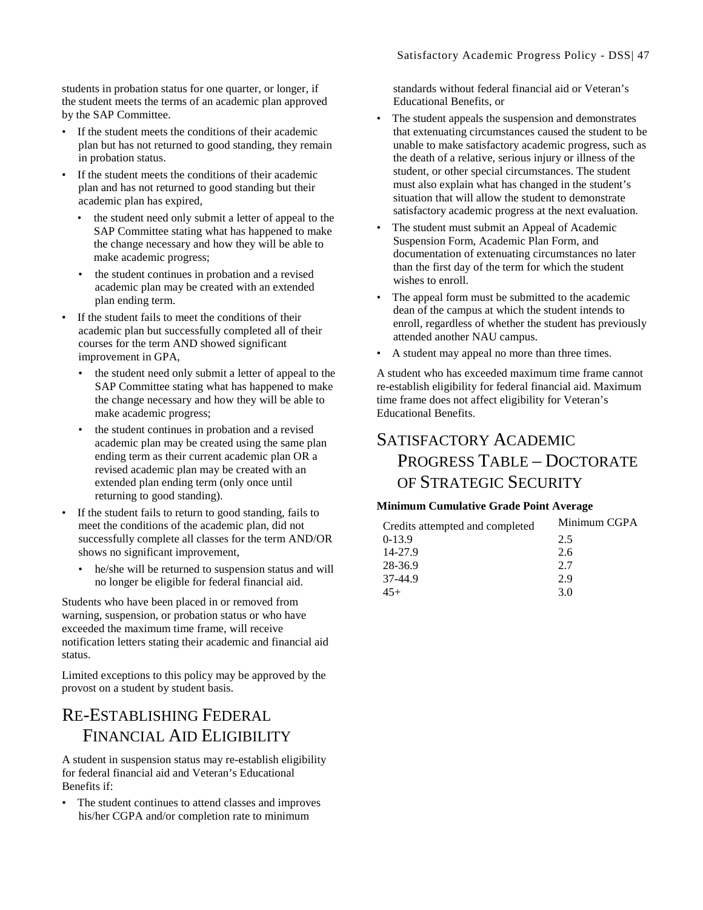students in probation status for one quarter, or longer, if the student meets the terms of an academic plan approved by the SAP Committee.

- If the student meets the conditions of their academic plan but has not returned to good standing, they remain in probation status.
- If the student meets the conditions of their academic plan and has not returned to good standing but their academic plan has expired,
  - the student need only submit a letter of appeal to the SAP Committee stating what has happened to make the change necessary and how they will be able to make academic progress;
  - the student continues in probation and a revised academic plan may be created with an extended plan ending term.
- If the student fails to meet the conditions of their academic plan but successfully completed all of their courses for the term AND showed significant improvement in GPA,
  - the student need only submit a letter of appeal to the SAP Committee stating what has happened to make the change necessary and how they will be able to make academic progress;
  - the student continues in probation and a revised academic plan may be created using the same plan ending term as their current academic plan OR a revised academic plan may be created with an extended plan ending term (only once until returning to good standing).
- If the student fails to return to good standing, fails to meet the conditions of the academic plan, did not successfully complete all classes for the term AND/OR shows no significant improvement,
  - he/she will be returned to suspension status and will no longer be eligible for federal financial aid.

Students who have been placed in or removed from warning, suspension, or probation status or who have exceeded the maximum time frame, will receive notification letters stating their academic and financial aid status.

Limited exceptions to this policy may be approved by the provost on a student by student basis.

## Re-Establishing Federal Financial Aid Eligibility

A student in suspension status may re-establish eligibility for federal financial aid and Veteran's Educational Benefits if:

- The student continues to attend classes and improves his/her CGPA and/or completion rate to minimum standards without federal financial aid or Veteran's Educational Benefits, or
- The student appeals the suspension and demonstrates that extenuating circumstances caused the student to be unable to make satisfactory academic progress, such as the death of a relative, serious injury or illness of the student, or other special circumstances. The student must also explain what has changed in the student's situation that will allow the student to demonstrate satisfactory academic progress at the next evaluation.
- The student must submit an Appeal of Academic Suspension Form, Academic Plan Form, and documentation of extenuating circumstances no later than the first day of the term for which the student wishes to enroll.
- The appeal form must be submitted to the academic dean of the campus at which the student intends to enroll, regardless of whether the student has previously attended another NAU campus.
- A student may appeal no more than three times.

A student who has exceeded maximum time frame cannot re-establish eligibility for federal financial aid. Maximum time frame does not affect eligibility for Veteran's Educational Benefits.

## Satisfactory Academic Progress Table – Doctorate of Strategic Security

**Minimum Cumulative Grade Point Average**

| Credits attempted and completed | Minimum CGPA |
|---|---|
| 0-13.9 | 2.5 |
| 14-27.9 | 2.6 |
| 28-36.9 | 2.7 |
| 37-44.9 | 2.9 |
| 45+ | 3.0 |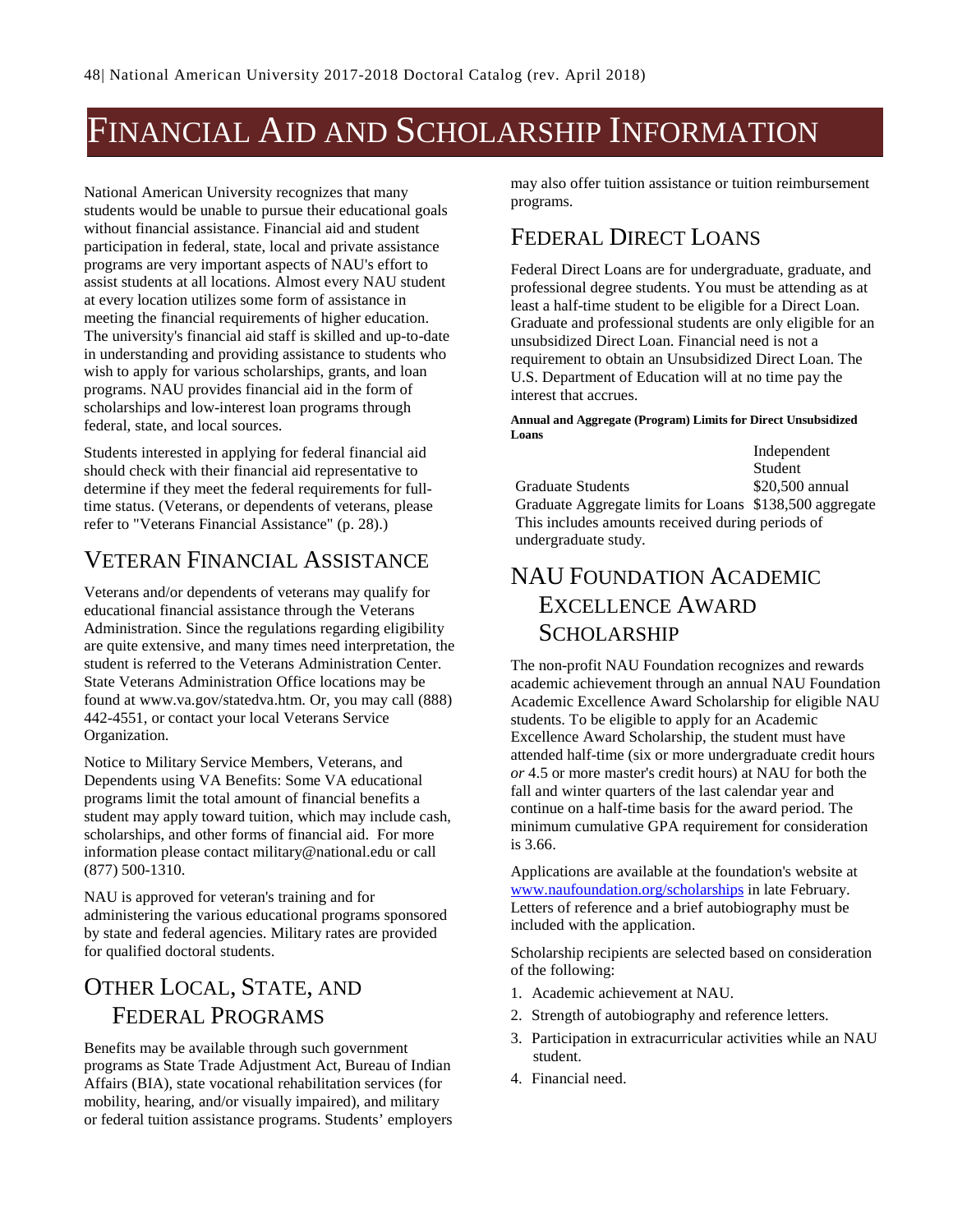# FINANCIAL AID AND SCHOLARSHIP INFORMATION

National American University recognizes that many students would be unable to pursue their educational goals without financial assistance. Financial aid and student participation in federal, state, local and private assistance programs are very important aspects of NAU's effort to assist students at all locations. Almost every NAU student at every location utilizes some form of assistance in meeting the financial requirements of higher education. The university's financial aid staff is skilled and up-to-date in understanding and providing assistance to students who wish to apply for various scholarships, grants, and loan programs. NAU provides financial aid in the form of scholarships and low-interest loan programs through federal, state, and local sources.

Students interested in applying for federal financial aid should check with their financial aid representative to determine if they meet the federal requirements for full-time status. (Veterans, or dependents of veterans, please refer to "Veterans Financial Assistance" (p. 28).)

## VETERAN FINANCIAL ASSISTANCE

Veterans and/or dependents of veterans may qualify for educational financial assistance through the Veterans Administration. Since the regulations regarding eligibility are quite extensive, and many times need interpretation, the student is referred to the Veterans Administration Center. State Veterans Administration Office locations may be found at www.va.gov/statedva.htm. Or, you may call (888) 442-4551, or contact your local Veterans Service Organization.

Notice to Military Service Members, Veterans, and Dependents using VA Benefits: Some VA educational programs limit the total amount of financial benefits a student may apply toward tuition, which may include cash, scholarships, and other forms of financial aid. For more information please contact military@national.edu or call (877) 500-1310.

NAU is approved for veteran's training and for administering the various educational programs sponsored by state and federal agencies. Military rates are provided for qualified doctoral students.

## OTHER LOCAL, STATE, AND FEDERAL PROGRAMS

Benefits may be available through such government programs as State Trade Adjustment Act, Bureau of Indian Affairs (BIA), state vocational rehabilitation services (for mobility, hearing, and/or visually impaired), and military or federal tuition assistance programs. Students' employers may also offer tuition assistance or tuition reimbursement programs.

## FEDERAL DIRECT LOANS

Federal Direct Loans are for undergraduate, graduate, and professional degree students. You must be attending as at least a half-time student to be eligible for a Direct Loan. Graduate and professional students are only eligible for an unsubsidized Direct Loan. Financial need is not a requirement to obtain an Unsubsidized Direct Loan. The U.S. Department of Education will at no time pay the interest that accrues.

**Annual and Aggregate (Program) Limits for Direct Unsubsidized Loans**

| | Independent Student |
|---|---|
| Graduate Students | $20,500 annual |
| Graduate Aggregate limits for Loans | $138,500 aggregate |

This includes amounts received during periods of undergraduate study.

## NAU FOUNDATION ACADEMIC EXCELLENCE AWARD SCHOLARSHIP

The non-profit NAU Foundation recognizes and rewards academic achievement through an annual NAU Foundation Academic Excellence Award Scholarship for eligible NAU students. To be eligible to apply for an Academic Excellence Award Scholarship, the student must have attended half-time (six or more undergraduate credit hours *or* 4.5 or more master's credit hours) at NAU for both the fall and winter quarters of the last calendar year and continue on a half-time basis for the award period. The minimum cumulative GPA requirement for consideration is 3.66.

Applications are available at the foundation's website at www.naufoundation.org/scholarships in late February. Letters of reference and a brief autobiography must be included with the application.

Scholarship recipients are selected based on consideration of the following:

1. Academic achievement at NAU.
2. Strength of autobiography and reference letters.
3. Participation in extracurricular activities while an NAU student.
4. Financial need.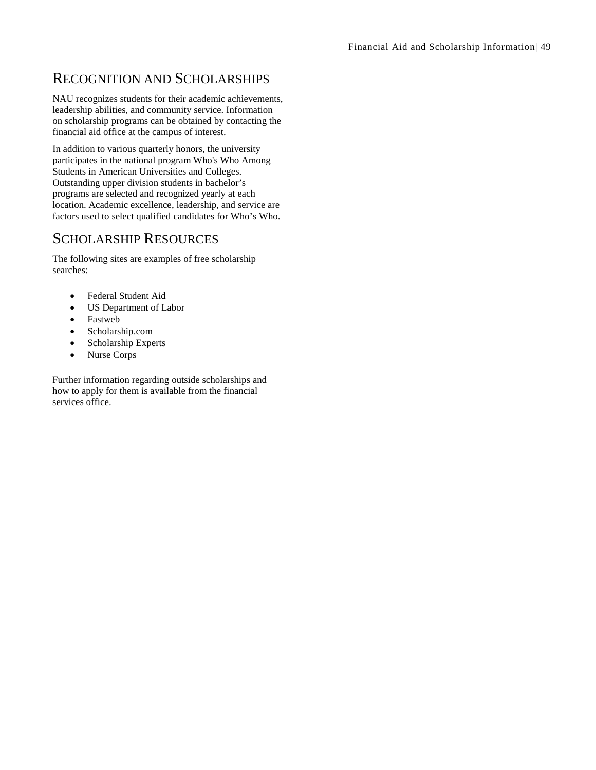## RECOGNITION AND SCHOLARSHIPS

NAU recognizes students for their academic achievements, leadership abilities, and community service. Information on scholarship programs can be obtained by contacting the financial aid office at the campus of interest.

In addition to various quarterly honors, the university participates in the national program Who's Who Among Students in American Universities and Colleges. Outstanding upper division students in bachelor's programs are selected and recognized yearly at each location. Academic excellence, leadership, and service are factors used to select qualified candidates for Who's Who.

## SCHOLARSHIP RESOURCES

The following sites are examples of free scholarship searches:

- Federal Student Aid
- US Department of Labor
- Fastweb
- Scholarship.com
- Scholarship Experts
- Nurse Corps

Further information regarding outside scholarships and how to apply for them is available from the financial services office.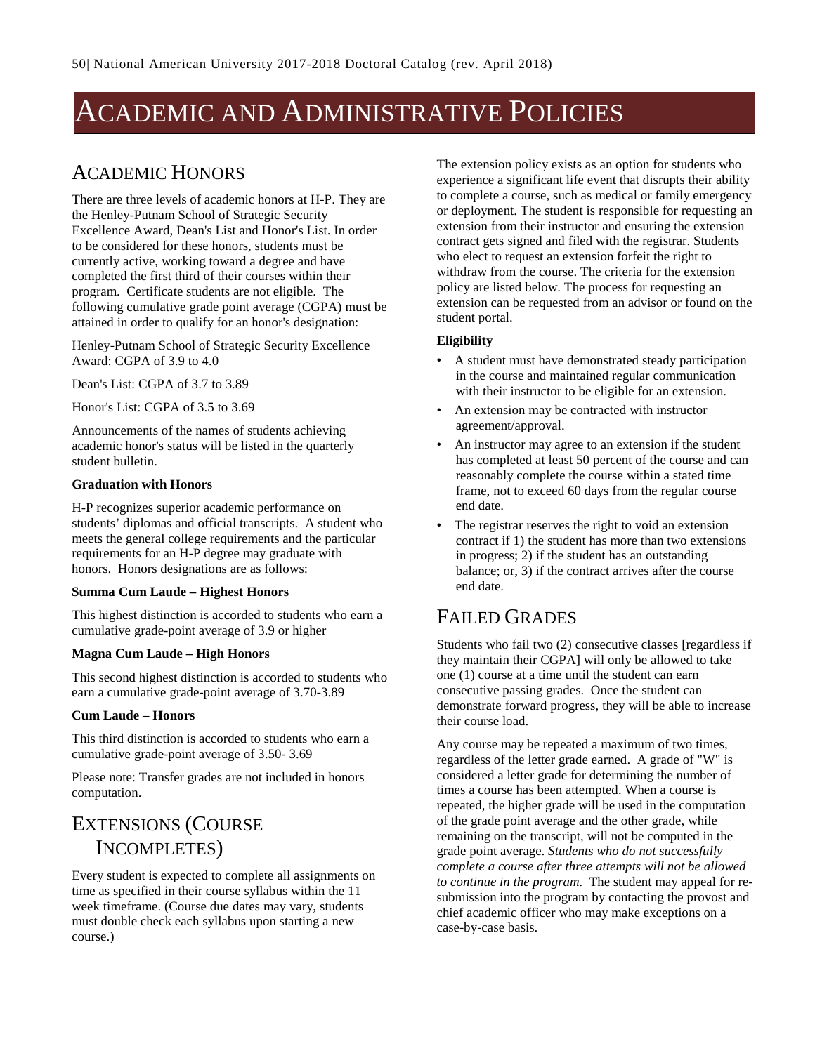# ACADEMIC AND ADMINISTRATIVE POLICIES

## ACADEMIC HONORS

There are three levels of academic honors at H-P. They are the Henley-Putnam School of Strategic Security Excellence Award, Dean's List and Honor's List. In order to be considered for these honors, students must be currently active, working toward a degree and have completed the first third of their courses within their program. Certificate students are not eligible. The following cumulative grade point average (CGPA) must be attained in order to qualify for an honor's designation:

Henley-Putnam School of Strategic Security Excellence Award: CGPA of 3.9 to 4.0

Dean's List: CGPA of 3.7 to 3.89

Honor's List: CGPA of 3.5 to 3.69

Announcements of the names of students achieving academic honor's status will be listed in the quarterly student bulletin.

**Graduation with Honors**

H-P recognizes superior academic performance on students' diplomas and official transcripts. A student who meets the general college requirements and the particular requirements for an H-P degree may graduate with honors. Honors designations are as follows:

**Summa Cum Laude – Highest Honors**

This highest distinction is accorded to students who earn a cumulative grade-point average of 3.9 or higher

**Magna Cum Laude – High Honors**

This second highest distinction is accorded to students who earn a cumulative grade-point average of 3.70-3.89

**Cum Laude – Honors**

This third distinction is accorded to students who earn a cumulative grade-point average of 3.50- 3.69

Please note: Transfer grades are not included in honors computation.

## EXTENSIONS (COURSE INCOMPLETES)

Every student is expected to complete all assignments on time as specified in their course syllabus within the 11 week timeframe. (Course due dates may vary, students must double check each syllabus upon starting a new course.)

The extension policy exists as an option for students who experience a significant life event that disrupts their ability to complete a course, such as medical or family emergency or deployment. The student is responsible for requesting an extension from their instructor and ensuring the extension contract gets signed and filed with the registrar. Students who elect to request an extension forfeit the right to withdraw from the course. The criteria for the extension policy are listed below. The process for requesting an extension can be requested from an advisor or found on the student portal.

**Eligibility**

- A student must have demonstrated steady participation in the course and maintained regular communication with their instructor to be eligible for an extension.
- An extension may be contracted with instructor agreement/approval.
- An instructor may agree to an extension if the student has completed at least 50 percent of the course and can reasonably complete the course within a stated time frame, not to exceed 60 days from the regular course end date.
- The registrar reserves the right to void an extension contract if 1) the student has more than two extensions in progress; 2) if the student has an outstanding balance; or, 3) if the contract arrives after the course end date.

## FAILED GRADES

Students who fail two (2) consecutive classes [regardless if they maintain their CGPA] will only be allowed to take one (1) course at a time until the student can earn consecutive passing grades. Once the student can demonstrate forward progress, they will be able to increase their course load.

Any course may be repeated a maximum of two times, regardless of the letter grade earned. A grade of "W" is considered a letter grade for determining the number of times a course has been attempted. When a course is repeated, the higher grade will be used in the computation of the grade point average and the other grade, while remaining on the transcript, will not be computed in the grade point average. *Students who do not successfully complete a course after three attempts will not be allowed to continue in the program.* The student may appeal for re-submission into the program by contacting the provost and chief academic officer who may make exceptions on a case-by-case basis.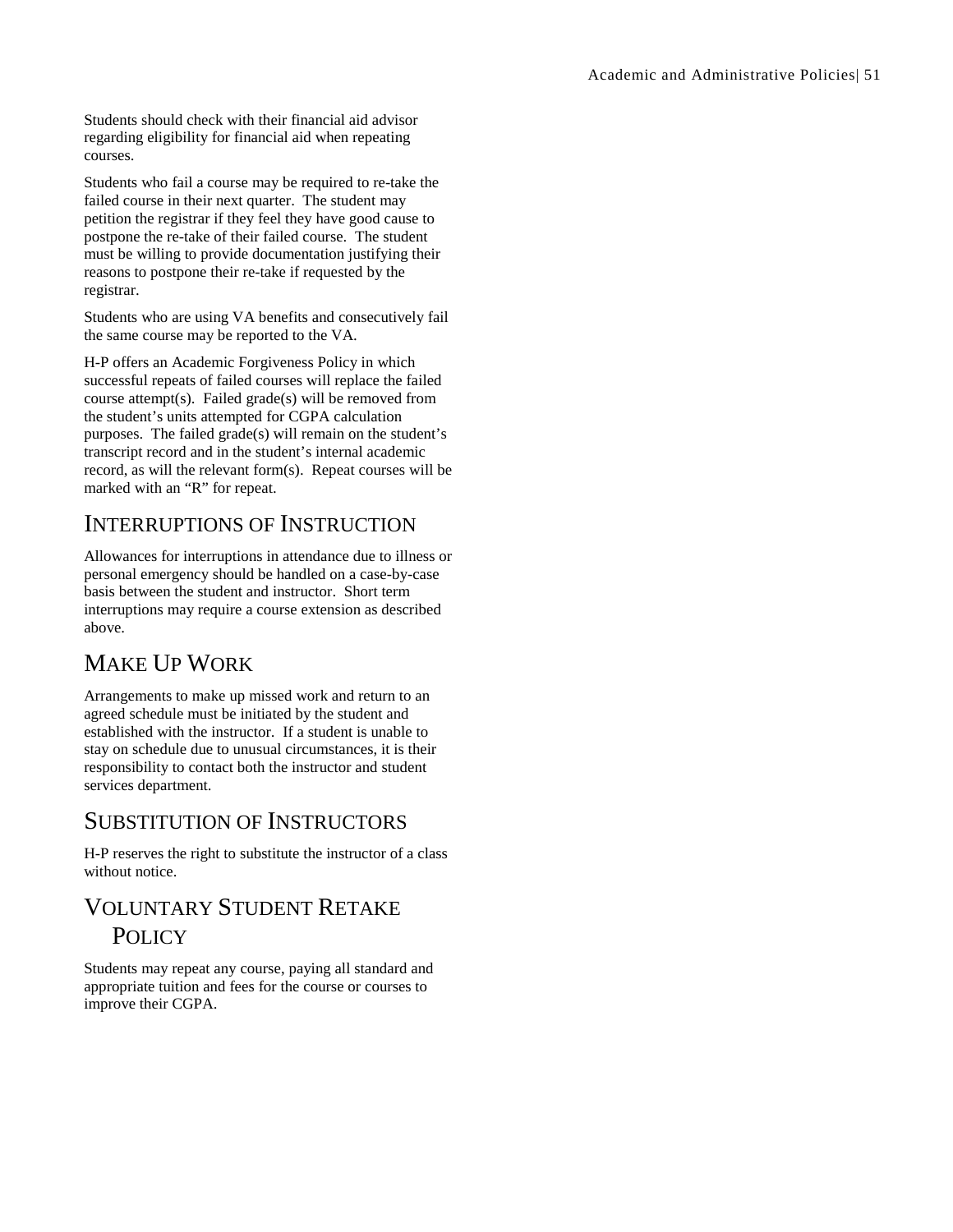Students should check with their financial aid advisor regarding eligibility for financial aid when repeating courses.

Students who fail a course may be required to re-take the failed course in their next quarter. The student may petition the registrar if they feel they have good cause to postpone the re-take of their failed course. The student must be willing to provide documentation justifying their reasons to postpone their re-take if requested by the registrar.

Students who are using VA benefits and consecutively fail the same course may be reported to the VA.

H-P offers an Academic Forgiveness Policy in which successful repeats of failed courses will replace the failed course attempt(s). Failed grade(s) will be removed from the student's units attempted for CGPA calculation purposes. The failed grade(s) will remain on the student's transcript record and in the student's internal academic record, as will the relevant form(s). Repeat courses will be marked with an "R" for repeat.

## Interruptions of Instruction

Allowances for interruptions in attendance due to illness or personal emergency should be handled on a case-by-case basis between the student and instructor. Short term interruptions may require a course extension as described above.

## Make Up Work

Arrangements to make up missed work and return to an agreed schedule must be initiated by the student and established with the instructor. If a student is unable to stay on schedule due to unusual circumstances, it is their responsibility to contact both the instructor and student services department.

## Substitution of Instructors

H-P reserves the right to substitute the instructor of a class without notice.

## Voluntary Student Retake Policy

Students may repeat any course, paying all standard and appropriate tuition and fees for the course or courses to improve their CGPA.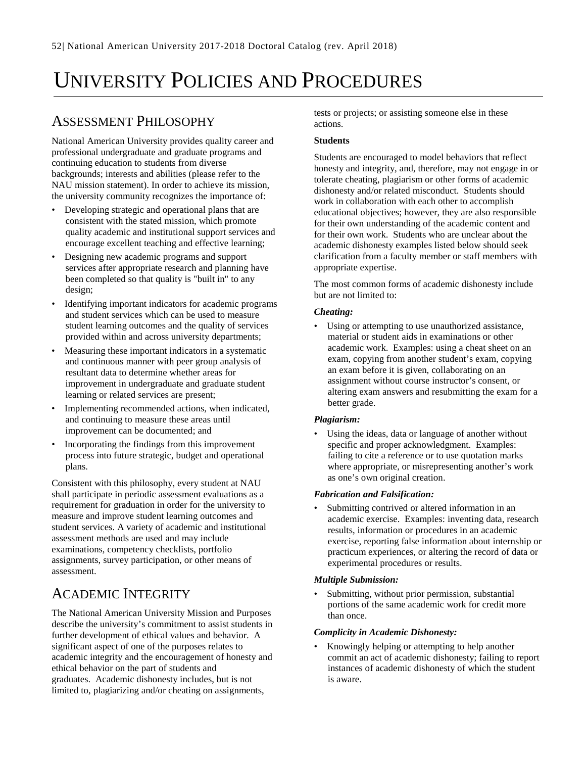# University Policies and Procedures

## Assessment Philosophy

National American University provides quality career and professional undergraduate and graduate programs and continuing education to students from diverse backgrounds; interests and abilities (please refer to the NAU mission statement). In order to achieve its mission, the university community recognizes the importance of:

- Developing strategic and operational plans that are consistent with the stated mission, which promote quality academic and institutional support services and encourage excellent teaching and effective learning;
- Designing new academic programs and support services after appropriate research and planning have been completed so that quality is "built in" to any design;
- Identifying important indicators for academic programs and student services which can be used to measure student learning outcomes and the quality of services provided within and across university departments;
- Measuring these important indicators in a systematic and continuous manner with peer group analysis of resultant data to determine whether areas for improvement in undergraduate and graduate student learning or related services are present;
- Implementing recommended actions, when indicated, and continuing to measure these areas until improvement can be documented; and
- Incorporating the findings from this improvement process into future strategic, budget and operational plans.

Consistent with this philosophy, every student at NAU shall participate in periodic assessment evaluations as a requirement for graduation in order for the university to measure and improve student learning outcomes and student services. A variety of academic and institutional assessment methods are used and may include examinations, competency checklists, portfolio assignments, survey participation, or other means of assessment.

## Academic Integrity

The National American University Mission and Purposes describe the university's commitment to assist students in further development of ethical values and behavior. A significant aspect of one of the purposes relates to academic integrity and the encouragement of honesty and ethical behavior on the part of students and graduates. Academic dishonesty includes, but is not limited to, plagiarizing and/or cheating on assignments, tests or projects; or assisting someone else in these actions.

**Students**

Students are encouraged to model behaviors that reflect honesty and integrity, and, therefore, may not engage in or tolerate cheating, plagiarism or other forms of academic dishonesty and/or related misconduct. Students should work in collaboration with each other to accomplish educational objectives; however, they are also responsible for their own understanding of the academic content and for their own work. Students who are unclear about the academic dishonesty examples listed below should seek clarification from a faculty member or staff members with appropriate expertise.

The most common forms of academic dishonesty include but are not limited to:

***Cheating:***

- Using or attempting to use unauthorized assistance, material or student aids in examinations or other academic work. Examples: using a cheat sheet on an exam, copying from another student's exam, copying an exam before it is given, collaborating on an assignment without course instructor's consent, or altering exam answers and resubmitting the exam for a better grade.

***Plagiarism:***

- Using the ideas, data or language of another without specific and proper acknowledgment. Examples: failing to cite a reference or to use quotation marks where appropriate, or misrepresenting another's work as one's own original creation.

***Fabrication and Falsification:***

- Submitting contrived or altered information in an academic exercise. Examples: inventing data, research results, information or procedures in an academic exercise, reporting false information about internship or practicum experiences, or altering the record of data or experimental procedures or results.

***Multiple Submission:***

- Submitting, without prior permission, substantial portions of the same academic work for credit more than once.

***Complicity in Academic Dishonesty:***

- Knowingly helping or attempting to help another commit an act of academic dishonesty; failing to report instances of academic dishonesty of which the student is aware.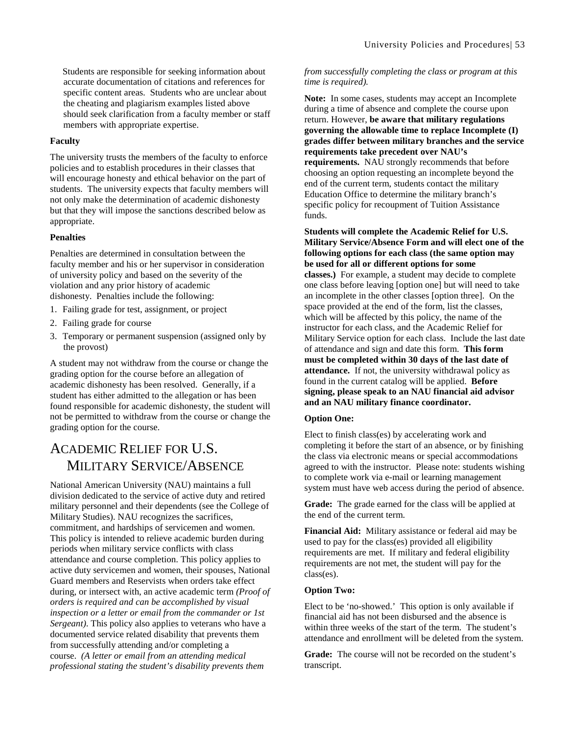Students are responsible for seeking information about accurate documentation of citations and references for specific content areas. Students who are unclear about the cheating and plagiarism examples listed above should seek clarification from a faculty member or staff members with appropriate expertise.

**Faculty**

The university trusts the members of the faculty to enforce policies and to establish procedures in their classes that will encourage honesty and ethical behavior on the part of students. The university expects that faculty members will not only make the determination of academic dishonesty but that they will impose the sanctions described below as appropriate.

**Penalties**

Penalties are determined in consultation between the faculty member and his or her supervisor in consideration of university policy and based on the severity of the violation and any prior history of academic dishonesty. Penalties include the following:

1. Failing grade for test, assignment, or project
2. Failing grade for course
3. Temporary or permanent suspension (assigned only by the provost)

A student may not withdraw from the course or change the grading option for the course before an allegation of academic dishonesty has been resolved. Generally, if a student has either admitted to the allegation or has been found responsible for academic dishonesty, the student will not be permitted to withdraw from the course or change the grading option for the course.

# Academic Relief for U.S. Military Service/Absence

National American University (NAU) maintains a full division dedicated to the service of active duty and retired military personnel and their dependents (see the College of Military Studies). NAU recognizes the sacrifices, commitment, and hardships of servicemen and women. This policy is intended to relieve academic burden during periods when military service conflicts with class attendance and course completion. This policy applies to active duty servicemen and women, their spouses, National Guard members and Reservists when orders take effect during, or intersect with, an active academic term *(Proof of orders is required and can be accomplished by visual inspection or a letter or email from the commander or 1st Sergeant)*. This policy also applies to veterans who have a documented service related disability that prevents them from successfully attending and/or completing a course. *(A letter or email from an attending medical professional stating the student's disability prevents them from successfully completing the class or program at this time is required).*

**Note:** In some cases, students may accept an Incomplete during a time of absence and complete the course upon return. However, **be aware that military regulations governing the allowable time to replace Incomplete (I) grades differ between military branches and the service requirements take precedent over NAU's requirements.** NAU strongly recommends that before choosing an option requesting an incomplete beyond the end of the current term, students contact the military Education Office to determine the military branch's specific policy for recoupment of Tuition Assistance funds.

**Students will complete the Academic Relief for U.S. Military Service/Absence Form and will elect one of the following options for each class (the same option may be used for all or different options for some classes.)** For example, a student may decide to complete one class before leaving [option one] but will need to take an incomplete in the other classes [option three]. On the space provided at the end of the form, list the classes, which will be affected by this policy, the name of the instructor for each class, and the Academic Relief for Military Service option for each class. Include the last date of attendance and sign and date this form. **This form must be completed within 30 days of the last date of attendance.** If not, the university withdrawal policy as found in the current catalog will be applied. **Before signing, please speak to an NAU financial aid advisor and an NAU military finance coordinator.**

**Option One:**

Elect to finish class(es) by accelerating work and completing it before the start of an absence, or by finishing the class via electronic means or special accommodations agreed to with the instructor. Please note: students wishing to complete work via e-mail or learning management system must have web access during the period of absence.

**Grade:** The grade earned for the class will be applied at the end of the current term.

**Financial Aid:** Military assistance or federal aid may be used to pay for the class(es) provided all eligibility requirements are met. If military and federal eligibility requirements are not met, the student will pay for the class(es).

**Option Two:**

Elect to be 'no-showed.' This option is only available if financial aid has not been disbursed and the absence is within three weeks of the start of the term. The student's attendance and enrollment will be deleted from the system.

**Grade:** The course will not be recorded on the student's transcript.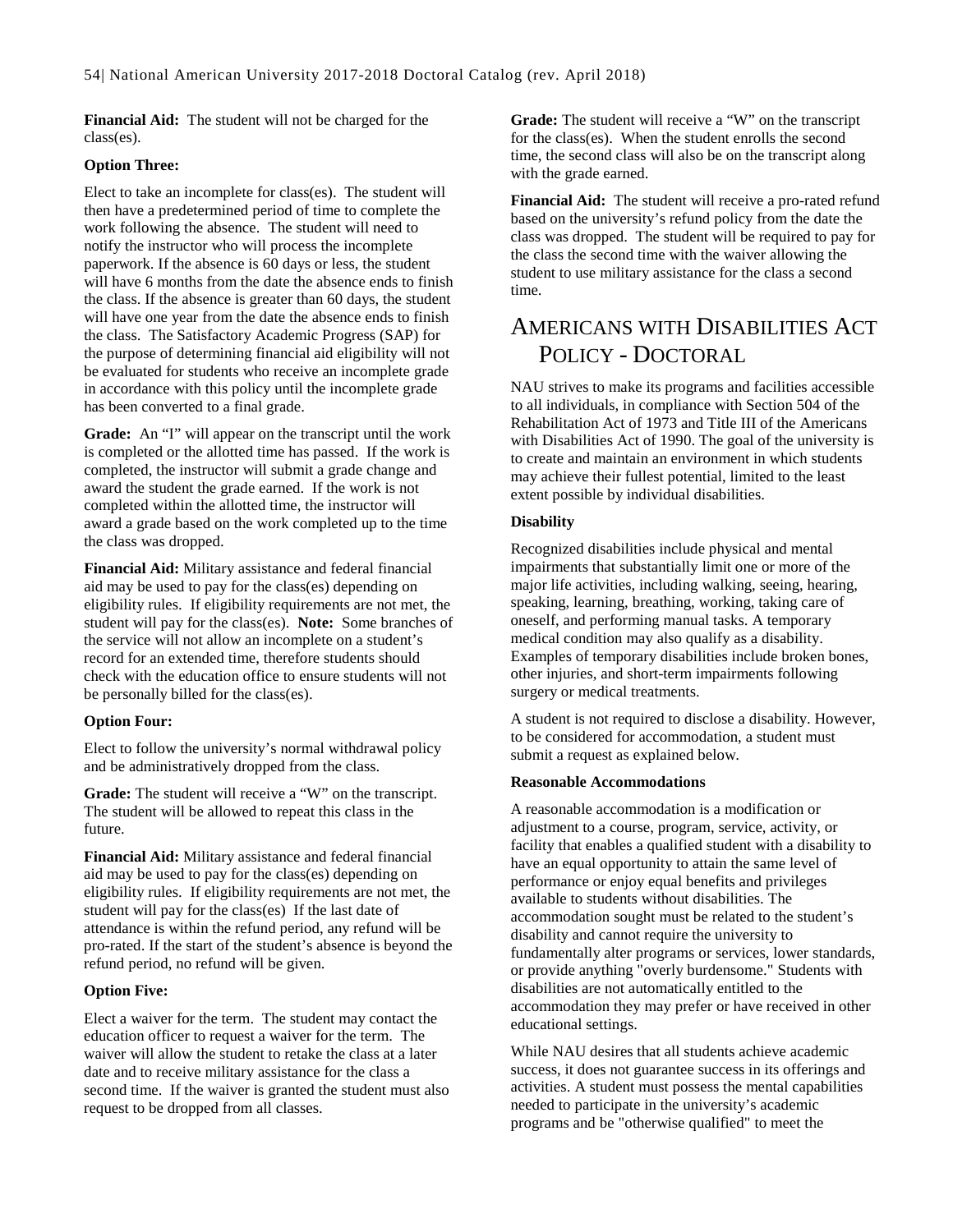**Financial Aid:** The student will not be charged for the class(es).

**Option Three:**

Elect to take an incomplete for class(es). The student will then have a predetermined period of time to complete the work following the absence. The student will need to notify the instructor who will process the incomplete paperwork. If the absence is 60 days or less, the student will have 6 months from the date the absence ends to finish the class. If the absence is greater than 60 days, the student will have one year from the date the absence ends to finish the class. The Satisfactory Academic Progress (SAP) for the purpose of determining financial aid eligibility will not be evaluated for students who receive an incomplete grade in accordance with this policy until the incomplete grade has been converted to a final grade.

**Grade:** An "I" will appear on the transcript until the work is completed or the allotted time has passed. If the work is completed, the instructor will submit a grade change and award the student the grade earned. If the work is not completed within the allotted time, the instructor will award a grade based on the work completed up to the time the class was dropped.

**Financial Aid:** Military assistance and federal financial aid may be used to pay for the class(es) depending on eligibility rules. If eligibility requirements are not met, the student will pay for the class(es). **Note:** Some branches of the service will not allow an incomplete on a student's record for an extended time, therefore students should check with the education office to ensure students will not be personally billed for the class(es).

**Option Four:**

Elect to follow the university's normal withdrawal policy and be administratively dropped from the class.

**Grade:** The student will receive a "W" on the transcript. The student will be allowed to repeat this class in the future.

**Financial Aid:** Military assistance and federal financial aid may be used to pay for the class(es) depending on eligibility rules. If eligibility requirements are not met, the student will pay for the class(es) If the last date of attendance is within the refund period, any refund will be pro-rated. If the start of the student's absence is beyond the refund period, no refund will be given.

**Option Five:**

Elect a waiver for the term. The student may contact the education officer to request a waiver for the term. The waiver will allow the student to retake the class at a later date and to receive military assistance for the class a second time. If the waiver is granted the student must also request to be dropped from all classes.

**Grade:** The student will receive a "W" on the transcript for the class(es). When the student enrolls the second time, the second class will also be on the transcript along with the grade earned.

**Financial Aid:** The student will receive a pro-rated refund based on the university's refund policy from the date the class was dropped. The student will be required to pay for the class the second time with the waiver allowing the student to use military assistance for the class a second time.

# Americans with Disabilities Act Policy - Doctoral

NAU strives to make its programs and facilities accessible to all individuals, in compliance with Section 504 of the Rehabilitation Act of 1973 and Title III of the Americans with Disabilities Act of 1990. The goal of the university is to create and maintain an environment in which students may achieve their fullest potential, limited to the least extent possible by individual disabilities.

**Disability**

Recognized disabilities include physical and mental impairments that substantially limit one or more of the major life activities, including walking, seeing, hearing, speaking, learning, breathing, working, taking care of oneself, and performing manual tasks. A temporary medical condition may also qualify as a disability. Examples of temporary disabilities include broken bones, other injuries, and short-term impairments following surgery or medical treatments.

A student is not required to disclose a disability. However, to be considered for accommodation, a student must submit a request as explained below.

**Reasonable Accommodations**

A reasonable accommodation is a modification or adjustment to a course, program, service, activity, or facility that enables a qualified student with a disability to have an equal opportunity to attain the same level of performance or enjoy equal benefits and privileges available to students without disabilities. The accommodation sought must be related to the student's disability and cannot require the university to fundamentally alter programs or services, lower standards, or provide anything "overly burdensome." Students with disabilities are not automatically entitled to the accommodation they may prefer or have received in other educational settings.

While NAU desires that all students achieve academic success, it does not guarantee success in its offerings and activities. A student must possess the mental capabilities needed to participate in the university's academic programs and be "otherwise qualified" to meet the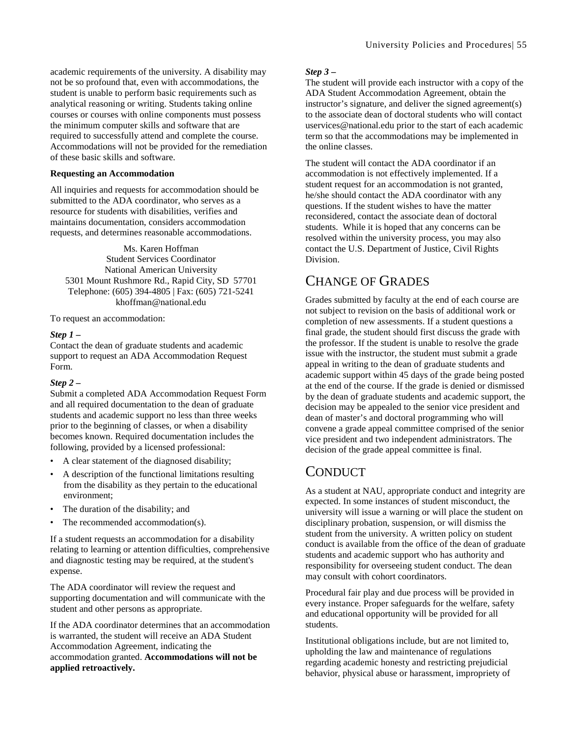academic requirements of the university. A disability may not be so profound that, even with accommodations, the student is unable to perform basic requirements such as analytical reasoning or writing. Students taking online courses or courses with online components must possess the minimum computer skills and software that are required to successfully attend and complete the course. Accommodations will not be provided for the remediation of these basic skills and software.

**Requesting an Accommodation**

All inquiries and requests for accommodation should be submitted to the ADA coordinator, who serves as a resource for students with disabilities, verifies and maintains documentation, considers accommodation requests, and determines reasonable accommodations.

Ms. Karen Hoffman
Student Services Coordinator
National American University
5301 Mount Rushmore Rd., Rapid City, SD 57701
Telephone: (605) 394-4805 | Fax: (605) 721-5241
khoffman@national.edu

To request an accommodation:

***Step 1 –***
Contact the dean of graduate students and academic support to request an ADA Accommodation Request Form.

***Step 2 –***
Submit a completed ADA Accommodation Request Form and all required documentation to the dean of graduate students and academic support no less than three weeks prior to the beginning of classes, or when a disability becomes known. Required documentation includes the following, provided by a licensed professional:

- A clear statement of the diagnosed disability;
- A description of the functional limitations resulting from the disability as they pertain to the educational environment;
- The duration of the disability; and
- The recommended accommodation(s).

If a student requests an accommodation for a disability relating to learning or attention difficulties, comprehensive and diagnostic testing may be required, at the student's expense.

The ADA coordinator will review the request and supporting documentation and will communicate with the student and other persons as appropriate.

If the ADA coordinator determines that an accommodation is warranted, the student will receive an ADA Student Accommodation Agreement, indicating the accommodation granted. **Accommodations will not be applied retroactively.**

***Step 3 –***
The student will provide each instructor with a copy of the ADA Student Accommodation Agreement, obtain the instructor's signature, and deliver the signed agreement(s) to the associate dean of doctoral students who will contact uservices@national.edu prior to the start of each academic term so that the accommodations may be implemented in the online classes.

The student will contact the ADA coordinator if an accommodation is not effectively implemented. If a student request for an accommodation is not granted, he/she should contact the ADA coordinator with any questions. If the student wishes to have the matter reconsidered, contact the associate dean of doctoral students. While it is hoped that any concerns can be resolved within the university process, you may also contact the U.S. Department of Justice, Civil Rights Division.

## Change of Grades

Grades submitted by faculty at the end of each course are not subject to revision on the basis of additional work or completion of new assessments. If a student questions a final grade, the student should first discuss the grade with the professor. If the student is unable to resolve the grade issue with the instructor, the student must submit a grade appeal in writing to the dean of graduate students and academic support within 45 days of the grade being posted at the end of the course. If the grade is denied or dismissed by the dean of graduate students and academic support, the decision may be appealed to the senior vice president and dean of master's and doctoral programming who will convene a grade appeal committee comprised of the senior vice president and two independent administrators. The decision of the grade appeal committee is final.

## Conduct

As a student at NAU, appropriate conduct and integrity are expected. In some instances of student misconduct, the university will issue a warning or will place the student on disciplinary probation, suspension, or will dismiss the student from the university. A written policy on student conduct is available from the office of the dean of graduate students and academic support who has authority and responsibility for overseeing student conduct. The dean may consult with cohort coordinators.

Procedural fair play and due process will be provided in every instance. Proper safeguards for the welfare, safety and educational opportunity will be provided for all students.

Institutional obligations include, but are not limited to, upholding the law and maintenance of regulations regarding academic honesty and restricting prejudicial behavior, physical abuse or harassment, impropriety of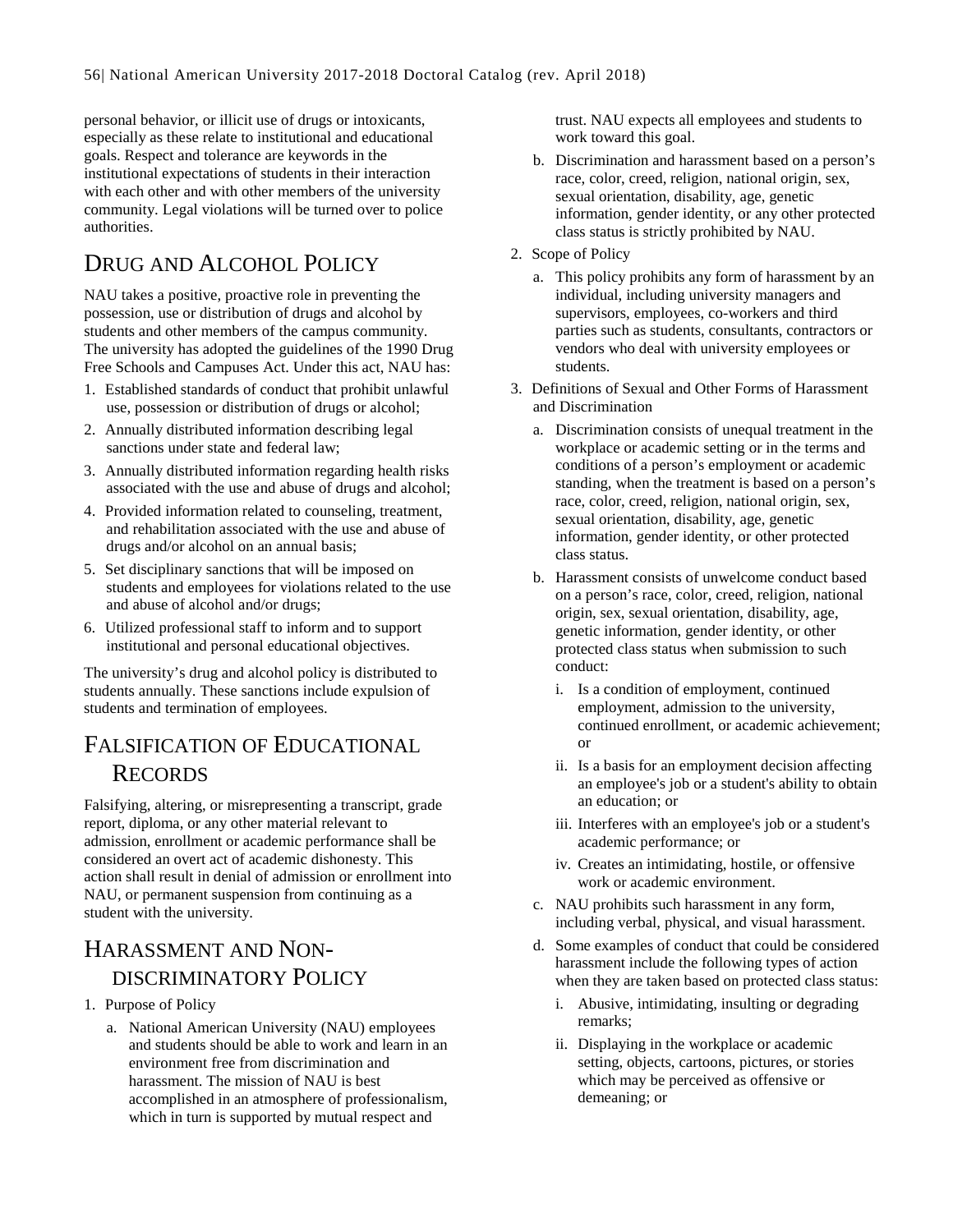personal behavior, or illicit use of drugs or intoxicants, especially as these relate to institutional and educational goals. Respect and tolerance are keywords in the institutional expectations of students in their interaction with each other and with other members of the university community. Legal violations will be turned over to police authorities.

## Drug and Alcohol Policy

NAU takes a positive, proactive role in preventing the possession, use or distribution of drugs and alcohol by students and other members of the campus community. The university has adopted the guidelines of the 1990 Drug Free Schools and Campuses Act. Under this act, NAU has:

1. Established standards of conduct that prohibit unlawful use, possession or distribution of drugs or alcohol;
2. Annually distributed information describing legal sanctions under state and federal law;
3. Annually distributed information regarding health risks associated with the use and abuse of drugs and alcohol;
4. Provided information related to counseling, treatment, and rehabilitation associated with the use and abuse of drugs and/or alcohol on an annual basis;
5. Set disciplinary sanctions that will be imposed on students and employees for violations related to the use and abuse of alcohol and/or drugs;
6. Utilized professional staff to inform and to support institutional and personal educational objectives.

The university's drug and alcohol policy is distributed to students annually. These sanctions include expulsion of students and termination of employees.

## Falsification of Educational Records

Falsifying, altering, or misrepresenting a transcript, grade report, diploma, or any other material relevant to admission, enrollment or academic performance shall be considered an overt act of academic dishonesty. This action shall result in denial of admission or enrollment into NAU, or permanent suspension from continuing as a student with the university.

## Harassment and Non-discriminatory Policy

1. Purpose of Policy
   a. National American University (NAU) employees and students should be able to work and learn in an environment free from discrimination and harassment. The mission of NAU is best accomplished in an atmosphere of professionalism, which in turn is supported by mutual respect and trust. NAU expects all employees and students to work toward this goal.
   b. Discrimination and harassment based on a person's race, color, creed, religion, national origin, sex, sexual orientation, disability, age, genetic information, gender identity, or any other protected class status is strictly prohibited by NAU.
2. Scope of Policy
   a. This policy prohibits any form of harassment by an individual, including university managers and supervisors, employees, co-workers and third parties such as students, consultants, contractors or vendors who deal with university employees or students.
3. Definitions of Sexual and Other Forms of Harassment and Discrimination
   a. Discrimination consists of unequal treatment in the workplace or academic setting or in the terms and conditions of a person's employment or academic standing, when the treatment is based on a person's race, color, creed, religion, national origin, sex, sexual orientation, disability, age, genetic information, gender identity, or other protected class status.
   b. Harassment consists of unwelcome conduct based on a person's race, color, creed, religion, national origin, sex, sexual orientation, disability, age, genetic information, gender identity, or other protected class status when submission to such conduct:
      i. Is a condition of employment, continued employment, admission to the university, continued enrollment, or academic achievement; or
      ii. Is a basis for an employment decision affecting an employee's job or a student's ability to obtain an education; or
      iii. Interferes with an employee's job or a student's academic performance; or
      iv. Creates an intimidating, hostile, or offensive work or academic environment.
   c. NAU prohibits such harassment in any form, including verbal, physical, and visual harassment.
   d. Some examples of conduct that could be considered harassment include the following types of action when they are taken based on protected class status:
      i. Abusive, intimidating, insulting or degrading remarks;
      ii. Displaying in the workplace or academic setting, objects, cartoons, pictures, or stories which may be perceived as offensive or demeaning; or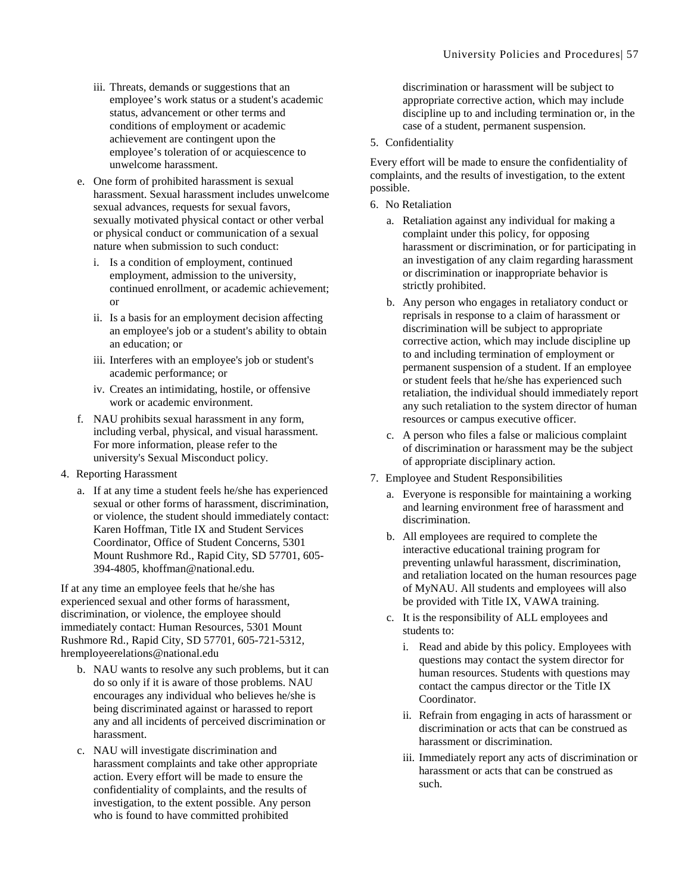iii. Threats, demands or suggestions that an employee's work status or a student's academic status, advancement or other terms and conditions of employment or academic achievement are contingent upon the employee's toleration of or acquiescence to unwelcome harassment.

e. One form of prohibited harassment is sexual harassment. Sexual harassment includes unwelcome sexual advances, requests for sexual favors, sexually motivated physical contact or other verbal or physical conduct or communication of a sexual nature when submission to such conduct:

   i. Is a condition of employment, continued employment, admission to the university, continued enrollment, or academic achievement; or

   ii. Is a basis for an employment decision affecting an employee's job or a student's ability to obtain an education; or

   iii. Interferes with an employee's job or student's academic performance; or

   iv. Creates an intimidating, hostile, or offensive work or academic environment.

f. NAU prohibits sexual harassment in any form, including verbal, physical, and visual harassment. For more information, please refer to the university's Sexual Misconduct policy.

4. Reporting Harassment

   a. If at any time a student feels he/she has experienced sexual or other forms of harassment, discrimination, or violence, the student should immediately contact: Karen Hoffman, Title IX and Student Services Coordinator, Office of Student Concerns, 5301 Mount Rushmore Rd., Rapid City, SD 57701, 605-394-4805, khoffman@national.edu.

If at any time an employee feels that he/she has experienced sexual and other forms of harassment, discrimination, or violence, the employee should immediately contact: Human Resources, 5301 Mount Rushmore Rd., Rapid City, SD 57701, 605-721-5312, hremployeerelations@national.edu

   b. NAU wants to resolve any such problems, but it can do so only if it is aware of those problems. NAU encourages any individual who believes he/she is being discriminated against or harassed to report any and all incidents of perceived discrimination or harassment.

   c. NAU will investigate discrimination and harassment complaints and take other appropriate action. Every effort will be made to ensure the confidentiality of complaints, and the results of investigation, to the extent possible. Any person who is found to have committed prohibited discrimination or harassment will be subject to appropriate corrective action, which may include discipline up to and including termination or, in the case of a student, permanent suspension.

5. Confidentiality

Every effort will be made to ensure the confidentiality of complaints, and the results of investigation, to the extent possible.

6. No Retaliation

   a. Retaliation against any individual for making a complaint under this policy, for opposing harassment or discrimination, or for participating in an investigation of any claim regarding harassment or discrimination or inappropriate behavior is strictly prohibited.

   b. Any person who engages in retaliatory conduct or reprisals in response to a claim of harassment or discrimination will be subject to appropriate corrective action, which may include discipline up to and including termination of employment or permanent suspension of a student. If an employee or student feels that he/she has experienced such retaliation, the individual should immediately report any such retaliation to the system director of human resources or campus executive officer.

   c. A person who files a false or malicious complaint of discrimination or harassment may be the subject of appropriate disciplinary action.

7. Employee and Student Responsibilities

   a. Everyone is responsible for maintaining a working and learning environment free of harassment and discrimination.

   b. All employees are required to complete the interactive educational training program for preventing unlawful harassment, discrimination, and retaliation located on the human resources page of MyNAU. All students and employees will also be provided with Title IX, VAWA training.

   c. It is the responsibility of ALL employees and students to:

      i. Read and abide by this policy. Employees with questions may contact the system director for human resources. Students with questions may contact the campus director or the Title IX Coordinator.

      ii. Refrain from engaging in acts of harassment or discrimination or acts that can be construed as harassment or discrimination.

      iii. Immediately report any acts of discrimination or harassment or acts that can be construed as such.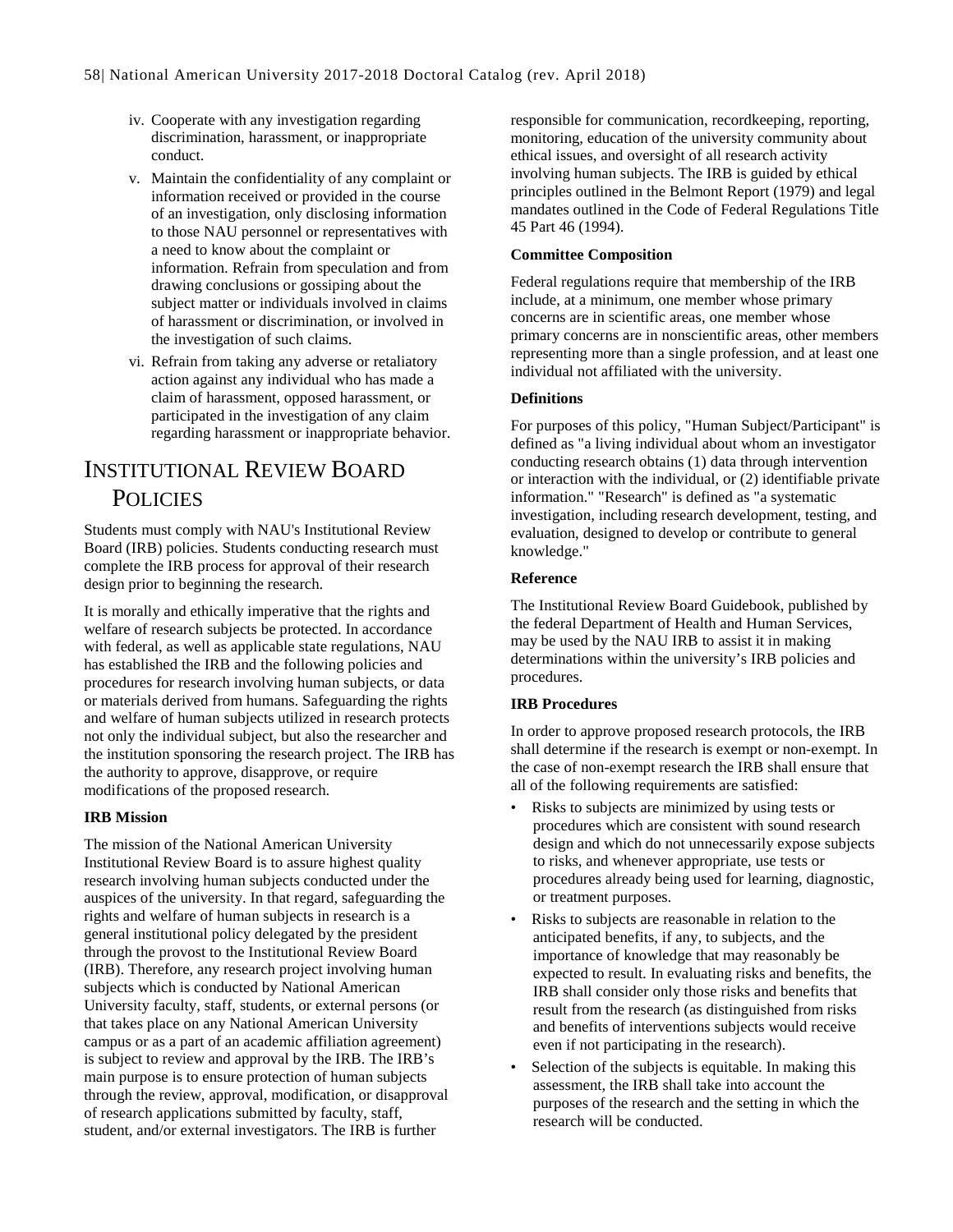iv. Cooperate with any investigation regarding discrimination, harassment, or inappropriate conduct.

v. Maintain the confidentiality of any complaint or information received or provided in the course of an investigation, only disclosing information to those NAU personnel or representatives with a need to know about the complaint or information. Refrain from speculation and from drawing conclusions or gossiping about the subject matter or individuals involved in claims of harassment or discrimination, or involved in the investigation of such claims.

vi. Refrain from taking any adverse or retaliatory action against any individual who has made a claim of harassment, opposed harassment, or participated in the investigation of any claim regarding harassment or inappropriate behavior.

# Institutional Review Board Policies

Students must comply with NAU's Institutional Review Board (IRB) policies. Students conducting research must complete the IRB process for approval of their research design prior to beginning the research.

It is morally and ethically imperative that the rights and welfare of research subjects be protected. In accordance with federal, as well as applicable state regulations, NAU has established the IRB and the following policies and procedures for research involving human subjects, or data or materials derived from humans. Safeguarding the rights and welfare of human subjects utilized in research protects not only the individual subject, but also the researcher and the institution sponsoring the research project. The IRB has the authority to approve, disapprove, or require modifications of the proposed research.

**IRB Mission**

The mission of the National American University Institutional Review Board is to assure highest quality research involving human subjects conducted under the auspices of the university. In that regard, safeguarding the rights and welfare of human subjects in research is a general institutional policy delegated by the president through the provost to the Institutional Review Board (IRB). Therefore, any research project involving human subjects which is conducted by National American University faculty, staff, students, or external persons (or that takes place on any National American University campus or as a part of an academic affiliation agreement) is subject to review and approval by the IRB. The IRB's main purpose is to ensure protection of human subjects through the review, approval, modification, or disapproval of research applications submitted by faculty, staff, student, and/or external investigators. The IRB is further responsible for communication, recordkeeping, reporting, monitoring, education of the university community about ethical issues, and oversight of all research activity involving human subjects. The IRB is guided by ethical principles outlined in the Belmont Report (1979) and legal mandates outlined in the Code of Federal Regulations Title 45 Part 46 (1994).

**Committee Composition**

Federal regulations require that membership of the IRB include, at a minimum, one member whose primary concerns are in scientific areas, one member whose primary concerns are in nonscientific areas, other members representing more than a single profession, and at least one individual not affiliated with the university.

**Definitions**

For purposes of this policy, "Human Subject/Participant" is defined as "a living individual about whom an investigator conducting research obtains (1) data through intervention or interaction with the individual, or (2) identifiable private information." "Research" is defined as "a systematic investigation, including research development, testing, and evaluation, designed to develop or contribute to general knowledge."

**Reference**

The Institutional Review Board Guidebook, published by the federal Department of Health and Human Services, may be used by the NAU IRB to assist it in making determinations within the university's IRB policies and procedures.

**IRB Procedures**

In order to approve proposed research protocols, the IRB shall determine if the research is exempt or non-exempt. In the case of non-exempt research the IRB shall ensure that all of the following requirements are satisfied:

- Risks to subjects are minimized by using tests or procedures which are consistent with sound research design and which do not unnecessarily expose subjects to risks, and whenever appropriate, use tests or procedures already being used for learning, diagnostic, or treatment purposes.
- Risks to subjects are reasonable in relation to the anticipated benefits, if any, to subjects, and the importance of knowledge that may reasonably be expected to result. In evaluating risks and benefits, the IRB shall consider only those risks and benefits that result from the research (as distinguished from risks and benefits of interventions subjects would receive even if not participating in the research).
- Selection of the subjects is equitable. In making this assessment, the IRB shall take into account the purposes of the research and the setting in which the research will be conducted.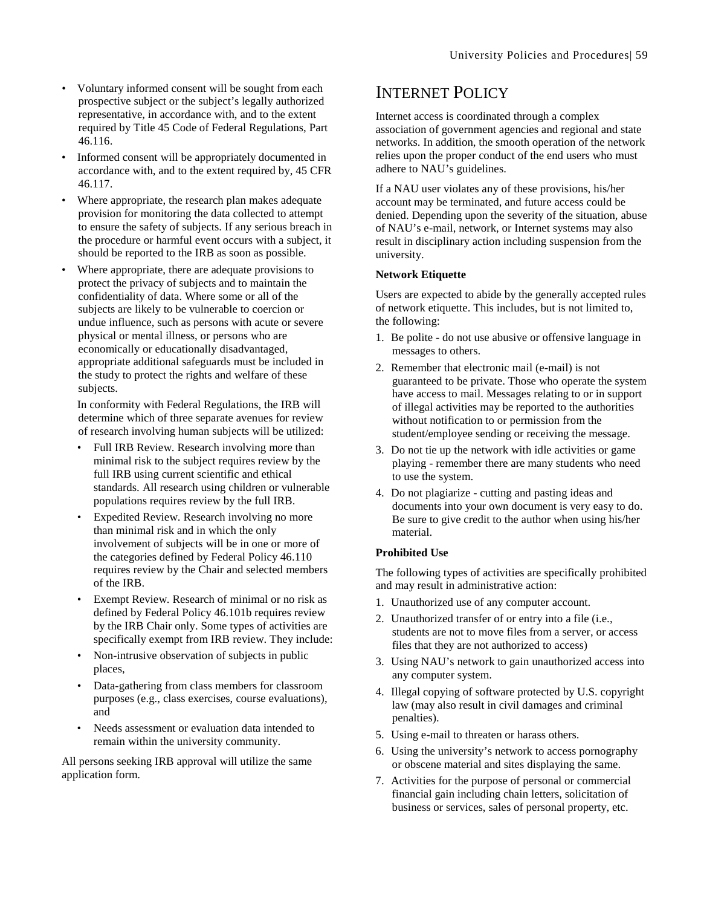- Voluntary informed consent will be sought from each prospective subject or the subject's legally authorized representative, in accordance with, and to the extent required by Title 45 Code of Federal Regulations, Part 46.116.
- Informed consent will be appropriately documented in accordance with, and to the extent required by, 45 CFR 46.117.
- Where appropriate, the research plan makes adequate provision for monitoring the data collected to attempt to ensure the safety of subjects. If any serious breach in the procedure or harmful event occurs with a subject, it should be reported to the IRB as soon as possible.
- Where appropriate, there are adequate provisions to protect the privacy of subjects and to maintain the confidentiality of data. Where some or all of the subjects are likely to be vulnerable to coercion or undue influence, such as persons with acute or severe physical or mental illness, or persons who are economically or educationally disadvantaged, appropriate additional safeguards must be included in the study to protect the rights and welfare of these subjects.

  In conformity with Federal Regulations, the IRB will determine which of three separate avenues for review of research involving human subjects will be utilized:

  - Full IRB Review. Research involving more than minimal risk to the subject requires review by the full IRB using current scientific and ethical standards. All research using children or vulnerable populations requires review by the full IRB.
  - Expedited Review. Research involving no more than minimal risk and in which the only involvement of subjects will be in one or more of the categories defined by Federal Policy 46.110 requires review by the Chair and selected members of the IRB.
  - Exempt Review. Research of minimal or no risk as defined by Federal Policy 46.101b requires review by the IRB Chair only. Some types of activities are specifically exempt from IRB review. They include:
  - Non-intrusive observation of subjects in public places,
  - Data-gathering from class members for classroom purposes (e.g., class exercises, course evaluations), and
  - Needs assessment or evaluation data intended to remain within the university community.

All persons seeking IRB approval will utilize the same application form.

# INTERNET POLICY

Internet access is coordinated through a complex association of government agencies and regional and state networks. In addition, the smooth operation of the network relies upon the proper conduct of the end users who must adhere to NAU's guidelines.

If a NAU user violates any of these provisions, his/her account may be terminated, and future access could be denied. Depending upon the severity of the situation, abuse of NAU's e-mail, network, or Internet systems may also result in disciplinary action including suspension from the university.

**Network Etiquette**

Users are expected to abide by the generally accepted rules of network etiquette. This includes, but is not limited to, the following:

1. Be polite - do not use abusive or offensive language in messages to others.
2. Remember that electronic mail (e-mail) is not guaranteed to be private. Those who operate the system have access to mail. Messages relating to or in support of illegal activities may be reported to the authorities without notification to or permission from the student/employee sending or receiving the message.
3. Do not tie up the network with idle activities or game playing - remember there are many students who need to use the system.
4. Do not plagiarize - cutting and pasting ideas and documents into your own document is very easy to do. Be sure to give credit to the author when using his/her material.

**Prohibited Use**

The following types of activities are specifically prohibited and may result in administrative action:

1. Unauthorized use of any computer account.
2. Unauthorized transfer of or entry into a file (i.e., students are not to move files from a server, or access files that they are not authorized to access)
3. Using NAU's network to gain unauthorized access into any computer system.
4. Illegal copying of software protected by U.S. copyright law (may also result in civil damages and criminal penalties).
5. Using e-mail to threaten or harass others.
6. Using the university's network to access pornography or obscene material and sites displaying the same.
7. Activities for the purpose of personal or commercial financial gain including chain letters, solicitation of business or services, sales of personal property, etc.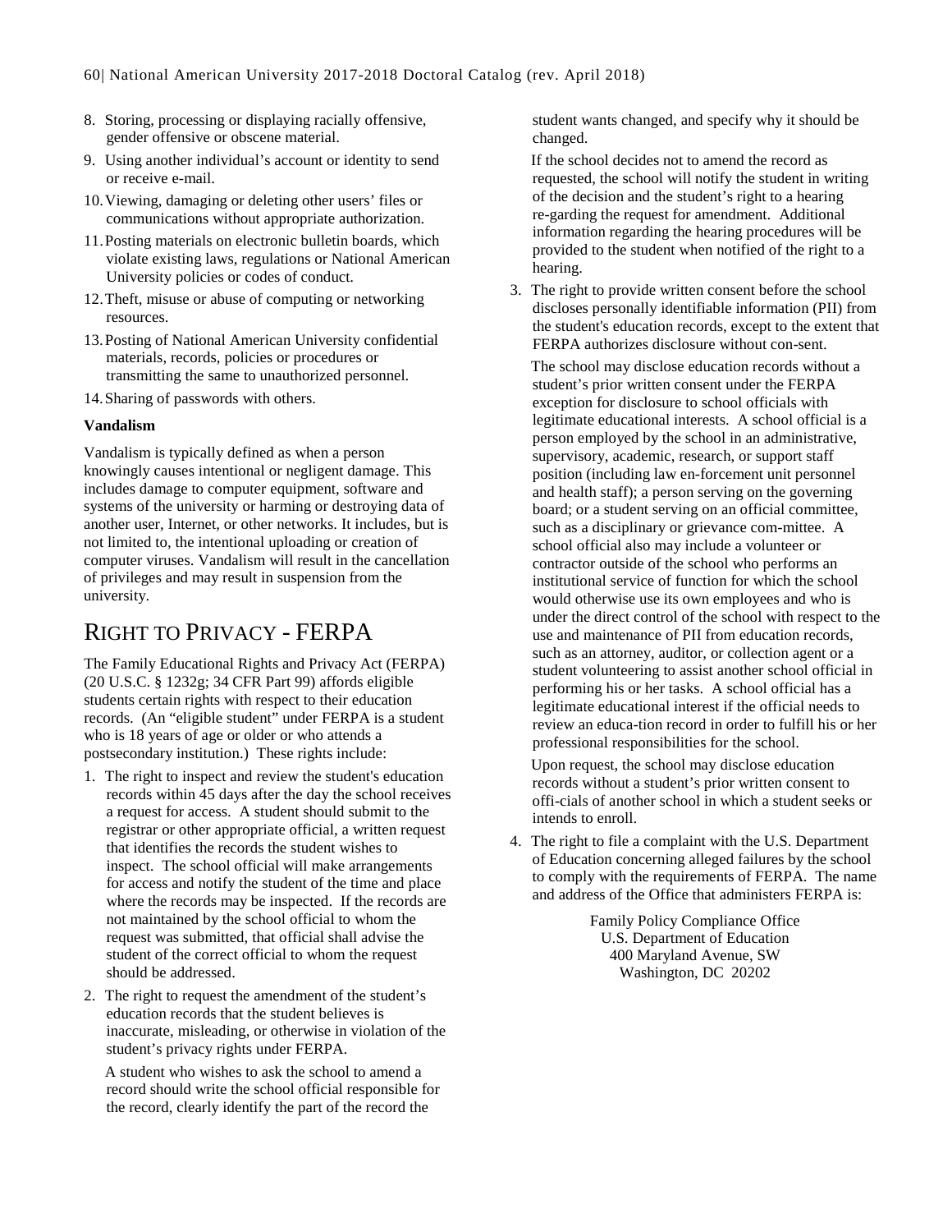8. Storing, processing or displaying racially offensive, gender offensive or obscene material.
9. Using another individual's account or identity to send or receive e-mail.
10. Viewing, damaging or deleting other users' files or communications without appropriate authorization.
11. Posting materials on electronic bulletin boards, which violate existing laws, regulations or National American University policies or codes of conduct.
12. Theft, misuse or abuse of computing or networking resources.
13. Posting of National American University confidential materials, records, policies or procedures or transmitting the same to unauthorized personnel.
14. Sharing of passwords with others.

**Vandalism**

Vandalism is typically defined as when a person knowingly causes intentional or negligent damage. This includes damage to computer equipment, software and systems of the university or harming or destroying data of another user, Internet, or other networks. It includes, but is not limited to, the intentional uploading or creation of computer viruses. Vandalism will result in the cancellation of privileges and may result in suspension from the university.

## Right to Privacy - FERPA

The Family Educational Rights and Privacy Act (FERPA) (20 U.S.C. § 1232g; 34 CFR Part 99) affords eligible students certain rights with respect to their education records. (An "eligible student" under FERPA is a student who is 18 years of age or older or who attends a postsecondary institution.) These rights include:

1. The right to inspect and review the student's education records within 45 days after the day the school receives a request for access. A student should submit to the registrar or other appropriate official, a written request that identifies the records the student wishes to inspect. The school official will make arrangements for access and notify the student of the time and place where the records may be inspected. If the records are not maintained by the school official to whom the request was submitted, that official shall advise the student of the correct official to whom the request should be addressed.
2. The right to request the amendment of the student's education records that the student believes is inaccurate, misleading, or otherwise in violation of the student's privacy rights under FERPA.

   A student who wishes to ask the school to amend a record should write the school official responsible for the record, clearly identify the part of the record the student wants changed, and specify why it should be changed.

   If the school decides not to amend the record as requested, the school will notify the student in writing of the decision and the student's right to a hearing re-garding the request for amendment. Additional information regarding the hearing procedures will be provided to the student when notified of the right to a hearing.
3. The right to provide written consent before the school discloses personally identifiable information (PII) from the student's education records, except to the extent that FERPA authorizes disclosure without con-sent.

   The school may disclose education records without a student's prior written consent under the FERPA exception for disclosure to school officials with legitimate educational interests. A school official is a person employed by the school in an administrative, supervisory, academic, research, or support staff position (including law en-forcement unit personnel and health staff); a person serving on the governing board; or a student serving on an official committee, such as a disciplinary or grievance com-mittee. A school official also may include a volunteer or contractor outside of the school who performs an institutional service of function for which the school would otherwise use its own employees and who is under the direct control of the school with respect to the use and maintenance of PII from education records, such as an attorney, auditor, or collection agent or a student volunteering to assist another school official in performing his or her tasks. A school official has a legitimate educational interest if the official needs to review an educa-tion record in order to fulfill his or her professional responsibilities for the school.

   Upon request, the school may disclose education records without a student's prior written consent to offi-cials of another school in which a student seeks or intends to enroll.
4. The right to file a complaint with the U.S. Department of Education concerning alleged failures by the school to comply with the requirements of FERPA. The name and address of the Office that administers FERPA is:

   Family Policy Compliance Office
   U.S. Department of Education
   400 Maryland Avenue, SW
   Washington, DC 20202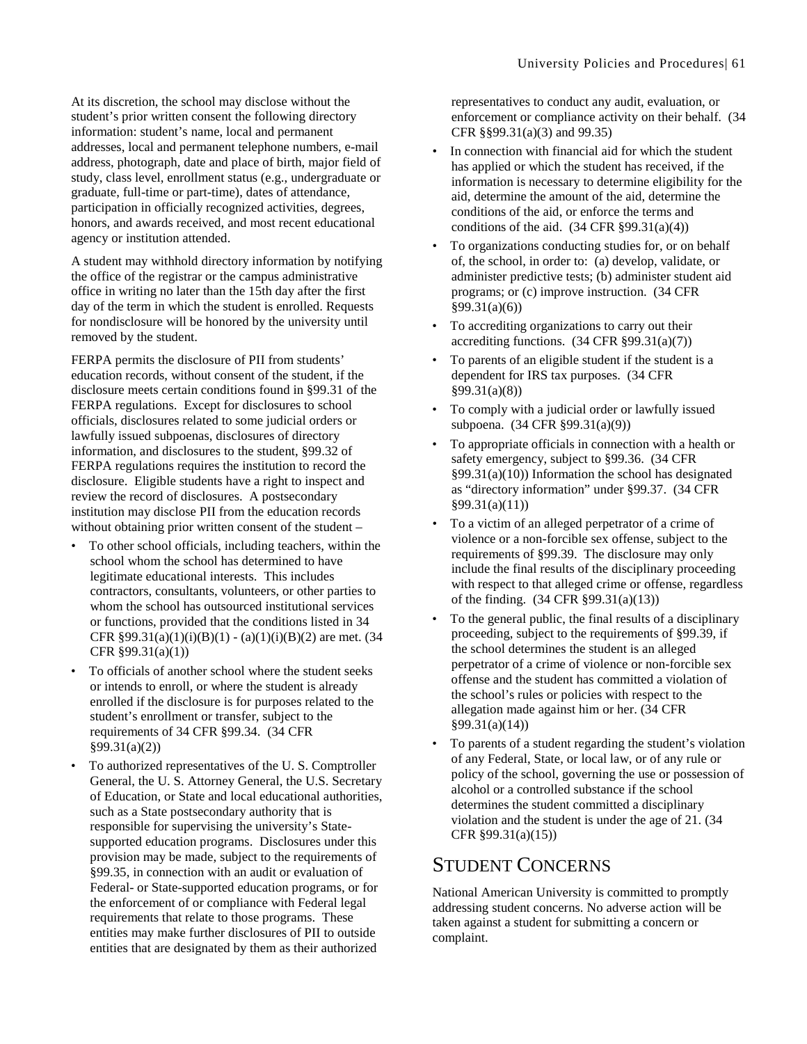At its discretion, the school may disclose without the student's prior written consent the following directory information: student's name, local and permanent addresses, local and permanent telephone numbers, e-mail address, photograph, date and place of birth, major field of study, class level, enrollment status (e.g., undergraduate or graduate, full-time or part-time), dates of attendance, participation in officially recognized activities, degrees, honors, and awards received, and most recent educational agency or institution attended.

A student may withhold directory information by notifying the office of the registrar or the campus administrative office in writing no later than the 15th day after the first day of the term in which the student is enrolled. Requests for nondisclosure will be honored by the university until removed by the student.

FERPA permits the disclosure of PII from students' education records, without consent of the student, if the disclosure meets certain conditions found in §99.31 of the FERPA regulations. Except for disclosures to school officials, disclosures related to some judicial orders or lawfully issued subpoenas, disclosures of directory information, and disclosures to the student, §99.32 of FERPA regulations requires the institution to record the disclosure. Eligible students have a right to inspect and review the record of disclosures. A postsecondary institution may disclose PII from the education records without obtaining prior written consent of the student –

- To other school officials, including teachers, within the school whom the school has determined to have legitimate educational interests. This includes contractors, consultants, volunteers, or other parties to whom the school has outsourced institutional services or functions, provided that the conditions listed in 34 CFR §99.31(a)(1)(i)(B)(1) - (a)(1)(i)(B)(2) are met. (34 CFR §99.31(a)(1))
- To officials of another school where the student seeks or intends to enroll, or where the student is already enrolled if the disclosure is for purposes related to the student's enrollment or transfer, subject to the requirements of 34 CFR §99.34. (34 CFR §99.31(a)(2))
- To authorized representatives of the U. S. Comptroller General, the U. S. Attorney General, the U.S. Secretary of Education, or State and local educational authorities, such as a State postsecondary authority that is responsible for supervising the university's State-supported education programs. Disclosures under this provision may be made, subject to the requirements of §99.35, in connection with an audit or evaluation of Federal- or State-supported education programs, or for the enforcement of or compliance with Federal legal requirements that relate to those programs. These entities may make further disclosures of PII to outside entities that are designated by them as their authorized representatives to conduct any audit, evaluation, or enforcement or compliance activity on their behalf. (34 CFR §§99.31(a)(3) and 99.35)
- In connection with financial aid for which the student has applied or which the student has received, if the information is necessary to determine eligibility for the aid, determine the amount of the aid, determine the conditions of the aid, or enforce the terms and conditions of the aid. (34 CFR §99.31(a)(4))
- To organizations conducting studies for, or on behalf of, the school, in order to: (a) develop, validate, or administer predictive tests; (b) administer student aid programs; or (c) improve instruction. (34 CFR §99.31(a)(6))
- To accrediting organizations to carry out their accrediting functions. (34 CFR §99.31(a)(7))
- To parents of an eligible student if the student is a dependent for IRS tax purposes. (34 CFR §99.31(a)(8))
- To comply with a judicial order or lawfully issued subpoena. (34 CFR §99.31(a)(9))
- To appropriate officials in connection with a health or safety emergency, subject to §99.36. (34 CFR §99.31(a)(10)) Information the school has designated as "directory information" under §99.37. (34 CFR §99.31(a)(11))
- To a victim of an alleged perpetrator of a crime of violence or a non-forcible sex offense, subject to the requirements of §99.39. The disclosure may only include the final results of the disciplinary proceeding with respect to that alleged crime or offense, regardless of the finding. (34 CFR §99.31(a)(13))
- To the general public, the final results of a disciplinary proceeding, subject to the requirements of §99.39, if the school determines the student is an alleged perpetrator of a crime of violence or non-forcible sex offense and the student has committed a violation of the school's rules or policies with respect to the allegation made against him or her. (34 CFR §99.31(a)(14))
- To parents of a student regarding the student's violation of any Federal, State, or local law, or of any rule or policy of the school, governing the use or possession of alcohol or a controlled substance if the school determines the student committed a disciplinary violation and the student is under the age of 21. (34 CFR §99.31(a)(15))

## Student Concerns

National American University is committed to promptly addressing student concerns. No adverse action will be taken against a student for submitting a concern or complaint.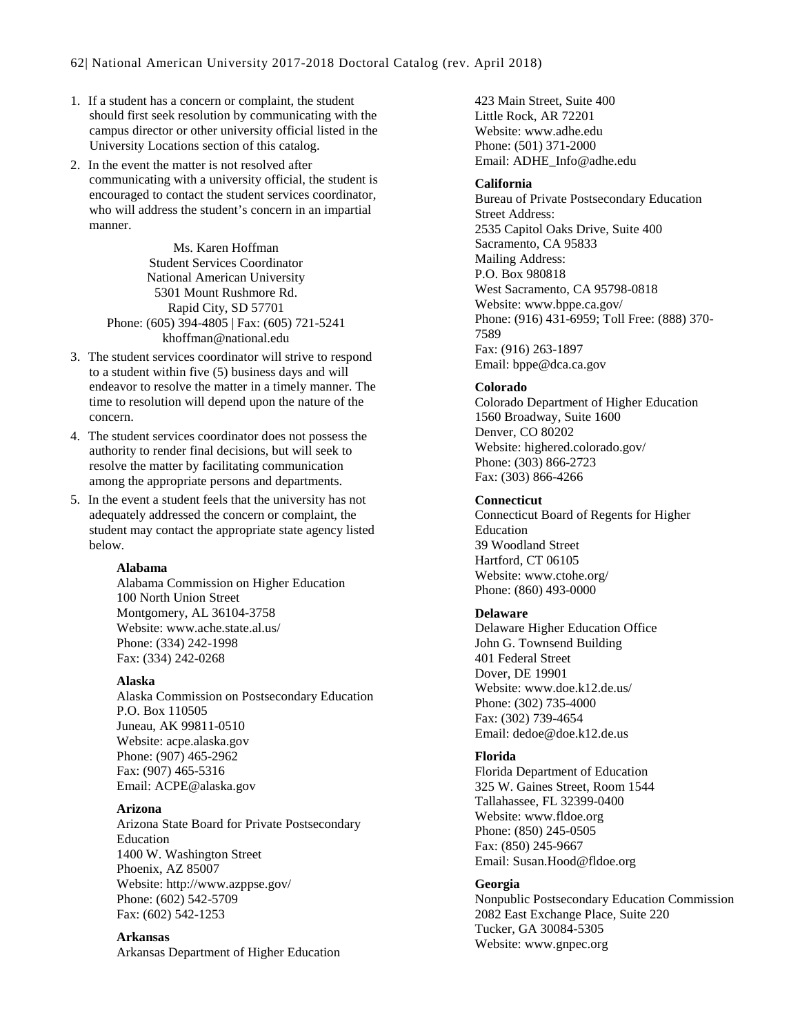1. If a student has a concern or complaint, the student should first seek resolution by communicating with the campus director or other university official listed in the University Locations section of this catalog.
2. In the event the matter is not resolved after communicating with a university official, the student is encouraged to contact the student services coordinator, who will address the student's concern in an impartial manner.

   Ms. Karen Hoffman
   Student Services Coordinator
   National American University
   5301 Mount Rushmore Rd.
   Rapid City, SD 57701
   Phone: (605) 394-4805 | Fax: (605) 721-5241
   khoffman@national.edu

3. The student services coordinator will strive to respond to a student within five (5) business days and will endeavor to resolve the matter in a timely manner. The time to resolution will depend upon the nature of the concern.
4. The student services coordinator does not possess the authority to render final decisions, but will seek to resolve the matter by facilitating communication among the appropriate persons and departments.
5. In the event a student feels that the university has not adequately addressed the concern or complaint, the student may contact the appropriate state agency listed below.

**Alabama**
Alabama Commission on Higher Education
100 North Union Street
Montgomery, AL 36104-3758
Website: www.ache.state.al.us/
Phone: (334) 242-1998
Fax: (334) 242-0268

**Alaska**
Alaska Commission on Postsecondary Education
P.O. Box 110505
Juneau, AK 99811-0510
Website: acpe.alaska.gov
Phone: (907) 465-2962
Fax: (907) 465-5316
Email: ACPE@alaska.gov

**Arizona**
Arizona State Board for Private Postsecondary Education
1400 W. Washington Street
Phoenix, AZ 85007
Website: http://www.azppse.gov/
Phone: (602) 542-5709
Fax: (602) 542-1253

**Arkansas**
Arkansas Department of Higher Education
423 Main Street, Suite 400
Little Rock, AR 72201
Website: www.adhe.edu
Phone: (501) 371-2000
Email: ADHE_Info@adhe.edu

**California**
Bureau of Private Postsecondary Education
Street Address:
2535 Capitol Oaks Drive, Suite 400
Sacramento, CA 95833
Mailing Address:
P.O. Box 980818
West Sacramento, CA 95798-0818
Website: www.bppe.ca.gov/
Phone: (916) 431-6959; Toll Free: (888) 370-7589
Fax: (916) 263-1897
Email: bppe@dca.ca.gov

**Colorado**
Colorado Department of Higher Education
1560 Broadway, Suite 1600
Denver, CO 80202
Website: highered.colorado.gov/
Phone: (303) 866-2723
Fax: (303) 866-4266

**Connecticut**
Connecticut Board of Regents for Higher Education
39 Woodland Street
Hartford, CT 06105
Website: www.ctohe.org/
Phone: (860) 493-0000

**Delaware**
Delaware Higher Education Office
John G. Townsend Building
401 Federal Street
Dover, DE 19901
Website: www.doe.k12.de.us/
Phone: (302) 735-4000
Fax: (302) 739-4654
Email: dedoe@doe.k12.de.us

**Florida**
Florida Department of Education
325 W. Gaines Street, Room 1544
Tallahassee, FL 32399-0400
Website: www.fldoe.org
Phone: (850) 245-0505
Fax: (850) 245-9667
Email: Susan.Hood@fldoe.org

**Georgia**
Nonpublic Postsecondary Education Commission
2082 East Exchange Place, Suite 220
Tucker, GA 30084-5305
Website: www.gnpec.org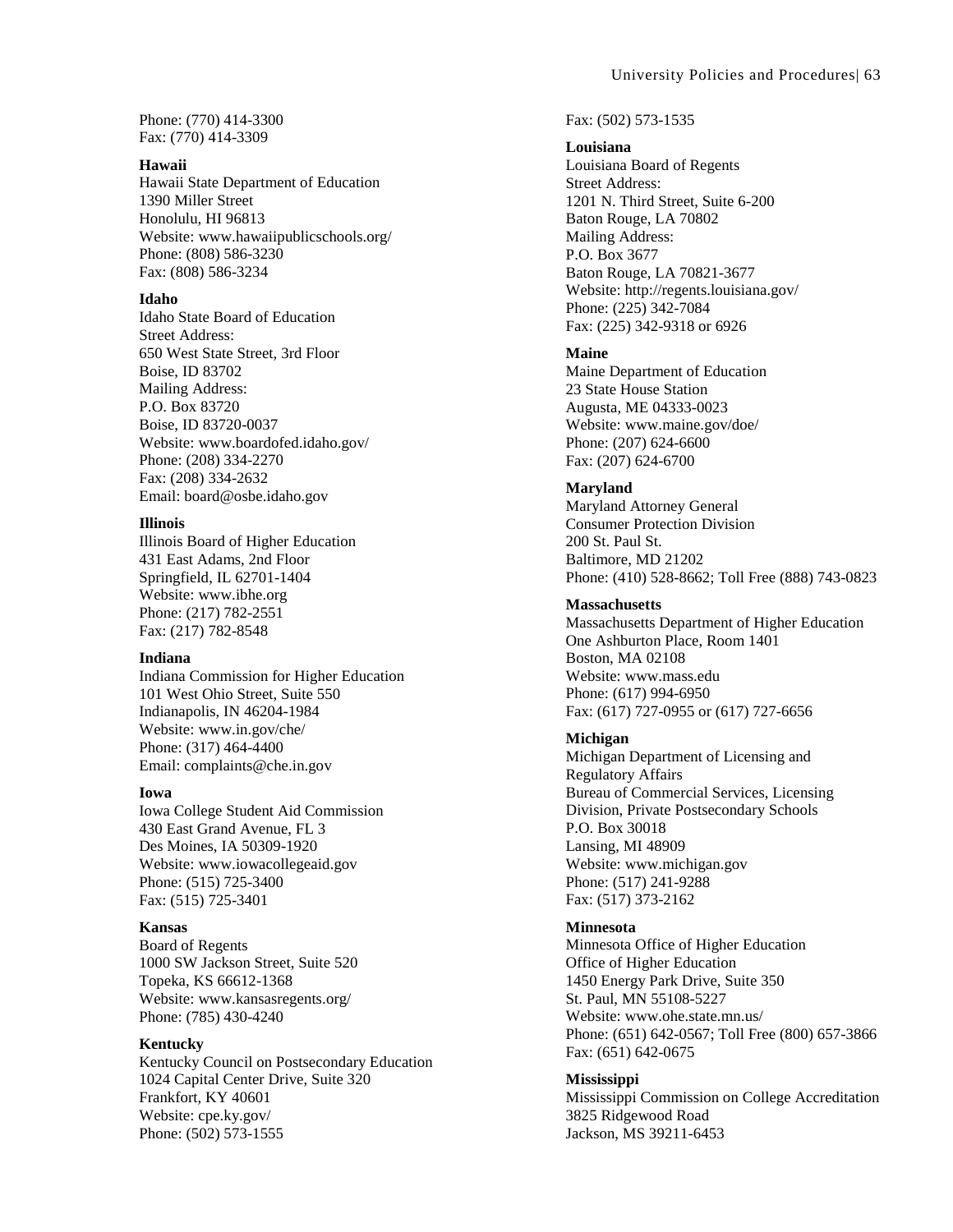Phone: (770) 414-3300
Fax: (770) 414-3309

**Hawaii**
Hawaii State Department of Education
1390 Miller Street
Honolulu, HI 96813
Website: www.hawaiipublicschools.org/
Phone: (808) 586-3230
Fax: (808) 586-3234

**Idaho**
Idaho State Board of Education
Street Address:
650 West State Street, 3rd Floor
Boise, ID 83702
Mailing Address:
P.O. Box 83720
Boise, ID 83720-0037
Website: www.boardofed.idaho.gov/
Phone: (208) 334-2270
Fax: (208) 334-2632
Email: board@osbe.idaho.gov

**Illinois**
Illinois Board of Higher Education
431 East Adams, 2nd Floor
Springfield, IL 62701-1404
Website: www.ibhe.org
Phone: (217) 782-2551
Fax: (217) 782-8548

**Indiana**
Indiana Commission for Higher Education
101 West Ohio Street, Suite 550
Indianapolis, IN 46204-1984
Website: www.in.gov/che/
Phone: (317) 464-4400
Email: complaints@che.in.gov

**Iowa**
Iowa College Student Aid Commission
430 East Grand Avenue, FL 3
Des Moines, IA 50309-1920
Website: www.iowacollegeaid.gov
Phone: (515) 725-3400
Fax: (515) 725-3401

**Kansas**
Board of Regents
1000 SW Jackson Street, Suite 520
Topeka, KS 66612-1368
Website: www.kansasregents.org/
Phone: (785) 430-4240

**Kentucky**
Kentucky Council on Postsecondary Education
1024 Capital Center Drive, Suite 320
Frankfort, KY 40601
Website: cpe.ky.gov/
Phone: (502) 573-1555
Fax: (502) 573-1535

**Louisiana**
Louisiana Board of Regents
Street Address:
1201 N. Third Street, Suite 6-200
Baton Rouge, LA 70802
Mailing Address:
P.O. Box 3677
Baton Rouge, LA 70821-3677
Website: http://regents.louisiana.gov/
Phone: (225) 342-7084
Fax: (225) 342-9318 or 6926

**Maine**
Maine Department of Education
23 State House Station
Augusta, ME 04333-0023
Website: www.maine.gov/doe/
Phone: (207) 624-6600
Fax: (207) 624-6700

**Maryland**
Maryland Attorney General
Consumer Protection Division
200 St. Paul St.
Baltimore, MD 21202
Phone: (410) 528-8662; Toll Free (888) 743-0823

**Massachusetts**
Massachusetts Department of Higher Education
One Ashburton Place, Room 1401
Boston, MA 02108
Website: www.mass.edu
Phone: (617) 994-6950
Fax: (617) 727-0955 or (617) 727-6656

**Michigan**
Michigan Department of Licensing and Regulatory Affairs
Bureau of Commercial Services, Licensing Division, Private Postsecondary Schools
P.O. Box 30018
Lansing, MI 48909
Website: www.michigan.gov
Phone: (517) 241-9288
Fax: (517) 373-2162

**Minnesota**
Minnesota Office of Higher Education
Office of Higher Education
1450 Energy Park Drive, Suite 350
St. Paul, MN 55108-5227
Website: www.ohe.state.mn.us/
Phone: (651) 642-0567; Toll Free (800) 657-3866
Fax: (651) 642-0675

**Mississippi**
Mississippi Commission on College Accreditation
3825 Ridgewood Road
Jackson, MS 39211-6453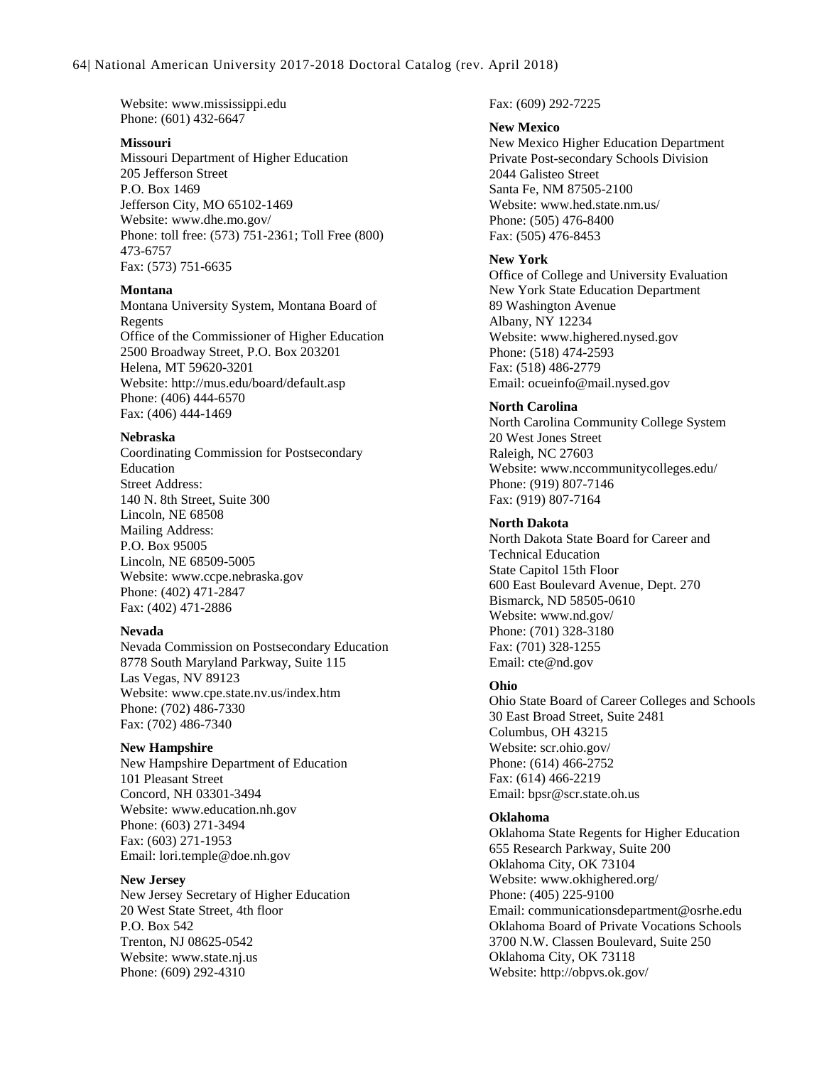Website: www.mississippi.edu
Phone: (601) 432-6647

**Missouri**
Missouri Department of Higher Education
205 Jefferson Street
P.O. Box 1469
Jefferson City, MO 65102-1469
Website: www.dhe.mo.gov/
Phone: toll free: (573) 751-2361; Toll Free (800) 473-6757
Fax: (573) 751-6635

**Montana**
Montana University System, Montana Board of Regents
Office of the Commissioner of Higher Education
2500 Broadway Street, P.O. Box 203201
Helena, MT 59620-3201
Website: http://mus.edu/board/default.asp
Phone: (406) 444-6570
Fax: (406) 444-1469

**Nebraska**
Coordinating Commission for Postsecondary Education
Street Address:
140 N. 8th Street, Suite 300
Lincoln, NE 68508
Mailing Address:
P.O. Box 95005
Lincoln, NE 68509-5005
Website: www.ccpe.nebraska.gov
Phone: (402) 471-2847
Fax: (402) 471-2886

**Nevada**
Nevada Commission on Postsecondary Education
8778 South Maryland Parkway, Suite 115
Las Vegas, NV 89123
Website: www.cpe.state.nv.us/index.htm
Phone: (702) 486-7330
Fax: (702) 486-7340

**New Hampshire**
New Hampshire Department of Education
101 Pleasant Street
Concord, NH 03301-3494
Website: www.education.nh.gov
Phone: (603) 271-3494
Fax: (603) 271-1953
Email: lori.temple@doe.nh.gov

**New Jersey**
New Jersey Secretary of Higher Education
20 West State Street, 4th floor
P.O. Box 542
Trenton, NJ 08625-0542
Website: www.state.nj.us
Phone: (609) 292-4310
Fax: (609) 292-7225

**New Mexico**
New Mexico Higher Education Department
Private Post-secondary Schools Division
2044 Galisteo Street
Santa Fe, NM 87505-2100
Website: www.hed.state.nm.us/
Phone: (505) 476-8400
Fax: (505) 476-8453

**New York**
Office of College and University Evaluation
New York State Education Department
89 Washington Avenue
Albany, NY 12234
Website: www.highered.nysed.gov
Phone: (518) 474-2593
Fax: (518) 486-2779
Email: ocueinfo@mail.nysed.gov

**North Carolina**
North Carolina Community College System
20 West Jones Street
Raleigh, NC 27603
Website: www.nccommunitycolleges.edu/
Phone: (919) 807-7146
Fax: (919) 807-7164

**North Dakota**
North Dakota State Board for Career and Technical Education
State Capitol 15th Floor
600 East Boulevard Avenue, Dept. 270
Bismarck, ND 58505-0610
Website: www.nd.gov/
Phone: (701) 328-3180
Fax: (701) 328-1255
Email: cte@nd.gov

**Ohio**
Ohio State Board of Career Colleges and Schools
30 East Broad Street, Suite 2481
Columbus, OH 43215
Website: scr.ohio.gov/
Phone: (614) 466-2752
Fax: (614) 466-2219
Email: bpsr@scr.state.oh.us

**Oklahoma**
Oklahoma State Regents for Higher Education
655 Research Parkway, Suite 200
Oklahoma City, OK 73104
Website: www.okhighered.org/
Phone: (405) 225-9100
Email: communicationsdepartment@osrhe.edu
Oklahoma Board of Private Vocations Schools
3700 N.W. Classen Boulevard, Suite 250
Oklahoma City, OK 73118
Website: http://obpvs.ok.gov/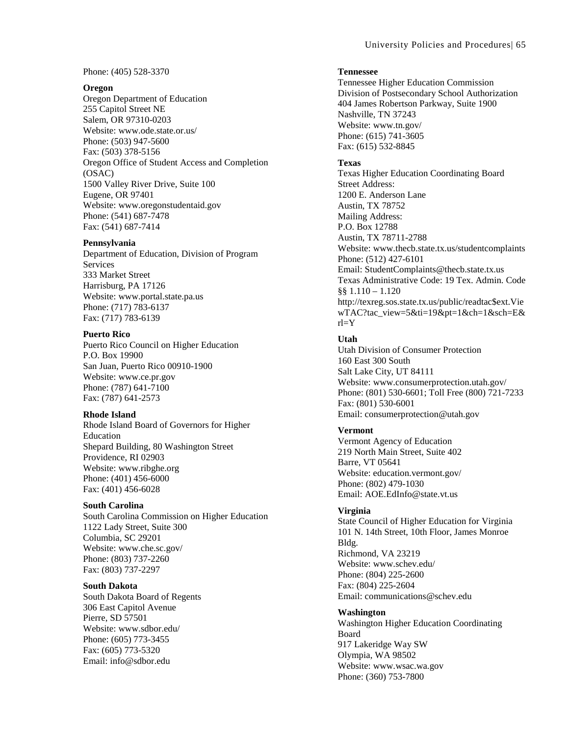Phone: (405) 528-3370

**Oregon**

Oregon Department of Education
255 Capitol Street NE
Salem, OR 97310-0203
Website: www.ode.state.or.us/
Phone: (503) 947-5600
Fax: (503) 378-5156
Oregon Office of Student Access and Completion (OSAC)
1500 Valley River Drive, Suite 100
Eugene, OR 97401
Website: www.oregonstudentaid.gov
Phone: (541) 687-7478
Fax: (541) 687-7414

**Pennsylvania**

Department of Education, Division of Program Services
333 Market Street
Harrisburg, PA 17126
Website: www.portal.state.pa.us
Phone: (717) 783-6137
Fax: (717) 783-6139

**Puerto Rico**

Puerto Rico Council on Higher Education
P.O. Box 19900
San Juan, Puerto Rico 00910-1900
Website: www.ce.pr.gov
Phone: (787) 641-7100
Fax: (787) 641-2573

**Rhode Island**

Rhode Island Board of Governors for Higher Education
Shepard Building, 80 Washington Street
Providence, RI 02903
Website: www.ribghe.org
Phone: (401) 456-6000
Fax: (401) 456-6028

**South Carolina**

South Carolina Commission on Higher Education
1122 Lady Street, Suite 300
Columbia, SC 29201
Website: www.che.sc.gov/
Phone: (803) 737-2260
Fax: (803) 737-2297

**South Dakota**

South Dakota Board of Regents
306 East Capitol Avenue
Pierre, SD 57501
Website: www.sdbor.edu/
Phone: (605) 773-3455
Fax: (605) 773-5320
Email: info@sdbor.edu

**Tennessee**

Tennessee Higher Education Commission
Division of Postsecondary School Authorization
404 James Robertson Parkway, Suite 1900
Nashville, TN 37243
Website: www.tn.gov/
Phone: (615) 741-3605
Fax: (615) 532-8845

**Texas**

Texas Higher Education Coordinating Board
Street Address:
1200 E. Anderson Lane
Austin, TX 78752
Mailing Address:
P.O. Box 12788
Austin, TX 78711-2788
Website: www.thecb.state.tx.us/studentcomplaints
Phone: (512) 427-6101
Email: StudentComplaints@thecb.state.tx.us
Texas Administrative Code: 19 Tex. Admin. Code §§ 1.110 – 1.120
http://texreg.sos.state.tx.us/public/readtac$ext.ViewTAC?tac_view=5&ti=19&pt=1&ch=1&sch=E&rl=Y

**Utah**

Utah Division of Consumer Protection
160 East 300 South
Salt Lake City, UT 84111
Website: www.consumerprotection.utah.gov/
Phone: (801) 530-6601; Toll Free (800) 721-7233
Fax: (801) 530-6001
Email: consumerprotection@utah.gov

**Vermont**

Vermont Agency of Education
219 North Main Street, Suite 402
Barre, VT 05641
Website: education.vermont.gov/
Phone: (802) 479-1030
Email: AOE.EdInfo@state.vt.us

**Virginia**

State Council of Higher Education for Virginia
101 N. 14th Street, 10th Floor, James Monroe Bldg.
Richmond, VA 23219
Website: www.schev.edu/
Phone: (804) 225-2600
Fax: (804) 225-2604
Email: communications@schev.edu

**Washington**

Washington Higher Education Coordinating Board
917 Lakeridge Way SW
Olympia, WA 98502
Website: www.wsac.wa.gov
Phone: (360) 753-7800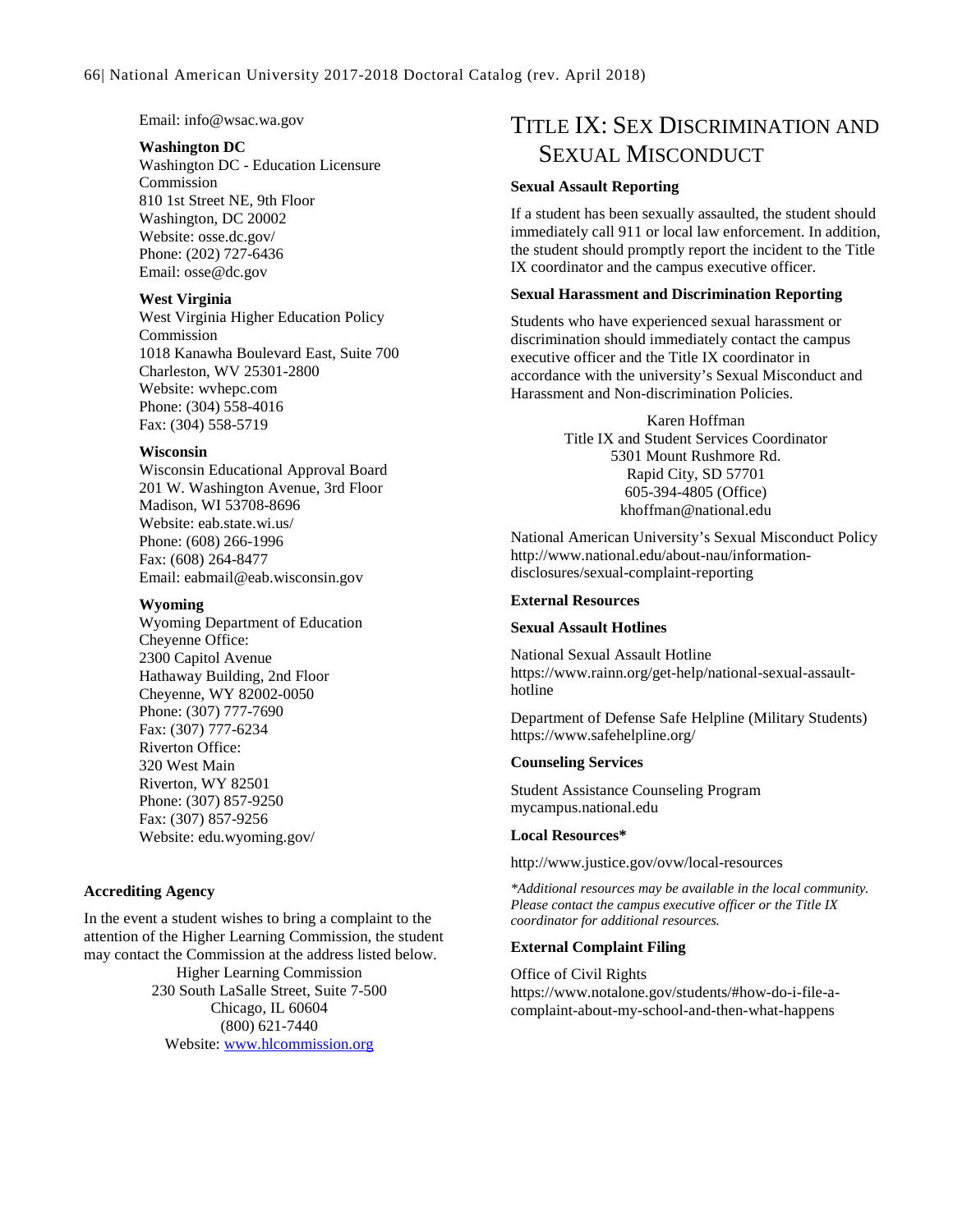Email: info@wsac.wa.gov

**Washington DC**
Washington DC - Education Licensure Commission
810 1st Street NE, 9th Floor
Washington, DC 20002
Website: osse.dc.gov/
Phone: (202) 727-6436
Email: osse@dc.gov

**West Virginia**
West Virginia Higher Education Policy Commission
1018 Kanawha Boulevard East, Suite 700
Charleston, WV 25301-2800
Website: wvhepc.com
Phone: (304) 558-4016
Fax: (304) 558-5719

**Wisconsin**
Wisconsin Educational Approval Board
201 W. Washington Avenue, 3rd Floor
Madison, WI 53708-8696
Website: eab.state.wi.us/
Phone: (608) 266-1996
Fax: (608) 264-8477
Email: eabmail@eab.wisconsin.gov

**Wyoming**
Wyoming Department of Education
Cheyenne Office:
2300 Capitol Avenue
Hathaway Building, 2nd Floor
Cheyenne, WY 82002-0050
Phone: (307) 777-7690
Fax: (307) 777-6234
Riverton Office:
320 West Main
Riverton, WY 82501
Phone: (307) 857-9250
Fax: (307) 857-9256
Website: edu.wyoming.gov/

### Accrediting Agency

In the event a student wishes to bring a complaint to the attention of the Higher Learning Commission, the student may contact the Commission at the address listed below.

Higher Learning Commission
230 South LaSalle Street, Suite 7-500
Chicago, IL 60604
(800) 621-7440
Website: www.hlcommission.org

# Title IX: Sex Discrimination and Sexual Misconduct

### Sexual Assault Reporting

If a student has been sexually assaulted, the student should immediately call 911 or local law enforcement. In addition, the student should promptly report the incident to the Title IX coordinator and the campus executive officer.

### Sexual Harassment and Discrimination Reporting

Students who have experienced sexual harassment or discrimination should immediately contact the campus executive officer and the Title IX coordinator in accordance with the university's Sexual Misconduct and Harassment and Non-discrimination Policies.

Karen Hoffman
Title IX and Student Services Coordinator
5301 Mount Rushmore Rd.
Rapid City, SD 57701
605-394-4805 (Office)
khoffman@national.edu

National American University's Sexual Misconduct Policy
http://www.national.edu/about-nau/information-disclosures/sexual-complaint-reporting

### External Resources

### Sexual Assault Hotlines

National Sexual Assault Hotline
https://www.rainn.org/get-help/national-sexual-assault-hotline

Department of Defense Safe Helpline (Military Students)
https://www.safehelpline.org/

### Counseling Services

Student Assistance Counseling Program
mycampus.national.edu

### Local Resources*

http://www.justice.gov/ovw/local-resources

*\*Additional resources may be available in the local community. Please contact the campus executive officer or the Title IX coordinator for additional resources.*

### External Complaint Filing

Office of Civil Rights
https://www.notalone.gov/students/#how-do-i-file-a-complaint-about-my-school-and-then-what-happens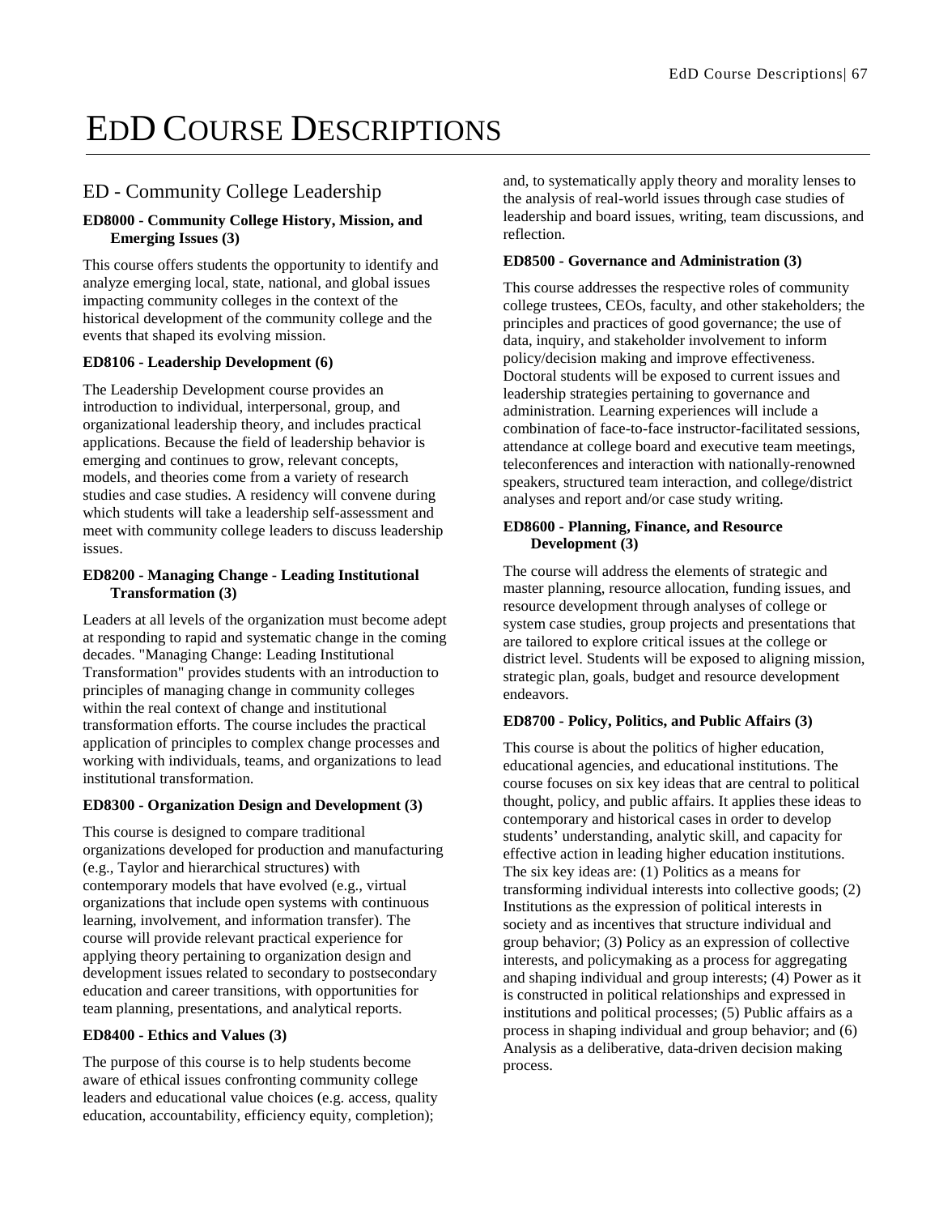# EdD Course Descriptions

## ED - Community College Leadership

### ED8000 - Community College History, Mission, and Emerging Issues (3)

This course offers students the opportunity to identify and analyze emerging local, state, national, and global issues impacting community colleges in the context of the historical development of the community college and the events that shaped its evolving mission.

### ED8106 - Leadership Development (6)

The Leadership Development course provides an introduction to individual, interpersonal, group, and organizational leadership theory, and includes practical applications. Because the field of leadership behavior is emerging and continues to grow, relevant concepts, models, and theories come from a variety of research studies and case studies. A residency will convene during which students will take a leadership self-assessment and meet with community college leaders to discuss leadership issues.

### ED8200 - Managing Change - Leading Institutional Transformation (3)

Leaders at all levels of the organization must become adept at responding to rapid and systematic change in the coming decades. "Managing Change: Leading Institutional Transformation" provides students with an introduction to principles of managing change in community colleges within the real context of change and institutional transformation efforts. The course includes the practical application of principles to complex change processes and working with individuals, teams, and organizations to lead institutional transformation.

### ED8300 - Organization Design and Development (3)

This course is designed to compare traditional organizations developed for production and manufacturing (e.g., Taylor and hierarchical structures) with contemporary models that have evolved (e.g., virtual organizations that include open systems with continuous learning, involvement, and information transfer). The course will provide relevant practical experience for applying theory pertaining to organization design and development issues related to secondary to postsecondary education and career transitions, with opportunities for team planning, presentations, and analytical reports.

### ED8400 - Ethics and Values (3)

The purpose of this course is to help students become aware of ethical issues confronting community college leaders and educational value choices (e.g. access, quality education, accountability, efficiency equity, completion); and, to systematically apply theory and morality lenses to the analysis of real-world issues through case studies of leadership and board issues, writing, team discussions, and reflection.

### ED8500 - Governance and Administration (3)

This course addresses the respective roles of community college trustees, CEOs, faculty, and other stakeholders; the principles and practices of good governance; the use of data, inquiry, and stakeholder involvement to inform policy/decision making and improve effectiveness. Doctoral students will be exposed to current issues and leadership strategies pertaining to governance and administration. Learning experiences will include a combination of face-to-face instructor-facilitated sessions, attendance at college board and executive team meetings, teleconferences and interaction with nationally-renowned speakers, structured team interaction, and college/district analyses and report and/or case study writing.

### ED8600 - Planning, Finance, and Resource Development (3)

The course will address the elements of strategic and master planning, resource allocation, funding issues, and resource development through analyses of college or system case studies, group projects and presentations that are tailored to explore critical issues at the college or district level. Students will be exposed to aligning mission, strategic plan, goals, budget and resource development endeavors.

### ED8700 - Policy, Politics, and Public Affairs (3)

This course is about the politics of higher education, educational agencies, and educational institutions. The course focuses on six key ideas that are central to political thought, policy, and public affairs. It applies these ideas to contemporary and historical cases in order to develop students' understanding, analytic skill, and capacity for effective action in leading higher education institutions. The six key ideas are: (1) Politics as a means for transforming individual interests into collective goods; (2) Institutions as the expression of political interests in society and as incentives that structure individual and group behavior; (3) Policy as an expression of collective interests, and policymaking as a process for aggregating and shaping individual and group interests; (4) Power as it is constructed in political relationships and expressed in institutions and political processes; (5) Public affairs as a process in shaping individual and group behavior; and (6) Analysis as a deliberative, data-driven decision making process.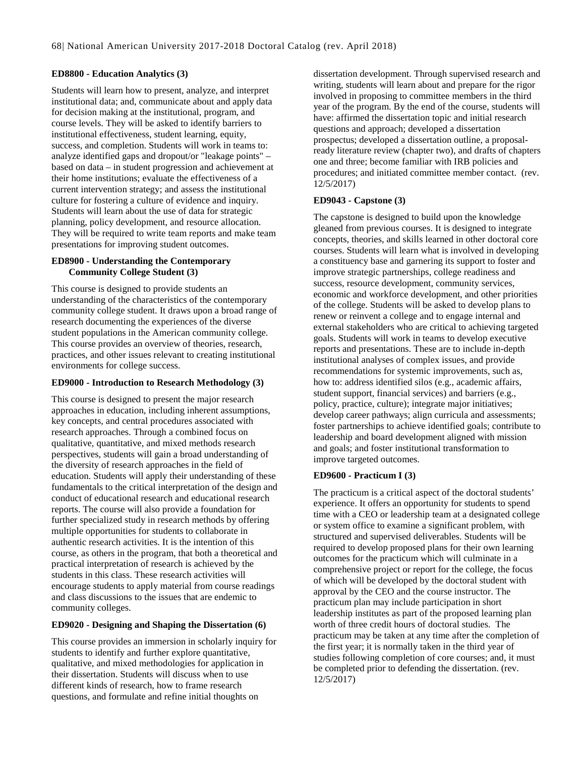### ED8800 - Education Analytics (3)

Students will learn how to present, analyze, and interpret institutional data; and, communicate about and apply data for decision making at the institutional, program, and course levels. They will be asked to identify barriers to institutional effectiveness, student learning, equity, success, and completion. Students will work in teams to: analyze identified gaps and dropout/or "leakage points" – based on data – in student progression and achievement at their home institutions; evaluate the effectiveness of a current intervention strategy; and assess the institutional culture for fostering a culture of evidence and inquiry. Students will learn about the use of data for strategic planning, policy development, and resource allocation. They will be required to write team reports and make team presentations for improving student outcomes.

### ED8900 - Understanding the Contemporary Community College Student (3)

This course is designed to provide students an understanding of the characteristics of the contemporary community college student. It draws upon a broad range of research documenting the experiences of the diverse student populations in the American community college. This course provides an overview of theories, research, practices, and other issues relevant to creating institutional environments for college success.

### ED9000 - Introduction to Research Methodology (3)

This course is designed to present the major research approaches in education, including inherent assumptions, key concepts, and central procedures associated with research approaches. Through a combined focus on qualitative, quantitative, and mixed methods research perspectives, students will gain a broad understanding of the diversity of research approaches in the field of education. Students will apply their understanding of these fundamentals to the critical interpretation of the design and conduct of educational research and educational research reports. The course will also provide a foundation for further specialized study in research methods by offering multiple opportunities for students to collaborate in authentic research activities. It is the intention of this course, as others in the program, that both a theoretical and practical interpretation of research is achieved by the students in this class. These research activities will encourage students to apply material from course readings and class discussions to the issues that are endemic to community colleges.

### ED9020 - Designing and Shaping the Dissertation (6)

This course provides an immersion in scholarly inquiry for students to identify and further explore quantitative, qualitative, and mixed methodologies for application in their dissertation. Students will discuss when to use different kinds of research, how to frame research questions, and formulate and refine initial thoughts on dissertation development. Through supervised research and writing, students will learn about and prepare for the rigor involved in proposing to committee members in the third year of the program. By the end of the course, students will have: affirmed the dissertation topic and initial research questions and approach; developed a dissertation prospectus; developed a dissertation outline, a proposal-ready literature review (chapter two), and drafts of chapters one and three; become familiar with IRB policies and procedures; and initiated committee member contact. (rev. 12/5/2017)

### ED9043 - Capstone (3)

The capstone is designed to build upon the knowledge gleaned from previous courses. It is designed to integrate concepts, theories, and skills learned in other doctoral core courses. Students will learn what is involved in developing a constituency base and garnering its support to foster and improve strategic partnerships, college readiness and success, resource development, community services, economic and workforce development, and other priorities of the college. Students will be asked to develop plans to renew or reinvent a college and to engage internal and external stakeholders who are critical to achieving targeted goals. Students will work in teams to develop executive reports and presentations. These are to include in-depth institutional analyses of complex issues, and provide recommendations for systemic improvements, such as, how to: address identified silos (e.g., academic affairs, student support, financial services) and barriers (e.g., policy, practice, culture); integrate major initiatives; develop career pathways; align curricula and assessments; foster partnerships to achieve identified goals; contribute to leadership and board development aligned with mission and goals; and foster institutional transformation to improve targeted outcomes.

### ED9600 - Practicum I (3)

The practicum is a critical aspect of the doctoral students' experience. It offers an opportunity for students to spend time with a CEO or leadership team at a designated college or system office to examine a significant problem, with structured and supervised deliverables. Students will be required to develop proposed plans for their own learning outcomes for the practicum which will culminate in a comprehensive project or report for the college, the focus of which will be developed by the doctoral student with approval by the CEO and the course instructor. The practicum plan may include participation in short leadership institutes as part of the proposed learning plan worth of three credit hours of doctoral studies. The practicum may be taken at any time after the completion of the first year; it is normally taken in the third year of studies following completion of core courses; and, it must be completed prior to defending the dissertation. (rev. 12/5/2017)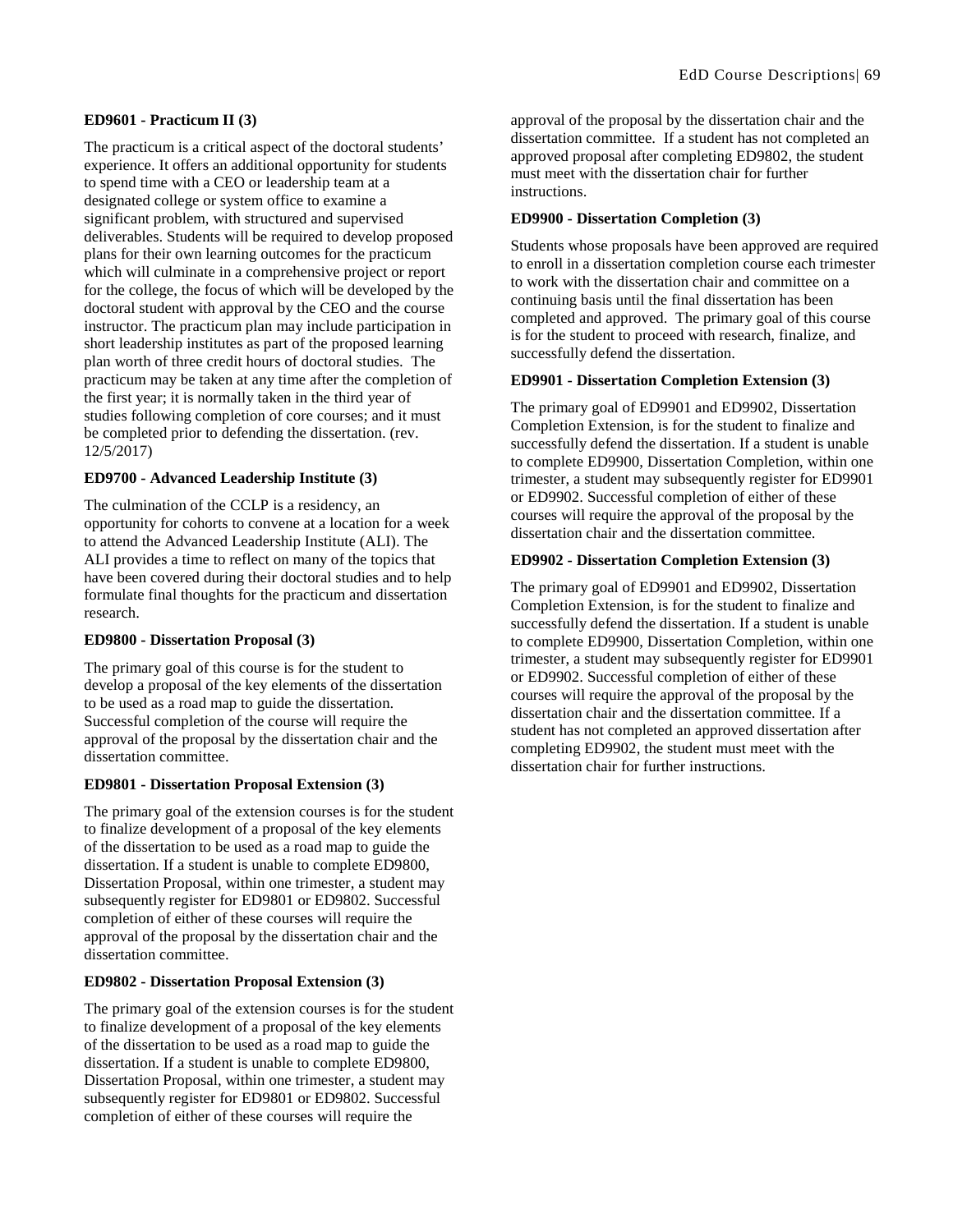**ED9601 - Practicum II (3)**

The practicum is a critical aspect of the doctoral students' experience. It offers an additional opportunity for students to spend time with a CEO or leadership team at a designated college or system office to examine a significant problem, with structured and supervised deliverables. Students will be required to develop proposed plans for their own learning outcomes for the practicum which will culminate in a comprehensive project or report for the college, the focus of which will be developed by the doctoral student with approval by the CEO and the course instructor. The practicum plan may include participation in short leadership institutes as part of the proposed learning plan worth of three credit hours of doctoral studies. The practicum may be taken at any time after the completion of the first year; it is normally taken in the third year of studies following completion of core courses; and it must be completed prior to defending the dissertation. (rev. 12/5/2017)

**ED9700 - Advanced Leadership Institute (3)**

The culmination of the CCLP is a residency, an opportunity for cohorts to convene at a location for a week to attend the Advanced Leadership Institute (ALI). The ALI provides a time to reflect on many of the topics that have been covered during their doctoral studies and to help formulate final thoughts for the practicum and dissertation research.

**ED9800 - Dissertation Proposal (3)**

The primary goal of this course is for the student to develop a proposal of the key elements of the dissertation to be used as a road map to guide the dissertation. Successful completion of the course will require the approval of the proposal by the dissertation chair and the dissertation committee.

**ED9801 - Dissertation Proposal Extension (3)**

The primary goal of the extension courses is for the student to finalize development of a proposal of the key elements of the dissertation to be used as a road map to guide the dissertation. If a student is unable to complete ED9800, Dissertation Proposal, within one trimester, a student may subsequently register for ED9801 or ED9802. Successful completion of either of these courses will require the approval of the proposal by the dissertation chair and the dissertation committee.

**ED9802 - Dissertation Proposal Extension (3)**

The primary goal of the extension courses is for the student to finalize development of a proposal of the key elements of the dissertation to be used as a road map to guide the dissertation. If a student is unable to complete ED9800, Dissertation Proposal, within one trimester, a student may subsequently register for ED9801 or ED9802. Successful completion of either of these courses will require the approval of the proposal by the dissertation chair and the dissertation committee. If a student has not completed an approved proposal after completing ED9802, the student must meet with the dissertation chair for further instructions.

**ED9900 - Dissertation Completion (3)**

Students whose proposals have been approved are required to enroll in a dissertation completion course each trimester to work with the dissertation chair and committee on a continuing basis until the final dissertation has been completed and approved. The primary goal of this course is for the student to proceed with research, finalize, and successfully defend the dissertation.

**ED9901 - Dissertation Completion Extension (3)**

The primary goal of ED9901 and ED9902, Dissertation Completion Extension, is for the student to finalize and successfully defend the dissertation. If a student is unable to complete ED9900, Dissertation Completion, within one trimester, a student may subsequently register for ED9901 or ED9902. Successful completion of either of these courses will require the approval of the proposal by the dissertation chair and the dissertation committee.

**ED9902 - Dissertation Completion Extension (3)**

The primary goal of ED9901 and ED9902, Dissertation Completion Extension, is for the student to finalize and successfully defend the dissertation. If a student is unable to complete ED9900, Dissertation Completion, within one trimester, a student may subsequently register for ED9901 or ED9902. Successful completion of either of these courses will require the approval of the proposal by the dissertation chair and the dissertation committee. If a student has not completed an approved dissertation after completing ED9902, the student must meet with the dissertation chair for further instructions.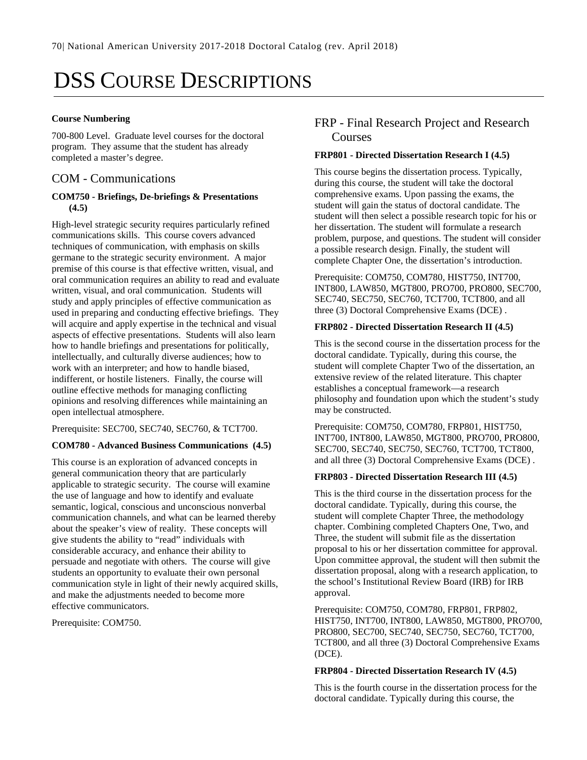# DSS Course Descriptions

**Course Numbering**

700-800 Level. Graduate level courses for the doctoral program. They assume that the student has already completed a master's degree.

## COM - Communications

**COM750 - Briefings, De-briefings & Presentations (4.5)**

High-level strategic security requires particularly refined communications skills. This course covers advanced techniques of communication, with emphasis on skills germane to the strategic security environment. A major premise of this course is that effective written, visual, and oral communication requires an ability to read and evaluate written, visual, and oral communication. Students will study and apply principles of effective communication as used in preparing and conducting effective briefings. They will acquire and apply expertise in the technical and visual aspects of effective presentations. Students will also learn how to handle briefings and presentations for politically, intellectually, and culturally diverse audiences; how to work with an interpreter; and how to handle biased, indifferent, or hostile listeners. Finally, the course will outline effective methods for managing conflicting opinions and resolving differences while maintaining an open intellectual atmosphere.

Prerequisite: SEC700, SEC740, SEC760, & TCT700.

**COM780 - Advanced Business Communications (4.5)**

This course is an exploration of advanced concepts in general communication theory that are particularly applicable to strategic security. The course will examine the use of language and how to identify and evaluate semantic, logical, conscious and unconscious nonverbal communication channels, and what can be learned thereby about the speaker's view of reality. These concepts will give students the ability to "read" individuals with considerable accuracy, and enhance their ability to persuade and negotiate with others. The course will give students an opportunity to evaluate their own personal communication style in light of their newly acquired skills, and make the adjustments needed to become more effective communicators.

Prerequisite: COM750.

## FRP - Final Research Project and Research Courses

**FRP801 - Directed Dissertation Research I (4.5)**

This course begins the dissertation process. Typically, during this course, the student will take the doctoral comprehensive exams. Upon passing the exams, the student will gain the status of doctoral candidate. The student will then select a possible research topic for his or her dissertation. The student will formulate a research problem, purpose, and questions. The student will consider a possible research design. Finally, the student will complete Chapter One, the dissertation's introduction.

Prerequisite: COM750, COM780, HIST750, INT700, INT800, LAW850, MGT800, PRO700, PRO800, SEC700, SEC740, SEC750, SEC760, TCT700, TCT800, and all three (3) Doctoral Comprehensive Exams (DCE) .

**FRP802 - Directed Dissertation Research II (4.5)**

This is the second course in the dissertation process for the doctoral candidate. Typically, during this course, the student will complete Chapter Two of the dissertation, an extensive review of the related literature. This chapter establishes a conceptual framework—a research philosophy and foundation upon which the student's study may be constructed.

Prerequisite: COM750, COM780, FRP801, HIST750, INT700, INT800, LAW850, MGT800, PRO700, PRO800, SEC700, SEC740, SEC750, SEC760, TCT700, TCT800, and all three (3) Doctoral Comprehensive Exams (DCE) .

**FRP803 - Directed Dissertation Research III (4.5)**

This is the third course in the dissertation process for the doctoral candidate. Typically, during this course, the student will complete Chapter Three, the methodology chapter. Combining completed Chapters One, Two, and Three, the student will submit file as the dissertation proposal to his or her dissertation committee for approval. Upon committee approval, the student will then submit the dissertation proposal, along with a research application, to the school's Institutional Review Board (IRB) for IRB approval.

Prerequisite: COM750, COM780, FRP801, FRP802, HIST750, INT700, INT800, LAW850, MGT800, PRO700, PRO800, SEC700, SEC740, SEC750, SEC760, TCT700, TCT800, and all three (3) Doctoral Comprehensive Exams (DCE).

**FRP804 - Directed Dissertation Research IV (4.5)**

This is the fourth course in the dissertation process for the doctoral candidate. Typically during this course, the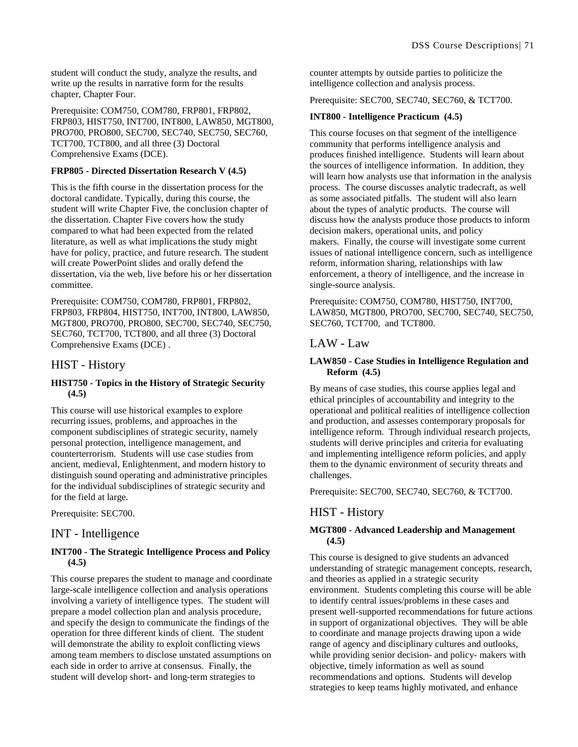student will conduct the study, analyze the results, and write up the results in narrative form for the results chapter, Chapter Four.

Prerequisite: COM750, COM780, FRP801, FRP802, FRP803, HIST750, INT700, INT800, LAW850, MGT800, PRO700, PRO800, SEC700, SEC740, SEC750, SEC760, TCT700, TCT800, and all three (3) Doctoral Comprehensive Exams (DCE).

**FRP805 - Directed Dissertation Research V (4.5)**

This is the fifth course in the dissertation process for the doctoral candidate. Typically, during this course, the student will write Chapter Five, the conclusion chapter of the dissertation. Chapter Five covers how the study compared to what had been expected from the related literature, as well as what implications the study might have for policy, practice, and future research. The student will create PowerPoint slides and orally defend the dissertation, via the web, live before his or her dissertation committee.

Prerequisite: COM750, COM780, FRP801, FRP802, FRP803, FRP804, HIST750, INT700, INT800, LAW850, MGT800, PRO700, PRO800, SEC700, SEC740, SEC750, SEC760, TCT700, TCT800, and all three (3) Doctoral Comprehensive Exams (DCE) .

## HIST - History

**HIST750 - Topics in the History of Strategic Security (4.5)**

This course will use historical examples to explore recurring issues, problems, and approaches in the component subdisciplines of strategic security, namely personal protection, intelligence management, and counterterrorism. Students will use case studies from ancient, medieval, Enlightenment, and modern history to distinguish sound operating and administrative principles for the individual subdisciplines of strategic security and for the field at large.

Prerequisite: SEC700.

## INT - Intelligence

**INT700 - The Strategic Intelligence Process and Policy (4.5)**

This course prepares the student to manage and coordinate large-scale intelligence collection and analysis operations involving a variety of intelligence types. The student will prepare a model collection plan and analysis procedure, and specify the design to communicate the findings of the operation for three different kinds of client. The student will demonstrate the ability to exploit conflicting views among team members to disclose unstated assumptions on each side in order to arrive at consensus. Finally, the student will develop short- and long-term strategies to counter attempts by outside parties to politicize the intelligence collection and analysis process.

Prerequisite: SEC700, SEC740, SEC760, & TCT700.

**INT800 - Intelligence Practicum (4.5)**

This course focuses on that segment of the intelligence community that performs intelligence analysis and produces finished intelligence. Students will learn about the sources of intelligence information. In addition, they will learn how analysts use that information in the analysis process. The course discusses analytic tradecraft, as well as some associated pitfalls. The student will also learn about the types of analytic products. The course will discuss how the analysts produce those products to inform decision makers, operational units, and policy makers. Finally, the course will investigate some current issues of national intelligence concern, such as intelligence reform, information sharing, relationships with law enforcement, a theory of intelligence, and the increase in single-source analysis.

Prerequisite: COM750, COM780, HIST750, INT700, LAW850, MGT800, PRO700, SEC700, SEC740, SEC750, SEC760, TCT700, and TCT800.

## LAW - Law

**LAW850 - Case Studies in Intelligence Regulation and Reform (4.5)**

By means of case studies, this course applies legal and ethical principles of accountability and integrity to the operational and political realities of intelligence collection and production, and assesses contemporary proposals for intelligence reform. Through individual research projects, students will derive principles and criteria for evaluating and implementing intelligence reform policies, and apply them to the dynamic environment of security threats and challenges.

Prerequisite: SEC700, SEC740, SEC760, & TCT700.

## HIST - History

**MGT800 - Advanced Leadership and Management (4.5)**

This course is designed to give students an advanced understanding of strategic management concepts, research, and theories as applied in a strategic security environment. Students completing this course will be able to identify central issues/problems in these cases and present well-supported recommendations for future actions in support of organizational objectives. They will be able to coordinate and manage projects drawing upon a wide range of agency and disciplinary cultures and outlooks, while providing senior decision- and policy- makers with objective, timely information as well as sound recommendations and options. Students will develop strategies to keep teams highly motivated, and enhance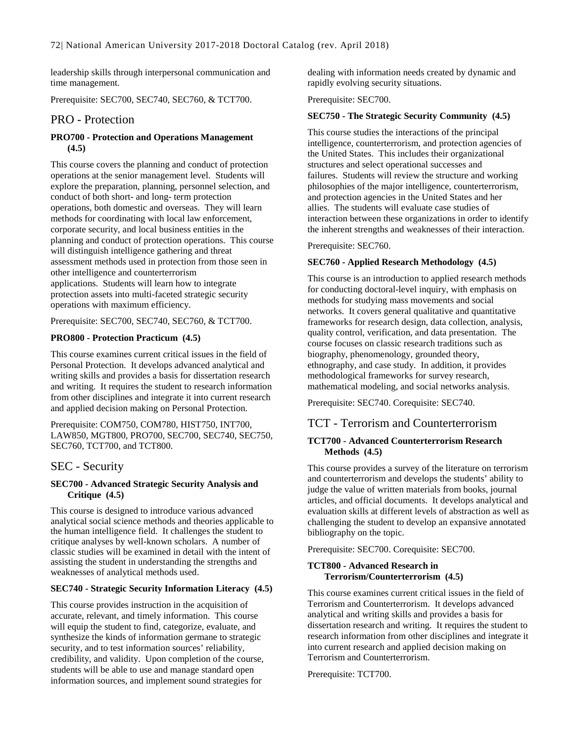leadership skills through interpersonal communication and time management.

Prerequisite: SEC700, SEC740, SEC760, & TCT700.

## PRO - Protection

### PRO700 - Protection and Operations Management (4.5)

This course covers the planning and conduct of protection operations at the senior management level. Students will explore the preparation, planning, personnel selection, and conduct of both short- and long- term protection operations, both domestic and overseas. They will learn methods for coordinating with local law enforcement, corporate security, and local business entities in the planning and conduct of protection operations. This course will distinguish intelligence gathering and threat assessment methods used in protection from those seen in other intelligence and counterterrorism applications. Students will learn how to integrate protection assets into multi-faceted strategic security operations with maximum efficiency.

Prerequisite: SEC700, SEC740, SEC760, & TCT700.

### PRO800 - Protection Practicum (4.5)

This course examines current critical issues in the field of Personal Protection. It develops advanced analytical and writing skills and provides a basis for dissertation research and writing. It requires the student to research information from other disciplines and integrate it into current research and applied decision making on Personal Protection.

Prerequisite: COM750, COM780, HIST750, INT700, LAW850, MGT800, PRO700, SEC700, SEC740, SEC750, SEC760, TCT700, and TCT800.

## SEC - Security

### SEC700 - Advanced Strategic Security Analysis and Critique (4.5)

This course is designed to introduce various advanced analytical social science methods and theories applicable to the human intelligence field. It challenges the student to critique analyses by well-known scholars. A number of classic studies will be examined in detail with the intent of assisting the student in understanding the strengths and weaknesses of analytical methods used.

### SEC740 - Strategic Security Information Literacy (4.5)

This course provides instruction in the acquisition of accurate, relevant, and timely information. This course will equip the student to find, categorize, evaluate, and synthesize the kinds of information germane to strategic security, and to test information sources' reliability, credibility, and validity. Upon completion of the course, students will be able to use and manage standard open information sources, and implement sound strategies for dealing with information needs created by dynamic and rapidly evolving security situations.

Prerequisite: SEC700.

### SEC750 - The Strategic Security Community (4.5)

This course studies the interactions of the principal intelligence, counterterrorism, and protection agencies of the United States. This includes their organizational structures and select operational successes and failures. Students will review the structure and working philosophies of the major intelligence, counterterrorism, and protection agencies in the United States and her allies. The students will evaluate case studies of interaction between these organizations in order to identify the inherent strengths and weaknesses of their interaction.

Prerequisite: SEC760.

### SEC760 - Applied Research Methodology (4.5)

This course is an introduction to applied research methods for conducting doctoral-level inquiry, with emphasis on methods for studying mass movements and social networks. It covers general qualitative and quantitative frameworks for research design, data collection, analysis, quality control, verification, and data presentation. The course focuses on classic research traditions such as biography, phenomenology, grounded theory, ethnography, and case study. In addition, it provides methodological frameworks for survey research, mathematical modeling, and social networks analysis.

Prerequisite: SEC740. Corequisite: SEC740.

## TCT - Terrorism and Counterterrorism

### TCT700 - Advanced Counterterrorism Research Methods (4.5)

This course provides a survey of the literature on terrorism and counterterrorism and develops the students' ability to judge the value of written materials from books, journal articles, and official documents. It develops analytical and evaluation skills at different levels of abstraction as well as challenging the student to develop an expansive annotated bibliography on the topic.

Prerequisite: SEC700. Corequisite: SEC700.

### TCT800 - Advanced Research in Terrorism/Counterterrorism (4.5)

This course examines current critical issues in the field of Terrorism and Counterterrorism. It develops advanced analytical and writing skills and provides a basis for dissertation research and writing. It requires the student to research information from other disciplines and integrate it into current research and applied decision making on Terrorism and Counterterrorism.

Prerequisite: TCT700.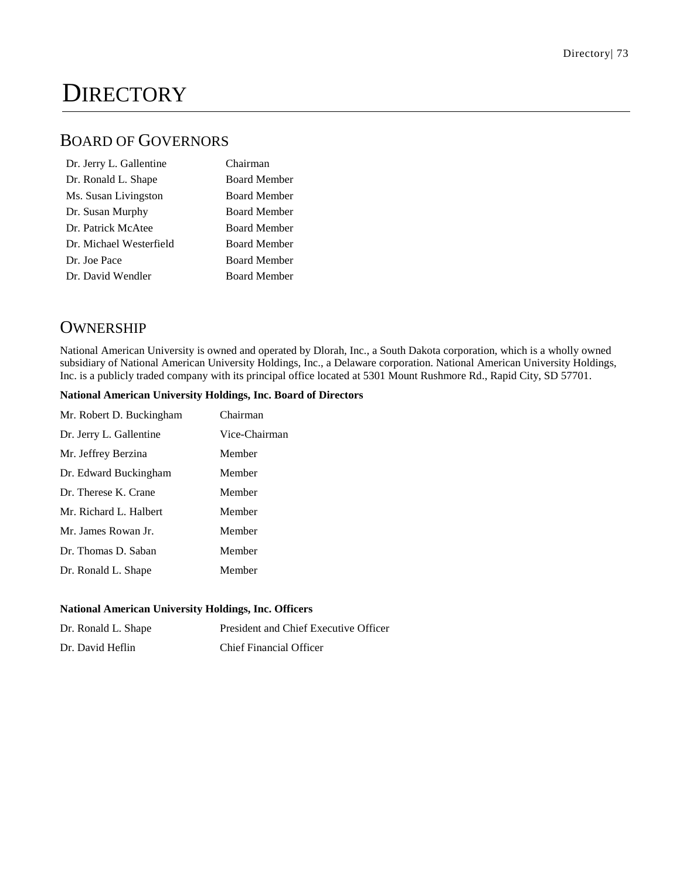# DIRECTORY

## BOARD OF GOVERNORS

| | |
|---|---|
| Dr. Jerry L. Gallentine | Chairman |
| Dr. Ronald L. Shape | Board Member |
| Ms. Susan Livingston | Board Member |
| Dr. Susan Murphy | Board Member |
| Dr. Patrick McAtee | Board Member |
| Dr. Michael Westerfield | Board Member |
| Dr. Joe Pace | Board Member |
| Dr. David Wendler | Board Member |

## OWNERSHIP

National American University is owned and operated by Dlorah, Inc., a South Dakota corporation, which is a wholly owned subsidiary of National American University Holdings, Inc., a Delaware corporation. National American University Holdings, Inc. is a publicly traded company with its principal office located at 5301 Mount Rushmore Rd., Rapid City, SD 57701.

**National American University Holdings, Inc. Board of Directors**

| | |
|---|---|
| Mr. Robert D. Buckingham | Chairman |
| Dr. Jerry L. Gallentine | Vice-Chairman |
| Mr. Jeffrey Berzina | Member |
| Dr. Edward Buckingham | Member |
| Dr. Therese K. Crane | Member |
| Mr. Richard L. Halbert | Member |
| Mr. James Rowan Jr. | Member |
| Dr. Thomas D. Saban | Member |
| Dr. Ronald L. Shape | Member |

**National American University Holdings, Inc. Officers**

| | |
|---|---|
| Dr. Ronald L. Shape | President and Chief Executive Officer |
| Dr. David Heflin | Chief Financial Officer |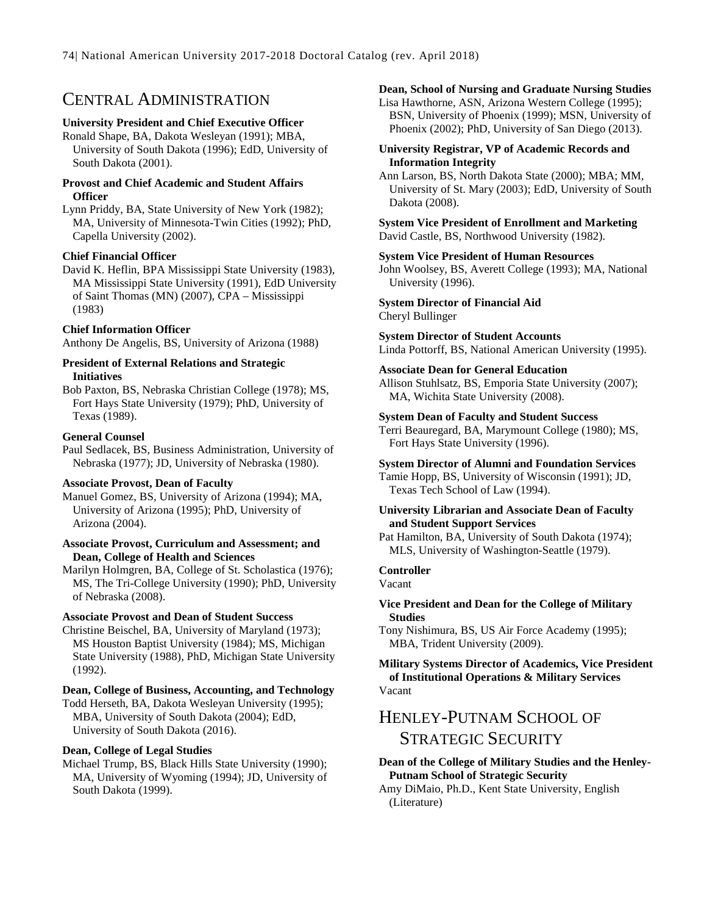## Central Administration

**University President and Chief Executive Officer**
Ronald Shape, BA, Dakota Wesleyan (1991); MBA, University of South Dakota (1996); EdD, University of South Dakota (2001).

**Provost and Chief Academic and Student Affairs Officer**
Lynn Priddy, BA, State University of New York (1982); MA, University of Minnesota-Twin Cities (1992); PhD, Capella University (2002).

**Chief Financial Officer**
David K. Heflin, BPA Mississippi State University (1983), MA Mississippi State University (1991), EdD University of Saint Thomas (MN) (2007), CPA – Mississippi (1983)

**Chief Information Officer**
Anthony De Angelis, BS, University of Arizona (1988)

**President of External Relations and Strategic Initiatives**
Bob Paxton, BS, Nebraska Christian College (1978); MS, Fort Hays State University (1979); PhD, University of Texas (1989).

**General Counsel**
Paul Sedlacek, BS, Business Administration, University of Nebraska (1977); JD, University of Nebraska (1980).

**Associate Provost, Dean of Faculty**
Manuel Gomez, BS, University of Arizona (1994); MA, University of Arizona (1995); PhD, University of Arizona (2004).

**Associate Provost, Curriculum and Assessment; and Dean, College of Health and Sciences**
Marilyn Holmgren, BA, College of St. Scholastica (1976); MS, The Tri-College University (1990); PhD, University of Nebraska (2008).

**Associate Provost and Dean of Student Success**
Christine Beischel, BA, University of Maryland (1973); MS Houston Baptist University (1984); MS, Michigan State University (1988), PhD, Michigan State University (1992).

**Dean, College of Business, Accounting, and Technology**
Todd Herseth, BA, Dakota Wesleyan University (1995); MBA, University of South Dakota (2004); EdD, University of South Dakota (2016).

**Dean, College of Legal Studies**
Michael Trump, BS, Black Hills State University (1990); MA, University of Wyoming (1994); JD, University of South Dakota (1999).

**Dean, School of Nursing and Graduate Nursing Studies**
Lisa Hawthorne, ASN, Arizona Western College (1995); BSN, University of Phoenix (1999); MSN, University of Phoenix (2002); PhD, University of San Diego (2013).

**University Registrar, VP of Academic Records and Information Integrity**
Ann Larson, BS, North Dakota State (2000); MBA; MM, University of St. Mary (2003); EdD, University of South Dakota (2008).

**System Vice President of Enrollment and Marketing**
David Castle, BS, Northwood University (1982).

**System Vice President of Human Resources**
John Woolsey, BS, Averett College (1993); MA, National University (1996).

**System Director of Financial Aid**
Cheryl Bullinger

**System Director of Student Accounts**
Linda Pottorff, BS, National American University (1995).

**Associate Dean for General Education**
Allison Stuhlsatz, BS, Emporia State University (2007); MA, Wichita State University (2008).

**System Dean of Faculty and Student Success**
Terri Beauregard, BA, Marymount College (1980); MS, Fort Hays State University (1996).

**System Director of Alumni and Foundation Services**
Tamie Hopp, BS, University of Wisconsin (1991); JD, Texas Tech School of Law (1994).

**University Librarian and Associate Dean of Faculty and Student Support Services**
Pat Hamilton, BA, University of South Dakota (1974); MLS, University of Washington-Seattle (1979).

**Controller**
Vacant

**Vice President and Dean for the College of Military Studies**
Tony Nishimura, BS, US Air Force Academy (1995); MBA, Trident University (2009).

**Military Systems Director of Academics, Vice President of Institutional Operations & Military Services**
Vacant

## Henley-Putnam School of Strategic Security

**Dean of the College of Military Studies and the Henley-Putnam School of Strategic Security**
Amy DiMaio, Ph.D., Kent State University, English (Literature)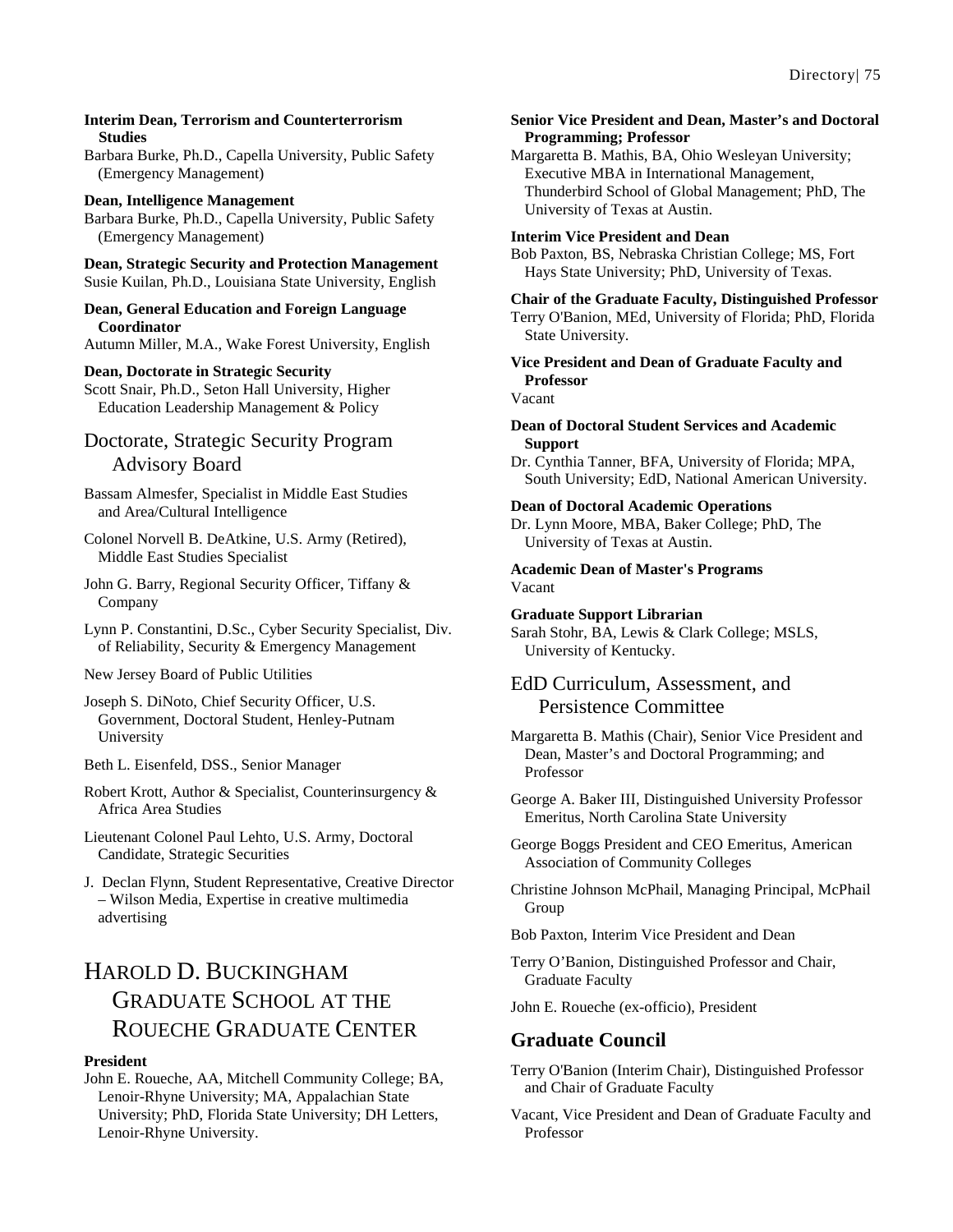**Interim Dean, Terrorism and Counterterrorism Studies**
Barbara Burke, Ph.D., Capella University, Public Safety (Emergency Management)

**Dean, Intelligence Management**
Barbara Burke, Ph.D., Capella University, Public Safety (Emergency Management)

**Dean, Strategic Security and Protection Management**
Susie Kuilan, Ph.D., Louisiana State University, English

**Dean, General Education and Foreign Language Coordinator**
Autumn Miller, M.A., Wake Forest University, English

**Dean, Doctorate in Strategic Security**
Scott Snair, Ph.D., Seton Hall University, Higher Education Leadership Management & Policy

## Doctorate, Strategic Security Program Advisory Board

Bassam Almesfer, Specialist in Middle East Studies and Area/Cultural Intelligence

Colonel Norvell B. DeAtkine, U.S. Army (Retired), Middle East Studies Specialist

John G. Barry, Regional Security Officer, Tiffany & Company

Lynn P. Constantini, D.Sc., Cyber Security Specialist, Div. of Reliability, Security & Emergency Management

New Jersey Board of Public Utilities

Joseph S. DiNoto, Chief Security Officer, U.S. Government, Doctoral Student, Henley-Putnam University

Beth L. Eisenfeld, DSS., Senior Manager

Robert Krott, Author & Specialist, Counterinsurgency & Africa Area Studies

Lieutenant Colonel Paul Lehto, U.S. Army, Doctoral Candidate, Strategic Securities

J. Declan Flynn, Student Representative, Creative Director – Wilson Media, Expertise in creative multimedia advertising

# Harold D. Buckingham Graduate School at the Roueche Graduate Center

**President**
John E. Roueche, AA, Mitchell Community College; BA, Lenoir-Rhyne University; MA, Appalachian State University; PhD, Florida State University; DH Letters, Lenoir-Rhyne University.

**Senior Vice President and Dean, Master's and Doctoral Programming; Professor**
Margaretta B. Mathis, BA, Ohio Wesleyan University; Executive MBA in International Management, Thunderbird School of Global Management; PhD, The University of Texas at Austin.

**Interim Vice President and Dean**
Bob Paxton, BS, Nebraska Christian College; MS, Fort Hays State University; PhD, University of Texas.

**Chair of the Graduate Faculty, Distinguished Professor**
Terry O'Banion, MEd, University of Florida; PhD, Florida State University.

**Vice President and Dean of Graduate Faculty and Professor**
Vacant

**Dean of Doctoral Student Services and Academic Support**
Dr. Cynthia Tanner, BFA, University of Florida; MPA, South University; EdD, National American University.

**Dean of Doctoral Academic Operations**
Dr. Lynn Moore, MBA, Baker College; PhD, The University of Texas at Austin.

**Academic Dean of Master's Programs**
Vacant

**Graduate Support Librarian**
Sarah Stohr, BA, Lewis & Clark College; MSLS, University of Kentucky.

## EdD Curriculum, Assessment, and Persistence Committee

Margaretta B. Mathis (Chair), Senior Vice President and Dean, Master's and Doctoral Programming; and Professor

George A. Baker III, Distinguished University Professor Emeritus, North Carolina State University

George Boggs President and CEO Emeritus, American Association of Community Colleges

Christine Johnson McPhail, Managing Principal, McPhail Group

Bob Paxton, Interim Vice President and Dean

Terry O'Banion, Distinguished Professor and Chair, Graduate Faculty

John E. Roueche (ex-officio), President

## Graduate Council

Terry O'Banion (Interim Chair), Distinguished Professor and Chair of Graduate Faculty

Vacant, Vice President and Dean of Graduate Faculty and Professor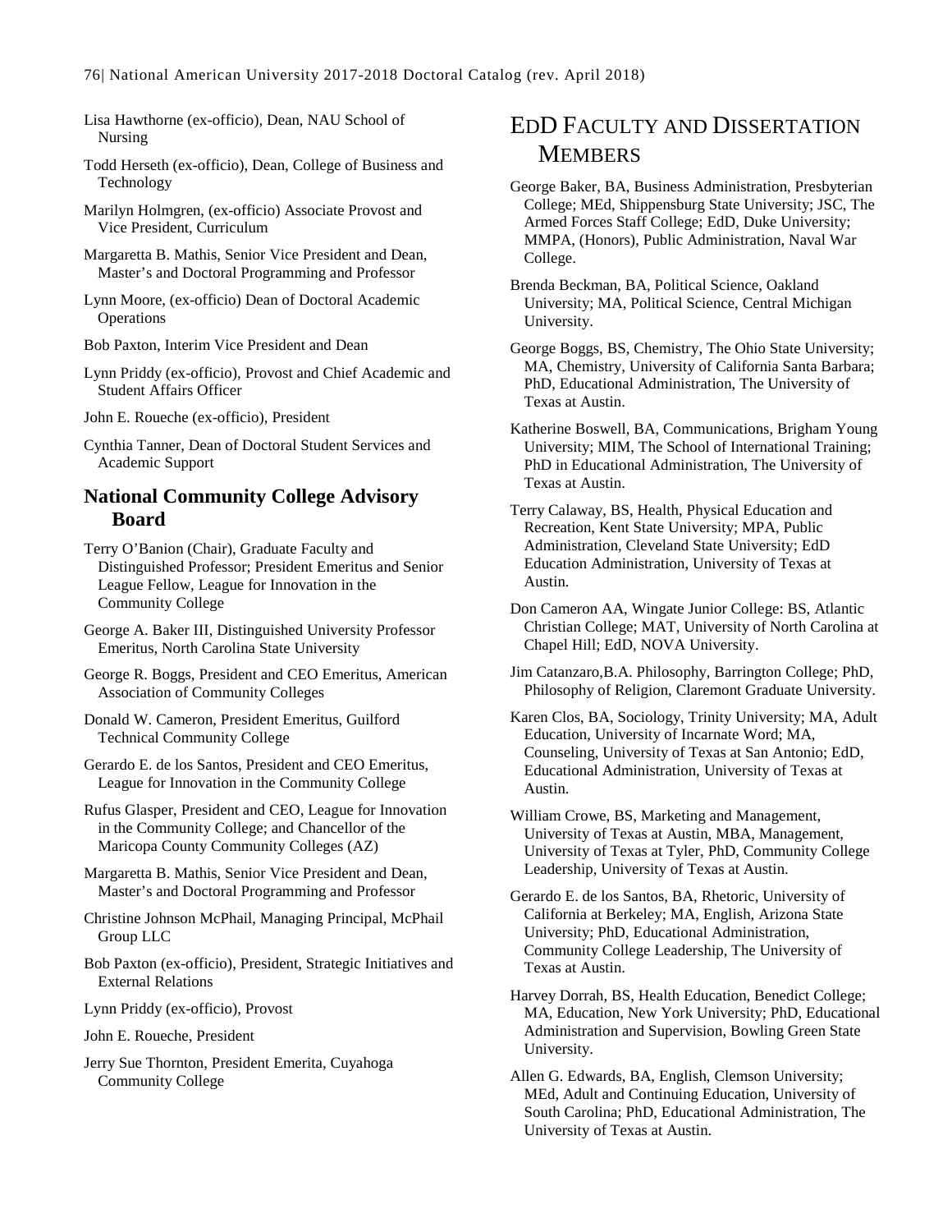Lisa Hawthorne (ex-officio), Dean, NAU School of Nursing

Todd Herseth (ex-officio), Dean, College of Business and Technology

Marilyn Holmgren, (ex-officio) Associate Provost and Vice President, Curriculum

Margaretta B. Mathis, Senior Vice President and Dean, Master's and Doctoral Programming and Professor

Lynn Moore, (ex-officio) Dean of Doctoral Academic Operations

Bob Paxton, Interim Vice President and Dean

Lynn Priddy (ex-officio), Provost and Chief Academic and Student Affairs Officer

John E. Roueche (ex-officio), President

Cynthia Tanner, Dean of Doctoral Student Services and Academic Support

### National Community College Advisory Board

Terry O'Banion (Chair), Graduate Faculty and Distinguished Professor; President Emeritus and Senior League Fellow, League for Innovation in the Community College

George A. Baker III, Distinguished University Professor Emeritus, North Carolina State University

George R. Boggs, President and CEO Emeritus, American Association of Community Colleges

Donald W. Cameron, President Emeritus, Guilford Technical Community College

Gerardo E. de los Santos, President and CEO Emeritus, League for Innovation in the Community College

Rufus Glasper, President and CEO, League for Innovation in the Community College; and Chancellor of the Maricopa County Community Colleges (AZ)

Margaretta B. Mathis, Senior Vice President and Dean, Master's and Doctoral Programming and Professor

Christine Johnson McPhail, Managing Principal, McPhail Group LLC

Bob Paxton (ex-officio), President, Strategic Initiatives and External Relations

Lynn Priddy (ex-officio), Provost

John E. Roueche, President

Jerry Sue Thornton, President Emerita, Cuyahoga Community College

## EdD Faculty and Dissertation Members

George Baker, BA, Business Administration, Presbyterian College; MEd, Shippensburg State University; JSC, The Armed Forces Staff College; EdD, Duke University; MMPA, (Honors), Public Administration, Naval War College.

Brenda Beckman, BA, Political Science, Oakland University; MA, Political Science, Central Michigan University.

George Boggs, BS, Chemistry, The Ohio State University; MA, Chemistry, University of California Santa Barbara; PhD, Educational Administration, The University of Texas at Austin.

Katherine Boswell, BA, Communications, Brigham Young University; MIM, The School of International Training; PhD in Educational Administration, The University of Texas at Austin.

Terry Calaway, BS, Health, Physical Education and Recreation, Kent State University; MPA, Public Administration, Cleveland State University; EdD Education Administration, University of Texas at Austin.

Don Cameron AA, Wingate Junior College: BS, Atlantic Christian College; MAT, University of North Carolina at Chapel Hill; EdD, NOVA University.

Jim Catanzaro,B.A. Philosophy, Barrington College; PhD, Philosophy of Religion, Claremont Graduate University.

Karen Clos, BA, Sociology, Trinity University; MA, Adult Education, University of Incarnate Word; MA, Counseling, University of Texas at San Antonio; EdD, Educational Administration, University of Texas at Austin.

William Crowe, BS, Marketing and Management, University of Texas at Austin, MBA, Management, University of Texas at Tyler, PhD, Community College Leadership, University of Texas at Austin.

Gerardo E. de los Santos, BA, Rhetoric, University of California at Berkeley; MA, English, Arizona State University; PhD, Educational Administration, Community College Leadership, The University of Texas at Austin.

Harvey Dorrah, BS, Health Education, Benedict College; MA, Education, New York University; PhD, Educational Administration and Supervision, Bowling Green State University.

Allen G. Edwards, BA, English, Clemson University; MEd, Adult and Continuing Education, University of South Carolina; PhD, Educational Administration, The University of Texas at Austin.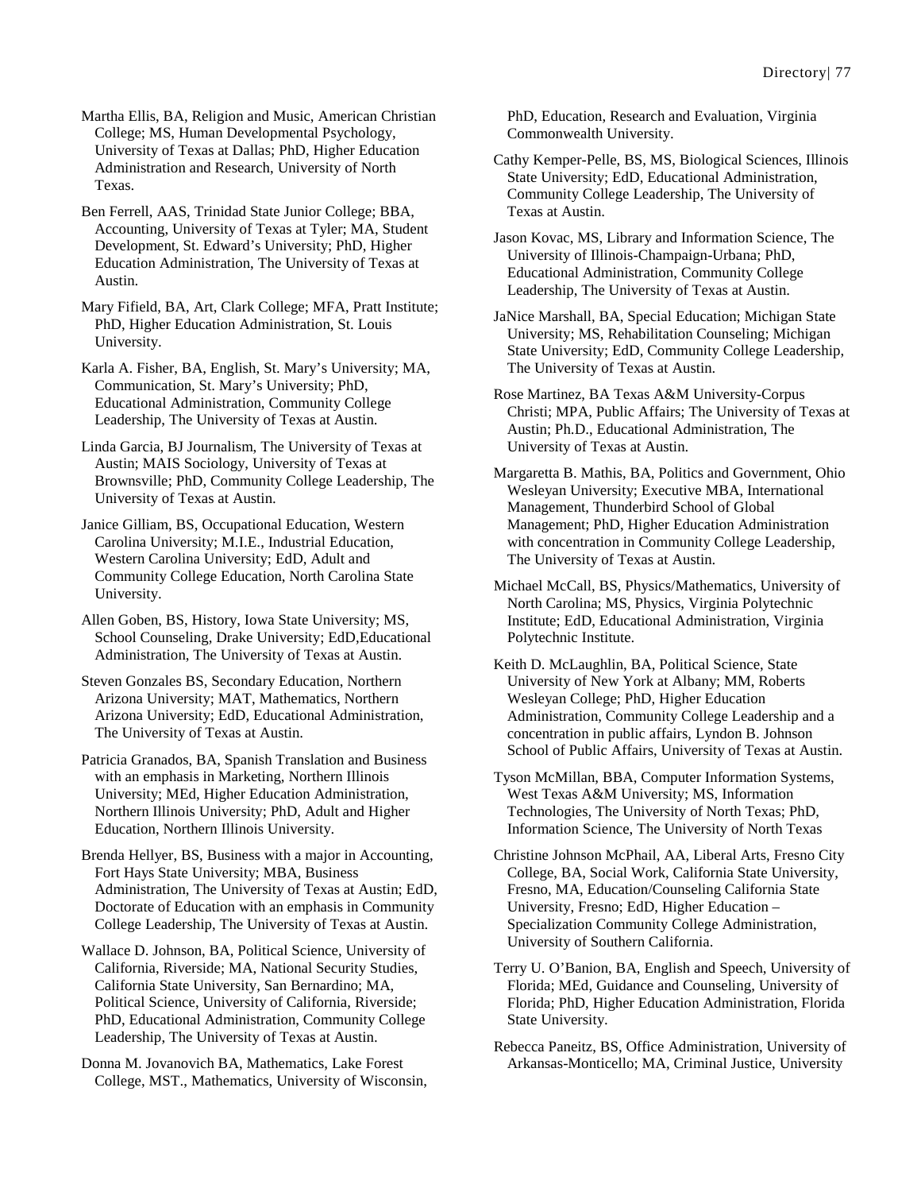Martha Ellis, BA, Religion and Music, American Christian College; MS, Human Developmental Psychology, University of Texas at Dallas; PhD, Higher Education Administration and Research, University of North Texas.

Ben Ferrell, AAS, Trinidad State Junior College; BBA, Accounting, University of Texas at Tyler; MA, Student Development, St. Edward's University; PhD, Higher Education Administration, The University of Texas at Austin.

Mary Fifield, BA, Art, Clark College; MFA, Pratt Institute; PhD, Higher Education Administration, St. Louis University.

Karla A. Fisher, BA, English, St. Mary's University; MA, Communication, St. Mary's University; PhD, Educational Administration, Community College Leadership, The University of Texas at Austin.

Linda Garcia, BJ Journalism, The University of Texas at Austin; MAIS Sociology, University of Texas at Brownsville; PhD, Community College Leadership, The University of Texas at Austin.

Janice Gilliam, BS, Occupational Education, Western Carolina University; M.I.E., Industrial Education, Western Carolina University; EdD, Adult and Community College Education, North Carolina State University.

Allen Goben, BS, History, Iowa State University; MS, School Counseling, Drake University; EdD,Educational Administration, The University of Texas at Austin.

Steven Gonzales BS, Secondary Education, Northern Arizona University; MAT, Mathematics, Northern Arizona University; EdD, Educational Administration, The University of Texas at Austin.

Patricia Granados, BA, Spanish Translation and Business with an emphasis in Marketing, Northern Illinois University; MEd, Higher Education Administration, Northern Illinois University; PhD, Adult and Higher Education, Northern Illinois University.

Brenda Hellyer, BS, Business with a major in Accounting, Fort Hays State University; MBA, Business Administration, The University of Texas at Austin; EdD, Doctorate of Education with an emphasis in Community College Leadership, The University of Texas at Austin.

Wallace D. Johnson, BA, Political Science, University of California, Riverside; MA, National Security Studies, California State University, San Bernardino; MA, Political Science, University of California, Riverside; PhD, Educational Administration, Community College Leadership, The University of Texas at Austin.

Donna M. Jovanovich BA, Mathematics, Lake Forest College, MST., Mathematics, University of Wisconsin, PhD, Education, Research and Evaluation, Virginia Commonwealth University.

Cathy Kemper-Pelle, BS, MS, Biological Sciences, Illinois State University; EdD, Educational Administration, Community College Leadership, The University of Texas at Austin.

Jason Kovac, MS, Library and Information Science, The University of Illinois-Champaign-Urbana; PhD, Educational Administration, Community College Leadership, The University of Texas at Austin.

JaNice Marshall, BA, Special Education; Michigan State University; MS, Rehabilitation Counseling; Michigan State University; EdD, Community College Leadership, The University of Texas at Austin.

Rose Martinez, BA Texas A&M University-Corpus Christi; MPA, Public Affairs; The University of Texas at Austin; Ph.D., Educational Administration, The University of Texas at Austin.

Margaretta B. Mathis, BA, Politics and Government, Ohio Wesleyan University; Executive MBA, International Management, Thunderbird School of Global Management; PhD, Higher Education Administration with concentration in Community College Leadership, The University of Texas at Austin.

Michael McCall, BS, Physics/Mathematics, University of North Carolina; MS, Physics, Virginia Polytechnic Institute; EdD, Educational Administration, Virginia Polytechnic Institute.

Keith D. McLaughlin, BA, Political Science, State University of New York at Albany; MM, Roberts Wesleyan College; PhD, Higher Education Administration, Community College Leadership and a concentration in public affairs, Lyndon B. Johnson School of Public Affairs, University of Texas at Austin.

Tyson McMillan, BBA, Computer Information Systems, West Texas A&M University; MS, Information Technologies, The University of North Texas; PhD, Information Science, The University of North Texas

Christine Johnson McPhail, AA, Liberal Arts, Fresno City College, BA, Social Work, California State University, Fresno, MA, Education/Counseling California State University, Fresno; EdD, Higher Education – Specialization Community College Administration, University of Southern California.

Terry U. O'Banion, BA, English and Speech, University of Florida; MEd, Guidance and Counseling, University of Florida; PhD, Higher Education Administration, Florida State University.

Rebecca Paneitz, BS, Office Administration, University of Arkansas-Monticello; MA, Criminal Justice, University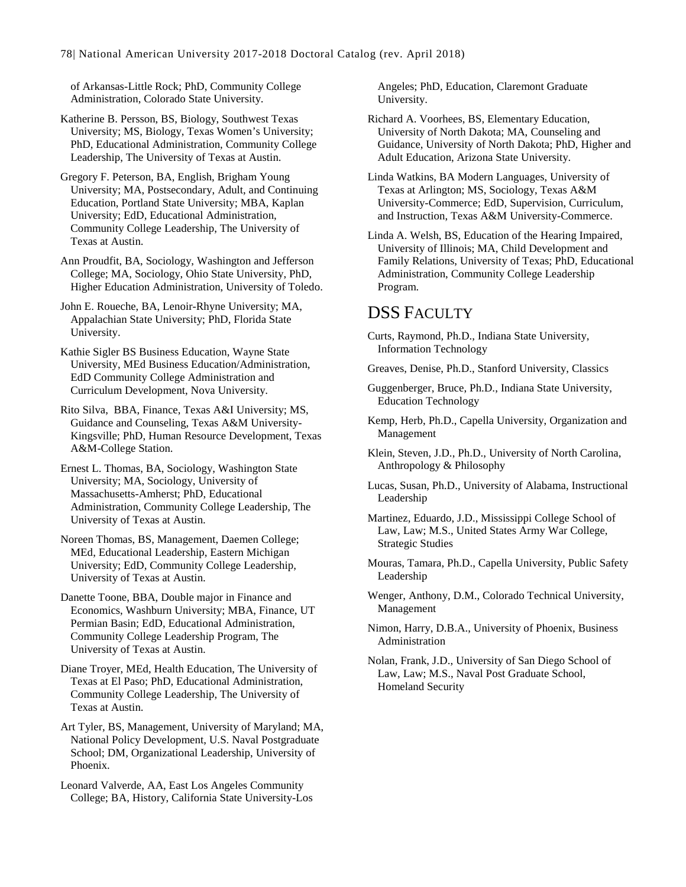of Arkansas-Little Rock; PhD, Community College Administration, Colorado State University.

Katherine B. Persson, BS, Biology, Southwest Texas University; MS, Biology, Texas Women's University; PhD, Educational Administration, Community College Leadership, The University of Texas at Austin.

Gregory F. Peterson, BA, English, Brigham Young University; MA, Postsecondary, Adult, and Continuing Education, Portland State University; MBA, Kaplan University; EdD, Educational Administration, Community College Leadership, The University of Texas at Austin.

Ann Proudfit, BA, Sociology, Washington and Jefferson College; MA, Sociology, Ohio State University, PhD, Higher Education Administration, University of Toledo.

John E. Roueche, BA, Lenoir-Rhyne University; MA, Appalachian State University; PhD, Florida State University.

Kathie Sigler BS Business Education, Wayne State University, MEd Business Education/Administration, EdD Community College Administration and Curriculum Development, Nova University.

Rito Silva, BBA, Finance, Texas A&I University; MS, Guidance and Counseling, Texas A&M University-Kingsville; PhD, Human Resource Development, Texas A&M-College Station.

Ernest L. Thomas, BA, Sociology, Washington State University; MA, Sociology, University of Massachusetts-Amherst; PhD, Educational Administration, Community College Leadership, The University of Texas at Austin.

Noreen Thomas, BS, Management, Daemen College; MEd, Educational Leadership, Eastern Michigan University; EdD, Community College Leadership, University of Texas at Austin.

Danette Toone, BBA, Double major in Finance and Economics, Washburn University; MBA, Finance, UT Permian Basin; EdD, Educational Administration, Community College Leadership Program, The University of Texas at Austin.

Diane Troyer, MEd, Health Education, The University of Texas at El Paso; PhD, Educational Administration, Community College Leadership, The University of Texas at Austin.

Art Tyler, BS, Management, University of Maryland; MA, National Policy Development, U.S. Naval Postgraduate School; DM, Organizational Leadership, University of Phoenix.

Leonard Valverde, AA, East Los Angeles Community College; BA, History, California State University-Los Angeles; PhD, Education, Claremont Graduate University.

Richard A. Voorhees, BS, Elementary Education, University of North Dakota; MA, Counseling and Guidance, University of North Dakota; PhD, Higher and Adult Education, Arizona State University.

Linda Watkins, BA Modern Languages, University of Texas at Arlington; MS, Sociology, Texas A&M University-Commerce; EdD, Supervision, Curriculum, and Instruction, Texas A&M University-Commerce.

Linda A. Welsh, BS, Education of the Hearing Impaired, University of Illinois; MA, Child Development and Family Relations, University of Texas; PhD, Educational Administration, Community College Leadership Program.

## DSS Faculty

Curts, Raymond, Ph.D., Indiana State University, Information Technology

Greaves, Denise, Ph.D., Stanford University, Classics

Guggenberger, Bruce, Ph.D., Indiana State University, Education Technology

Kemp, Herb, Ph.D., Capella University, Organization and Management

Klein, Steven, J.D., Ph.D., University of North Carolina, Anthropology & Philosophy

Lucas, Susan, Ph.D., University of Alabama, Instructional Leadership

Martinez, Eduardo, J.D., Mississippi College School of Law, Law; M.S., United States Army War College, Strategic Studies

Mouras, Tamara, Ph.D., Capella University, Public Safety Leadership

Wenger, Anthony, D.M., Colorado Technical University, Management

Nimon, Harry, D.B.A., University of Phoenix, Business Administration

Nolan, Frank, J.D., University of San Diego School of Law, Law; M.S., Naval Post Graduate School, Homeland Security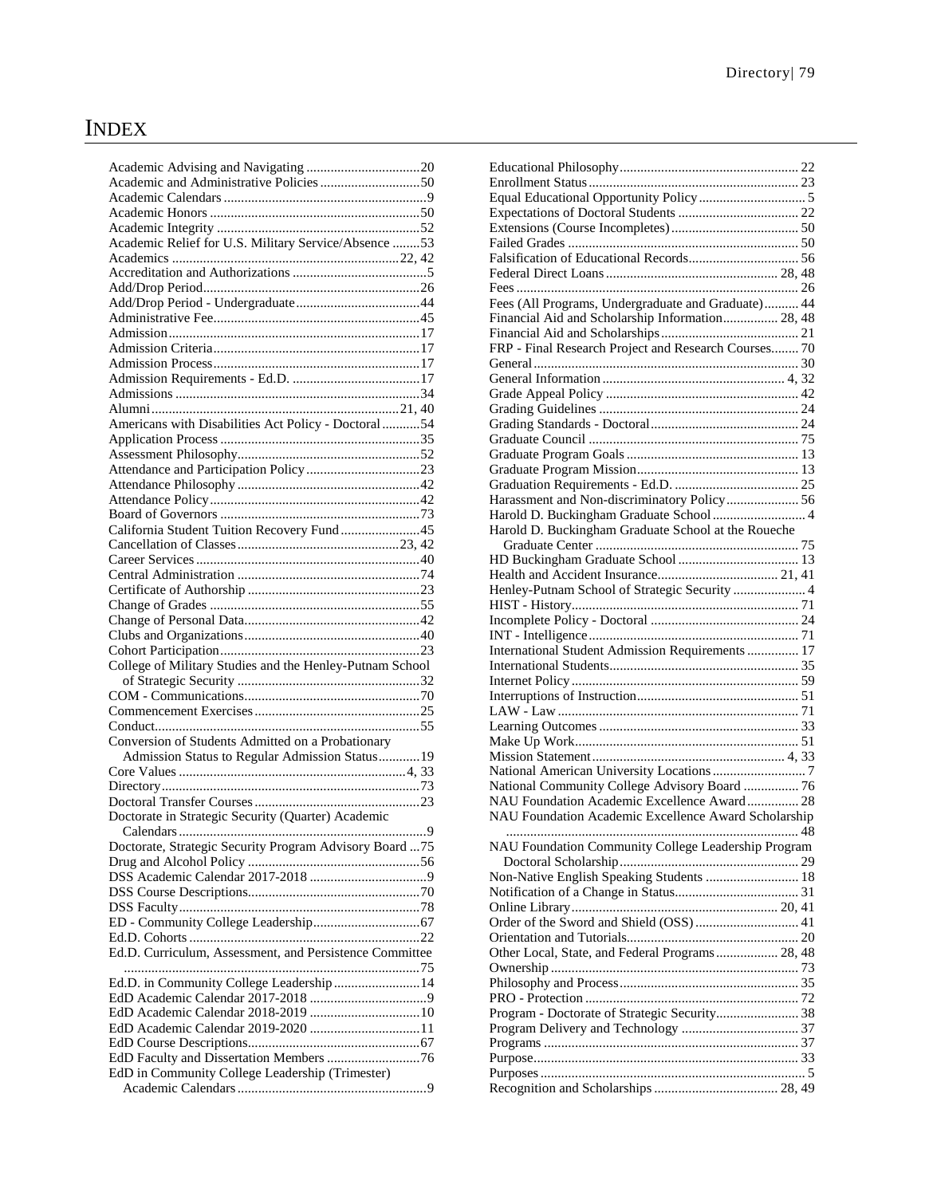# INDEX

Academic Advising and Navigating ... 20
Academic and Administrative Policies ... 50
Academic Calendars ... 9
Academic Honors ... 50
Academic Integrity ... 52
Academic Relief for U.S. Military Service/Absence ... 53
Academics ... 22, 42
Accreditation and Authorizations ... 5
Add/Drop Period ... 26
Add/Drop Period - Undergraduate ... 44
Administrative Fee ... 45
Admission ... 17
Admission Criteria ... 17
Admission Process ... 17
Admission Requirements - Ed.D. ... 17
Admissions ... 34
Alumni ... 21, 40
Americans with Disabilities Act Policy - Doctoral ... 54
Application Process ... 35
Assessment Philosophy ... 52
Attendance and Participation Policy ... 23
Attendance Philosophy ... 42
Attendance Policy ... 42
Board of Governors ... 73
California Student Tuition Recovery Fund ... 45
Cancellation of Classes ... 23, 42
Career Services ... 40
Central Administration ... 74
Certificate of Authorship ... 23
Change of Grades ... 55
Change of Personal Data ... 42
Clubs and Organizations ... 40
Cohort Participation ... 23
College of Military Studies and the Henley-Putnam School of Strategic Security ... 32
COM - Communications ... 70
Commencement Exercises ... 25
Conduct ... 55
Conversion of Students Admitted on a Probationary Admission Status to Regular Admission Status ... 19
Core Values ... 4, 33
Directory ... 73
Doctoral Transfer Courses ... 23
Doctorate in Strategic Security (Quarter) Academic Calendars ... 9
Doctorate, Strategic Security Program Advisory Board ... 75
Drug and Alcohol Policy ... 56
DSS Academic Calendar 2017-2018 ... 9
DSS Course Descriptions ... 70
DSS Faculty ... 78
ED - Community College Leadership ... 67
Ed.D. Cohorts ... 22
Ed.D. Curriculum, Assessment, and Persistence Committee ... 75
Ed.D. in Community College Leadership ... 14
EdD Academic Calendar 2017-2018 ... 9
EdD Academic Calendar 2018-2019 ... 10
EdD Academic Calendar 2019-2020 ... 11
EdD Course Descriptions ... 67
EdD Faculty and Dissertation Members ... 76
EdD in Community College Leadership (Trimester) Academic Calendars ... 9
Educational Philosophy ... 22
Enrollment Status ... 23
Equal Educational Opportunity Policy ... 5
Expectations of Doctoral Students ... 22
Extensions (Course Incompletes) ... 50
Failed Grades ... 50
Falsification of Educational Records ... 56
Federal Direct Loans ... 28, 48
Fees ... 26
Fees (All Programs, Undergraduate and Graduate) ... 44
Financial Aid and Scholarship Information ... 28, 48
Financial Aid and Scholarships ... 21
FRP - Final Research Project and Research Courses ... 70
General ... 30
General Information ... 4, 32
Grade Appeal Policy ... 42
Grading Guidelines ... 24
Grading Standards - Doctoral ... 24
Graduate Council ... 75
Graduate Program Goals ... 13
Graduate Program Mission ... 13
Graduation Requirements - Ed.D. ... 25
Harassment and Non-discriminatory Policy ... 56
Harold D. Buckingham Graduate School ... 4
Harold D. Buckingham Graduate School at the Roueche Graduate Center ... 75
HD Buckingham Graduate School ... 13
Health and Accident Insurance ... 21, 41
Henley-Putnam School of Strategic Security ... 4
HIST - History ... 71
Incomplete Policy - Doctoral ... 24
INT - Intelligence ... 71
International Student Admission Requirements ... 17
International Students ... 35
Internet Policy ... 59
Interruptions of Instruction ... 51
LAW - Law ... 71
Learning Outcomes ... 33
Make Up Work ... 51
Mission Statement ... 4, 33
National American University Locations ... 7
National Community College Advisory Board ... 76
NAU Foundation Academic Excellence Award ... 28
NAU Foundation Academic Excellence Award Scholarship ... 48
NAU Foundation Community College Leadership Program Doctoral Scholarship ... 29
Non-Native English Speaking Students ... 18
Notification of a Change in Status ... 31
Online Library ... 20, 41
Order of the Sword and Shield (OSS) ... 41
Orientation and Tutorials ... 20
Other Local, State, and Federal Programs ... 28, 48
Ownership ... 73
Philosophy and Process ... 35
PRO - Protection ... 72
Program - Doctorate of Strategic Security ... 38
Program Delivery and Technology ... 37
Programs ... 37
Purpose ... 33
Purposes ... 5
Recognition and Scholarships ... 28, 49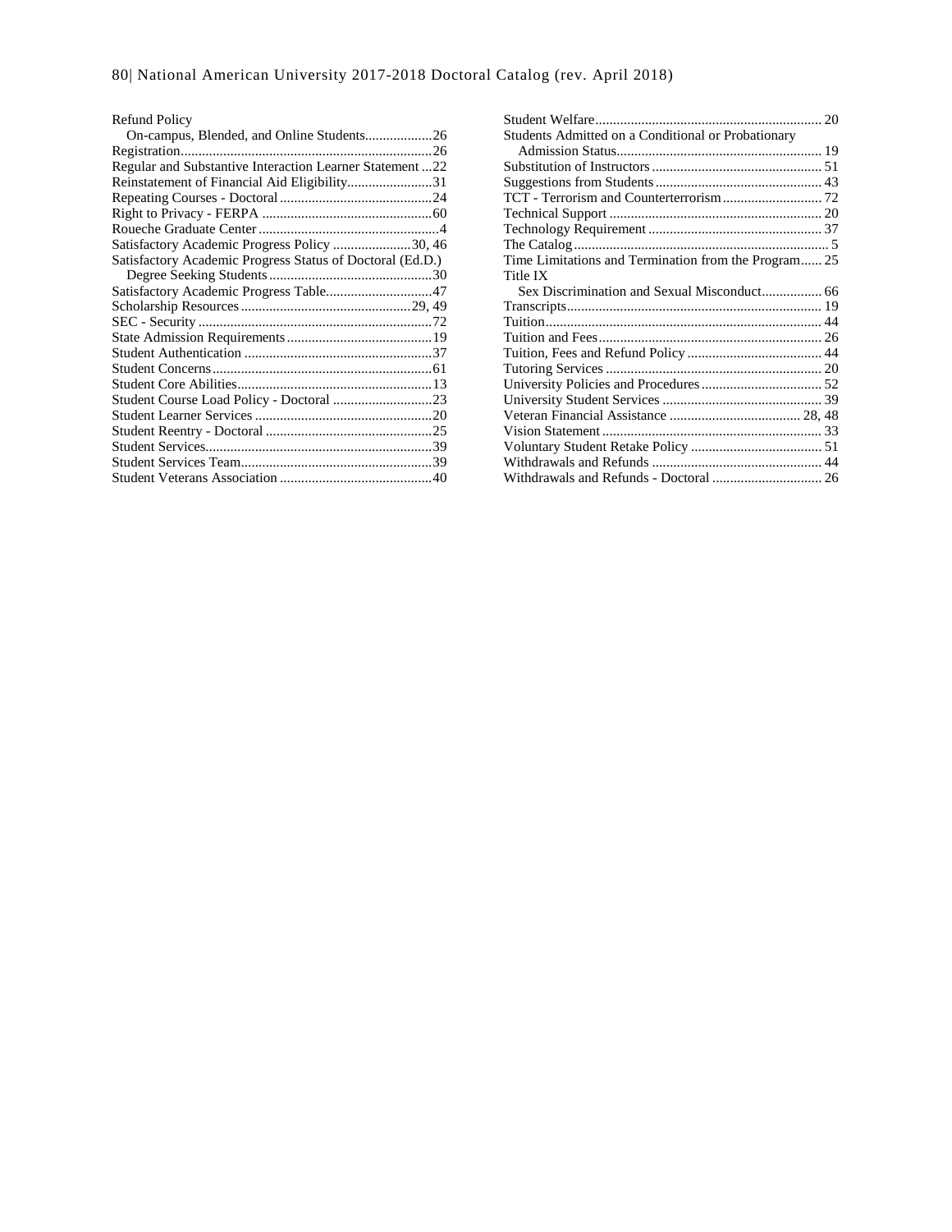Refund Policy
  On-campus, Blended, and Online Students....................26
Registration.......................................................................26
Regular and Substantive Interaction Learner Statement ...22
Reinstatement of Financial Aid Eligibility.........................31
Repeating Courses - Doctoral ...........................................24
Right to Privacy - FERPA .................................................60
Roueche Graduate Center ...................................................4
Satisfactory Academic Progress Policy ......................30, 46
Satisfactory Academic Progress Status of Doctoral (Ed.D.)
  Degree Seeking Students ..............................................30
Satisfactory Academic Progress Table..............................47
Scholarship Resources ................................................29, 49
SEC - Security ..................................................................72
State Admission Requirements .........................................19
Student Authentication .....................................................37
Student Concerns ..............................................................61
Student Core Abilities.......................................................13
Student Course Load Policy - Doctoral ............................23
Student Learner Services ..................................................20
Student Reentry - Doctoral ...............................................25
Student Services................................................................39
Student Services Team......................................................39
Student Veterans Association ...........................................40
Student Welfare................................................................ 20
Students Admitted on a Conditional or Probationary
  Admission Status.......................................................... 19
Substitution of Instructors ................................................ 51
Suggestions from Students ............................................... 43
TCT - Terrorism and Counterterrorism ............................ 72
Technical Support ............................................................ 20
Technology Requirement ................................................. 37
The Catalog ........................................................................ 5
Time Limitations and Termination from the Program...... 25
Title IX
  Sex Discrimination and Sexual Misconduct................. 66
Transcripts........................................................................ 19
Tuition.............................................................................. 44
Tuition and Fees............................................................... 26
Tuition, Fees and Refund Policy ...................................... 44
Tutoring Services ............................................................. 20
University Policies and Procedures .................................. 52
University Student Services ............................................. 39
Veteran Financial Assistance ..................................... 28, 48
Vision Statement .............................................................. 33
Voluntary Student Retake Policy ..................................... 51
Withdrawals and Refunds ................................................ 44
Withdrawals and Refunds - Doctoral ............................... 26